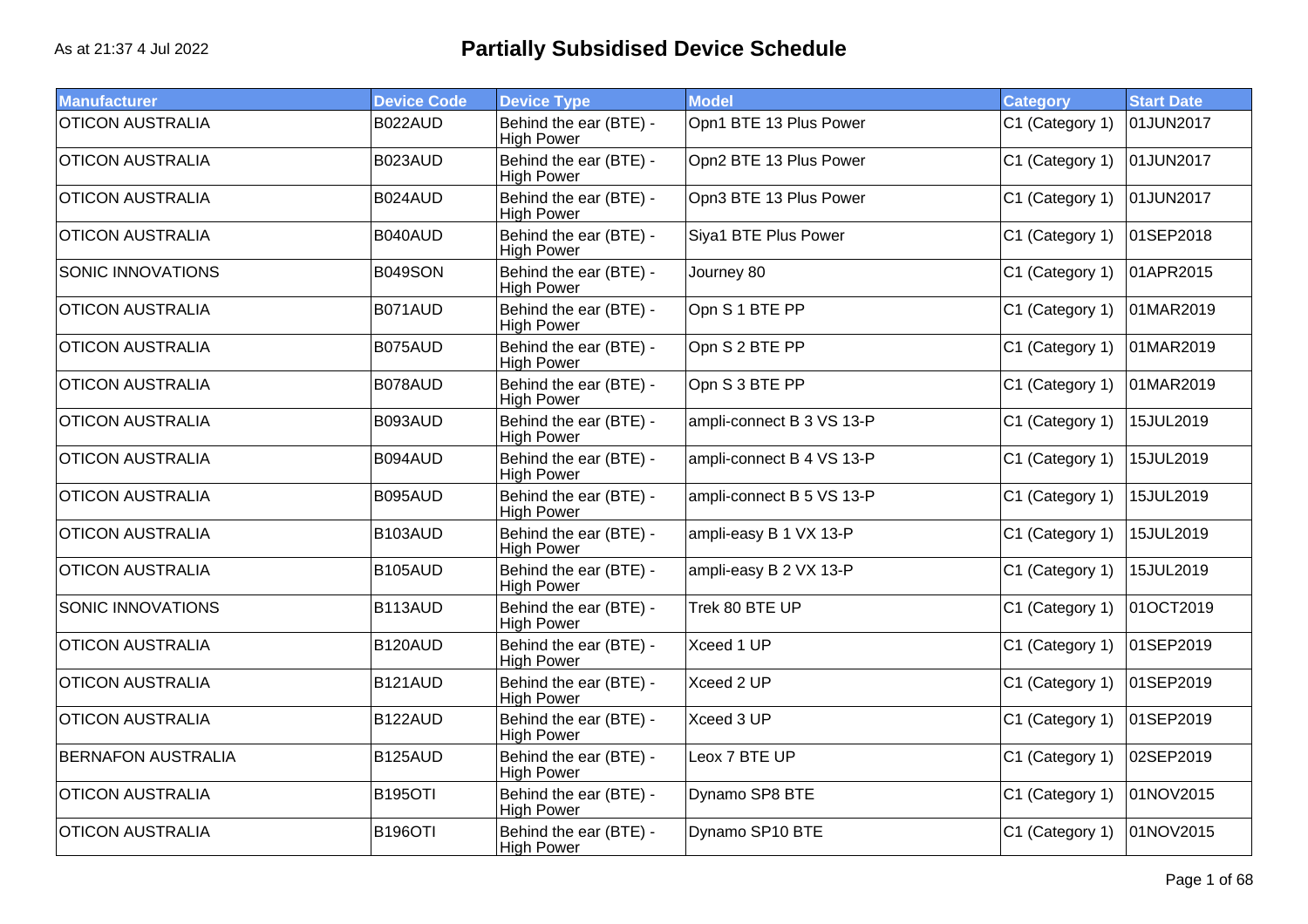As at 21:37 4 Jul 2022

# Partially Subsidised Device Schedule

| Manufacturer | Device Code | Device Type | Model | Category | Start Date |
|---|---|---|---|---|---|
| OTICON AUSTRALIA | B022AUD | Behind the ear (BTE) - High Power | Opn1 BTE 13 Plus Power | C1 (Category 1) | 01JUN2017 |
| OTICON AUSTRALIA | B023AUD | Behind the ear (BTE) - High Power | Opn2 BTE 13 Plus Power | C1 (Category 1) | 01JUN2017 |
| OTICON AUSTRALIA | B024AUD | Behind the ear (BTE) - High Power | Opn3 BTE 13 Plus Power | C1 (Category 1) | 01JUN2017 |
| OTICON AUSTRALIA | B040AUD | Behind the ear (BTE) - High Power | Siya1 BTE Plus Power | C1 (Category 1) | 01SEP2018 |
| SONIC INNOVATIONS | B049SON | Behind the ear (BTE) - High Power | Journey 80 | C1 (Category 1) | 01APR2015 |
| OTICON AUSTRALIA | B071AUD | Behind the ear (BTE) - High Power | Opn S 1 BTE PP | C1 (Category 1) | 01MAR2019 |
| OTICON AUSTRALIA | B075AUD | Behind the ear (BTE) - High Power | Opn S 2 BTE PP | C1 (Category 1) | 01MAR2019 |
| OTICON AUSTRALIA | B078AUD | Behind the ear (BTE) - High Power | Opn S 3 BTE PP | C1 (Category 1) | 01MAR2019 |
| OTICON AUSTRALIA | B093AUD | Behind the ear (BTE) - High Power | ampli-connect B 3 VS 13-P | C1 (Category 1) | 15JUL2019 |
| OTICON AUSTRALIA | B094AUD | Behind the ear (BTE) - High Power | ampli-connect B 4 VS 13-P | C1 (Category 1) | 15JUL2019 |
| OTICON AUSTRALIA | B095AUD | Behind the ear (BTE) - High Power | ampli-connect B 5 VS 13-P | C1 (Category 1) | 15JUL2019 |
| OTICON AUSTRALIA | B103AUD | Behind the ear (BTE) - High Power | ampli-easy B 1 VX 13-P | C1 (Category 1) | 15JUL2019 |
| OTICON AUSTRALIA | B105AUD | Behind the ear (BTE) - High Power | ampli-easy B 2 VX 13-P | C1 (Category 1) | 15JUL2019 |
| SONIC INNOVATIONS | B113AUD | Behind the ear (BTE) - High Power | Trek 80 BTE UP | C1 (Category 1) | 01OCT2019 |
| OTICON AUSTRALIA | B120AUD | Behind the ear (BTE) - High Power | Xceed 1 UP | C1 (Category 1) | 01SEP2019 |
| OTICON AUSTRALIA | B121AUD | Behind the ear (BTE) - High Power | Xceed 2 UP | C1 (Category 1) | 01SEP2019 |
| OTICON AUSTRALIA | B122AUD | Behind the ear (BTE) - High Power | Xceed 3 UP | C1 (Category 1) | 01SEP2019 |
| BERNAFON AUSTRALIA | B125AUD | Behind the ear (BTE) - High Power | Leox 7 BTE UP | C1 (Category 1) | 02SEP2019 |
| OTICON AUSTRALIA | B195OTI | Behind the ear (BTE) - High Power | Dynamo SP8 BTE | C1 (Category 1) | 01NOV2015 |
| OTICON AUSTRALIA | B196OTI | Behind the ear (BTE) - High Power | Dynamo SP10 BTE | C1 (Category 1) | 01NOV2015 |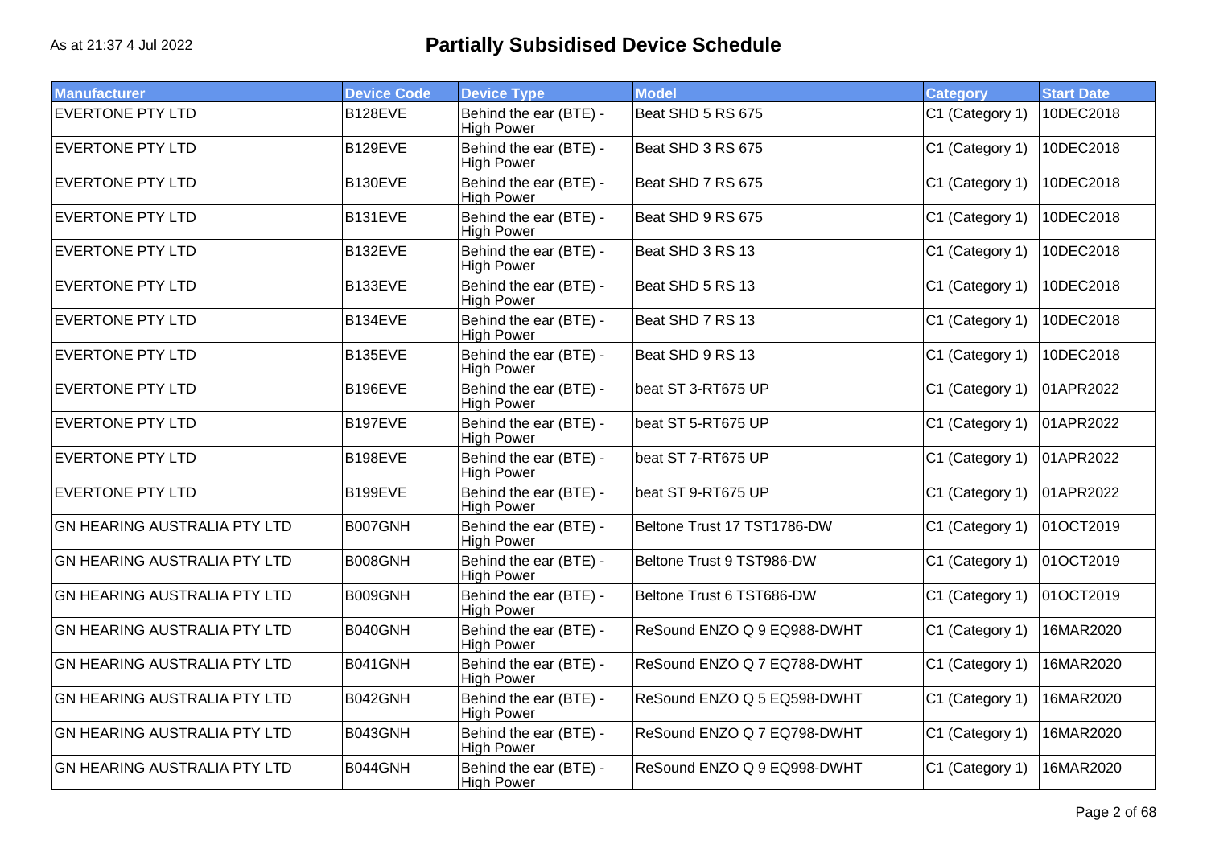# Partially Subsidised Device Schedule

As at 21:37 4 Jul 2022

| Manufacturer | Device Code | Device Type | Model | Category | Start Date |
|---|---|---|---|---|---|
| EVERTONE PTY LTD | B128EVE | Behind the ear (BTE) - High Power | Beat SHD 5 RS 675 | C1 (Category 1) | 10DEC2018 |
| EVERTONE PTY LTD | B129EVE | Behind the ear (BTE) - High Power | Beat SHD 3 RS 675 | C1 (Category 1) | 10DEC2018 |
| EVERTONE PTY LTD | B130EVE | Behind the ear (BTE) - High Power | Beat SHD 7 RS 675 | C1 (Category 1) | 10DEC2018 |
| EVERTONE PTY LTD | B131EVE | Behind the ear (BTE) - High Power | Beat SHD 9 RS 675 | C1 (Category 1) | 10DEC2018 |
| EVERTONE PTY LTD | B132EVE | Behind the ear (BTE) - High Power | Beat SHD 3 RS 13 | C1 (Category 1) | 10DEC2018 |
| EVERTONE PTY LTD | B133EVE | Behind the ear (BTE) - High Power | Beat SHD 5 RS 13 | C1 (Category 1) | 10DEC2018 |
| EVERTONE PTY LTD | B134EVE | Behind the ear (BTE) - High Power | Beat SHD 7 RS 13 | C1 (Category 1) | 10DEC2018 |
| EVERTONE PTY LTD | B135EVE | Behind the ear (BTE) - High Power | Beat SHD 9 RS 13 | C1 (Category 1) | 10DEC2018 |
| EVERTONE PTY LTD | B196EVE | Behind the ear (BTE) - High Power | beat ST 3-RT675 UP | C1 (Category 1) | 01APR2022 |
| EVERTONE PTY LTD | B197EVE | Behind the ear (BTE) - High Power | beat ST 5-RT675 UP | C1 (Category 1) | 01APR2022 |
| EVERTONE PTY LTD | B198EVE | Behind the ear (BTE) - High Power | beat ST 7-RT675 UP | C1 (Category 1) | 01APR2022 |
| EVERTONE PTY LTD | B199EVE | Behind the ear (BTE) - High Power | beat ST 9-RT675 UP | C1 (Category 1) | 01APR2022 |
| GN HEARING AUSTRALIA PTY LTD | B007GNH | Behind the ear (BTE) - High Power | Beltone Trust 17 TST1786-DW | C1 (Category 1) | 01OCT2019 |
| GN HEARING AUSTRALIA PTY LTD | B008GNH | Behind the ear (BTE) - High Power | Beltone Trust 9 TST986-DW | C1 (Category 1) | 01OCT2019 |
| GN HEARING AUSTRALIA PTY LTD | B009GNH | Behind the ear (BTE) - High Power | Beltone Trust 6 TST686-DW | C1 (Category 1) | 01OCT2019 |
| GN HEARING AUSTRALIA PTY LTD | B040GNH | Behind the ear (BTE) - High Power | ReSound ENZO Q 9 EQ988-DWHT | C1 (Category 1) | 16MAR2020 |
| GN HEARING AUSTRALIA PTY LTD | B041GNH | Behind the ear (BTE) - High Power | ReSound ENZO Q 7 EQ788-DWHT | C1 (Category 1) | 16MAR2020 |
| GN HEARING AUSTRALIA PTY LTD | B042GNH | Behind the ear (BTE) - High Power | ReSound ENZO Q 5 EQ598-DWHT | C1 (Category 1) | 16MAR2020 |
| GN HEARING AUSTRALIA PTY LTD | B043GNH | Behind the ear (BTE) - High Power | ReSound ENZO Q 7 EQ798-DWHT | C1 (Category 1) | 16MAR2020 |
| GN HEARING AUSTRALIA PTY LTD | B044GNH | Behind the ear (BTE) - High Power | ReSound ENZO Q 9 EQ998-DWHT | C1 (Category 1) | 16MAR2020 |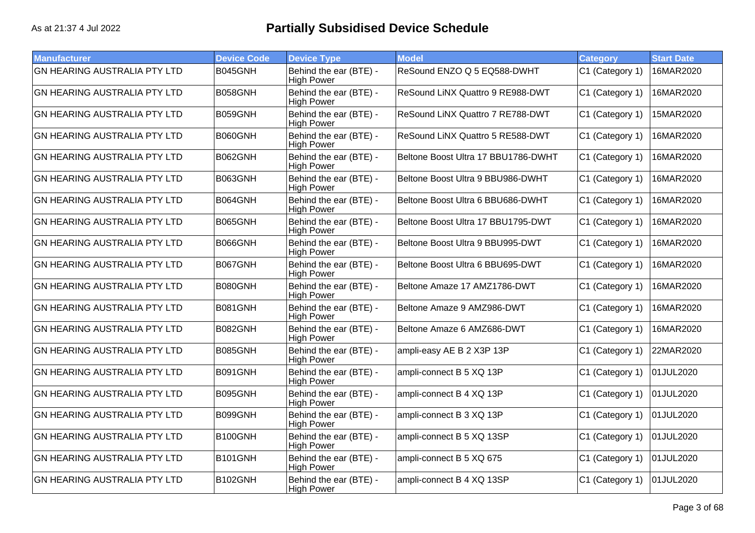As at 21:37 4 Jul 2022

# Partially Subsidised Device Schedule

| Manufacturer | Device Code | Device Type | Model | Category | Start Date |
|---|---|---|---|---|---|
| GN HEARING AUSTRALIA PTY LTD | B045GNH | Behind the ear (BTE) - High Power | ReSound ENZO Q 5 EQ588-DWHT | C1 (Category 1) | 16MAR2020 |
| GN HEARING AUSTRALIA PTY LTD | B058GNH | Behind the ear (BTE) - High Power | ReSound LiNX Quattro 9 RE988-DWT | C1 (Category 1) | 16MAR2020 |
| GN HEARING AUSTRALIA PTY LTD | B059GNH | Behind the ear (BTE) - High Power | ReSound LiNX Quattro 7 RE788-DWT | C1 (Category 1) | 15MAR2020 |
| GN HEARING AUSTRALIA PTY LTD | B060GNH | Behind the ear (BTE) - High Power | ReSound LiNX Quattro 5 RE588-DWT | C1 (Category 1) | 16MAR2020 |
| GN HEARING AUSTRALIA PTY LTD | B062GNH | Behind the ear (BTE) - High Power | Beltone Boost Ultra 17 BBU1786-DWHT | C1 (Category 1) | 16MAR2020 |
| GN HEARING AUSTRALIA PTY LTD | B063GNH | Behind the ear (BTE) - High Power | Beltone Boost Ultra 9 BBU986-DWHT | C1 (Category 1) | 16MAR2020 |
| GN HEARING AUSTRALIA PTY LTD | B064GNH | Behind the ear (BTE) - High Power | Beltone Boost Ultra 6 BBU686-DWHT | C1 (Category 1) | 16MAR2020 |
| GN HEARING AUSTRALIA PTY LTD | B065GNH | Behind the ear (BTE) - High Power | Beltone Boost Ultra 17 BBU1795-DWT | C1 (Category 1) | 16MAR2020 |
| GN HEARING AUSTRALIA PTY LTD | B066GNH | Behind the ear (BTE) - High Power | Beltone Boost Ultra 9 BBU995-DWT | C1 (Category 1) | 16MAR2020 |
| GN HEARING AUSTRALIA PTY LTD | B067GNH | Behind the ear (BTE) - High Power | Beltone Boost Ultra 6 BBU695-DWT | C1 (Category 1) | 16MAR2020 |
| GN HEARING AUSTRALIA PTY LTD | B080GNH | Behind the ear (BTE) - High Power | Beltone Amaze 17 AMZ1786-DWT | C1 (Category 1) | 16MAR2020 |
| GN HEARING AUSTRALIA PTY LTD | B081GNH | Behind the ear (BTE) - High Power | Beltone Amaze 9 AMZ986-DWT | C1 (Category 1) | 16MAR2020 |
| GN HEARING AUSTRALIA PTY LTD | B082GNH | Behind the ear (BTE) - High Power | Beltone Amaze 6 AMZ686-DWT | C1 (Category 1) | 16MAR2020 |
| GN HEARING AUSTRALIA PTY LTD | B085GNH | Behind the ear (BTE) - High Power | ampli-easy AE B 2 X3P 13P | C1 (Category 1) | 22MAR2020 |
| GN HEARING AUSTRALIA PTY LTD | B091GNH | Behind the ear (BTE) - High Power | ampli-connect B 5 XQ 13P | C1 (Category 1) | 01JUL2020 |
| GN HEARING AUSTRALIA PTY LTD | B095GNH | Behind the ear (BTE) - High Power | ampli-connect B 4 XQ 13P | C1 (Category 1) | 01JUL2020 |
| GN HEARING AUSTRALIA PTY LTD | B099GNH | Behind the ear (BTE) - High Power | ampli-connect B 3 XQ 13P | C1 (Category 1) | 01JUL2020 |
| GN HEARING AUSTRALIA PTY LTD | B100GNH | Behind the ear (BTE) - High Power | ampli-connect B 5 XQ 13SP | C1 (Category 1) | 01JUL2020 |
| GN HEARING AUSTRALIA PTY LTD | B101GNH | Behind the ear (BTE) - High Power | ampli-connect B 5 XQ 675 | C1 (Category 1) | 01JUL2020 |
| GN HEARING AUSTRALIA PTY LTD | B102GNH | Behind the ear (BTE) - High Power | ampli-connect B 4 XQ 13SP | C1 (Category 1) | 01JUL2020 |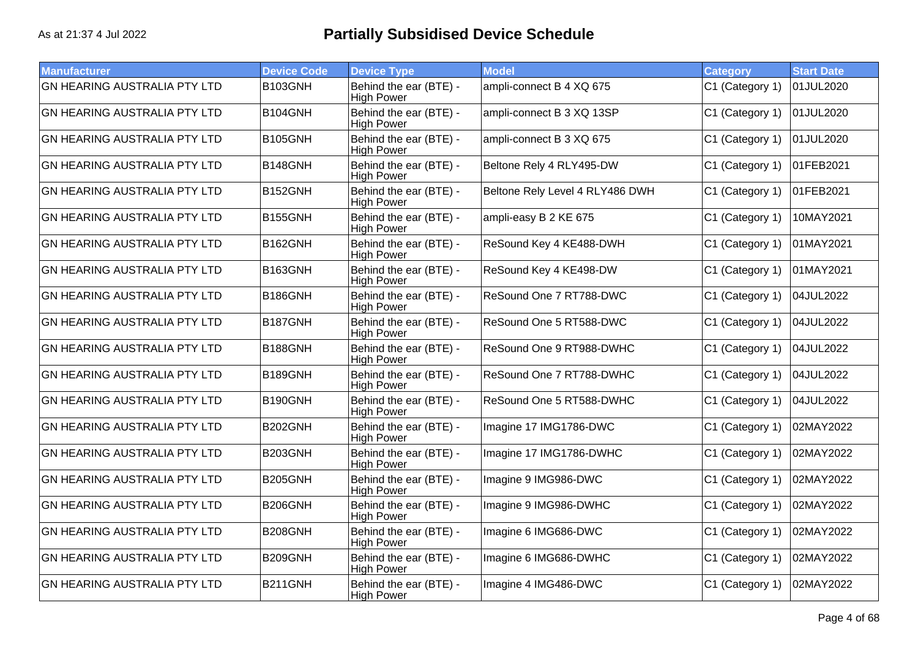As at 21:37 4 Jul 2022

# Partially Subsidised Device Schedule

| Manufacturer | Device Code | Device Type | Model | Category | Start Date |
|---|---|---|---|---|---|
| GN HEARING AUSTRALIA PTY LTD | B103GNH | Behind the ear (BTE) - High Power | ampli-connect B 4 XQ 675 | C1 (Category 1) | 01JUL2020 |
| GN HEARING AUSTRALIA PTY LTD | B104GNH | Behind the ear (BTE) - High Power | ampli-connect B 3 XQ 13SP | C1 (Category 1) | 01JUL2020 |
| GN HEARING AUSTRALIA PTY LTD | B105GNH | Behind the ear (BTE) - High Power | ampli-connect B 3 XQ 675 | C1 (Category 1) | 01JUL2020 |
| GN HEARING AUSTRALIA PTY LTD | B148GNH | Behind the ear (BTE) - High Power | Beltone Rely 4 RLY495-DW | C1 (Category 1) | 01FEB2021 |
| GN HEARING AUSTRALIA PTY LTD | B152GNH | Behind the ear (BTE) - High Power | Beltone Rely Level 4 RLY486 DWH | C1 (Category 1) | 01FEB2021 |
| GN HEARING AUSTRALIA PTY LTD | B155GNH | Behind the ear (BTE) - High Power | ampli-easy B 2 KE 675 | C1 (Category 1) | 10MAY2021 |
| GN HEARING AUSTRALIA PTY LTD | B162GNH | Behind the ear (BTE) - High Power | ReSound Key 4 KE488-DWH | C1 (Category 1) | 01MAY2021 |
| GN HEARING AUSTRALIA PTY LTD | B163GNH | Behind the ear (BTE) - High Power | ReSound Key 4 KE498-DW | C1 (Category 1) | 01MAY2021 |
| GN HEARING AUSTRALIA PTY LTD | B186GNH | Behind the ear (BTE) - High Power | ReSound One 7 RT788-DWC | C1 (Category 1) | 04JUL2022 |
| GN HEARING AUSTRALIA PTY LTD | B187GNH | Behind the ear (BTE) - High Power | ReSound One 5 RT588-DWC | C1 (Category 1) | 04JUL2022 |
| GN HEARING AUSTRALIA PTY LTD | B188GNH | Behind the ear (BTE) - High Power | ReSound One 9 RT988-DWHC | C1 (Category 1) | 04JUL2022 |
| GN HEARING AUSTRALIA PTY LTD | B189GNH | Behind the ear (BTE) - High Power | ReSound One 7 RT788-DWHC | C1 (Category 1) | 04JUL2022 |
| GN HEARING AUSTRALIA PTY LTD | B190GNH | Behind the ear (BTE) - High Power | ReSound One 5 RT588-DWHC | C1 (Category 1) | 04JUL2022 |
| GN HEARING AUSTRALIA PTY LTD | B202GNH | Behind the ear (BTE) - High Power | Imagine 17 IMG1786-DWC | C1 (Category 1) | 02MAY2022 |
| GN HEARING AUSTRALIA PTY LTD | B203GNH | Behind the ear (BTE) - High Power | Imagine 17 IMG1786-DWHC | C1 (Category 1) | 02MAY2022 |
| GN HEARING AUSTRALIA PTY LTD | B205GNH | Behind the ear (BTE) - High Power | Imagine 9 IMG986-DWC | C1 (Category 1) | 02MAY2022 |
| GN HEARING AUSTRALIA PTY LTD | B206GNH | Behind the ear (BTE) - High Power | Imagine 9 IMG986-DWHC | C1 (Category 1) | 02MAY2022 |
| GN HEARING AUSTRALIA PTY LTD | B208GNH | Behind the ear (BTE) - High Power | Imagine 6 IMG686-DWC | C1 (Category 1) | 02MAY2022 |
| GN HEARING AUSTRALIA PTY LTD | B209GNH | Behind the ear (BTE) - High Power | Imagine 6 IMG686-DWHC | C1 (Category 1) | 02MAY2022 |
| GN HEARING AUSTRALIA PTY LTD | B211GNH | Behind the ear (BTE) - High Power | Imagine 4 IMG486-DWC | C1 (Category 1) | 02MAY2022 |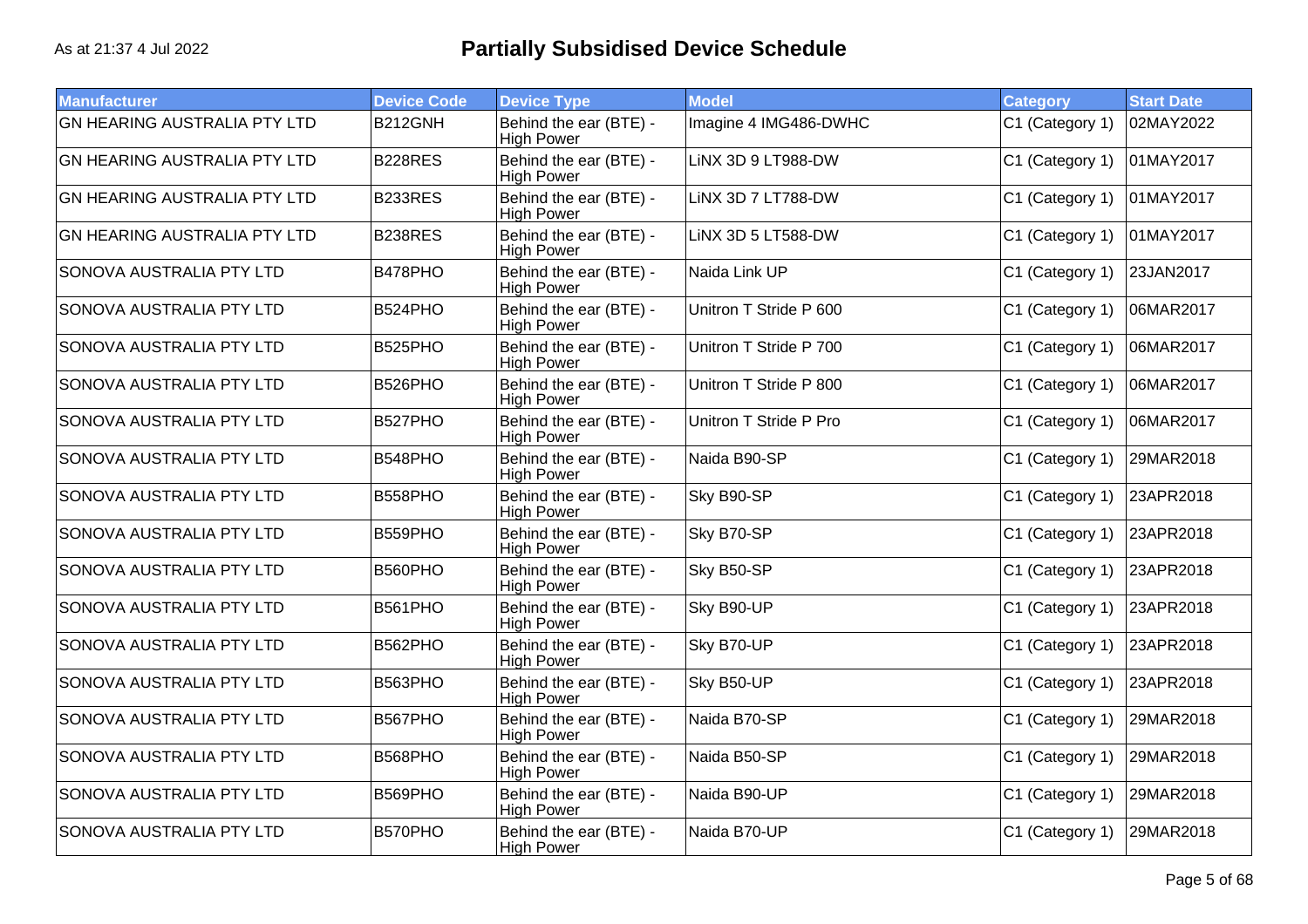As at 21:37 4 Jul 2022

# Partially Subsidised Device Schedule

| Manufacturer | Device Code | Device Type | Model | Category | Start Date |
|---|---|---|---|---|---|
| GN HEARING AUSTRALIA PTY LTD | B212GNH | Behind the ear (BTE) - High Power | Imagine 4 IMG486-DWHC | C1 (Category 1) | 02MAY2022 |
| GN HEARING AUSTRALIA PTY LTD | B228RES | Behind the ear (BTE) - High Power | LiNX 3D 9 LT988-DW | C1 (Category 1) | 01MAY2017 |
| GN HEARING AUSTRALIA PTY LTD | B233RES | Behind the ear (BTE) - High Power | LiNX 3D 7 LT788-DW | C1 (Category 1) | 01MAY2017 |
| GN HEARING AUSTRALIA PTY LTD | B238RES | Behind the ear (BTE) - High Power | LiNX 3D 5 LT588-DW | C1 (Category 1) | 01MAY2017 |
| SONOVA AUSTRALIA PTY LTD | B478PHO | Behind the ear (BTE) - High Power | Naida Link UP | C1 (Category 1) | 23JAN2017 |
| SONOVA AUSTRALIA PTY LTD | B524PHO | Behind the ear (BTE) - High Power | Unitron T Stride P 600 | C1 (Category 1) | 06MAR2017 |
| SONOVA AUSTRALIA PTY LTD | B525PHO | Behind the ear (BTE) - High Power | Unitron T Stride P 700 | C1 (Category 1) | 06MAR2017 |
| SONOVA AUSTRALIA PTY LTD | B526PHO | Behind the ear (BTE) - High Power | Unitron T Stride P 800 | C1 (Category 1) | 06MAR2017 |
| SONOVA AUSTRALIA PTY LTD | B527PHO | Behind the ear (BTE) - High Power | Unitron T Stride P Pro | C1 (Category 1) | 06MAR2017 |
| SONOVA AUSTRALIA PTY LTD | B548PHO | Behind the ear (BTE) - High Power | Naida B90-SP | C1 (Category 1) | 29MAR2018 |
| SONOVA AUSTRALIA PTY LTD | B558PHO | Behind the ear (BTE) - High Power | Sky B90-SP | C1 (Category 1) | 23APR2018 |
| SONOVA AUSTRALIA PTY LTD | B559PHO | Behind the ear (BTE) - High Power | Sky B70-SP | C1 (Category 1) | 23APR2018 |
| SONOVA AUSTRALIA PTY LTD | B560PHO | Behind the ear (BTE) - High Power | Sky B50-SP | C1 (Category 1) | 23APR2018 |
| SONOVA AUSTRALIA PTY LTD | B561PHO | Behind the ear (BTE) - High Power | Sky B90-UP | C1 (Category 1) | 23APR2018 |
| SONOVA AUSTRALIA PTY LTD | B562PHO | Behind the ear (BTE) - High Power | Sky B70-UP | C1 (Category 1) | 23APR2018 |
| SONOVA AUSTRALIA PTY LTD | B563PHO | Behind the ear (BTE) - High Power | Sky B50-UP | C1 (Category 1) | 23APR2018 |
| SONOVA AUSTRALIA PTY LTD | B567PHO | Behind the ear (BTE) - High Power | Naida B70-SP | C1 (Category 1) | 29MAR2018 |
| SONOVA AUSTRALIA PTY LTD | B568PHO | Behind the ear (BTE) - High Power | Naida B50-SP | C1 (Category 1) | 29MAR2018 |
| SONOVA AUSTRALIA PTY LTD | B569PHO | Behind the ear (BTE) - High Power | Naida B90-UP | C1 (Category 1) | 29MAR2018 |
| SONOVA AUSTRALIA PTY LTD | B570PHO | Behind the ear (BTE) - High Power | Naida B70-UP | C1 (Category 1) | 29MAR2018 |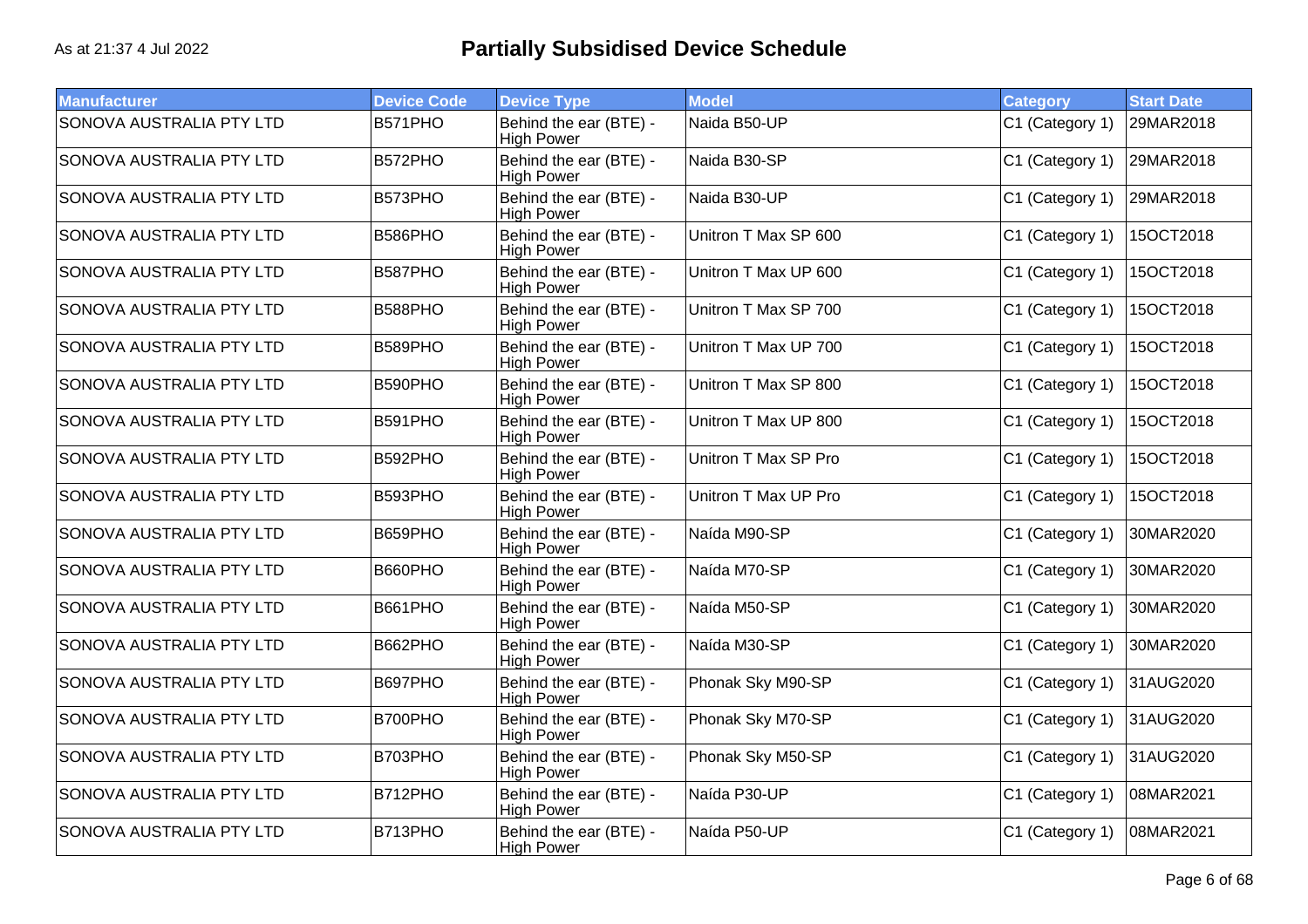As at 21:37 4 Jul 2022

# Partially Subsidised Device Schedule

| Manufacturer | Device Code | Device Type | Model | Category | Start Date |
|---|---|---|---|---|---|
| SONOVA AUSTRALIA PTY LTD | B571PHO | Behind the ear (BTE) - High Power | Naida B50-UP | C1 (Category 1) | 29MAR2018 |
| SONOVA AUSTRALIA PTY LTD | B572PHO | Behind the ear (BTE) - High Power | Naida B30-SP | C1 (Category 1) | 29MAR2018 |
| SONOVA AUSTRALIA PTY LTD | B573PHO | Behind the ear (BTE) - High Power | Naida B30-UP | C1 (Category 1) | 29MAR2018 |
| SONOVA AUSTRALIA PTY LTD | B586PHO | Behind the ear (BTE) - High Power | Unitron T Max SP 600 | C1 (Category 1) | 15OCT2018 |
| SONOVA AUSTRALIA PTY LTD | B587PHO | Behind the ear (BTE) - High Power | Unitron T Max UP 600 | C1 (Category 1) | 15OCT2018 |
| SONOVA AUSTRALIA PTY LTD | B588PHO | Behind the ear (BTE) - High Power | Unitron T Max SP 700 | C1 (Category 1) | 15OCT2018 |
| SONOVA AUSTRALIA PTY LTD | B589PHO | Behind the ear (BTE) - High Power | Unitron T Max UP 700 | C1 (Category 1) | 15OCT2018 |
| SONOVA AUSTRALIA PTY LTD | B590PHO | Behind the ear (BTE) - High Power | Unitron T Max SP 800 | C1 (Category 1) | 15OCT2018 |
| SONOVA AUSTRALIA PTY LTD | B591PHO | Behind the ear (BTE) - High Power | Unitron T Max UP 800 | C1 (Category 1) | 15OCT2018 |
| SONOVA AUSTRALIA PTY LTD | B592PHO | Behind the ear (BTE) - High Power | Unitron T Max SP Pro | C1 (Category 1) | 15OCT2018 |
| SONOVA AUSTRALIA PTY LTD | B593PHO | Behind the ear (BTE) - High Power | Unitron T Max UP Pro | C1 (Category 1) | 15OCT2018 |
| SONOVA AUSTRALIA PTY LTD | B659PHO | Behind the ear (BTE) - High Power | Naída M90-SP | C1 (Category 1) | 30MAR2020 |
| SONOVA AUSTRALIA PTY LTD | B660PHO | Behind the ear (BTE) - High Power | Naída M70-SP | C1 (Category 1) | 30MAR2020 |
| SONOVA AUSTRALIA PTY LTD | B661PHO | Behind the ear (BTE) - High Power | Naída M50-SP | C1 (Category 1) | 30MAR2020 |
| SONOVA AUSTRALIA PTY LTD | B662PHO | Behind the ear (BTE) - High Power | Naída M30-SP | C1 (Category 1) | 30MAR2020 |
| SONOVA AUSTRALIA PTY LTD | B697PHO | Behind the ear (BTE) - High Power | Phonak Sky M90-SP | C1 (Category 1) | 31AUG2020 |
| SONOVA AUSTRALIA PTY LTD | B700PHO | Behind the ear (BTE) - High Power | Phonak Sky M70-SP | C1 (Category 1) | 31AUG2020 |
| SONOVA AUSTRALIA PTY LTD | B703PHO | Behind the ear (BTE) - High Power | Phonak Sky M50-SP | C1 (Category 1) | 31AUG2020 |
| SONOVA AUSTRALIA PTY LTD | B712PHO | Behind the ear (BTE) - High Power | Naída P30-UP | C1 (Category 1) | 08MAR2021 |
| SONOVA AUSTRALIA PTY LTD | B713PHO | Behind the ear (BTE) - High Power | Naída P50-UP | C1 (Category 1) | 08MAR2021 |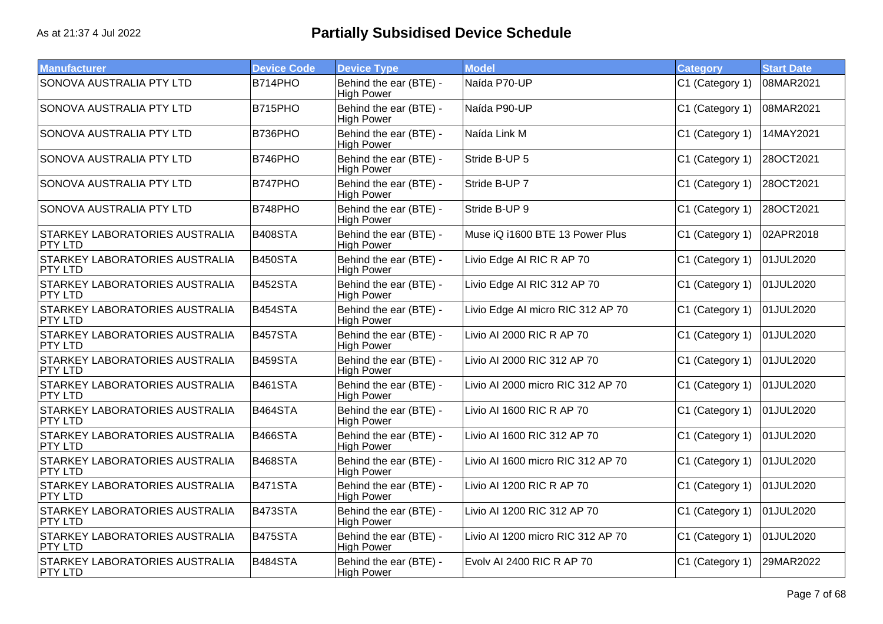As at 21:37 4 Jul 2022

# Partially Subsidised Device Schedule

| Manufacturer | Device Code | Device Type | Model | Category | Start Date |
|---|---|---|---|---|---|
| SONOVA AUSTRALIA PTY LTD | B714PHO | Behind the ear (BTE) - High Power | Naída P70-UP | C1 (Category 1) | 08MAR2021 |
| SONOVA AUSTRALIA PTY LTD | B715PHO | Behind the ear (BTE) - High Power | Naída P90-UP | C1 (Category 1) | 08MAR2021 |
| SONOVA AUSTRALIA PTY LTD | B736PHO | Behind the ear (BTE) - High Power | Naída Link M | C1 (Category 1) | 14MAY2021 |
| SONOVA AUSTRALIA PTY LTD | B746PHO | Behind the ear (BTE) - High Power | Stride B-UP 5 | C1 (Category 1) | 28OCT2021 |
| SONOVA AUSTRALIA PTY LTD | B747PHO | Behind the ear (BTE) - High Power | Stride B-UP 7 | C1 (Category 1) | 28OCT2021 |
| SONOVA AUSTRALIA PTY LTD | B748PHO | Behind the ear (BTE) - High Power | Stride B-UP 9 | C1 (Category 1) | 28OCT2021 |
| STARKEY LABORATORIES AUSTRALIA PTY LTD | B408STA | Behind the ear (BTE) - High Power | Muse iQ i1600 BTE 13 Power Plus | C1 (Category 1) | 02APR2018 |
| STARKEY LABORATORIES AUSTRALIA PTY LTD | B450STA | Behind the ear (BTE) - High Power | Livio Edge AI RIC R AP 70 | C1 (Category 1) | 01JUL2020 |
| STARKEY LABORATORIES AUSTRALIA PTY LTD | B452STA | Behind the ear (BTE) - High Power | Livio Edge AI RIC 312 AP 70 | C1 (Category 1) | 01JUL2020 |
| STARKEY LABORATORIES AUSTRALIA PTY LTD | B454STA | Behind the ear (BTE) - High Power | Livio Edge AI micro RIC 312 AP 70 | C1 (Category 1) | 01JUL2020 |
| STARKEY LABORATORIES AUSTRALIA PTY LTD | B457STA | Behind the ear (BTE) - High Power | Livio AI 2000 RIC R AP 70 | C1 (Category 1) | 01JUL2020 |
| STARKEY LABORATORIES AUSTRALIA PTY LTD | B459STA | Behind the ear (BTE) - High Power | Livio AI 2000 RIC 312 AP 70 | C1 (Category 1) | 01JUL2020 |
| STARKEY LABORATORIES AUSTRALIA PTY LTD | B461STA | Behind the ear (BTE) - High Power | Livio AI 2000 micro RIC 312 AP 70 | C1 (Category 1) | 01JUL2020 |
| STARKEY LABORATORIES AUSTRALIA PTY LTD | B464STA | Behind the ear (BTE) - High Power | Livio AI 1600 RIC R AP 70 | C1 (Category 1) | 01JUL2020 |
| STARKEY LABORATORIES AUSTRALIA PTY LTD | B466STA | Behind the ear (BTE) - High Power | Livio AI 1600 RIC 312 AP 70 | C1 (Category 1) | 01JUL2020 |
| STARKEY LABORATORIES AUSTRALIA PTY LTD | B468STA | Behind the ear (BTE) - High Power | Livio AI 1600 micro RIC 312 AP 70 | C1 (Category 1) | 01JUL2020 |
| STARKEY LABORATORIES AUSTRALIA PTY LTD | B471STA | Behind the ear (BTE) - High Power | Livio AI 1200 RIC R AP 70 | C1 (Category 1) | 01JUL2020 |
| STARKEY LABORATORIES AUSTRALIA PTY LTD | B473STA | Behind the ear (BTE) - High Power | Livio AI 1200 RIC 312 AP 70 | C1 (Category 1) | 01JUL2020 |
| STARKEY LABORATORIES AUSTRALIA PTY LTD | B475STA | Behind the ear (BTE) - High Power | Livio AI 1200 micro RIC 312 AP 70 | C1 (Category 1) | 01JUL2020 |
| STARKEY LABORATORIES AUSTRALIA PTY LTD | B484STA | Behind the ear (BTE) - High Power | Evolv AI 2400 RIC R AP 70 | C1 (Category 1) | 29MAR2022 |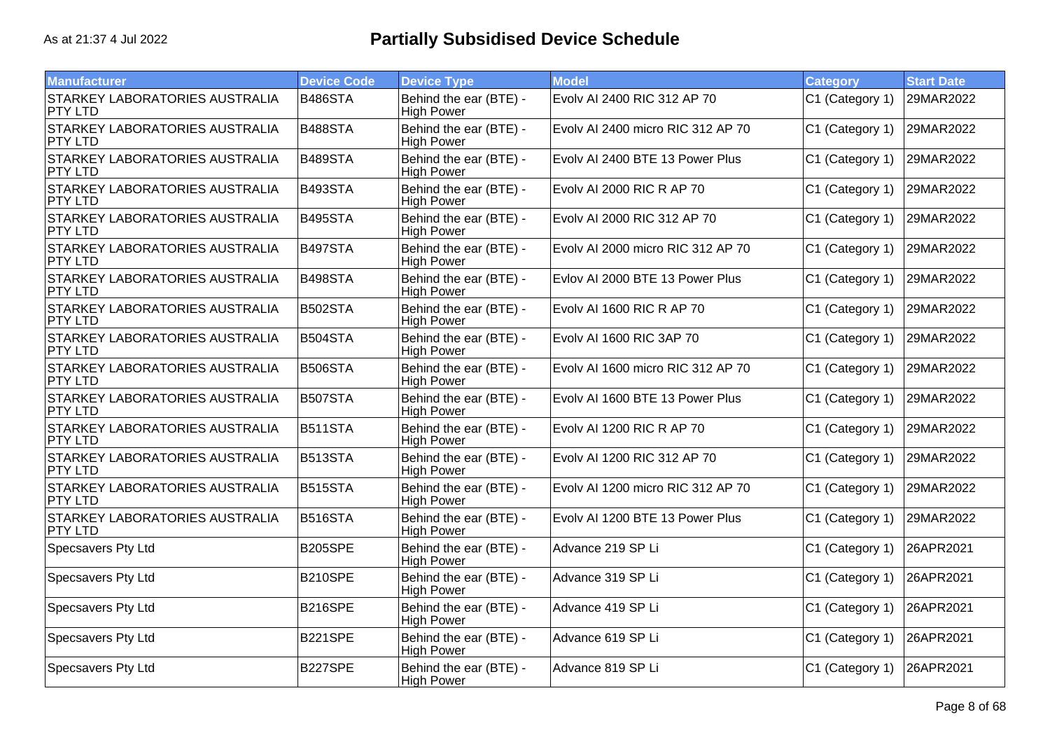As at 21:37 4 Jul 2022

# Partially Subsidised Device Schedule

| Manufacturer | Device Code | Device Type | Model | Category | Start Date |
|---|---|---|---|---|---|
| STARKEY LABORATORIES AUSTRALIA PTY LTD | B486STA | Behind the ear (BTE) - High Power | Evolv AI 2400 RIC 312 AP 70 | C1 (Category 1) | 29MAR2022 |
| STARKEY LABORATORIES AUSTRALIA PTY LTD | B488STA | Behind the ear (BTE) - High Power | Evolv AI 2400 micro RIC 312 AP 70 | C1 (Category 1) | 29MAR2022 |
| STARKEY LABORATORIES AUSTRALIA PTY LTD | B489STA | Behind the ear (BTE) - High Power | Evolv AI 2400 BTE 13 Power Plus | C1 (Category 1) | 29MAR2022 |
| STARKEY LABORATORIES AUSTRALIA PTY LTD | B493STA | Behind the ear (BTE) - High Power | Evolv AI 2000 RIC R AP 70 | C1 (Category 1) | 29MAR2022 |
| STARKEY LABORATORIES AUSTRALIA PTY LTD | B495STA | Behind the ear (BTE) - High Power | Evolv AI 2000 RIC 312 AP 70 | C1 (Category 1) | 29MAR2022 |
| STARKEY LABORATORIES AUSTRALIA PTY LTD | B497STA | Behind the ear (BTE) - High Power | Evolv AI 2000 micro RIC 312 AP 70 | C1 (Category 1) | 29MAR2022 |
| STARKEY LABORATORIES AUSTRALIA PTY LTD | B498STA | Behind the ear (BTE) - High Power | Evlov AI 2000 BTE 13 Power Plus | C1 (Category 1) | 29MAR2022 |
| STARKEY LABORATORIES AUSTRALIA PTY LTD | B502STA | Behind the ear (BTE) - High Power | Evolv AI 1600 RIC R AP 70 | C1 (Category 1) | 29MAR2022 |
| STARKEY LABORATORIES AUSTRALIA PTY LTD | B504STA | Behind the ear (BTE) - High Power | Evolv AI 1600 RIC 3AP 70 | C1 (Category 1) | 29MAR2022 |
| STARKEY LABORATORIES AUSTRALIA PTY LTD | B506STA | Behind the ear (BTE) - High Power | Evolv AI 1600 micro RIC 312 AP 70 | C1 (Category 1) | 29MAR2022 |
| STARKEY LABORATORIES AUSTRALIA PTY LTD | B507STA | Behind the ear (BTE) - High Power | Evolv AI 1600 BTE 13 Power Plus | C1 (Category 1) | 29MAR2022 |
| STARKEY LABORATORIES AUSTRALIA PTY LTD | B511STA | Behind the ear (BTE) - High Power | Evolv AI 1200 RIC R AP 70 | C1 (Category 1) | 29MAR2022 |
| STARKEY LABORATORIES AUSTRALIA PTY LTD | B513STA | Behind the ear (BTE) - High Power | Evolv AI 1200 RIC 312 AP 70 | C1 (Category 1) | 29MAR2022 |
| STARKEY LABORATORIES AUSTRALIA PTY LTD | B515STA | Behind the ear (BTE) - High Power | Evolv AI 1200 micro RIC 312 AP 70 | C1 (Category 1) | 29MAR2022 |
| STARKEY LABORATORIES AUSTRALIA PTY LTD | B516STA | Behind the ear (BTE) - High Power | Evolv AI 1200 BTE 13 Power Plus | C1 (Category 1) | 29MAR2022 |
| Specsavers Pty Ltd | B205SPE | Behind the ear (BTE) - High Power | Advance 219 SP Li | C1 (Category 1) | 26APR2021 |
| Specsavers Pty Ltd | B210SPE | Behind the ear (BTE) - High Power | Advance 319 SP Li | C1 (Category 1) | 26APR2021 |
| Specsavers Pty Ltd | B216SPE | Behind the ear (BTE) - High Power | Advance 419 SP Li | C1 (Category 1) | 26APR2021 |
| Specsavers Pty Ltd | B221SPE | Behind the ear (BTE) - High Power | Advance 619 SP Li | C1 (Category 1) | 26APR2021 |
| Specsavers Pty Ltd | B227SPE | Behind the ear (BTE) - High Power | Advance 819 SP Li | C1 (Category 1) | 26APR2021 |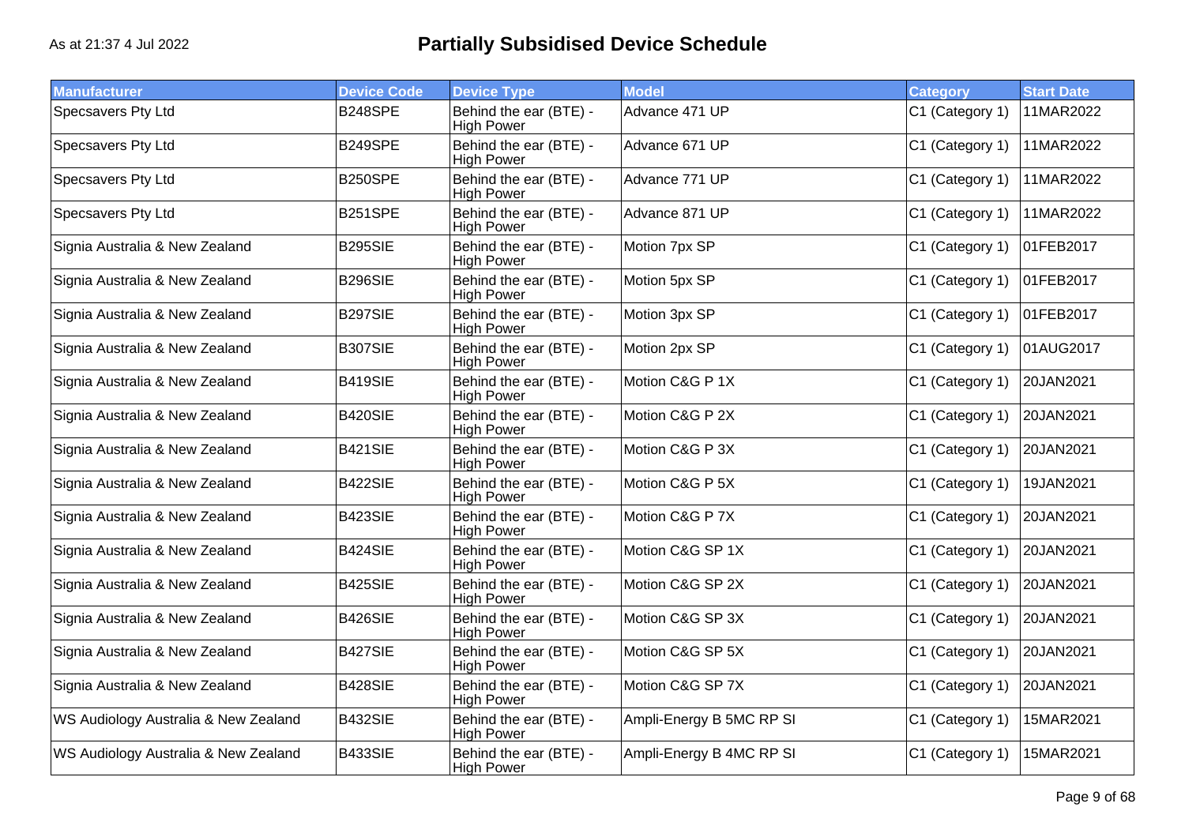# Partially Subsidised Device Schedule

As at 21:37 4 Jul 2022

| Manufacturer | Device Code | Device Type | Model | Category | Start Date |
|---|---|---|---|---|---|
| Specsavers Pty Ltd | B248SPE | Behind the ear (BTE) - High Power | Advance 471 UP | C1 (Category 1) | 11MAR2022 |
| Specsavers Pty Ltd | B249SPE | Behind the ear (BTE) - High Power | Advance 671 UP | C1 (Category 1) | 11MAR2022 |
| Specsavers Pty Ltd | B250SPE | Behind the ear (BTE) - High Power | Advance 771 UP | C1 (Category 1) | 11MAR2022 |
| Specsavers Pty Ltd | B251SPE | Behind the ear (BTE) - High Power | Advance 871 UP | C1 (Category 1) | 11MAR2022 |
| Signia Australia & New Zealand | B295SIE | Behind the ear (BTE) - High Power | Motion 7px SP | C1 (Category 1) | 01FEB2017 |
| Signia Australia & New Zealand | B296SIE | Behind the ear (BTE) - High Power | Motion 5px SP | C1 (Category 1) | 01FEB2017 |
| Signia Australia & New Zealand | B297SIE | Behind the ear (BTE) - High Power | Motion 3px SP | C1 (Category 1) | 01FEB2017 |
| Signia Australia & New Zealand | B307SIE | Behind the ear (BTE) - High Power | Motion 2px SP | C1 (Category 1) | 01AUG2017 |
| Signia Australia & New Zealand | B419SIE | Behind the ear (BTE) - High Power | Motion C&G P 1X | C1 (Category 1) | 20JAN2021 |
| Signia Australia & New Zealand | B420SIE | Behind the ear (BTE) - High Power | Motion C&G P 2X | C1 (Category 1) | 20JAN2021 |
| Signia Australia & New Zealand | B421SIE | Behind the ear (BTE) - High Power | Motion C&G P 3X | C1 (Category 1) | 20JAN2021 |
| Signia Australia & New Zealand | B422SIE | Behind the ear (BTE) - High Power | Motion C&G P 5X | C1 (Category 1) | 19JAN2021 |
| Signia Australia & New Zealand | B423SIE | Behind the ear (BTE) - High Power | Motion C&G P 7X | C1 (Category 1) | 20JAN2021 |
| Signia Australia & New Zealand | B424SIE | Behind the ear (BTE) - High Power | Motion C&G SP 1X | C1 (Category 1) | 20JAN2021 |
| Signia Australia & New Zealand | B425SIE | Behind the ear (BTE) - High Power | Motion C&G SP 2X | C1 (Category 1) | 20JAN2021 |
| Signia Australia & New Zealand | B426SIE | Behind the ear (BTE) - High Power | Motion C&G SP 3X | C1 (Category 1) | 20JAN2021 |
| Signia Australia & New Zealand | B427SIE | Behind the ear (BTE) - High Power | Motion C&G SP 5X | C1 (Category 1) | 20JAN2021 |
| Signia Australia & New Zealand | B428SIE | Behind the ear (BTE) - High Power | Motion C&G SP 7X | C1 (Category 1) | 20JAN2021 |
| WS Audiology Australia & New Zealand | B432SIE | Behind the ear (BTE) - High Power | Ampli-Energy B 5MC RP SI | C1 (Category 1) | 15MAR2021 |
| WS Audiology Australia & New Zealand | B433SIE | Behind the ear (BTE) - High Power | Ampli-Energy B 4MC RP SI | C1 (Category 1) | 15MAR2021 |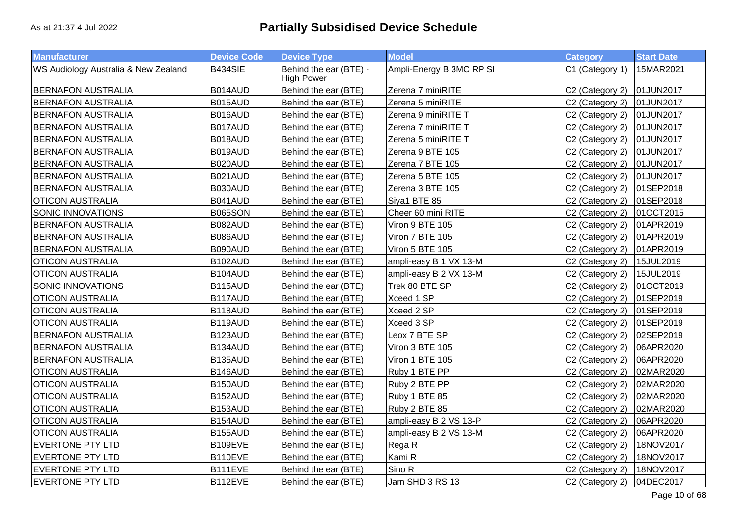# Partially Subsidised Device Schedule

As at 21:37 4 Jul 2022

| Manufacturer | Device Code | Device Type | Model | Category | Start Date |
| --- | --- | --- | --- | --- | --- |
| WS Audiology Australia & New Zealand | B434SIE | Behind the ear (BTE) - High Power | Ampli-Energy B 3MC RP SI | C1 (Category 1) | 15MAR2021 |
| BERNAFON AUSTRALIA | B014AUD | Behind the ear (BTE) | Zerena 7 miniRITE | C2 (Category 2) | 01JUN2017 |
| BERNAFON AUSTRALIA | B015AUD | Behind the ear (BTE) | Zerena 5 miniRITE | C2 (Category 2) | 01JUN2017 |
| BERNAFON AUSTRALIA | B016AUD | Behind the ear (BTE) | Zerena 9 miniRITE T | C2 (Category 2) | 01JUN2017 |
| BERNAFON AUSTRALIA | B017AUD | Behind the ear (BTE) | Zerena 7 miniRITE T | C2 (Category 2) | 01JUN2017 |
| BERNAFON AUSTRALIA | B018AUD | Behind the ear (BTE) | Zerena 5 miniRITE T | C2 (Category 2) | 01JUN2017 |
| BERNAFON AUSTRALIA | B019AUD | Behind the ear (BTE) | Zerena 9 BTE 105 | C2 (Category 2) | 01JUN2017 |
| BERNAFON AUSTRALIA | B020AUD | Behind the ear (BTE) | Zerena 7 BTE 105 | C2 (Category 2) | 01JUN2017 |
| BERNAFON AUSTRALIA | B021AUD | Behind the ear (BTE) | Zerena 5 BTE 105 | C2 (Category 2) | 01JUN2017 |
| BERNAFON AUSTRALIA | B030AUD | Behind the ear (BTE) | Zerena 3 BTE 105 | C2 (Category 2) | 01SEP2018 |
| OTICON AUSTRALIA | B041AUD | Behind the ear (BTE) | Siya1 BTE 85 | C2 (Category 2) | 01SEP2018 |
| SONIC INNOVATIONS | B065SON | Behind the ear (BTE) | Cheer 60 mini RITE | C2 (Category 2) | 01OCT2015 |
| BERNAFON AUSTRALIA | B082AUD | Behind the ear (BTE) | Viron 9 BTE 105 | C2 (Category 2) | 01APR2019 |
| BERNAFON AUSTRALIA | B086AUD | Behind the ear (BTE) | Viron 7 BTE 105 | C2 (Category 2) | 01APR2019 |
| BERNAFON AUSTRALIA | B090AUD | Behind the ear (BTE) | Viron 5 BTE 105 | C2 (Category 2) | 01APR2019 |
| OTICON AUSTRALIA | B102AUD | Behind the ear (BTE) | ampli-easy B 1 VX 13-M | C2 (Category 2) | 15JUL2019 |
| OTICON AUSTRALIA | B104AUD | Behind the ear (BTE) | ampli-easy B 2 VX 13-M | C2 (Category 2) | 15JUL2019 |
| SONIC INNOVATIONS | B115AUD | Behind the ear (BTE) | Trek 80 BTE SP | C2 (Category 2) | 01OCT2019 |
| OTICON AUSTRALIA | B117AUD | Behind the ear (BTE) | Xceed 1 SP | C2 (Category 2) | 01SEP2019 |
| OTICON AUSTRALIA | B118AUD | Behind the ear (BTE) | Xceed 2 SP | C2 (Category 2) | 01SEP2019 |
| OTICON AUSTRALIA | B119AUD | Behind the ear (BTE) | Xceed 3 SP | C2 (Category 2) | 01SEP2019 |
| BERNAFON AUSTRALIA | B123AUD | Behind the ear (BTE) | Leox 7 BTE SP | C2 (Category 2) | 02SEP2019 |
| BERNAFON AUSTRALIA | B134AUD | Behind the ear (BTE) | Viron 3 BTE 105 | C2 (Category 2) | 06APR2020 |
| BERNAFON AUSTRALIA | B135AUD | Behind the ear (BTE) | Viron 1 BTE 105 | C2 (Category 2) | 06APR2020 |
| OTICON AUSTRALIA | B146AUD | Behind the ear (BTE) | Ruby 1 BTE PP | C2 (Category 2) | 02MAR2020 |
| OTICON AUSTRALIA | B150AUD | Behind the ear (BTE) | Ruby 2 BTE PP | C2 (Category 2) | 02MAR2020 |
| OTICON AUSTRALIA | B152AUD | Behind the ear (BTE) | Ruby 1 BTE 85 | C2 (Category 2) | 02MAR2020 |
| OTICON AUSTRALIA | B153AUD | Behind the ear (BTE) | Ruby 2 BTE 85 | C2 (Category 2) | 02MAR2020 |
| OTICON AUSTRALIA | B154AUD | Behind the ear (BTE) | ampli-easy B 2 VS 13-P | C2 (Category 2) | 06APR2020 |
| OTICON AUSTRALIA | B155AUD | Behind the ear (BTE) | ampli-easy B 2 VS 13-M | C2 (Category 2) | 06APR2020 |
| EVERTONE PTY LTD | B109EVE | Behind the ear (BTE) | Rega R | C2 (Category 2) | 18NOV2017 |
| EVERTONE PTY LTD | B110EVE | Behind the ear (BTE) | Kami R | C2 (Category 2) | 18NOV2017 |
| EVERTONE PTY LTD | B111EVE | Behind the ear (BTE) | Sino R | C2 (Category 2) | 18NOV2017 |
| EVERTONE PTY LTD | B112EVE | Behind the ear (BTE) | Jam SHD 3 RS 13 | C2 (Category 2) | 04DEC2017 |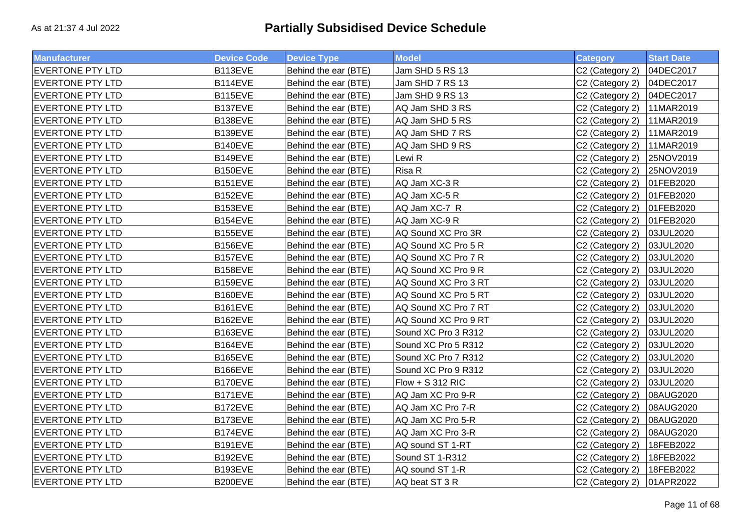# Partially Subsidised Device Schedule

As at 21:37 4 Jul 2022

| Manufacturer | Device Code | Device Type | Model | Category | Start Date |
|---|---|---|---|---|---|
| EVERTONE PTY LTD | B113EVE | Behind the ear (BTE) | Jam SHD 5 RS 13 | C2 (Category 2) | 04DEC2017 |
| EVERTONE PTY LTD | B114EVE | Behind the ear (BTE) | Jam SHD 7 RS 13 | C2 (Category 2) | 04DEC2017 |
| EVERTONE PTY LTD | B115EVE | Behind the ear (BTE) | Jam SHD 9 RS 13 | C2 (Category 2) | 04DEC2017 |
| EVERTONE PTY LTD | B137EVE | Behind the ear (BTE) | AQ Jam SHD 3 RS | C2 (Category 2) | 11MAR2019 |
| EVERTONE PTY LTD | B138EVE | Behind the ear (BTE) | AQ Jam SHD 5 RS | C2 (Category 2) | 11MAR2019 |
| EVERTONE PTY LTD | B139EVE | Behind the ear (BTE) | AQ Jam SHD 7 RS | C2 (Category 2) | 11MAR2019 |
| EVERTONE PTY LTD | B140EVE | Behind the ear (BTE) | AQ Jam SHD 9 RS | C2 (Category 2) | 11MAR2019 |
| EVERTONE PTY LTD | B149EVE | Behind the ear (BTE) | Lewi R | C2 (Category 2) | 25NOV2019 |
| EVERTONE PTY LTD | B150EVE | Behind the ear (BTE) | Risa R | C2 (Category 2) | 25NOV2019 |
| EVERTONE PTY LTD | B151EVE | Behind the ear (BTE) | AQ Jam XC-3 R | C2 (Category 2) | 01FEB2020 |
| EVERTONE PTY LTD | B152EVE | Behind the ear (BTE) | AQ Jam XC-5 R | C2 (Category 2) | 01FEB2020 |
| EVERTONE PTY LTD | B153EVE | Behind the ear (BTE) | AQ Jam XC-7 R | C2 (Category 2) | 01FEB2020 |
| EVERTONE PTY LTD | B154EVE | Behind the ear (BTE) | AQ Jam XC-9 R | C2 (Category 2) | 01FEB2020 |
| EVERTONE PTY LTD | B155EVE | Behind the ear (BTE) | AQ Sound XC Pro 3R | C2 (Category 2) | 03JUL2020 |
| EVERTONE PTY LTD | B156EVE | Behind the ear (BTE) | AQ Sound XC Pro 5 R | C2 (Category 2) | 03JUL2020 |
| EVERTONE PTY LTD | B157EVE | Behind the ear (BTE) | AQ Sound XC Pro 7 R | C2 (Category 2) | 03JUL2020 |
| EVERTONE PTY LTD | B158EVE | Behind the ear (BTE) | AQ Sound XC Pro 9 R | C2 (Category 2) | 03JUL2020 |
| EVERTONE PTY LTD | B159EVE | Behind the ear (BTE) | AQ Sound XC Pro 3 RT | C2 (Category 2) | 03JUL2020 |
| EVERTONE PTY LTD | B160EVE | Behind the ear (BTE) | AQ Sound XC Pro 5 RT | C2 (Category 2) | 03JUL2020 |
| EVERTONE PTY LTD | B161EVE | Behind the ear (BTE) | AQ Sound XC Pro 7 RT | C2 (Category 2) | 03JUL2020 |
| EVERTONE PTY LTD | B162EVE | Behind the ear (BTE) | AQ Sound XC Pro 9 RT | C2 (Category 2) | 03JUL2020 |
| EVERTONE PTY LTD | B163EVE | Behind the ear (BTE) | Sound XC Pro 3 R312 | C2 (Category 2) | 03JUL2020 |
| EVERTONE PTY LTD | B164EVE | Behind the ear (BTE) | Sound XC Pro 5 R312 | C2 (Category 2) | 03JUL2020 |
| EVERTONE PTY LTD | B165EVE | Behind the ear (BTE) | Sound XC Pro 7 R312 | C2 (Category 2) | 03JUL2020 |
| EVERTONE PTY LTD | B166EVE | Behind the ear (BTE) | Sound XC Pro 9 R312 | C2 (Category 2) | 03JUL2020 |
| EVERTONE PTY LTD | B170EVE | Behind the ear (BTE) | Flow + S 312 RIC | C2 (Category 2) | 03JUL2020 |
| EVERTONE PTY LTD | B171EVE | Behind the ear (BTE) | AQ Jam XC Pro 9-R | C2 (Category 2) | 08AUG2020 |
| EVERTONE PTY LTD | B172EVE | Behind the ear (BTE) | AQ Jam XC Pro 7-R | C2 (Category 2) | 08AUG2020 |
| EVERTONE PTY LTD | B173EVE | Behind the ear (BTE) | AQ Jam XC Pro 5-R | C2 (Category 2) | 08AUG2020 |
| EVERTONE PTY LTD | B174EVE | Behind the ear (BTE) | AQ Jam XC Pro 3-R | C2 (Category 2) | 08AUG2020 |
| EVERTONE PTY LTD | B191EVE | Behind the ear (BTE) | AQ sound ST 1-RT | C2 (Category 2) | 18FEB2022 |
| EVERTONE PTY LTD | B192EVE | Behind the ear (BTE) | Sound ST 1-R312 | C2 (Category 2) | 18FEB2022 |
| EVERTONE PTY LTD | B193EVE | Behind the ear (BTE) | AQ sound ST 1-R | C2 (Category 2) | 18FEB2022 |
| EVERTONE PTY LTD | B200EVE | Behind the ear (BTE) | AQ beat ST 3 R | C2 (Category 2) | 01APR2022 |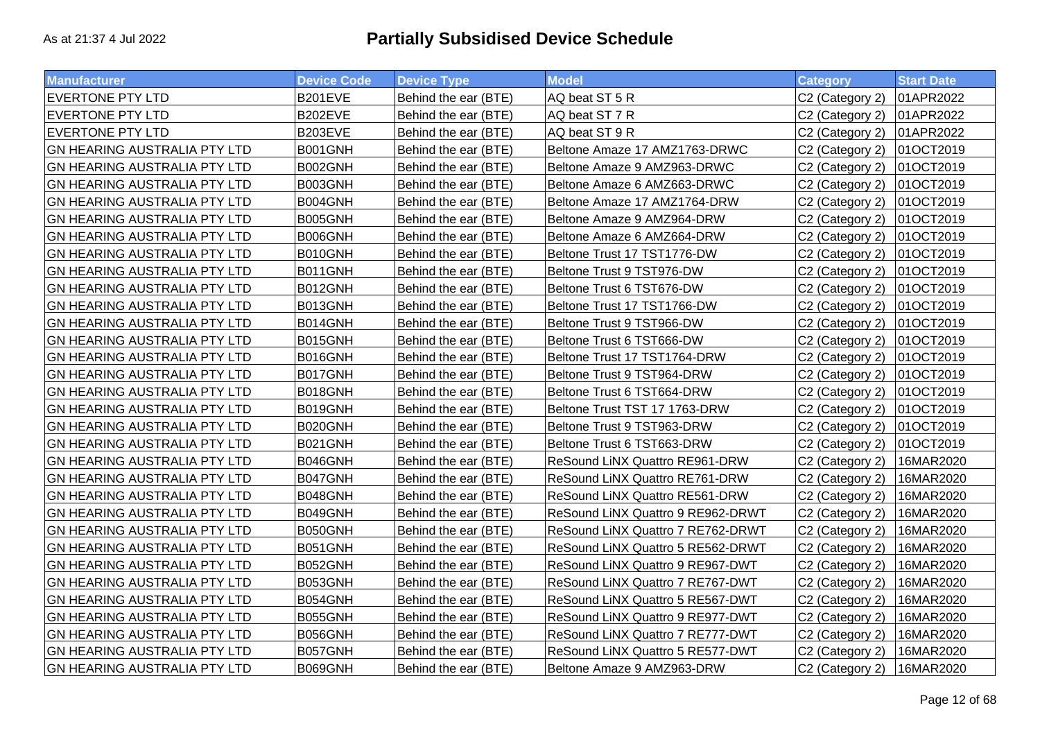As at 21:37 4 Jul 2022

# Partially Subsidised Device Schedule

| Manufacturer | Device Code | Device Type | Model | Category | Start Date |
|---|---|---|---|---|---|
| EVERTONE PTY LTD | B201EVE | Behind the ear (BTE) | AQ beat ST 5 R | C2 (Category 2) | 01APR2022 |
| EVERTONE PTY LTD | B202EVE | Behind the ear (BTE) | AQ beat ST 7 R | C2 (Category 2) | 01APR2022 |
| EVERTONE PTY LTD | B203EVE | Behind the ear (BTE) | AQ beat ST 9 R | C2 (Category 2) | 01APR2022 |
| GN HEARING AUSTRALIA PTY LTD | B001GNH | Behind the ear (BTE) | Beltone Amaze 17 AMZ1763-DRWC | C2 (Category 2) | 01OCT2019 |
| GN HEARING AUSTRALIA PTY LTD | B002GNH | Behind the ear (BTE) | Beltone Amaze 9 AMZ963-DRWC | C2 (Category 2) | 01OCT2019 |
| GN HEARING AUSTRALIA PTY LTD | B003GNH | Behind the ear (BTE) | Beltone Amaze 6 AMZ663-DRWC | C2 (Category 2) | 01OCT2019 |
| GN HEARING AUSTRALIA PTY LTD | B004GNH | Behind the ear (BTE) | Beltone Amaze 17 AMZ1764-DRW | C2 (Category 2) | 01OCT2019 |
| GN HEARING AUSTRALIA PTY LTD | B005GNH | Behind the ear (BTE) | Beltone Amaze 9 AMZ964-DRW | C2 (Category 2) | 01OCT2019 |
| GN HEARING AUSTRALIA PTY LTD | B006GNH | Behind the ear (BTE) | Beltone Amaze 6 AMZ664-DRW | C2 (Category 2) | 01OCT2019 |
| GN HEARING AUSTRALIA PTY LTD | B010GNH | Behind the ear (BTE) | Beltone Trust 17 TST1776-DW | C2 (Category 2) | 01OCT2019 |
| GN HEARING AUSTRALIA PTY LTD | B011GNH | Behind the ear (BTE) | Beltone Trust 9 TST976-DW | C2 (Category 2) | 01OCT2019 |
| GN HEARING AUSTRALIA PTY LTD | B012GNH | Behind the ear (BTE) | Beltone Trust 6 TST676-DW | C2 (Category 2) | 01OCT2019 |
| GN HEARING AUSTRALIA PTY LTD | B013GNH | Behind the ear (BTE) | Beltone Trust 17 TST1766-DW | C2 (Category 2) | 01OCT2019 |
| GN HEARING AUSTRALIA PTY LTD | B014GNH | Behind the ear (BTE) | Beltone Trust 9 TST966-DW | C2 (Category 2) | 01OCT2019 |
| GN HEARING AUSTRALIA PTY LTD | B015GNH | Behind the ear (BTE) | Beltone Trust 6 TST666-DW | C2 (Category 2) | 01OCT2019 |
| GN HEARING AUSTRALIA PTY LTD | B016GNH | Behind the ear (BTE) | Beltone Trust 17 TST1764-DRW | C2 (Category 2) | 01OCT2019 |
| GN HEARING AUSTRALIA PTY LTD | B017GNH | Behind the ear (BTE) | Beltone Trust 9 TST964-DRW | C2 (Category 2) | 01OCT2019 |
| GN HEARING AUSTRALIA PTY LTD | B018GNH | Behind the ear (BTE) | Beltone Trust 6 TST664-DRW | C2 (Category 2) | 01OCT2019 |
| GN HEARING AUSTRALIA PTY LTD | B019GNH | Behind the ear (BTE) | Beltone Trust TST 17 1763-DRW | C2 (Category 2) | 01OCT2019 |
| GN HEARING AUSTRALIA PTY LTD | B020GNH | Behind the ear (BTE) | Beltone Trust 9 TST963-DRW | C2 (Category 2) | 01OCT2019 |
| GN HEARING AUSTRALIA PTY LTD | B021GNH | Behind the ear (BTE) | Beltone Trust 6 TST663-DRW | C2 (Category 2) | 01OCT2019 |
| GN HEARING AUSTRALIA PTY LTD | B046GNH | Behind the ear (BTE) | ReSound LiNX Quattro RE961-DRW | C2 (Category 2) | 16MAR2020 |
| GN HEARING AUSTRALIA PTY LTD | B047GNH | Behind the ear (BTE) | ReSound LiNX Quattro RE761-DRW | C2 (Category 2) | 16MAR2020 |
| GN HEARING AUSTRALIA PTY LTD | B048GNH | Behind the ear (BTE) | ReSound LiNX Quattro RE561-DRW | C2 (Category 2) | 16MAR2020 |
| GN HEARING AUSTRALIA PTY LTD | B049GNH | Behind the ear (BTE) | ReSound LiNX Quattro 9 RE962-DRWT | C2 (Category 2) | 16MAR2020 |
| GN HEARING AUSTRALIA PTY LTD | B050GNH | Behind the ear (BTE) | ReSound LiNX Quattro 7 RE762-DRWT | C2 (Category 2) | 16MAR2020 |
| GN HEARING AUSTRALIA PTY LTD | B051GNH | Behind the ear (BTE) | ReSound LiNX Quattro 5 RE562-DRWT | C2 (Category 2) | 16MAR2020 |
| GN HEARING AUSTRALIA PTY LTD | B052GNH | Behind the ear (BTE) | ReSound LiNX Quattro 9 RE967-DWT | C2 (Category 2) | 16MAR2020 |
| GN HEARING AUSTRALIA PTY LTD | B053GNH | Behind the ear (BTE) | ReSound LiNX Quattro 7 RE767-DWT | C2 (Category 2) | 16MAR2020 |
| GN HEARING AUSTRALIA PTY LTD | B054GNH | Behind the ear (BTE) | ReSound LiNX Quattro 5 RE567-DWT | C2 (Category 2) | 16MAR2020 |
| GN HEARING AUSTRALIA PTY LTD | B055GNH | Behind the ear (BTE) | ReSound LiNX Quattro 9 RE977-DWT | C2 (Category 2) | 16MAR2020 |
| GN HEARING AUSTRALIA PTY LTD | B056GNH | Behind the ear (BTE) | ReSound LiNX Quattro 7 RE777-DWT | C2 (Category 2) | 16MAR2020 |
| GN HEARING AUSTRALIA PTY LTD | B057GNH | Behind the ear (BTE) | ReSound LiNX Quattro 5 RE577-DWT | C2 (Category 2) | 16MAR2020 |
| GN HEARING AUSTRALIA PTY LTD | B069GNH | Behind the ear (BTE) | Beltone Amaze 9 AMZ963-DRW | C2 (Category 2) | 16MAR2020 |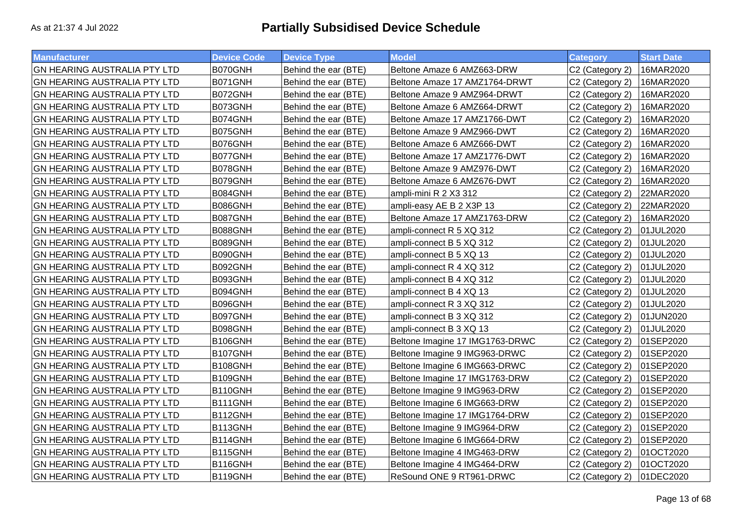As at 21:37 4 Jul 2022

# Partially Subsidised Device Schedule

| Manufacturer | Device Code | Device Type | Model | Category | Start Date |
|---|---|---|---|---|---|
| GN HEARING AUSTRALIA PTY LTD | B070GNH | Behind the ear (BTE) | Beltone Amaze 6 AMZ663-DRW | C2 (Category 2) | 16MAR2020 |
| GN HEARING AUSTRALIA PTY LTD | B071GNH | Behind the ear (BTE) | Beltone Amaze 17 AMZ1764-DRWT | C2 (Category 2) | 16MAR2020 |
| GN HEARING AUSTRALIA PTY LTD | B072GNH | Behind the ear (BTE) | Beltone Amaze 9 AMZ964-DRWT | C2 (Category 2) | 16MAR2020 |
| GN HEARING AUSTRALIA PTY LTD | B073GNH | Behind the ear (BTE) | Beltone Amaze 6 AMZ664-DRWT | C2 (Category 2) | 16MAR2020 |
| GN HEARING AUSTRALIA PTY LTD | B074GNH | Behind the ear (BTE) | Beltone Amaze 17 AMZ1766-DWT | C2 (Category 2) | 16MAR2020 |
| GN HEARING AUSTRALIA PTY LTD | B075GNH | Behind the ear (BTE) | Beltone Amaze 9 AMZ966-DWT | C2 (Category 2) | 16MAR2020 |
| GN HEARING AUSTRALIA PTY LTD | B076GNH | Behind the ear (BTE) | Beltone Amaze 6 AMZ666-DWT | C2 (Category 2) | 16MAR2020 |
| GN HEARING AUSTRALIA PTY LTD | B077GNH | Behind the ear (BTE) | Beltone Amaze 17 AMZ1776-DWT | C2 (Category 2) | 16MAR2020 |
| GN HEARING AUSTRALIA PTY LTD | B078GNH | Behind the ear (BTE) | Beltone Amaze 9 AMZ976-DWT | C2 (Category 2) | 16MAR2020 |
| GN HEARING AUSTRALIA PTY LTD | B079GNH | Behind the ear (BTE) | Beltone Amaze 6 AMZ676-DWT | C2 (Category 2) | 16MAR2020 |
| GN HEARING AUSTRALIA PTY LTD | B084GNH | Behind the ear (BTE) | ampli-mini R 2 X3 312 | C2 (Category 2) | 22MAR2020 |
| GN HEARING AUSTRALIA PTY LTD | B086GNH | Behind the ear (BTE) | ampli-easy AE B 2 X3P 13 | C2 (Category 2) | 22MAR2020 |
| GN HEARING AUSTRALIA PTY LTD | B087GNH | Behind the ear (BTE) | Beltone Amaze 17 AMZ1763-DRW | C2 (Category 2) | 16MAR2020 |
| GN HEARING AUSTRALIA PTY LTD | B088GNH | Behind the ear (BTE) | ampli-connect R 5 XQ 312 | C2 (Category 2) | 01JUL2020 |
| GN HEARING AUSTRALIA PTY LTD | B089GNH | Behind the ear (BTE) | ampli-connect B 5 XQ 312 | C2 (Category 2) | 01JUL2020 |
| GN HEARING AUSTRALIA PTY LTD | B090GNH | Behind the ear (BTE) | ampli-connect B 5 XQ 13 | C2 (Category 2) | 01JUL2020 |
| GN HEARING AUSTRALIA PTY LTD | B092GNH | Behind the ear (BTE) | ampli-connect R 4 XQ 312 | C2 (Category 2) | 01JUL2020 |
| GN HEARING AUSTRALIA PTY LTD | B093GNH | Behind the ear (BTE) | ampli-connect B 4 XQ 312 | C2 (Category 2) | 01JUL2020 |
| GN HEARING AUSTRALIA PTY LTD | B094GNH | Behind the ear (BTE) | ampli-connect B 4 XQ 13 | C2 (Category 2) | 01JUL2020 |
| GN HEARING AUSTRALIA PTY LTD | B096GNH | Behind the ear (BTE) | ampli-connect R 3 XQ 312 | C2 (Category 2) | 01JUL2020 |
| GN HEARING AUSTRALIA PTY LTD | B097GNH | Behind the ear (BTE) | ampli-connect B 3 XQ 312 | C2 (Category 2) | 01JUN2020 |
| GN HEARING AUSTRALIA PTY LTD | B098GNH | Behind the ear (BTE) | ampli-connect B 3 XQ 13 | C2 (Category 2) | 01JUL2020 |
| GN HEARING AUSTRALIA PTY LTD | B106GNH | Behind the ear (BTE) | Beltone Imagine 17 IMG1763-DRWC | C2 (Category 2) | 01SEP2020 |
| GN HEARING AUSTRALIA PTY LTD | B107GNH | Behind the ear (BTE) | Beltone Imagine 9 IMG963-DRWC | C2 (Category 2) | 01SEP2020 |
| GN HEARING AUSTRALIA PTY LTD | B108GNH | Behind the ear (BTE) | Beltone Imagine 6 IMG663-DRWC | C2 (Category 2) | 01SEP2020 |
| GN HEARING AUSTRALIA PTY LTD | B109GNH | Behind the ear (BTE) | Beltone Imagine 17 IMG1763-DRW | C2 (Category 2) | 01SEP2020 |
| GN HEARING AUSTRALIA PTY LTD | B110GNH | Behind the ear (BTE) | Beltone Imagine 9 IMG963-DRW | C2 (Category 2) | 01SEP2020 |
| GN HEARING AUSTRALIA PTY LTD | B111GNH | Behind the ear (BTE) | Beltone Imagine 6 IMG663-DRW | C2 (Category 2) | 01SEP2020 |
| GN HEARING AUSTRALIA PTY LTD | B112GNH | Behind the ear (BTE) | Beltone Imagine 17 IMG1764-DRW | C2 (Category 2) | 01SEP2020 |
| GN HEARING AUSTRALIA PTY LTD | B113GNH | Behind the ear (BTE) | Beltone Imagine 9 IMG964-DRW | C2 (Category 2) | 01SEP2020 |
| GN HEARING AUSTRALIA PTY LTD | B114GNH | Behind the ear (BTE) | Beltone Imagine 6 IMG664-DRW | C2 (Category 2) | 01SEP2020 |
| GN HEARING AUSTRALIA PTY LTD | B115GNH | Behind the ear (BTE) | Beltone Imagine 4 IMG463-DRW | C2 (Category 2) | 01OCT2020 |
| GN HEARING AUSTRALIA PTY LTD | B116GNH | Behind the ear (BTE) | Beltone Imagine 4 IMG464-DRW | C2 (Category 2) | 01OCT2020 |
| GN HEARING AUSTRALIA PTY LTD | B119GNH | Behind the ear (BTE) | ReSound ONE 9 RT961-DRWC | C2 (Category 2) | 01DEC2020 |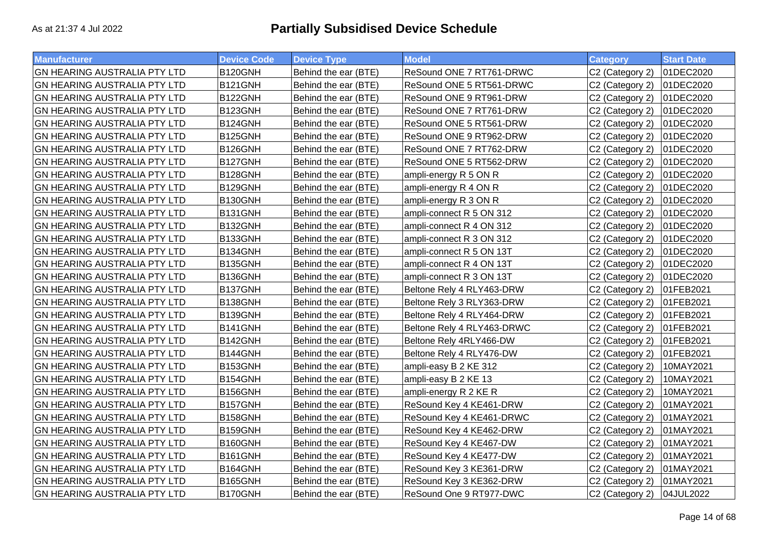As at 21:37 4 Jul 2022

# Partially Subsidised Device Schedule

| Manufacturer | Device Code | Device Type | Model | Category | Start Date |
|---|---|---|---|---|---|
| GN HEARING AUSTRALIA PTY LTD | B120GNH | Behind the ear (BTE) | ReSound ONE 7 RT761-DRWC | C2 (Category 2) | 01DEC2020 |
| GN HEARING AUSTRALIA PTY LTD | B121GNH | Behind the ear (BTE) | ReSound ONE 5 RT561-DRWC | C2 (Category 2) | 01DEC2020 |
| GN HEARING AUSTRALIA PTY LTD | B122GNH | Behind the ear (BTE) | ReSound ONE 9 RT961-DRW | C2 (Category 2) | 01DEC2020 |
| GN HEARING AUSTRALIA PTY LTD | B123GNH | Behind the ear (BTE) | ReSound ONE 7 RT761-DRW | C2 (Category 2) | 01DEC2020 |
| GN HEARING AUSTRALIA PTY LTD | B124GNH | Behind the ear (BTE) | ReSound ONE 5 RT561-DRW | C2 (Category 2) | 01DEC2020 |
| GN HEARING AUSTRALIA PTY LTD | B125GNH | Behind the ear (BTE) | ReSound ONE 9 RT962-DRW | C2 (Category 2) | 01DEC2020 |
| GN HEARING AUSTRALIA PTY LTD | B126GNH | Behind the ear (BTE) | ReSound ONE 7 RT762-DRW | C2 (Category 2) | 01DEC2020 |
| GN HEARING AUSTRALIA PTY LTD | B127GNH | Behind the ear (BTE) | ReSound ONE 5 RT562-DRW | C2 (Category 2) | 01DEC2020 |
| GN HEARING AUSTRALIA PTY LTD | B128GNH | Behind the ear (BTE) | ampli-energy R 5 ON R | C2 (Category 2) | 01DEC2020 |
| GN HEARING AUSTRALIA PTY LTD | B129GNH | Behind the ear (BTE) | ampli-energy R 4 ON R | C2 (Category 2) | 01DEC2020 |
| GN HEARING AUSTRALIA PTY LTD | B130GNH | Behind the ear (BTE) | ampli-energy R 3 ON R | C2 (Category 2) | 01DEC2020 |
| GN HEARING AUSTRALIA PTY LTD | B131GNH | Behind the ear (BTE) | ampli-connect R 5 ON 312 | C2 (Category 2) | 01DEC2020 |
| GN HEARING AUSTRALIA PTY LTD | B132GNH | Behind the ear (BTE) | ampli-connect R 4 ON 312 | C2 (Category 2) | 01DEC2020 |
| GN HEARING AUSTRALIA PTY LTD | B133GNH | Behind the ear (BTE) | ampli-connect R 3 ON 312 | C2 (Category 2) | 01DEC2020 |
| GN HEARING AUSTRALIA PTY LTD | B134GNH | Behind the ear (BTE) | ampli-connect R 5 ON 13T | C2 (Category 2) | 01DEC2020 |
| GN HEARING AUSTRALIA PTY LTD | B135GNH | Behind the ear (BTE) | ampli-connect R 4 ON 13T | C2 (Category 2) | 01DEC2020 |
| GN HEARING AUSTRALIA PTY LTD | B136GNH | Behind the ear (BTE) | ampli-connect R 3 ON 13T | C2 (Category 2) | 01DEC2020 |
| GN HEARING AUSTRALIA PTY LTD | B137GNH | Behind the ear (BTE) | Beltone Rely 4 RLY463-DRW | C2 (Category 2) | 01FEB2021 |
| GN HEARING AUSTRALIA PTY LTD | B138GNH | Behind the ear (BTE) | Beltone Rely 3 RLY363-DRW | C2 (Category 2) | 01FEB2021 |
| GN HEARING AUSTRALIA PTY LTD | B139GNH | Behind the ear (BTE) | Beltone Rely 4 RLY464-DRW | C2 (Category 2) | 01FEB2021 |
| GN HEARING AUSTRALIA PTY LTD | B141GNH | Behind the ear (BTE) | Beltone Rely 4 RLY463-DRWC | C2 (Category 2) | 01FEB2021 |
| GN HEARING AUSTRALIA PTY LTD | B142GNH | Behind the ear (BTE) | Beltone Rely 4RLY466-DW | C2 (Category 2) | 01FEB2021 |
| GN HEARING AUSTRALIA PTY LTD | B144GNH | Behind the ear (BTE) | Beltone Rely 4 RLY476-DW | C2 (Category 2) | 01FEB2021 |
| GN HEARING AUSTRALIA PTY LTD | B153GNH | Behind the ear (BTE) | ampli-easy B 2 KE 312 | C2 (Category 2) | 10MAY2021 |
| GN HEARING AUSTRALIA PTY LTD | B154GNH | Behind the ear (BTE) | ampli-easy B 2 KE 13 | C2 (Category 2) | 10MAY2021 |
| GN HEARING AUSTRALIA PTY LTD | B156GNH | Behind the ear (BTE) | ampli-energy R 2 KE R | C2 (Category 2) | 10MAY2021 |
| GN HEARING AUSTRALIA PTY LTD | B157GNH | Behind the ear (BTE) | ReSound Key 4 KE461-DRW | C2 (Category 2) | 01MAY2021 |
| GN HEARING AUSTRALIA PTY LTD | B158GNH | Behind the ear (BTE) | ReSound Key 4 KE461-DRWC | C2 (Category 2) | 01MAY2021 |
| GN HEARING AUSTRALIA PTY LTD | B159GNH | Behind the ear (BTE) | ReSound Key 4 KE462-DRW | C2 (Category 2) | 01MAY2021 |
| GN HEARING AUSTRALIA PTY LTD | B160GNH | Behind the ear (BTE) | ReSound Key 4 KE467-DW | C2 (Category 2) | 01MAY2021 |
| GN HEARING AUSTRALIA PTY LTD | B161GNH | Behind the ear (BTE) | ReSound Key 4 KE477-DW | C2 (Category 2) | 01MAY2021 |
| GN HEARING AUSTRALIA PTY LTD | B164GNH | Behind the ear (BTE) | ReSound Key 3 KE361-DRW | C2 (Category 2) | 01MAY2021 |
| GN HEARING AUSTRALIA PTY LTD | B165GNH | Behind the ear (BTE) | ReSound Key 3 KE362-DRW | C2 (Category 2) | 01MAY2021 |
| GN HEARING AUSTRALIA PTY LTD | B170GNH | Behind the ear (BTE) | ReSound One 9 RT977-DWC | C2 (Category 2) | 04JUL2022 |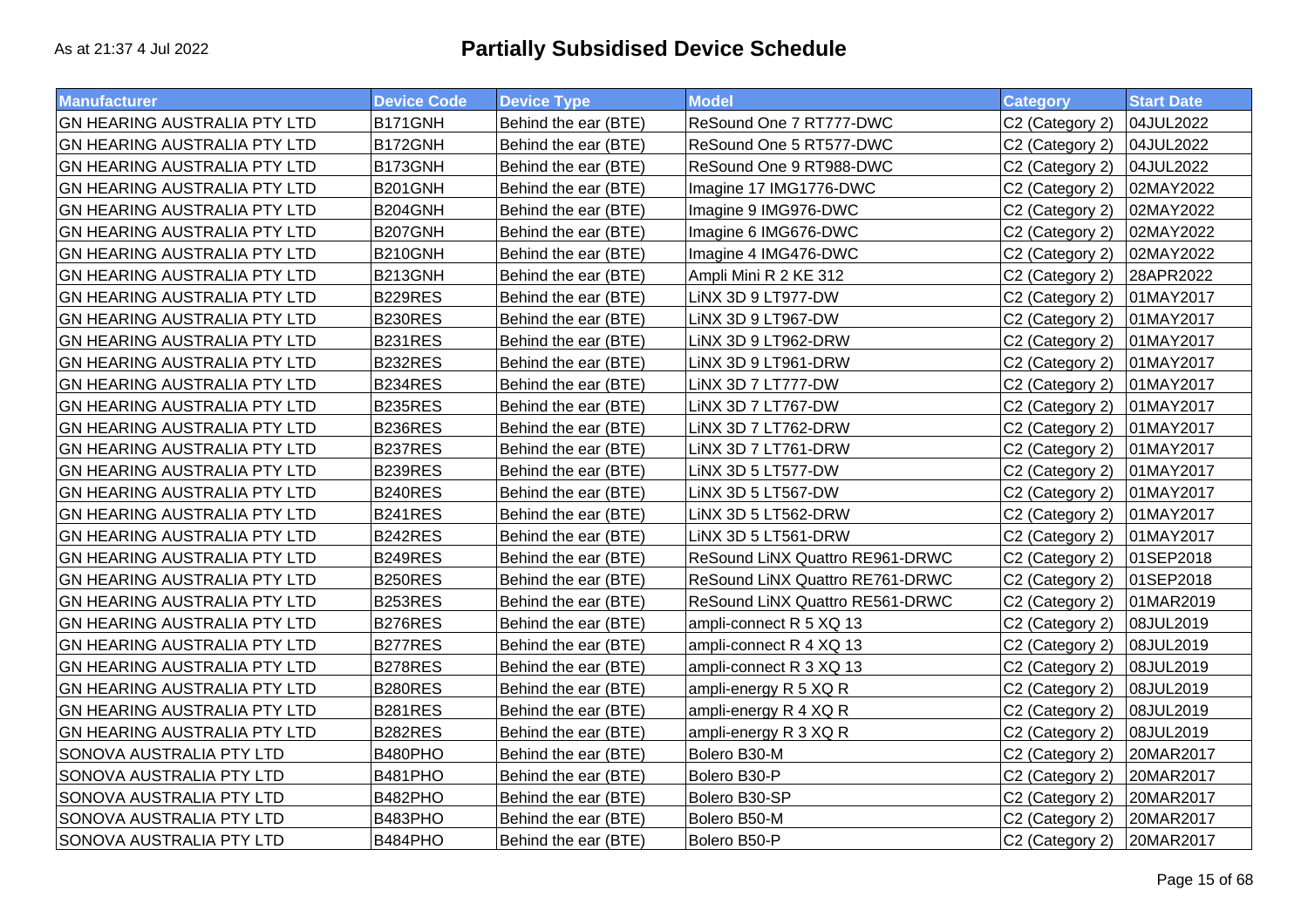As at 21:37 4 Jul 2022

# Partially Subsidised Device Schedule

| Manufacturer | Device Code | Device Type | Model | Category | Start Date |
| --- | --- | --- | --- | --- | --- |
| GN HEARING AUSTRALIA PTY LTD | B171GNH | Behind the ear (BTE) | ReSound One 7 RT777-DWC | C2 (Category 2) | 04JUL2022 |
| GN HEARING AUSTRALIA PTY LTD | B172GNH | Behind the ear (BTE) | ReSound One 5 RT577-DWC | C2 (Category 2) | 04JUL2022 |
| GN HEARING AUSTRALIA PTY LTD | B173GNH | Behind the ear (BTE) | ReSound One 9 RT988-DWC | C2 (Category 2) | 04JUL2022 |
| GN HEARING AUSTRALIA PTY LTD | B201GNH | Behind the ear (BTE) | Imagine 17 IMG1776-DWC | C2 (Category 2) | 02MAY2022 |
| GN HEARING AUSTRALIA PTY LTD | B204GNH | Behind the ear (BTE) | Imagine 9 IMG976-DWC | C2 (Category 2) | 02MAY2022 |
| GN HEARING AUSTRALIA PTY LTD | B207GNH | Behind the ear (BTE) | Imagine 6 IMG676-DWC | C2 (Category 2) | 02MAY2022 |
| GN HEARING AUSTRALIA PTY LTD | B210GNH | Behind the ear (BTE) | Imagine 4 IMG476-DWC | C2 (Category 2) | 02MAY2022 |
| GN HEARING AUSTRALIA PTY LTD | B213GNH | Behind the ear (BTE) | Ampli Mini R 2 KE 312 | C2 (Category 2) | 28APR2022 |
| GN HEARING AUSTRALIA PTY LTD | B229RES | Behind the ear (BTE) | LiNX 3D 9 LT977-DW | C2 (Category 2) | 01MAY2017 |
| GN HEARING AUSTRALIA PTY LTD | B230RES | Behind the ear (BTE) | LiNX 3D 9 LT967-DW | C2 (Category 2) | 01MAY2017 |
| GN HEARING AUSTRALIA PTY LTD | B231RES | Behind the ear (BTE) | LiNX 3D 9 LT962-DRW | C2 (Category 2) | 01MAY2017 |
| GN HEARING AUSTRALIA PTY LTD | B232RES | Behind the ear (BTE) | LiNX 3D 9 LT961-DRW | C2 (Category 2) | 01MAY2017 |
| GN HEARING AUSTRALIA PTY LTD | B234RES | Behind the ear (BTE) | LiNX 3D 7 LT777-DW | C2 (Category 2) | 01MAY2017 |
| GN HEARING AUSTRALIA PTY LTD | B235RES | Behind the ear (BTE) | LiNX 3D 7 LT767-DW | C2 (Category 2) | 01MAY2017 |
| GN HEARING AUSTRALIA PTY LTD | B236RES | Behind the ear (BTE) | LiNX 3D 7 LT762-DRW | C2 (Category 2) | 01MAY2017 |
| GN HEARING AUSTRALIA PTY LTD | B237RES | Behind the ear (BTE) | LiNX 3D 7 LT761-DRW | C2 (Category 2) | 01MAY2017 |
| GN HEARING AUSTRALIA PTY LTD | B239RES | Behind the ear (BTE) | LiNX 3D 5 LT577-DW | C2 (Category 2) | 01MAY2017 |
| GN HEARING AUSTRALIA PTY LTD | B240RES | Behind the ear (BTE) | LiNX 3D 5 LT567-DW | C2 (Category 2) | 01MAY2017 |
| GN HEARING AUSTRALIA PTY LTD | B241RES | Behind the ear (BTE) | LiNX 3D 5 LT562-DRW | C2 (Category 2) | 01MAY2017 |
| GN HEARING AUSTRALIA PTY LTD | B242RES | Behind the ear (BTE) | LiNX 3D 5 LT561-DRW | C2 (Category 2) | 01MAY2017 |
| GN HEARING AUSTRALIA PTY LTD | B249RES | Behind the ear (BTE) | ReSound LiNX Quattro RE961-DRWC | C2 (Category 2) | 01SEP2018 |
| GN HEARING AUSTRALIA PTY LTD | B250RES | Behind the ear (BTE) | ReSound LiNX Quattro RE761-DRWC | C2 (Category 2) | 01SEP2018 |
| GN HEARING AUSTRALIA PTY LTD | B253RES | Behind the ear (BTE) | ReSound LiNX Quattro RE561-DRWC | C2 (Category 2) | 01MAR2019 |
| GN HEARING AUSTRALIA PTY LTD | B276RES | Behind the ear (BTE) | ampli-connect R 5 XQ 13 | C2 (Category 2) | 08JUL2019 |
| GN HEARING AUSTRALIA PTY LTD | B277RES | Behind the ear (BTE) | ampli-connect R 4 XQ 13 | C2 (Category 2) | 08JUL2019 |
| GN HEARING AUSTRALIA PTY LTD | B278RES | Behind the ear (BTE) | ampli-connect R 3 XQ 13 | C2 (Category 2) | 08JUL2019 |
| GN HEARING AUSTRALIA PTY LTD | B280RES | Behind the ear (BTE) | ampli-energy R 5 XQ R | C2 (Category 2) | 08JUL2019 |
| GN HEARING AUSTRALIA PTY LTD | B281RES | Behind the ear (BTE) | ampli-energy R 4 XQ R | C2 (Category 2) | 08JUL2019 |
| GN HEARING AUSTRALIA PTY LTD | B282RES | Behind the ear (BTE) | ampli-energy R 3 XQ R | C2 (Category 2) | 08JUL2019 |
| SONOVA AUSTRALIA PTY LTD | B480PHO | Behind the ear (BTE) | Bolero B30-M | C2 (Category 2) | 20MAR2017 |
| SONOVA AUSTRALIA PTY LTD | B481PHO | Behind the ear (BTE) | Bolero B30-P | C2 (Category 2) | 20MAR2017 |
| SONOVA AUSTRALIA PTY LTD | B482PHO | Behind the ear (BTE) | Bolero B30-SP | C2 (Category 2) | 20MAR2017 |
| SONOVA AUSTRALIA PTY LTD | B483PHO | Behind the ear (BTE) | Bolero B50-M | C2 (Category 2) | 20MAR2017 |
| SONOVA AUSTRALIA PTY LTD | B484PHO | Behind the ear (BTE) | Bolero B50-P | C2 (Category 2) | 20MAR2017 |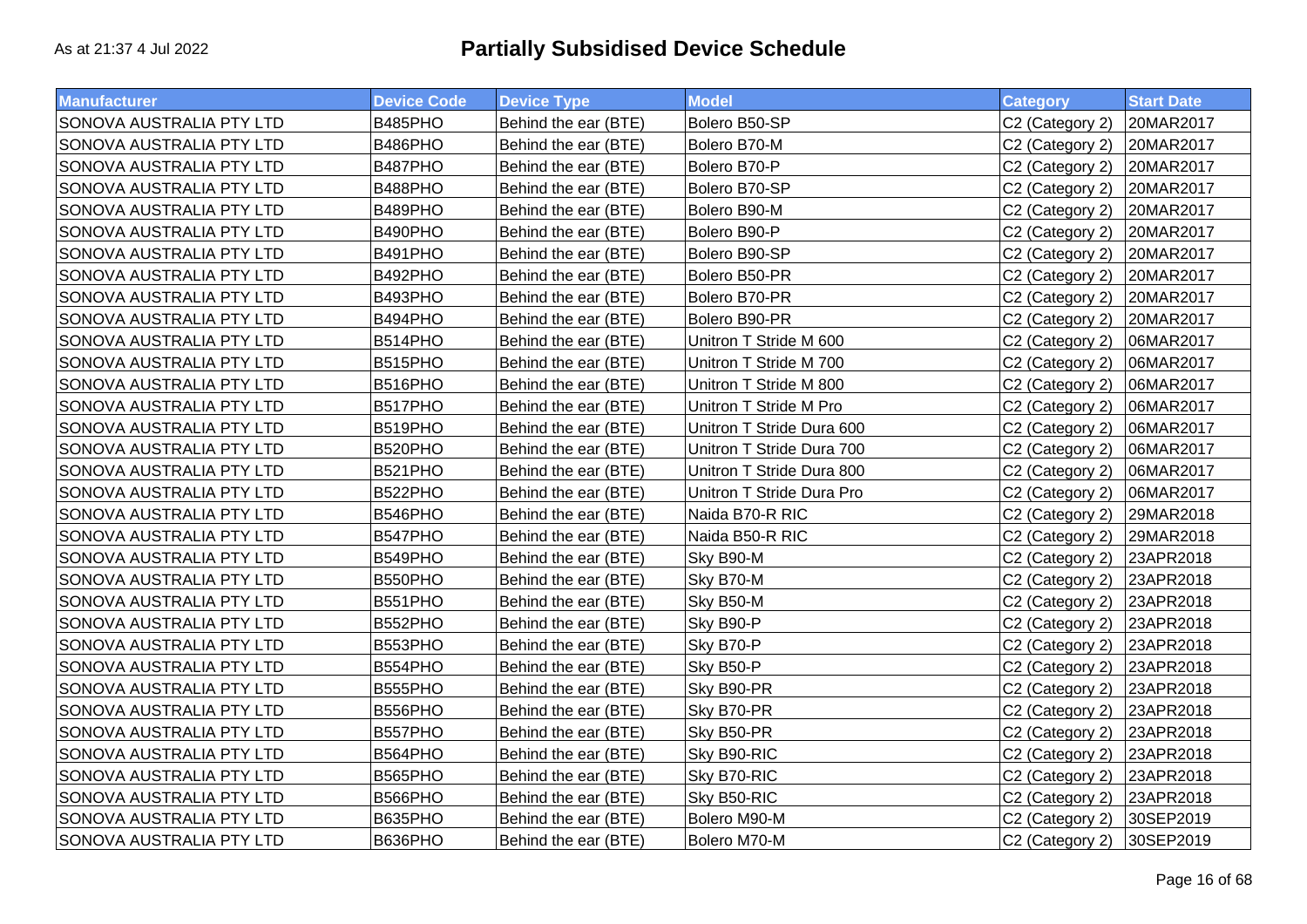As at 21:37 4 Jul 2022

# Partially Subsidised Device Schedule

| Manufacturer | Device Code | Device Type | Model | Category | Start Date |
|---|---|---|---|---|---|
| SONOVA AUSTRALIA PTY LTD | B485PHO | Behind the ear (BTE) | Bolero B50-SP | C2 (Category 2) | 20MAR2017 |
| SONOVA AUSTRALIA PTY LTD | B486PHO | Behind the ear (BTE) | Bolero B70-M | C2 (Category 2) | 20MAR2017 |
| SONOVA AUSTRALIA PTY LTD | B487PHO | Behind the ear (BTE) | Bolero B70-P | C2 (Category 2) | 20MAR2017 |
| SONOVA AUSTRALIA PTY LTD | B488PHO | Behind the ear (BTE) | Bolero B70-SP | C2 (Category 2) | 20MAR2017 |
| SONOVA AUSTRALIA PTY LTD | B489PHO | Behind the ear (BTE) | Bolero B90-M | C2 (Category 2) | 20MAR2017 |
| SONOVA AUSTRALIA PTY LTD | B490PHO | Behind the ear (BTE) | Bolero B90-P | C2 (Category 2) | 20MAR2017 |
| SONOVA AUSTRALIA PTY LTD | B491PHO | Behind the ear (BTE) | Bolero B90-SP | C2 (Category 2) | 20MAR2017 |
| SONOVA AUSTRALIA PTY LTD | B492PHO | Behind the ear (BTE) | Bolero B50-PR | C2 (Category 2) | 20MAR2017 |
| SONOVA AUSTRALIA PTY LTD | B493PHO | Behind the ear (BTE) | Bolero B70-PR | C2 (Category 2) | 20MAR2017 |
| SONOVA AUSTRALIA PTY LTD | B494PHO | Behind the ear (BTE) | Bolero B90-PR | C2 (Category 2) | 20MAR2017 |
| SONOVA AUSTRALIA PTY LTD | B514PHO | Behind the ear (BTE) | Unitron T Stride M 600 | C2 (Category 2) | 06MAR2017 |
| SONOVA AUSTRALIA PTY LTD | B515PHO | Behind the ear (BTE) | Unitron T Stride M 700 | C2 (Category 2) | 06MAR2017 |
| SONOVA AUSTRALIA PTY LTD | B516PHO | Behind the ear (BTE) | Unitron T Stride M 800 | C2 (Category 2) | 06MAR2017 |
| SONOVA AUSTRALIA PTY LTD | B517PHO | Behind the ear (BTE) | Unitron T Stride M Pro | C2 (Category 2) | 06MAR2017 |
| SONOVA AUSTRALIA PTY LTD | B519PHO | Behind the ear (BTE) | Unitron T Stride Dura 600 | C2 (Category 2) | 06MAR2017 |
| SONOVA AUSTRALIA PTY LTD | B520PHO | Behind the ear (BTE) | Unitron T Stride Dura 700 | C2 (Category 2) | 06MAR2017 |
| SONOVA AUSTRALIA PTY LTD | B521PHO | Behind the ear (BTE) | Unitron T Stride Dura 800 | C2 (Category 2) | 06MAR2017 |
| SONOVA AUSTRALIA PTY LTD | B522PHO | Behind the ear (BTE) | Unitron T Stride Dura Pro | C2 (Category 2) | 06MAR2017 |
| SONOVA AUSTRALIA PTY LTD | B546PHO | Behind the ear (BTE) | Naida B70-R RIC | C2 (Category 2) | 29MAR2018 |
| SONOVA AUSTRALIA PTY LTD | B547PHO | Behind the ear (BTE) | Naida B50-R RIC | C2 (Category 2) | 29MAR2018 |
| SONOVA AUSTRALIA PTY LTD | B549PHO | Behind the ear (BTE) | Sky B90-M | C2 (Category 2) | 23APR2018 |
| SONOVA AUSTRALIA PTY LTD | B550PHO | Behind the ear (BTE) | Sky B70-M | C2 (Category 2) | 23APR2018 |
| SONOVA AUSTRALIA PTY LTD | B551PHO | Behind the ear (BTE) | Sky B50-M | C2 (Category 2) | 23APR2018 |
| SONOVA AUSTRALIA PTY LTD | B552PHO | Behind the ear (BTE) | Sky B90-P | C2 (Category 2) | 23APR2018 |
| SONOVA AUSTRALIA PTY LTD | B553PHO | Behind the ear (BTE) | Sky B70-P | C2 (Category 2) | 23APR2018 |
| SONOVA AUSTRALIA PTY LTD | B554PHO | Behind the ear (BTE) | Sky B50-P | C2 (Category 2) | 23APR2018 |
| SONOVA AUSTRALIA PTY LTD | B555PHO | Behind the ear (BTE) | Sky B90-PR | C2 (Category 2) | 23APR2018 |
| SONOVA AUSTRALIA PTY LTD | B556PHO | Behind the ear (BTE) | Sky B70-PR | C2 (Category 2) | 23APR2018 |
| SONOVA AUSTRALIA PTY LTD | B557PHO | Behind the ear (BTE) | Sky B50-PR | C2 (Category 2) | 23APR2018 |
| SONOVA AUSTRALIA PTY LTD | B564PHO | Behind the ear (BTE) | Sky B90-RIC | C2 (Category 2) | 23APR2018 |
| SONOVA AUSTRALIA PTY LTD | B565PHO | Behind the ear (BTE) | Sky B70-RIC | C2 (Category 2) | 23APR2018 |
| SONOVA AUSTRALIA PTY LTD | B566PHO | Behind the ear (BTE) | Sky B50-RIC | C2 (Category 2) | 23APR2018 |
| SONOVA AUSTRALIA PTY LTD | B635PHO | Behind the ear (BTE) | Bolero M90-M | C2 (Category 2) | 30SEP2019 |
| SONOVA AUSTRALIA PTY LTD | B636PHO | Behind the ear (BTE) | Bolero M70-M | C2 (Category 2) | 30SEP2019 |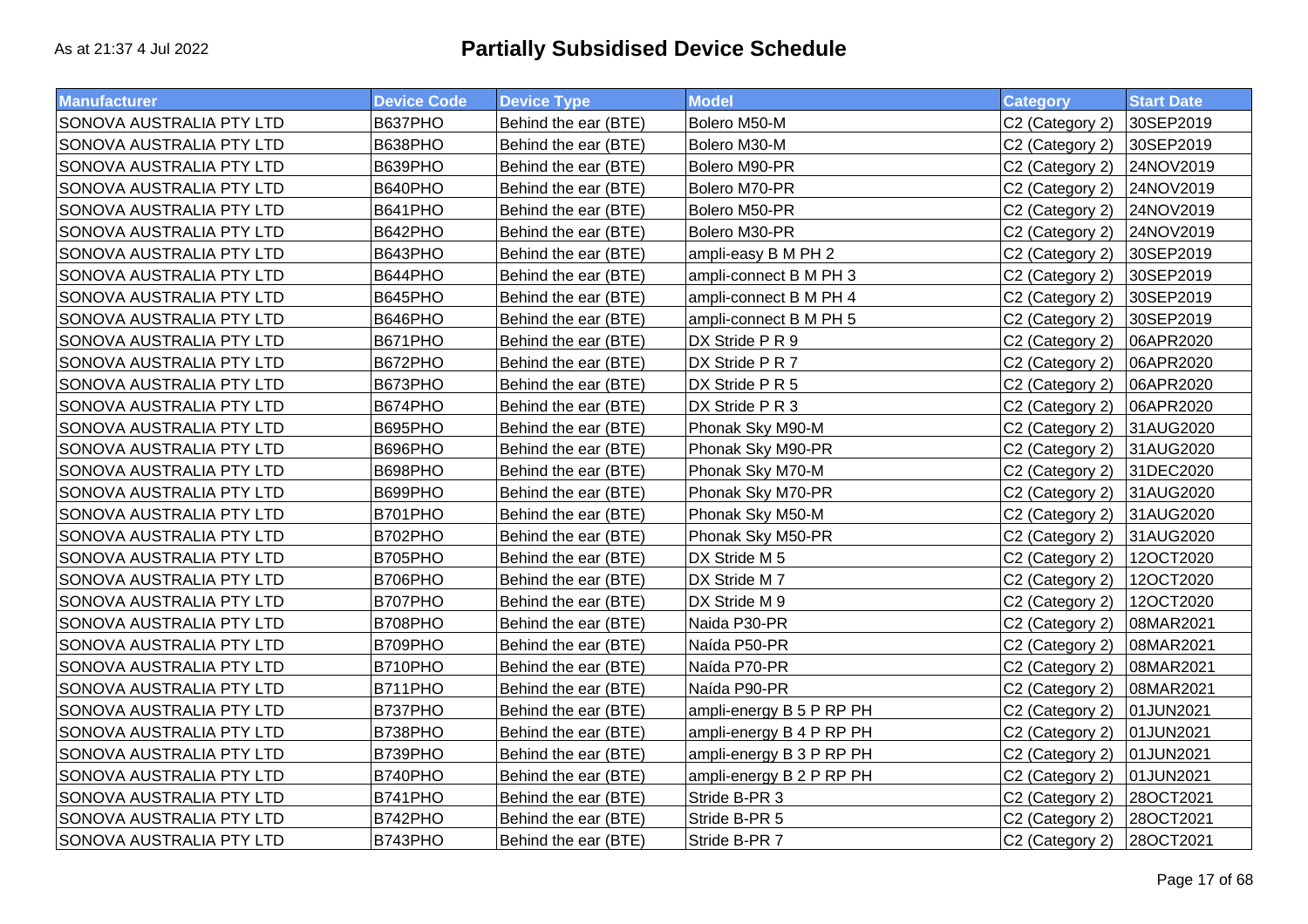# Partially Subsidised Device Schedule

As at 21:37 4 Jul 2022

| Manufacturer | Device Code | Device Type | Model | Category | Start Date |
|---|---|---|---|---|---|
| SONOVA AUSTRALIA PTY LTD | B637PHO | Behind the ear (BTE) | Bolero M50-M | C2 (Category 2) | 30SEP2019 |
| SONOVA AUSTRALIA PTY LTD | B638PHO | Behind the ear (BTE) | Bolero M30-M | C2 (Category 2) | 30SEP2019 |
| SONOVA AUSTRALIA PTY LTD | B639PHO | Behind the ear (BTE) | Bolero M90-PR | C2 (Category 2) | 24NOV2019 |
| SONOVA AUSTRALIA PTY LTD | B640PHO | Behind the ear (BTE) | Bolero M70-PR | C2 (Category 2) | 24NOV2019 |
| SONOVA AUSTRALIA PTY LTD | B641PHO | Behind the ear (BTE) | Bolero M50-PR | C2 (Category 2) | 24NOV2019 |
| SONOVA AUSTRALIA PTY LTD | B642PHO | Behind the ear (BTE) | Bolero M30-PR | C2 (Category 2) | 24NOV2019 |
| SONOVA AUSTRALIA PTY LTD | B643PHO | Behind the ear (BTE) | ampli-easy B M PH 2 | C2 (Category 2) | 30SEP2019 |
| SONOVA AUSTRALIA PTY LTD | B644PHO | Behind the ear (BTE) | ampli-connect B M PH 3 | C2 (Category 2) | 30SEP2019 |
| SONOVA AUSTRALIA PTY LTD | B645PHO | Behind the ear (BTE) | ampli-connect B M PH 4 | C2 (Category 2) | 30SEP2019 |
| SONOVA AUSTRALIA PTY LTD | B646PHO | Behind the ear (BTE) | ampli-connect B M PH 5 | C2 (Category 2) | 30SEP2019 |
| SONOVA AUSTRALIA PTY LTD | B671PHO | Behind the ear (BTE) | DX Stride P R 9 | C2 (Category 2) | 06APR2020 |
| SONOVA AUSTRALIA PTY LTD | B672PHO | Behind the ear (BTE) | DX Stride P R 7 | C2 (Category 2) | 06APR2020 |
| SONOVA AUSTRALIA PTY LTD | B673PHO | Behind the ear (BTE) | DX Stride P R 5 | C2 (Category 2) | 06APR2020 |
| SONOVA AUSTRALIA PTY LTD | B674PHO | Behind the ear (BTE) | DX Stride P R 3 | C2 (Category 2) | 06APR2020 |
| SONOVA AUSTRALIA PTY LTD | B695PHO | Behind the ear (BTE) | Phonak Sky M90-M | C2 (Category 2) | 31AUG2020 |
| SONOVA AUSTRALIA PTY LTD | B696PHO | Behind the ear (BTE) | Phonak Sky M90-PR | C2 (Category 2) | 31AUG2020 |
| SONOVA AUSTRALIA PTY LTD | B698PHO | Behind the ear (BTE) | Phonak Sky M70-M | C2 (Category 2) | 31DEC2020 |
| SONOVA AUSTRALIA PTY LTD | B699PHO | Behind the ear (BTE) | Phonak Sky M70-PR | C2 (Category 2) | 31AUG2020 |
| SONOVA AUSTRALIA PTY LTD | B701PHO | Behind the ear (BTE) | Phonak Sky M50-M | C2 (Category 2) | 31AUG2020 |
| SONOVA AUSTRALIA PTY LTD | B702PHO | Behind the ear (BTE) | Phonak Sky M50-PR | C2 (Category 2) | 31AUG2020 |
| SONOVA AUSTRALIA PTY LTD | B705PHO | Behind the ear (BTE) | DX Stride M 5 | C2 (Category 2) | 12OCT2020 |
| SONOVA AUSTRALIA PTY LTD | B706PHO | Behind the ear (BTE) | DX Stride M 7 | C2 (Category 2) | 12OCT2020 |
| SONOVA AUSTRALIA PTY LTD | B707PHO | Behind the ear (BTE) | DX Stride M 9 | C2 (Category 2) | 12OCT2020 |
| SONOVA AUSTRALIA PTY LTD | B708PHO | Behind the ear (BTE) | Naida P30-PR | C2 (Category 2) | 08MAR2021 |
| SONOVA AUSTRALIA PTY LTD | B709PHO | Behind the ear (BTE) | Naída P50-PR | C2 (Category 2) | 08MAR2021 |
| SONOVA AUSTRALIA PTY LTD | B710PHO | Behind the ear (BTE) | Naída P70-PR | C2 (Category 2) | 08MAR2021 |
| SONOVA AUSTRALIA PTY LTD | B711PHO | Behind the ear (BTE) | Naída P90-PR | C2 (Category 2) | 08MAR2021 |
| SONOVA AUSTRALIA PTY LTD | B737PHO | Behind the ear (BTE) | ampli-energy B 5 P RP PH | C2 (Category 2) | 01JUN2021 |
| SONOVA AUSTRALIA PTY LTD | B738PHO | Behind the ear (BTE) | ampli-energy B 4 P RP PH | C2 (Category 2) | 01JUN2021 |
| SONOVA AUSTRALIA PTY LTD | B739PHO | Behind the ear (BTE) | ampli-energy B 3 P RP PH | C2 (Category 2) | 01JUN2021 |
| SONOVA AUSTRALIA PTY LTD | B740PHO | Behind the ear (BTE) | ampli-energy B 2 P RP PH | C2 (Category 2) | 01JUN2021 |
| SONOVA AUSTRALIA PTY LTD | B741PHO | Behind the ear (BTE) | Stride B-PR 3 | C2 (Category 2) | 28OCT2021 |
| SONOVA AUSTRALIA PTY LTD | B742PHO | Behind the ear (BTE) | Stride B-PR 5 | C2 (Category 2) | 28OCT2021 |
| SONOVA AUSTRALIA PTY LTD | B743PHO | Behind the ear (BTE) | Stride B-PR 7 | C2 (Category 2) | 28OCT2021 |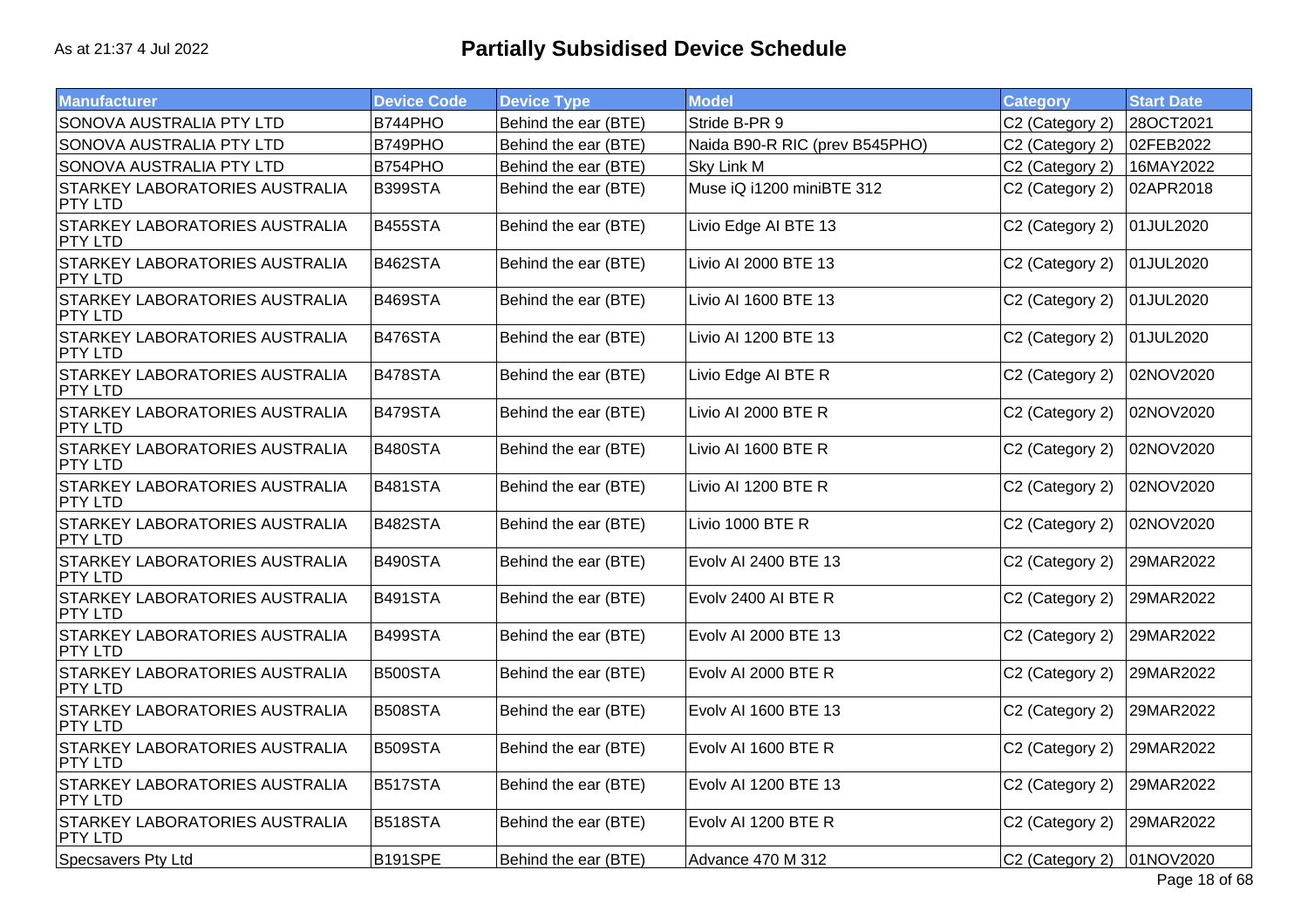As at 21:37 4 Jul 2022

# Partially Subsidised Device Schedule

| Manufacturer | Device Code | Device Type | Model | Category | Start Date |
|---|---|---|---|---|---|
| SONOVA AUSTRALIA PTY LTD | B744PHO | Behind the ear (BTE) | Stride B-PR 9 | C2 (Category 2) | 28OCT2021 |
| SONOVA AUSTRALIA PTY LTD | B749PHO | Behind the ear (BTE) | Naida B90-R RIC (prev B545PHO) | C2 (Category 2) | 02FEB2022 |
| SONOVA AUSTRALIA PTY LTD | B754PHO | Behind the ear (BTE) | Sky Link M | C2 (Category 2) | 16MAY2022 |
| STARKEY LABORATORIES AUSTRALIA PTY LTD | B399STA | Behind the ear (BTE) | Muse iQ i1200 miniBTE 312 | C2 (Category 2) | 02APR2018 |
| STARKEY LABORATORIES AUSTRALIA PTY LTD | B455STA | Behind the ear (BTE) | Livio Edge AI BTE 13 | C2 (Category 2) | 01JUL2020 |
| STARKEY LABORATORIES AUSTRALIA PTY LTD | B462STA | Behind the ear (BTE) | Livio AI 2000 BTE 13 | C2 (Category 2) | 01JUL2020 |
| STARKEY LABORATORIES AUSTRALIA PTY LTD | B469STA | Behind the ear (BTE) | Livio AI 1600 BTE 13 | C2 (Category 2) | 01JUL2020 |
| STARKEY LABORATORIES AUSTRALIA PTY LTD | B476STA | Behind the ear (BTE) | Livio AI 1200 BTE 13 | C2 (Category 2) | 01JUL2020 |
| STARKEY LABORATORIES AUSTRALIA PTY LTD | B478STA | Behind the ear (BTE) | Livio Edge AI BTE R | C2 (Category 2) | 02NOV2020 |
| STARKEY LABORATORIES AUSTRALIA PTY LTD | B479STA | Behind the ear (BTE) | Livio AI 2000 BTE R | C2 (Category 2) | 02NOV2020 |
| STARKEY LABORATORIES AUSTRALIA PTY LTD | B480STA | Behind the ear (BTE) | Livio AI 1600 BTE R | C2 (Category 2) | 02NOV2020 |
| STARKEY LABORATORIES AUSTRALIA PTY LTD | B481STA | Behind the ear (BTE) | Livio AI 1200 BTE R | C2 (Category 2) | 02NOV2020 |
| STARKEY LABORATORIES AUSTRALIA PTY LTD | B482STA | Behind the ear (BTE) | Livio 1000 BTE R | C2 (Category 2) | 02NOV2020 |
| STARKEY LABORATORIES AUSTRALIA PTY LTD | B490STA | Behind the ear (BTE) | Evolv AI 2400 BTE 13 | C2 (Category 2) | 29MAR2022 |
| STARKEY LABORATORIES AUSTRALIA PTY LTD | B491STA | Behind the ear (BTE) | Evolv 2400 AI BTE R | C2 (Category 2) | 29MAR2022 |
| STARKEY LABORATORIES AUSTRALIA PTY LTD | B499STA | Behind the ear (BTE) | Evolv AI 2000 BTE 13 | C2 (Category 2) | 29MAR2022 |
| STARKEY LABORATORIES AUSTRALIA PTY LTD | B500STA | Behind the ear (BTE) | Evolv AI 2000 BTE R | C2 (Category 2) | 29MAR2022 |
| STARKEY LABORATORIES AUSTRALIA PTY LTD | B508STA | Behind the ear (BTE) | Evolv AI 1600 BTE 13 | C2 (Category 2) | 29MAR2022 |
| STARKEY LABORATORIES AUSTRALIA PTY LTD | B509STA | Behind the ear (BTE) | Evolv AI 1600 BTE R | C2 (Category 2) | 29MAR2022 |
| STARKEY LABORATORIES AUSTRALIA PTY LTD | B517STA | Behind the ear (BTE) | Evolv AI 1200 BTE 13 | C2 (Category 2) | 29MAR2022 |
| STARKEY LABORATORIES AUSTRALIA PTY LTD | B518STA | Behind the ear (BTE) | Evolv AI 1200 BTE R | C2 (Category 2) | 29MAR2022 |
| Specsavers Pty Ltd | B191SPE | Behind the ear (BTE) | Advance 470 M 312 | C2 (Category 2) | 01NOV2020 |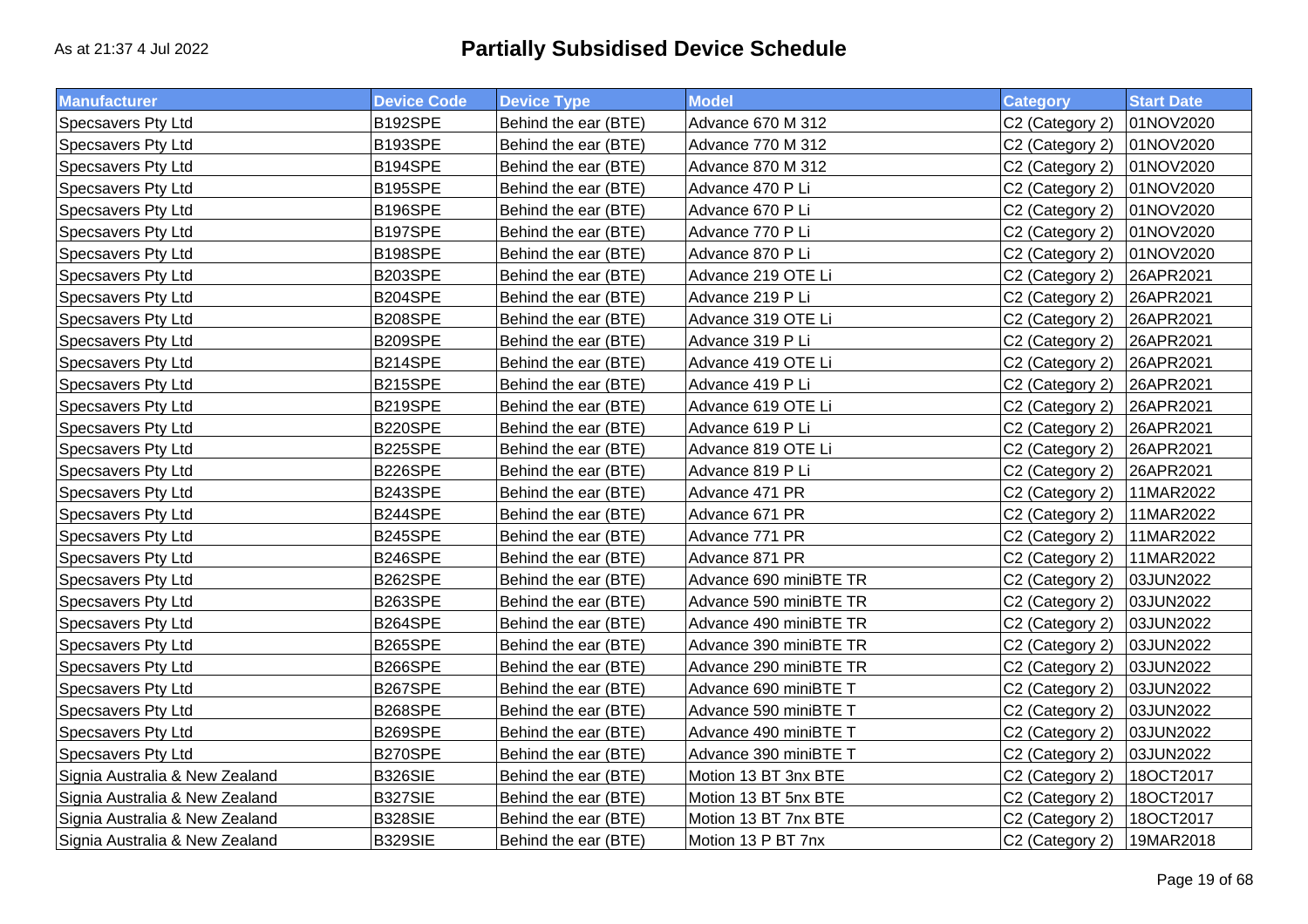# Partially Subsidised Device Schedule

As at 21:37 4 Jul 2022

| Manufacturer | Device Code | Device Type | Model | Category | Start Date |
|---|---|---|---|---|---|
| Specsavers Pty Ltd | B192SPE | Behind the ear (BTE) | Advance 670 M 312 | C2 (Category 2) | 01NOV2020 |
| Specsavers Pty Ltd | B193SPE | Behind the ear (BTE) | Advance 770 M 312 | C2 (Category 2) | 01NOV2020 |
| Specsavers Pty Ltd | B194SPE | Behind the ear (BTE) | Advance 870 M 312 | C2 (Category 2) | 01NOV2020 |
| Specsavers Pty Ltd | B195SPE | Behind the ear (BTE) | Advance 470 P Li | C2 (Category 2) | 01NOV2020 |
| Specsavers Pty Ltd | B196SPE | Behind the ear (BTE) | Advance 670 P Li | C2 (Category 2) | 01NOV2020 |
| Specsavers Pty Ltd | B197SPE | Behind the ear (BTE) | Advance 770 P Li | C2 (Category 2) | 01NOV2020 |
| Specsavers Pty Ltd | B198SPE | Behind the ear (BTE) | Advance 870 P Li | C2 (Category 2) | 01NOV2020 |
| Specsavers Pty Ltd | B203SPE | Behind the ear (BTE) | Advance 219 OTE Li | C2 (Category 2) | 26APR2021 |
| Specsavers Pty Ltd | B204SPE | Behind the ear (BTE) | Advance 219 P Li | C2 (Category 2) | 26APR2021 |
| Specsavers Pty Ltd | B208SPE | Behind the ear (BTE) | Advance 319 OTE Li | C2 (Category 2) | 26APR2021 |
| Specsavers Pty Ltd | B209SPE | Behind the ear (BTE) | Advance 319 P Li | C2 (Category 2) | 26APR2021 |
| Specsavers Pty Ltd | B214SPE | Behind the ear (BTE) | Advance 419 OTE Li | C2 (Category 2) | 26APR2021 |
| Specsavers Pty Ltd | B215SPE | Behind the ear (BTE) | Advance 419 P Li | C2 (Category 2) | 26APR2021 |
| Specsavers Pty Ltd | B219SPE | Behind the ear (BTE) | Advance 619 OTE Li | C2 (Category 2) | 26APR2021 |
| Specsavers Pty Ltd | B220SPE | Behind the ear (BTE) | Advance 619 P Li | C2 (Category 2) | 26APR2021 |
| Specsavers Pty Ltd | B225SPE | Behind the ear (BTE) | Advance 819 OTE Li | C2 (Category 2) | 26APR2021 |
| Specsavers Pty Ltd | B226SPE | Behind the ear (BTE) | Advance 819 P Li | C2 (Category 2) | 26APR2021 |
| Specsavers Pty Ltd | B243SPE | Behind the ear (BTE) | Advance 471 PR | C2 (Category 2) | 11MAR2022 |
| Specsavers Pty Ltd | B244SPE | Behind the ear (BTE) | Advance 671 PR | C2 (Category 2) | 11MAR2022 |
| Specsavers Pty Ltd | B245SPE | Behind the ear (BTE) | Advance 771 PR | C2 (Category 2) | 11MAR2022 |
| Specsavers Pty Ltd | B246SPE | Behind the ear (BTE) | Advance 871 PR | C2 (Category 2) | 11MAR2022 |
| Specsavers Pty Ltd | B262SPE | Behind the ear (BTE) | Advance 690 miniBTE TR | C2 (Category 2) | 03JUN2022 |
| Specsavers Pty Ltd | B263SPE | Behind the ear (BTE) | Advance 590 miniBTE TR | C2 (Category 2) | 03JUN2022 |
| Specsavers Pty Ltd | B264SPE | Behind the ear (BTE) | Advance 490 miniBTE TR | C2 (Category 2) | 03JUN2022 |
| Specsavers Pty Ltd | B265SPE | Behind the ear (BTE) | Advance 390 miniBTE TR | C2 (Category 2) | 03JUN2022 |
| Specsavers Pty Ltd | B266SPE | Behind the ear (BTE) | Advance 290 miniBTE TR | C2 (Category 2) | 03JUN2022 |
| Specsavers Pty Ltd | B267SPE | Behind the ear (BTE) | Advance 690 miniBTE T | C2 (Category 2) | 03JUN2022 |
| Specsavers Pty Ltd | B268SPE | Behind the ear (BTE) | Advance 590 miniBTE T | C2 (Category 2) | 03JUN2022 |
| Specsavers Pty Ltd | B269SPE | Behind the ear (BTE) | Advance 490 miniBTE T | C2 (Category 2) | 03JUN2022 |
| Specsavers Pty Ltd | B270SPE | Behind the ear (BTE) | Advance 390 miniBTE T | C2 (Category 2) | 03JUN2022 |
| Signia Australia & New Zealand | B326SIE | Behind the ear (BTE) | Motion 13 BT 3nx BTE | C2 (Category 2) | 18OCT2017 |
| Signia Australia & New Zealand | B327SIE | Behind the ear (BTE) | Motion 13 BT 5nx BTE | C2 (Category 2) | 18OCT2017 |
| Signia Australia & New Zealand | B328SIE | Behind the ear (BTE) | Motion 13 BT 7nx BTE | C2 (Category 2) | 18OCT2017 |
| Signia Australia & New Zealand | B329SIE | Behind the ear (BTE) | Motion 13 P BT 7nx | C2 (Category 2) | 19MAR2018 |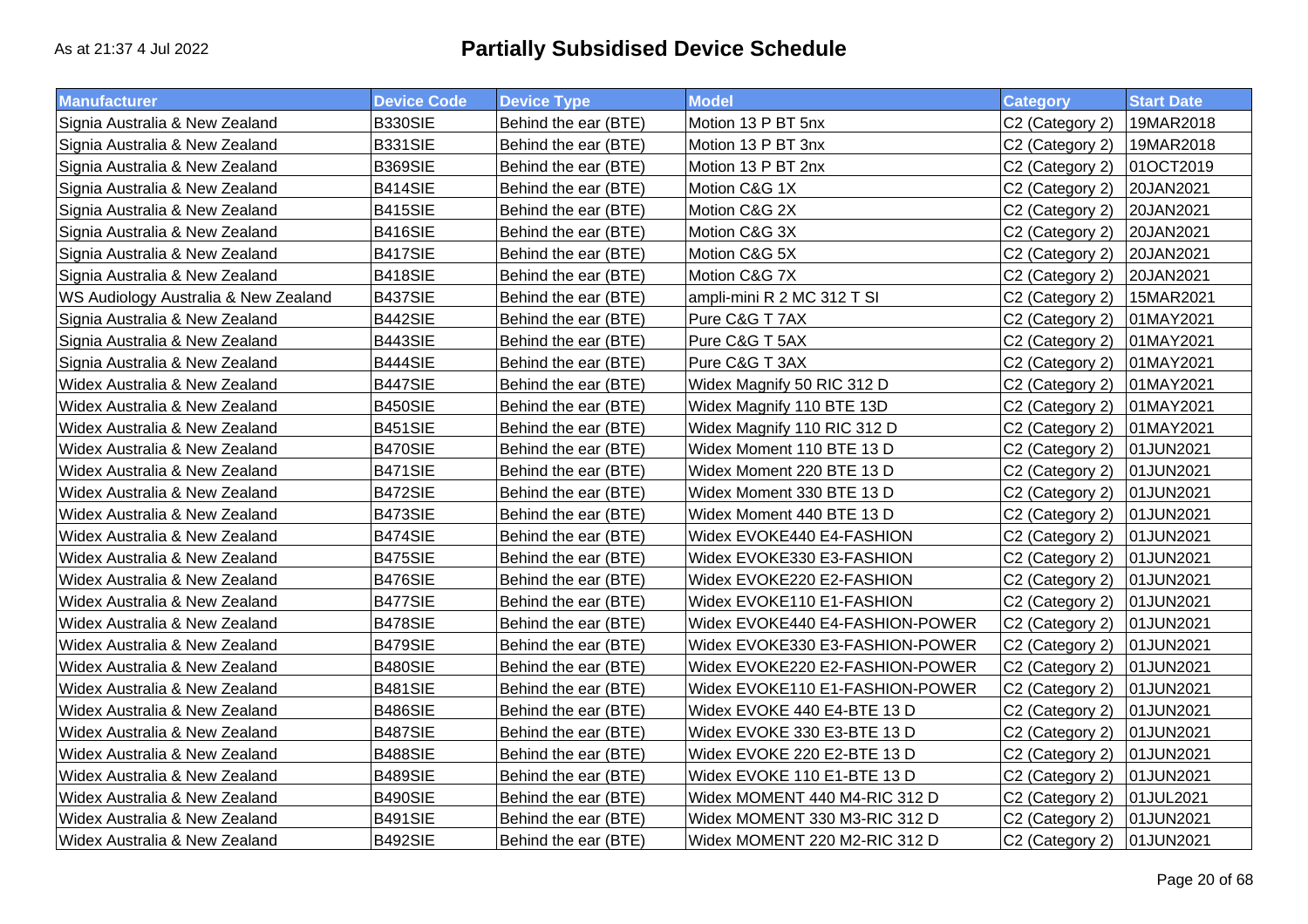As at 21:37 4 Jul 2022

# Partially Subsidised Device Schedule

| Manufacturer | Device Code | Device Type | Model | Category | Start Date |
|---|---|---|---|---|---|
| Signia Australia & New Zealand | B330SIE | Behind the ear (BTE) | Motion 13 P BT 5nx | C2 (Category 2) | 19MAR2018 |
| Signia Australia & New Zealand | B331SIE | Behind the ear (BTE) | Motion 13 P BT 3nx | C2 (Category 2) | 19MAR2018 |
| Signia Australia & New Zealand | B369SIE | Behind the ear (BTE) | Motion 13 P BT 2nx | C2 (Category 2) | 01OCT2019 |
| Signia Australia & New Zealand | B414SIE | Behind the ear (BTE) | Motion C&G 1X | C2 (Category 2) | 20JAN2021 |
| Signia Australia & New Zealand | B415SIE | Behind the ear (BTE) | Motion C&G 2X | C2 (Category 2) | 20JAN2021 |
| Signia Australia & New Zealand | B416SIE | Behind the ear (BTE) | Motion C&G 3X | C2 (Category 2) | 20JAN2021 |
| Signia Australia & New Zealand | B417SIE | Behind the ear (BTE) | Motion C&G 5X | C2 (Category 2) | 20JAN2021 |
| Signia Australia & New Zealand | B418SIE | Behind the ear (BTE) | Motion C&G 7X | C2 (Category 2) | 20JAN2021 |
| WS Audiology Australia & New Zealand | B437SIE | Behind the ear (BTE) | ampli-mini R 2 MC 312 T SI | C2 (Category 2) | 15MAR2021 |
| Signia Australia & New Zealand | B442SIE | Behind the ear (BTE) | Pure C&G T 7AX | C2 (Category 2) | 01MAY2021 |
| Signia Australia & New Zealand | B443SIE | Behind the ear (BTE) | Pure C&G T 5AX | C2 (Category 2) | 01MAY2021 |
| Signia Australia & New Zealand | B444SIE | Behind the ear (BTE) | Pure C&G T 3AX | C2 (Category 2) | 01MAY2021 |
| Widex Australia & New Zealand | B447SIE | Behind the ear (BTE) | Widex Magnify 50 RIC 312 D | C2 (Category 2) | 01MAY2021 |
| Widex Australia & New Zealand | B450SIE | Behind the ear (BTE) | Widex Magnify 110 BTE 13D | C2 (Category 2) | 01MAY2021 |
| Widex Australia & New Zealand | B451SIE | Behind the ear (BTE) | Widex Magnify 110 RIC 312 D | C2 (Category 2) | 01MAY2021 |
| Widex Australia & New Zealand | B470SIE | Behind the ear (BTE) | Widex Moment 110 BTE 13 D | C2 (Category 2) | 01JUN2021 |
| Widex Australia & New Zealand | B471SIE | Behind the ear (BTE) | Widex Moment 220 BTE 13 D | C2 (Category 2) | 01JUN2021 |
| Widex Australia & New Zealand | B472SIE | Behind the ear (BTE) | Widex Moment 330 BTE 13 D | C2 (Category 2) | 01JUN2021 |
| Widex Australia & New Zealand | B473SIE | Behind the ear (BTE) | Widex Moment 440 BTE 13 D | C2 (Category 2) | 01JUN2021 |
| Widex Australia & New Zealand | B474SIE | Behind the ear (BTE) | Widex EVOKE440 E4-FASHION | C2 (Category 2) | 01JUN2021 |
| Widex Australia & New Zealand | B475SIE | Behind the ear (BTE) | Widex EVOKE330 E3-FASHION | C2 (Category 2) | 01JUN2021 |
| Widex Australia & New Zealand | B476SIE | Behind the ear (BTE) | Widex EVOKE220 E2-FASHION | C2 (Category 2) | 01JUN2021 |
| Widex Australia & New Zealand | B477SIE | Behind the ear (BTE) | Widex EVOKE110 E1-FASHION | C2 (Category 2) | 01JUN2021 |
| Widex Australia & New Zealand | B478SIE | Behind the ear (BTE) | Widex EVOKE440 E4-FASHION-POWER | C2 (Category 2) | 01JUN2021 |
| Widex Australia & New Zealand | B479SIE | Behind the ear (BTE) | Widex EVOKE330 E3-FASHION-POWER | C2 (Category 2) | 01JUN2021 |
| Widex Australia & New Zealand | B480SIE | Behind the ear (BTE) | Widex EVOKE220 E2-FASHION-POWER | C2 (Category 2) | 01JUN2021 |
| Widex Australia & New Zealand | B481SIE | Behind the ear (BTE) | Widex EVOKE110 E1-FASHION-POWER | C2 (Category 2) | 01JUN2021 |
| Widex Australia & New Zealand | B486SIE | Behind the ear (BTE) | Widex EVOKE 440 E4-BTE 13 D | C2 (Category 2) | 01JUN2021 |
| Widex Australia & New Zealand | B487SIE | Behind the ear (BTE) | Widex EVOKE 330 E3-BTE 13 D | C2 (Category 2) | 01JUN2021 |
| Widex Australia & New Zealand | B488SIE | Behind the ear (BTE) | Widex EVOKE 220 E2-BTE 13 D | C2 (Category 2) | 01JUN2021 |
| Widex Australia & New Zealand | B489SIE | Behind the ear (BTE) | Widex EVOKE 110 E1-BTE 13 D | C2 (Category 2) | 01JUN2021 |
| Widex Australia & New Zealand | B490SIE | Behind the ear (BTE) | Widex MOMENT 440 M4-RIC 312 D | C2 (Category 2) | 01JUL2021 |
| Widex Australia & New Zealand | B491SIE | Behind the ear (BTE) | Widex MOMENT 330 M3-RIC 312 D | C2 (Category 2) | 01JUN2021 |
| Widex Australia & New Zealand | B492SIE | Behind the ear (BTE) | Widex MOMENT 220 M2-RIC 312 D | C2 (Category 2) | 01JUN2021 |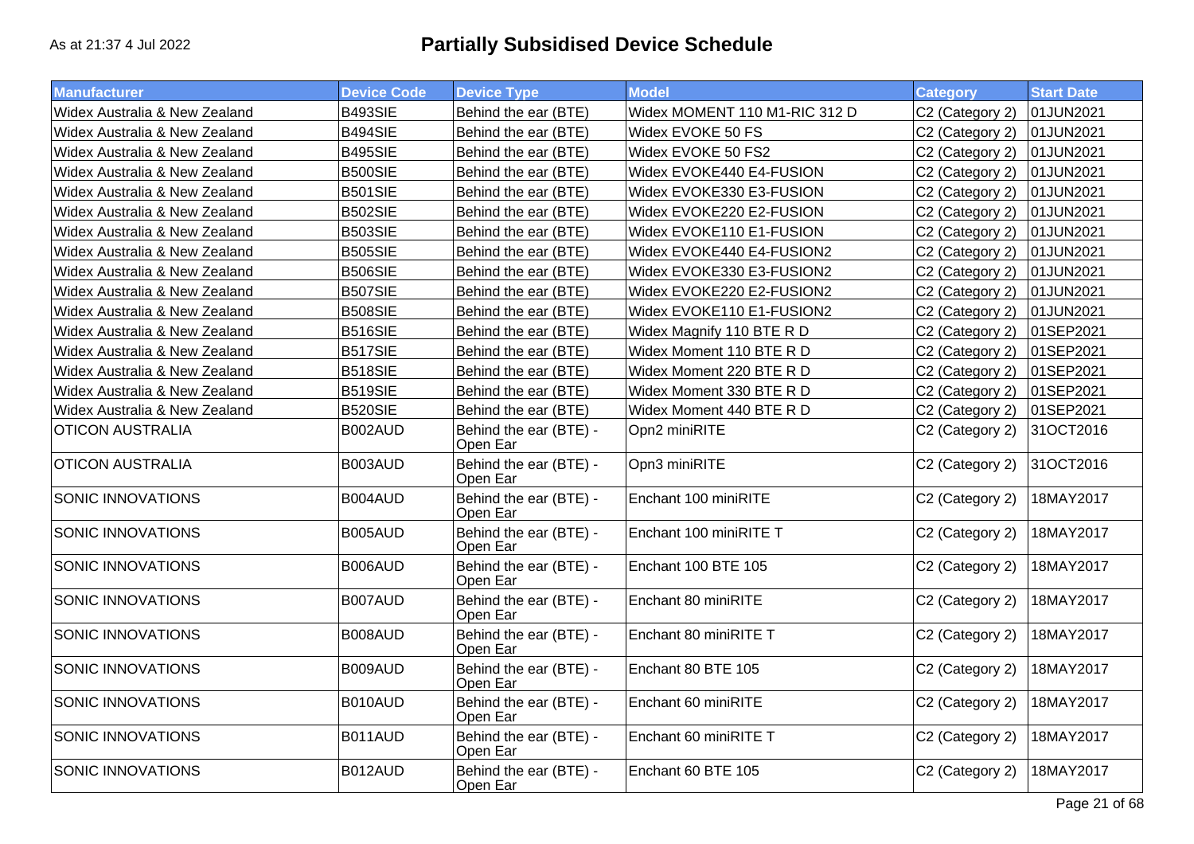As at 21:37 4 Jul 2022

# Partially Subsidised Device Schedule

| Manufacturer | Device Code | Device Type | Model | Category | Start Date |
|---|---|---|---|---|---|
| Widex Australia & New Zealand | B493SIE | Behind the ear (BTE) | Widex MOMENT 110 M1-RIC 312 D | C2 (Category 2) | 01JUN2021 |
| Widex Australia & New Zealand | B494SIE | Behind the ear (BTE) | Widex EVOKE 50 FS | C2 (Category 2) | 01JUN2021 |
| Widex Australia & New Zealand | B495SIE | Behind the ear (BTE) | Widex EVOKE 50 FS2 | C2 (Category 2) | 01JUN2021 |
| Widex Australia & New Zealand | B500SIE | Behind the ear (BTE) | Widex EVOKE440 E4-FUSION | C2 (Category 2) | 01JUN2021 |
| Widex Australia & New Zealand | B501SIE | Behind the ear (BTE) | Widex EVOKE330 E3-FUSION | C2 (Category 2) | 01JUN2021 |
| Widex Australia & New Zealand | B502SIE | Behind the ear (BTE) | Widex EVOKE220 E2-FUSION | C2 (Category 2) | 01JUN2021 |
| Widex Australia & New Zealand | B503SIE | Behind the ear (BTE) | Widex EVOKE110 E1-FUSION | C2 (Category 2) | 01JUN2021 |
| Widex Australia & New Zealand | B505SIE | Behind the ear (BTE) | Widex EVOKE440 E4-FUSION2 | C2 (Category 2) | 01JUN2021 |
| Widex Australia & New Zealand | B506SIE | Behind the ear (BTE) | Widex EVOKE330 E3-FUSION2 | C2 (Category 2) | 01JUN2021 |
| Widex Australia & New Zealand | B507SIE | Behind the ear (BTE) | Widex EVOKE220 E2-FUSION2 | C2 (Category 2) | 01JUN2021 |
| Widex Australia & New Zealand | B508SIE | Behind the ear (BTE) | Widex EVOKE110 E1-FUSION2 | C2 (Category 2) | 01JUN2021 |
| Widex Australia & New Zealand | B516SIE | Behind the ear (BTE) | Widex Magnify 110 BTE R D | C2 (Category 2) | 01SEP2021 |
| Widex Australia & New Zealand | B517SIE | Behind the ear (BTE) | Widex Moment 110 BTE R D | C2 (Category 2) | 01SEP2021 |
| Widex Australia & New Zealand | B518SIE | Behind the ear (BTE) | Widex Moment 220 BTE R D | C2 (Category 2) | 01SEP2021 |
| Widex Australia & New Zealand | B519SIE | Behind the ear (BTE) | Widex Moment 330 BTE R D | C2 (Category 2) | 01SEP2021 |
| Widex Australia & New Zealand | B520SIE | Behind the ear (BTE) | Widex Moment 440 BTE R D | C2 (Category 2) | 01SEP2021 |
| OTICON AUSTRALIA | B002AUD | Behind the ear (BTE) - Open Ear | Opn2 miniRITE | C2 (Category 2) | 31OCT2016 |
| OTICON AUSTRALIA | B003AUD | Behind the ear (BTE) - Open Ear | Opn3 miniRITE | C2 (Category 2) | 31OCT2016 |
| SONIC INNOVATIONS | B004AUD | Behind the ear (BTE) - Open Ear | Enchant 100 miniRITE | C2 (Category 2) | 18MAY2017 |
| SONIC INNOVATIONS | B005AUD | Behind the ear (BTE) - Open Ear | Enchant 100 miniRITE T | C2 (Category 2) | 18MAY2017 |
| SONIC INNOVATIONS | B006AUD | Behind the ear (BTE) - Open Ear | Enchant 100 BTE 105 | C2 (Category 2) | 18MAY2017 |
| SONIC INNOVATIONS | B007AUD | Behind the ear (BTE) - Open Ear | Enchant 80 miniRITE | C2 (Category 2) | 18MAY2017 |
| SONIC INNOVATIONS | B008AUD | Behind the ear (BTE) - Open Ear | Enchant 80 miniRITE T | C2 (Category 2) | 18MAY2017 |
| SONIC INNOVATIONS | B009AUD | Behind the ear (BTE) - Open Ear | Enchant 80 BTE 105 | C2 (Category 2) | 18MAY2017 |
| SONIC INNOVATIONS | B010AUD | Behind the ear (BTE) - Open Ear | Enchant 60 miniRITE | C2 (Category 2) | 18MAY2017 |
| SONIC INNOVATIONS | B011AUD | Behind the ear (BTE) - Open Ear | Enchant 60 miniRITE T | C2 (Category 2) | 18MAY2017 |
| SONIC INNOVATIONS | B012AUD | Behind the ear (BTE) - Open Ear | Enchant 60 BTE 105 | C2 (Category 2) | 18MAY2017 |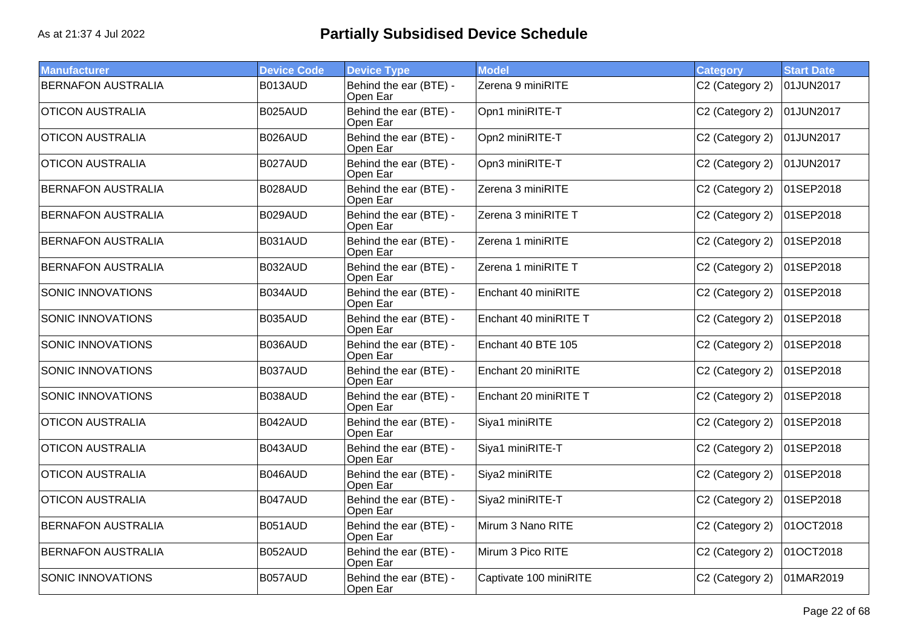# Partially Subsidised Device Schedule

As at 21:37 4 Jul 2022

| Manufacturer | Device Code | Device Type | Model | Category | Start Date |
|---|---|---|---|---|---|
| BERNAFON AUSTRALIA | B013AUD | Behind the ear (BTE) - Open Ear | Zerena 9 miniRITE | C2 (Category 2) | 01JUN2017 |
| OTICON AUSTRALIA | B025AUD | Behind the ear (BTE) - Open Ear | Opn1 miniRITE-T | C2 (Category 2) | 01JUN2017 |
| OTICON AUSTRALIA | B026AUD | Behind the ear (BTE) - Open Ear | Opn2 miniRITE-T | C2 (Category 2) | 01JUN2017 |
| OTICON AUSTRALIA | B027AUD | Behind the ear (BTE) - Open Ear | Opn3 miniRITE-T | C2 (Category 2) | 01JUN2017 |
| BERNAFON AUSTRALIA | B028AUD | Behind the ear (BTE) - Open Ear | Zerena 3 miniRITE | C2 (Category 2) | 01SEP2018 |
| BERNAFON AUSTRALIA | B029AUD | Behind the ear (BTE) - Open Ear | Zerena 3 miniRITE T | C2 (Category 2) | 01SEP2018 |
| BERNAFON AUSTRALIA | B031AUD | Behind the ear (BTE) - Open Ear | Zerena 1 miniRITE | C2 (Category 2) | 01SEP2018 |
| BERNAFON AUSTRALIA | B032AUD | Behind the ear (BTE) - Open Ear | Zerena 1 miniRITE T | C2 (Category 2) | 01SEP2018 |
| SONIC INNOVATIONS | B034AUD | Behind the ear (BTE) - Open Ear | Enchant 40 miniRITE | C2 (Category 2) | 01SEP2018 |
| SONIC INNOVATIONS | B035AUD | Behind the ear (BTE) - Open Ear | Enchant 40 miniRITE T | C2 (Category 2) | 01SEP2018 |
| SONIC INNOVATIONS | B036AUD | Behind the ear (BTE) - Open Ear | Enchant 40 BTE 105 | C2 (Category 2) | 01SEP2018 |
| SONIC INNOVATIONS | B037AUD | Behind the ear (BTE) - Open Ear | Enchant 20 miniRITE | C2 (Category 2) | 01SEP2018 |
| SONIC INNOVATIONS | B038AUD | Behind the ear (BTE) - Open Ear | Enchant 20 miniRITE T | C2 (Category 2) | 01SEP2018 |
| OTICON AUSTRALIA | B042AUD | Behind the ear (BTE) - Open Ear | Siya1 miniRITE | C2 (Category 2) | 01SEP2018 |
| OTICON AUSTRALIA | B043AUD | Behind the ear (BTE) - Open Ear | Siya1 miniRITE-T | C2 (Category 2) | 01SEP2018 |
| OTICON AUSTRALIA | B046AUD | Behind the ear (BTE) - Open Ear | Siya2 miniRITE | C2 (Category 2) | 01SEP2018 |
| OTICON AUSTRALIA | B047AUD | Behind the ear (BTE) - Open Ear | Siya2 miniRITE-T | C2 (Category 2) | 01SEP2018 |
| BERNAFON AUSTRALIA | B051AUD | Behind the ear (BTE) - Open Ear | Mirum 3 Nano RITE | C2 (Category 2) | 01OCT2018 |
| BERNAFON AUSTRALIA | B052AUD | Behind the ear (BTE) - Open Ear | Mirum 3 Pico RITE | C2 (Category 2) | 01OCT2018 |
| SONIC INNOVATIONS | B057AUD | Behind the ear (BTE) - Open Ear | Captivate 100 miniRITE | C2 (Category 2) | 01MAR2019 |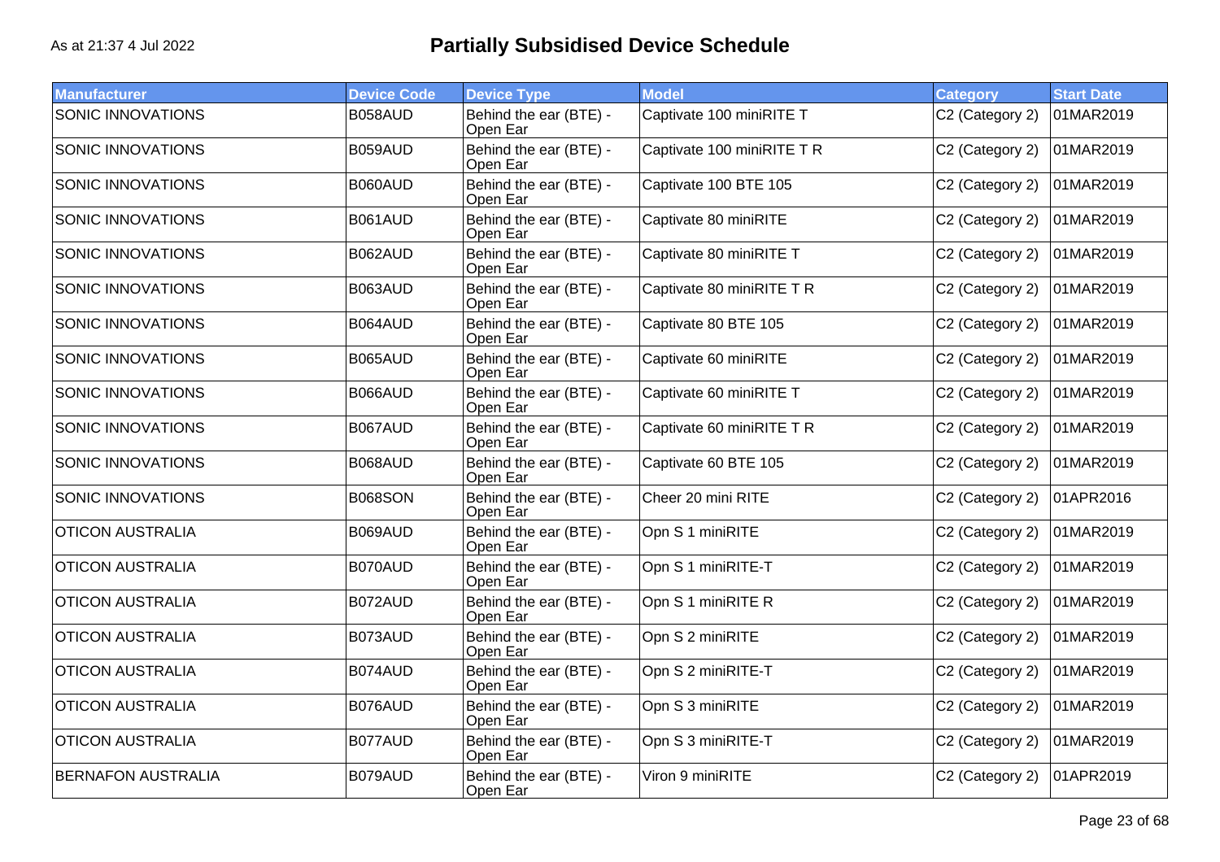As at 21:37 4 Jul 2022

# Partially Subsidised Device Schedule

| Manufacturer | Device Code | Device Type | Model | Category | Start Date |
|---|---|---|---|---|---|
| SONIC INNOVATIONS | B058AUD | Behind the ear (BTE) - Open Ear | Captivate 100 miniRITE T | C2 (Category 2) | 01MAR2019 |
| SONIC INNOVATIONS | B059AUD | Behind the ear (BTE) - Open Ear | Captivate 100 miniRITE T R | C2 (Category 2) | 01MAR2019 |
| SONIC INNOVATIONS | B060AUD | Behind the ear (BTE) - Open Ear | Captivate 100 BTE 105 | C2 (Category 2) | 01MAR2019 |
| SONIC INNOVATIONS | B061AUD | Behind the ear (BTE) - Open Ear | Captivate 80 miniRITE | C2 (Category 2) | 01MAR2019 |
| SONIC INNOVATIONS | B062AUD | Behind the ear (BTE) - Open Ear | Captivate 80 miniRITE T | C2 (Category 2) | 01MAR2019 |
| SONIC INNOVATIONS | B063AUD | Behind the ear (BTE) - Open Ear | Captivate 80 miniRITE T R | C2 (Category 2) | 01MAR2019 |
| SONIC INNOVATIONS | B064AUD | Behind the ear (BTE) - Open Ear | Captivate 80 BTE 105 | C2 (Category 2) | 01MAR2019 |
| SONIC INNOVATIONS | B065AUD | Behind the ear (BTE) - Open Ear | Captivate 60 miniRITE | C2 (Category 2) | 01MAR2019 |
| SONIC INNOVATIONS | B066AUD | Behind the ear (BTE) - Open Ear | Captivate 60 miniRITE T | C2 (Category 2) | 01MAR2019 |
| SONIC INNOVATIONS | B067AUD | Behind the ear (BTE) - Open Ear | Captivate 60 miniRITE T R | C2 (Category 2) | 01MAR2019 |
| SONIC INNOVATIONS | B068AUD | Behind the ear (BTE) - Open Ear | Captivate 60 BTE 105 | C2 (Category 2) | 01MAR2019 |
| SONIC INNOVATIONS | B068SON | Behind the ear (BTE) - Open Ear | Cheer 20 mini RITE | C2 (Category 2) | 01APR2016 |
| OTICON AUSTRALIA | B069AUD | Behind the ear (BTE) - Open Ear | Opn S 1 miniRITE | C2 (Category 2) | 01MAR2019 |
| OTICON AUSTRALIA | B070AUD | Behind the ear (BTE) - Open Ear | Opn S 1 miniRITE-T | C2 (Category 2) | 01MAR2019 |
| OTICON AUSTRALIA | B072AUD | Behind the ear (BTE) - Open Ear | Opn S 1 miniRITE R | C2 (Category 2) | 01MAR2019 |
| OTICON AUSTRALIA | B073AUD | Behind the ear (BTE) - Open Ear | Opn S 2 miniRITE | C2 (Category 2) | 01MAR2019 |
| OTICON AUSTRALIA | B074AUD | Behind the ear (BTE) - Open Ear | Opn S 2 miniRITE-T | C2 (Category 2) | 01MAR2019 |
| OTICON AUSTRALIA | B076AUD | Behind the ear (BTE) - Open Ear | Opn S 3 miniRITE | C2 (Category 2) | 01MAR2019 |
| OTICON AUSTRALIA | B077AUD | Behind the ear (BTE) - Open Ear | Opn S 3 miniRITE-T | C2 (Category 2) | 01MAR2019 |
| BERNAFON AUSTRALIA | B079AUD | Behind the ear (BTE) - Open Ear | Viron 9 miniRITE | C2 (Category 2) | 01APR2019 |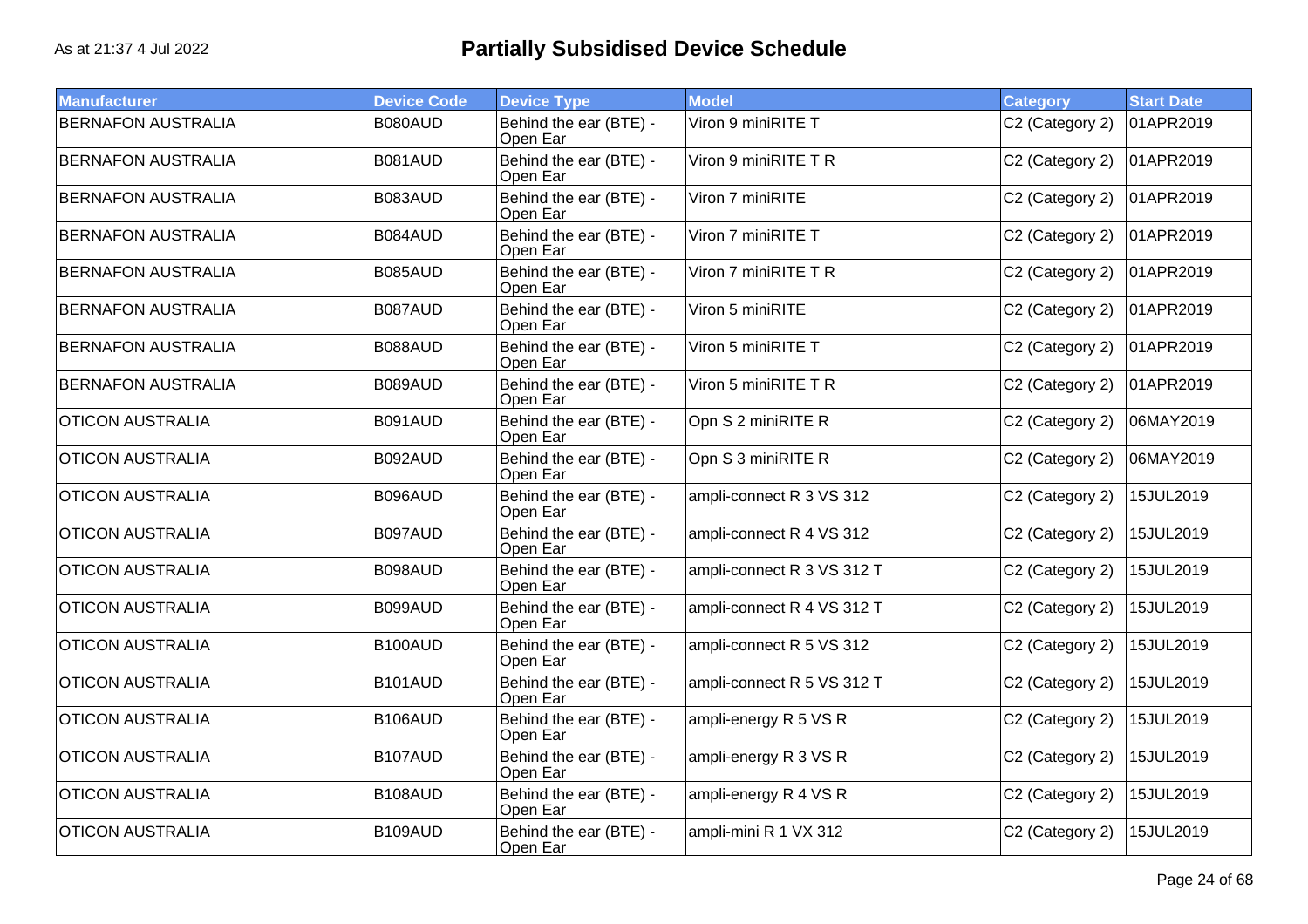# Partially Subsidised Device Schedule

As at 21:37 4 Jul 2022

| Manufacturer | Device Code | Device Type | Model | Category | Start Date |
|---|---|---|---|---|---|
| BERNAFON AUSTRALIA | B080AUD | Behind the ear (BTE) - Open Ear | Viron 9 miniRITE T | C2 (Category 2) | 01APR2019 |
| BERNAFON AUSTRALIA | B081AUD | Behind the ear (BTE) - Open Ear | Viron 9 miniRITE T R | C2 (Category 2) | 01APR2019 |
| BERNAFON AUSTRALIA | B083AUD | Behind the ear (BTE) - Open Ear | Viron 7 miniRITE | C2 (Category 2) | 01APR2019 |
| BERNAFON AUSTRALIA | B084AUD | Behind the ear (BTE) - Open Ear | Viron 7 miniRITE T | C2 (Category 2) | 01APR2019 |
| BERNAFON AUSTRALIA | B085AUD | Behind the ear (BTE) - Open Ear | Viron 7 miniRITE T R | C2 (Category 2) | 01APR2019 |
| BERNAFON AUSTRALIA | B087AUD | Behind the ear (BTE) - Open Ear | Viron 5 miniRITE | C2 (Category 2) | 01APR2019 |
| BERNAFON AUSTRALIA | B088AUD | Behind the ear (BTE) - Open Ear | Viron 5 miniRITE T | C2 (Category 2) | 01APR2019 |
| BERNAFON AUSTRALIA | B089AUD | Behind the ear (BTE) - Open Ear | Viron 5 miniRITE T R | C2 (Category 2) | 01APR2019 |
| OTICON AUSTRALIA | B091AUD | Behind the ear (BTE) - Open Ear | Opn S 2 miniRITE R | C2 (Category 2) | 06MAY2019 |
| OTICON AUSTRALIA | B092AUD | Behind the ear (BTE) - Open Ear | Opn S 3 miniRITE R | C2 (Category 2) | 06MAY2019 |
| OTICON AUSTRALIA | B096AUD | Behind the ear (BTE) - Open Ear | ampli-connect R 3 VS 312 | C2 (Category 2) | 15JUL2019 |
| OTICON AUSTRALIA | B097AUD | Behind the ear (BTE) - Open Ear | ampli-connect R 4 VS 312 | C2 (Category 2) | 15JUL2019 |
| OTICON AUSTRALIA | B098AUD | Behind the ear (BTE) - Open Ear | ampli-connect R 3 VS 312 T | C2 (Category 2) | 15JUL2019 |
| OTICON AUSTRALIA | B099AUD | Behind the ear (BTE) - Open Ear | ampli-connect R 4 VS 312 T | C2 (Category 2) | 15JUL2019 |
| OTICON AUSTRALIA | B100AUD | Behind the ear (BTE) - Open Ear | ampli-connect R 5 VS 312 | C2 (Category 2) | 15JUL2019 |
| OTICON AUSTRALIA | B101AUD | Behind the ear (BTE) - Open Ear | ampli-connect R 5 VS 312 T | C2 (Category 2) | 15JUL2019 |
| OTICON AUSTRALIA | B106AUD | Behind the ear (BTE) - Open Ear | ampli-energy R 5 VS R | C2 (Category 2) | 15JUL2019 |
| OTICON AUSTRALIA | B107AUD | Behind the ear (BTE) - Open Ear | ampli-energy R 3 VS R | C2 (Category 2) | 15JUL2019 |
| OTICON AUSTRALIA | B108AUD | Behind the ear (BTE) - Open Ear | ampli-energy R 4 VS R | C2 (Category 2) | 15JUL2019 |
| OTICON AUSTRALIA | B109AUD | Behind the ear (BTE) - Open Ear | ampli-mini R 1 VX 312 | C2 (Category 2) | 15JUL2019 |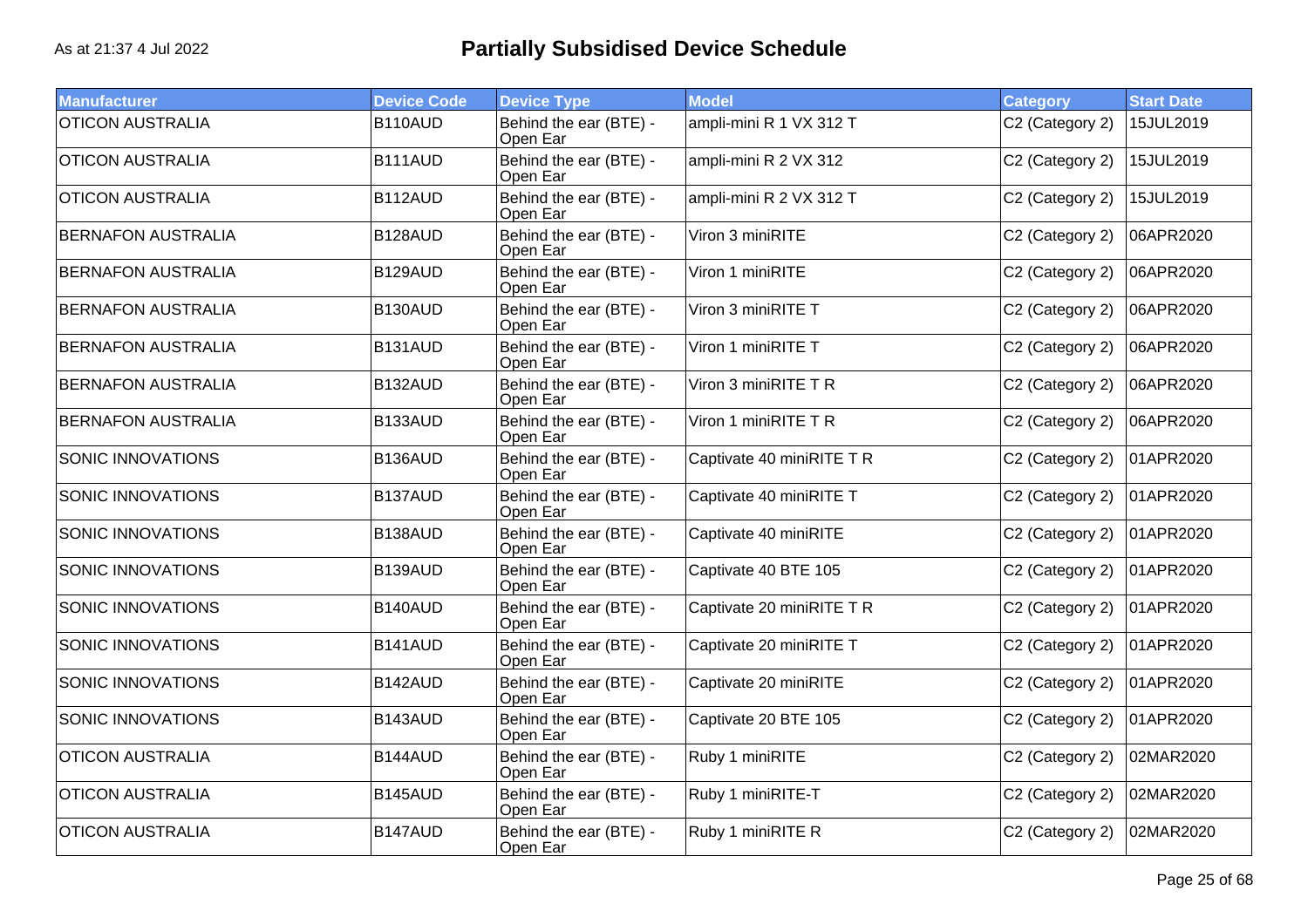# Partially Subsidised Device Schedule

As at 21:37 4 Jul 2022

| Manufacturer | Device Code | Device Type | Model | Category | Start Date |
|---|---|---|---|---|---|
| OTICON AUSTRALIA | B110AUD | Behind the ear (BTE) - Open Ear | ampli-mini R 1 VX 312 T | C2 (Category 2) | 15JUL2019 |
| OTICON AUSTRALIA | B111AUD | Behind the ear (BTE) - Open Ear | ampli-mini R 2 VX 312 | C2 (Category 2) | 15JUL2019 |
| OTICON AUSTRALIA | B112AUD | Behind the ear (BTE) - Open Ear | ampli-mini R 2 VX 312 T | C2 (Category 2) | 15JUL2019 |
| BERNAFON AUSTRALIA | B128AUD | Behind the ear (BTE) - Open Ear | Viron 3 miniRITE | C2 (Category 2) | 06APR2020 |
| BERNAFON AUSTRALIA | B129AUD | Behind the ear (BTE) - Open Ear | Viron 1 miniRITE | C2 (Category 2) | 06APR2020 |
| BERNAFON AUSTRALIA | B130AUD | Behind the ear (BTE) - Open Ear | Viron 3 miniRITE T | C2 (Category 2) | 06APR2020 |
| BERNAFON AUSTRALIA | B131AUD | Behind the ear (BTE) - Open Ear | Viron 1 miniRITE T | C2 (Category 2) | 06APR2020 |
| BERNAFON AUSTRALIA | B132AUD | Behind the ear (BTE) - Open Ear | Viron 3 miniRITE T R | C2 (Category 2) | 06APR2020 |
| BERNAFON AUSTRALIA | B133AUD | Behind the ear (BTE) - Open Ear | Viron 1 miniRITE T R | C2 (Category 2) | 06APR2020 |
| SONIC INNOVATIONS | B136AUD | Behind the ear (BTE) - Open Ear | Captivate 40 miniRITE T R | C2 (Category 2) | 01APR2020 |
| SONIC INNOVATIONS | B137AUD | Behind the ear (BTE) - Open Ear | Captivate 40 miniRITE T | C2 (Category 2) | 01APR2020 |
| SONIC INNOVATIONS | B138AUD | Behind the ear (BTE) - Open Ear | Captivate 40 miniRITE | C2 (Category 2) | 01APR2020 |
| SONIC INNOVATIONS | B139AUD | Behind the ear (BTE) - Open Ear | Captivate 40 BTE 105 | C2 (Category 2) | 01APR2020 |
| SONIC INNOVATIONS | B140AUD | Behind the ear (BTE) - Open Ear | Captivate 20 miniRITE T R | C2 (Category 2) | 01APR2020 |
| SONIC INNOVATIONS | B141AUD | Behind the ear (BTE) - Open Ear | Captivate 20 miniRITE T | C2 (Category 2) | 01APR2020 |
| SONIC INNOVATIONS | B142AUD | Behind the ear (BTE) - Open Ear | Captivate 20 miniRITE | C2 (Category 2) | 01APR2020 |
| SONIC INNOVATIONS | B143AUD | Behind the ear (BTE) - Open Ear | Captivate 20 BTE 105 | C2 (Category 2) | 01APR2020 |
| OTICON AUSTRALIA | B144AUD | Behind the ear (BTE) - Open Ear | Ruby 1 miniRITE | C2 (Category 2) | 02MAR2020 |
| OTICON AUSTRALIA | B145AUD | Behind the ear (BTE) - Open Ear | Ruby 1 miniRITE-T | C2 (Category 2) | 02MAR2020 |
| OTICON AUSTRALIA | B147AUD | Behind the ear (BTE) - Open Ear | Ruby 1 miniRITE R | C2 (Category 2) | 02MAR2020 |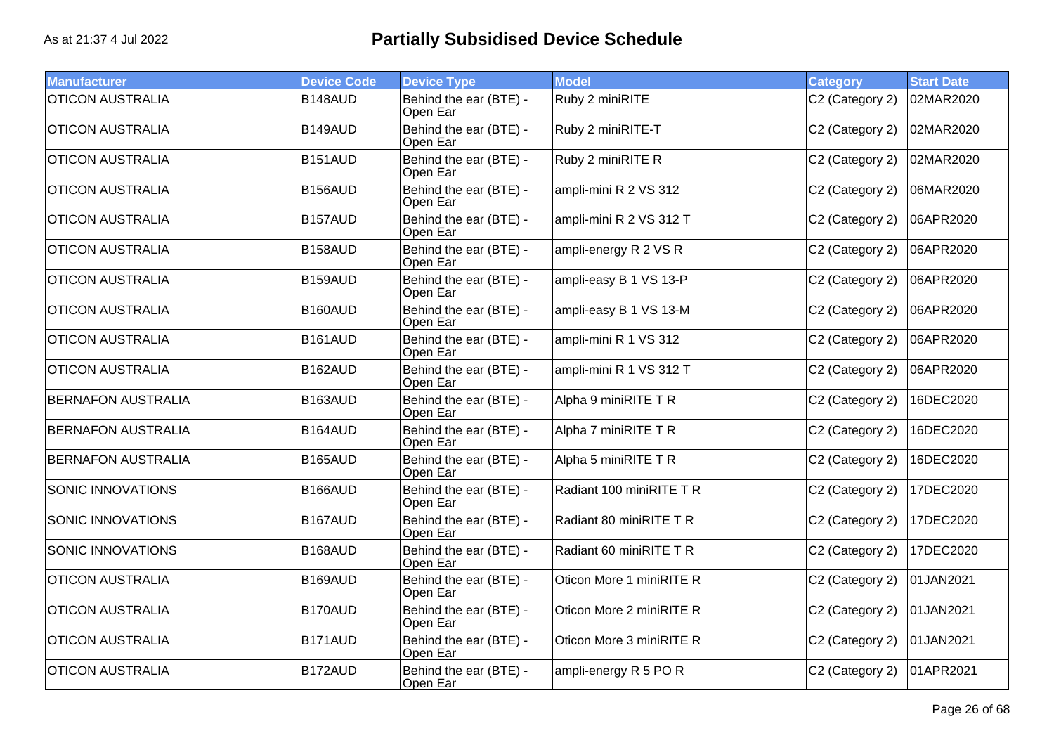# Partially Subsidised Device Schedule

As at 21:37 4 Jul 2022

| Manufacturer | Device Code | Device Type | Model | Category | Start Date |
|---|---|---|---|---|---|
| OTICON AUSTRALIA | B148AUD | Behind the ear (BTE) - Open Ear | Ruby 2 miniRITE | C2 (Category 2) | 02MAR2020 |
| OTICON AUSTRALIA | B149AUD | Behind the ear (BTE) - Open Ear | Ruby 2 miniRITE-T | C2 (Category 2) | 02MAR2020 |
| OTICON AUSTRALIA | B151AUD | Behind the ear (BTE) - Open Ear | Ruby 2 miniRITE R | C2 (Category 2) | 02MAR2020 |
| OTICON AUSTRALIA | B156AUD | Behind the ear (BTE) - Open Ear | ampli-mini R 2 VS 312 | C2 (Category 2) | 06MAR2020 |
| OTICON AUSTRALIA | B157AUD | Behind the ear (BTE) - Open Ear | ampli-mini R 2 VS 312 T | C2 (Category 2) | 06APR2020 |
| OTICON AUSTRALIA | B158AUD | Behind the ear (BTE) - Open Ear | ampli-energy R 2 VS R | C2 (Category 2) | 06APR2020 |
| OTICON AUSTRALIA | B159AUD | Behind the ear (BTE) - Open Ear | ampli-easy B 1 VS 13-P | C2 (Category 2) | 06APR2020 |
| OTICON AUSTRALIA | B160AUD | Behind the ear (BTE) - Open Ear | ampli-easy B 1 VS 13-M | C2 (Category 2) | 06APR2020 |
| OTICON AUSTRALIA | B161AUD | Behind the ear (BTE) - Open Ear | ampli-mini R 1 VS 312 | C2 (Category 2) | 06APR2020 |
| OTICON AUSTRALIA | B162AUD | Behind the ear (BTE) - Open Ear | ampli-mini R 1 VS 312 T | C2 (Category 2) | 06APR2020 |
| BERNAFON AUSTRALIA | B163AUD | Behind the ear (BTE) - Open Ear | Alpha 9 miniRITE T R | C2 (Category 2) | 16DEC2020 |
| BERNAFON AUSTRALIA | B164AUD | Behind the ear (BTE) - Open Ear | Alpha 7 miniRITE T R | C2 (Category 2) | 16DEC2020 |
| BERNAFON AUSTRALIA | B165AUD | Behind the ear (BTE) - Open Ear | Alpha 5 miniRITE T R | C2 (Category 2) | 16DEC2020 |
| SONIC INNOVATIONS | B166AUD | Behind the ear (BTE) - Open Ear | Radiant 100 miniRITE T R | C2 (Category 2) | 17DEC2020 |
| SONIC INNOVATIONS | B167AUD | Behind the ear (BTE) - Open Ear | Radiant 80 miniRITE T R | C2 (Category 2) | 17DEC2020 |
| SONIC INNOVATIONS | B168AUD | Behind the ear (BTE) - Open Ear | Radiant 60 miniRITE T R | C2 (Category 2) | 17DEC2020 |
| OTICON AUSTRALIA | B169AUD | Behind the ear (BTE) - Open Ear | Oticon More 1 miniRITE R | C2 (Category 2) | 01JAN2021 |
| OTICON AUSTRALIA | B170AUD | Behind the ear (BTE) - Open Ear | Oticon More 2 miniRITE R | C2 (Category 2) | 01JAN2021 |
| OTICON AUSTRALIA | B171AUD | Behind the ear (BTE) - Open Ear | Oticon More 3 miniRITE R | C2 (Category 2) | 01JAN2021 |
| OTICON AUSTRALIA | B172AUD | Behind the ear (BTE) - Open Ear | ampli-energy R 5 PO R | C2 (Category 2) | 01APR2021 |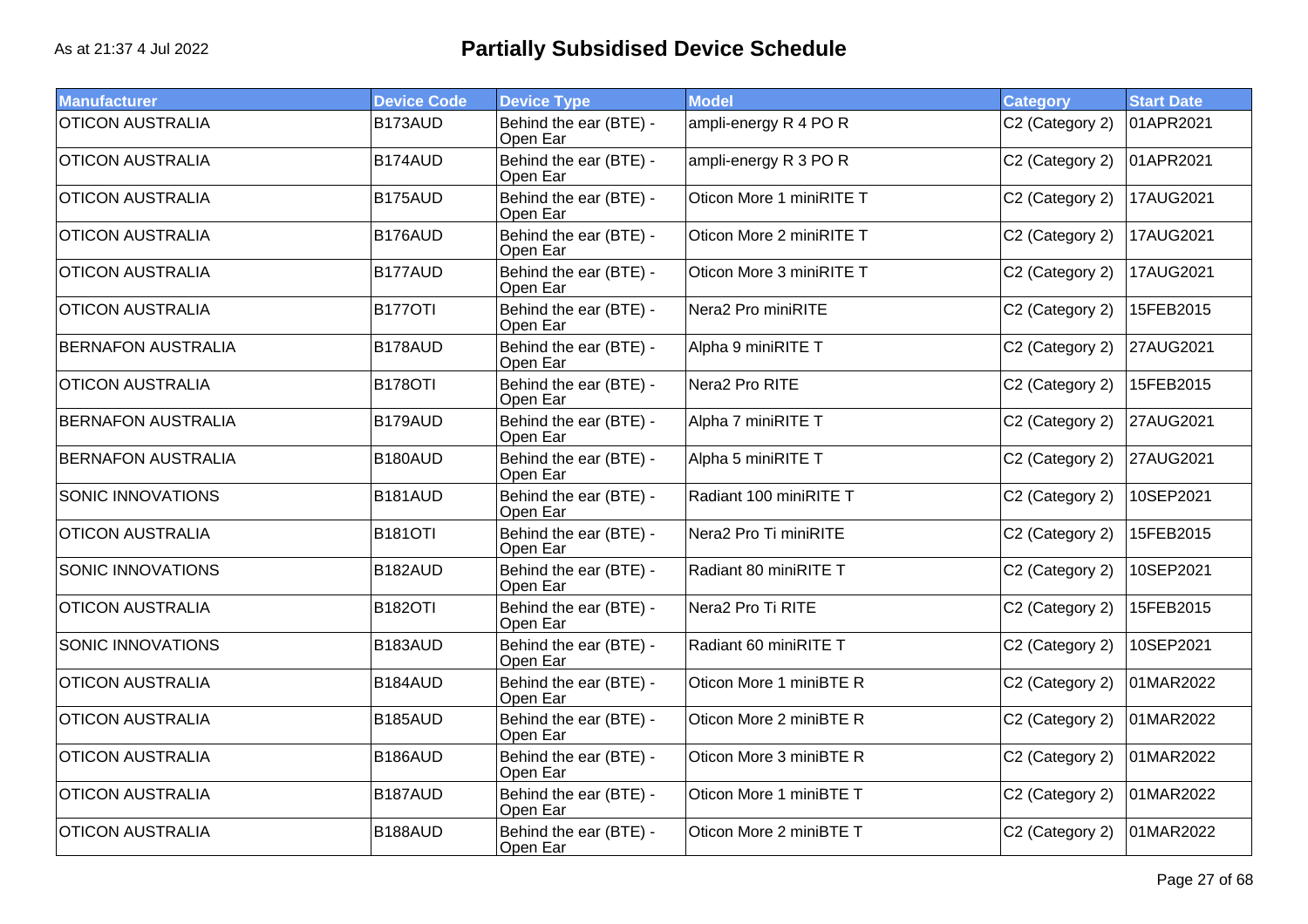# Partially Subsidised Device Schedule

As at 21:37 4 Jul 2022

| Manufacturer | Device Code | Device Type | Model | Category | Start Date |
|---|---|---|---|---|---|
| OTICON AUSTRALIA | B173AUD | Behind the ear (BTE) - Open Ear | ampli-energy R 4 PO R | C2 (Category 2) | 01APR2021 |
| OTICON AUSTRALIA | B174AUD | Behind the ear (BTE) - Open Ear | ampli-energy R 3 PO R | C2 (Category 2) | 01APR2021 |
| OTICON AUSTRALIA | B175AUD | Behind the ear (BTE) - Open Ear | Oticon More 1 miniRITE T | C2 (Category 2) | 17AUG2021 |
| OTICON AUSTRALIA | B176AUD | Behind the ear (BTE) - Open Ear | Oticon More 2 miniRITE T | C2 (Category 2) | 17AUG2021 |
| OTICON AUSTRALIA | B177AUD | Behind the ear (BTE) - Open Ear | Oticon More 3 miniRITE T | C2 (Category 2) | 17AUG2021 |
| OTICON AUSTRALIA | B177OTI | Behind the ear (BTE) - Open Ear | Nera2 Pro miniRITE | C2 (Category 2) | 15FEB2015 |
| BERNAFON AUSTRALIA | B178AUD | Behind the ear (BTE) - Open Ear | Alpha 9 miniRITE T | C2 (Category 2) | 27AUG2021 |
| OTICON AUSTRALIA | B178OTI | Behind the ear (BTE) - Open Ear | Nera2 Pro RITE | C2 (Category 2) | 15FEB2015 |
| BERNAFON AUSTRALIA | B179AUD | Behind the ear (BTE) - Open Ear | Alpha 7 miniRITE T | C2 (Category 2) | 27AUG2021 |
| BERNAFON AUSTRALIA | B180AUD | Behind the ear (BTE) - Open Ear | Alpha 5 miniRITE T | C2 (Category 2) | 27AUG2021 |
| SONIC INNOVATIONS | B181AUD | Behind the ear (BTE) - Open Ear | Radiant 100 miniRITE T | C2 (Category 2) | 10SEP2021 |
| OTICON AUSTRALIA | B181OTI | Behind the ear (BTE) - Open Ear | Nera2 Pro Ti miniRITE | C2 (Category 2) | 15FEB2015 |
| SONIC INNOVATIONS | B182AUD | Behind the ear (BTE) - Open Ear | Radiant 80 miniRITE T | C2 (Category 2) | 10SEP2021 |
| OTICON AUSTRALIA | B182OTI | Behind the ear (BTE) - Open Ear | Nera2 Pro Ti RITE | C2 (Category 2) | 15FEB2015 |
| SONIC INNOVATIONS | B183AUD | Behind the ear (BTE) - Open Ear | Radiant 60 miniRITE T | C2 (Category 2) | 10SEP2021 |
| OTICON AUSTRALIA | B184AUD | Behind the ear (BTE) - Open Ear | Oticon More 1 miniBTE R | C2 (Category 2) | 01MAR2022 |
| OTICON AUSTRALIA | B185AUD | Behind the ear (BTE) - Open Ear | Oticon More 2 miniBTE R | C2 (Category 2) | 01MAR2022 |
| OTICON AUSTRALIA | B186AUD | Behind the ear (BTE) - Open Ear | Oticon More 3 miniBTE R | C2 (Category 2) | 01MAR2022 |
| OTICON AUSTRALIA | B187AUD | Behind the ear (BTE) - Open Ear | Oticon More 1 miniBTE T | C2 (Category 2) | 01MAR2022 |
| OTICON AUSTRALIA | B188AUD | Behind the ear (BTE) - Open Ear | Oticon More 2 miniBTE T | C2 (Category 2) | 01MAR2022 |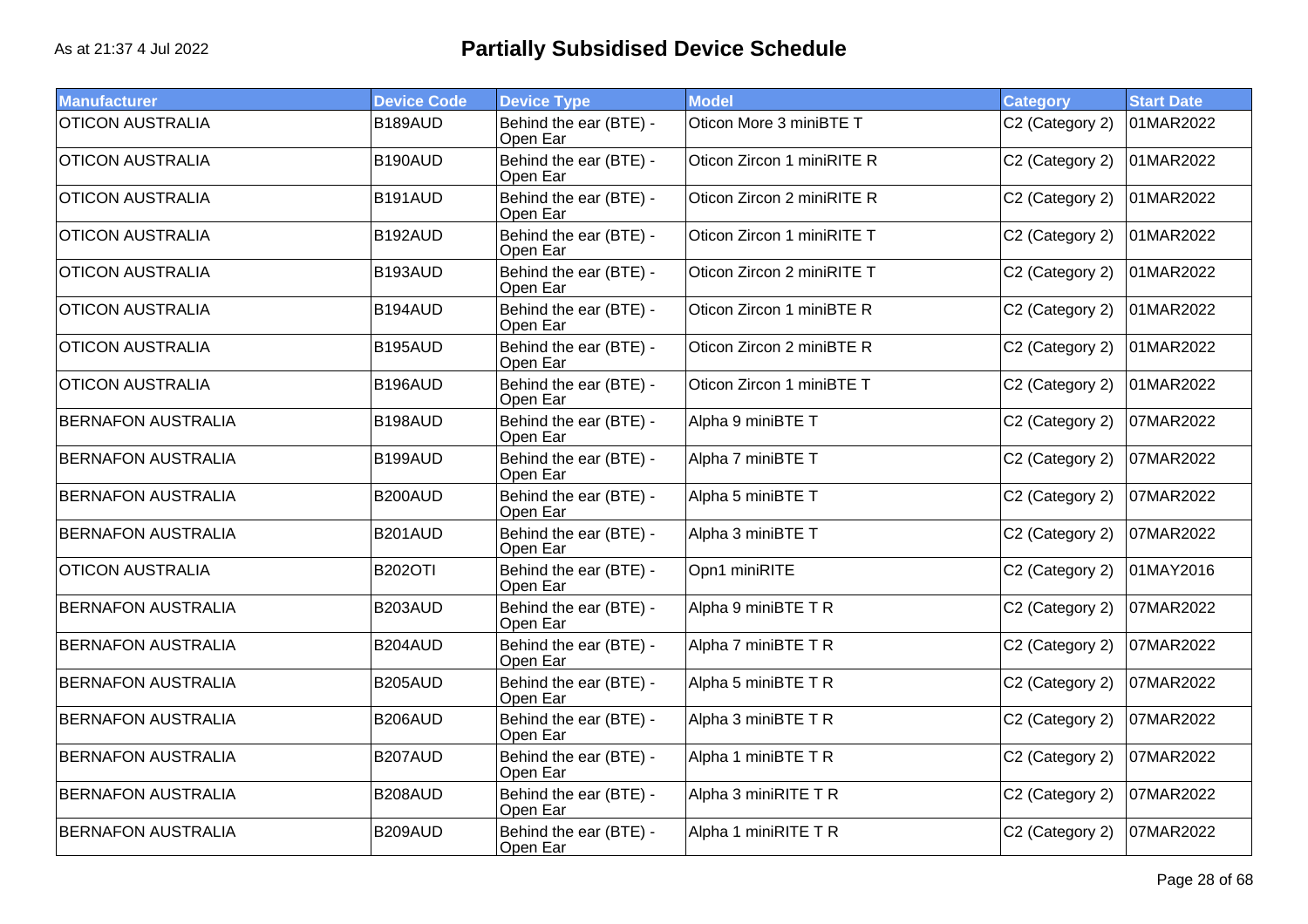As at 21:37 4 Jul 2022

# Partially Subsidised Device Schedule

| Manufacturer | Device Code | Device Type | Model | Category | Start Date |
|---|---|---|---|---|---|
| OTICON AUSTRALIA | B189AUD | Behind the ear (BTE) - Open Ear | Oticon More 3 miniBTE T | C2 (Category 2) | 01MAR2022 |
| OTICON AUSTRALIA | B190AUD | Behind the ear (BTE) - Open Ear | Oticon Zircon 1 miniRITE R | C2 (Category 2) | 01MAR2022 |
| OTICON AUSTRALIA | B191AUD | Behind the ear (BTE) - Open Ear | Oticon Zircon 2 miniRITE R | C2 (Category 2) | 01MAR2022 |
| OTICON AUSTRALIA | B192AUD | Behind the ear (BTE) - Open Ear | Oticon Zircon 1 miniRITE T | C2 (Category 2) | 01MAR2022 |
| OTICON AUSTRALIA | B193AUD | Behind the ear (BTE) - Open Ear | Oticon Zircon 2 miniRITE T | C2 (Category 2) | 01MAR2022 |
| OTICON AUSTRALIA | B194AUD | Behind the ear (BTE) - Open Ear | Oticon Zircon 1 miniBTE R | C2 (Category 2) | 01MAR2022 |
| OTICON AUSTRALIA | B195AUD | Behind the ear (BTE) - Open Ear | Oticon Zircon 2 miniBTE R | C2 (Category 2) | 01MAR2022 |
| OTICON AUSTRALIA | B196AUD | Behind the ear (BTE) - Open Ear | Oticon Zircon 1 miniBTE T | C2 (Category 2) | 01MAR2022 |
| BERNAFON AUSTRALIA | B198AUD | Behind the ear (BTE) - Open Ear | Alpha 9 miniBTE T | C2 (Category 2) | 07MAR2022 |
| BERNAFON AUSTRALIA | B199AUD | Behind the ear (BTE) - Open Ear | Alpha 7 miniBTE T | C2 (Category 2) | 07MAR2022 |
| BERNAFON AUSTRALIA | B200AUD | Behind the ear (BTE) - Open Ear | Alpha 5 miniBTE T | C2 (Category 2) | 07MAR2022 |
| BERNAFON AUSTRALIA | B201AUD | Behind the ear (BTE) - Open Ear | Alpha 3 miniBTE T | C2 (Category 2) | 07MAR2022 |
| OTICON AUSTRALIA | B202OTI | Behind the ear (BTE) - Open Ear | Opn1 miniRITE | C2 (Category 2) | 01MAY2016 |
| BERNAFON AUSTRALIA | B203AUD | Behind the ear (BTE) - Open Ear | Alpha 9 miniBTE T R | C2 (Category 2) | 07MAR2022 |
| BERNAFON AUSTRALIA | B204AUD | Behind the ear (BTE) - Open Ear | Alpha 7 miniBTE T R | C2 (Category 2) | 07MAR2022 |
| BERNAFON AUSTRALIA | B205AUD | Behind the ear (BTE) - Open Ear | Alpha 5 miniBTE T R | C2 (Category 2) | 07MAR2022 |
| BERNAFON AUSTRALIA | B206AUD | Behind the ear (BTE) - Open Ear | Alpha 3 miniBTE T R | C2 (Category 2) | 07MAR2022 |
| BERNAFON AUSTRALIA | B207AUD | Behind the ear (BTE) - Open Ear | Alpha 1 miniBTE T R | C2 (Category 2) | 07MAR2022 |
| BERNAFON AUSTRALIA | B208AUD | Behind the ear (BTE) - Open Ear | Alpha 3 miniRITE T R | C2 (Category 2) | 07MAR2022 |
| BERNAFON AUSTRALIA | B209AUD | Behind the ear (BTE) - Open Ear | Alpha 1 miniRITE T R | C2 (Category 2) | 07MAR2022 |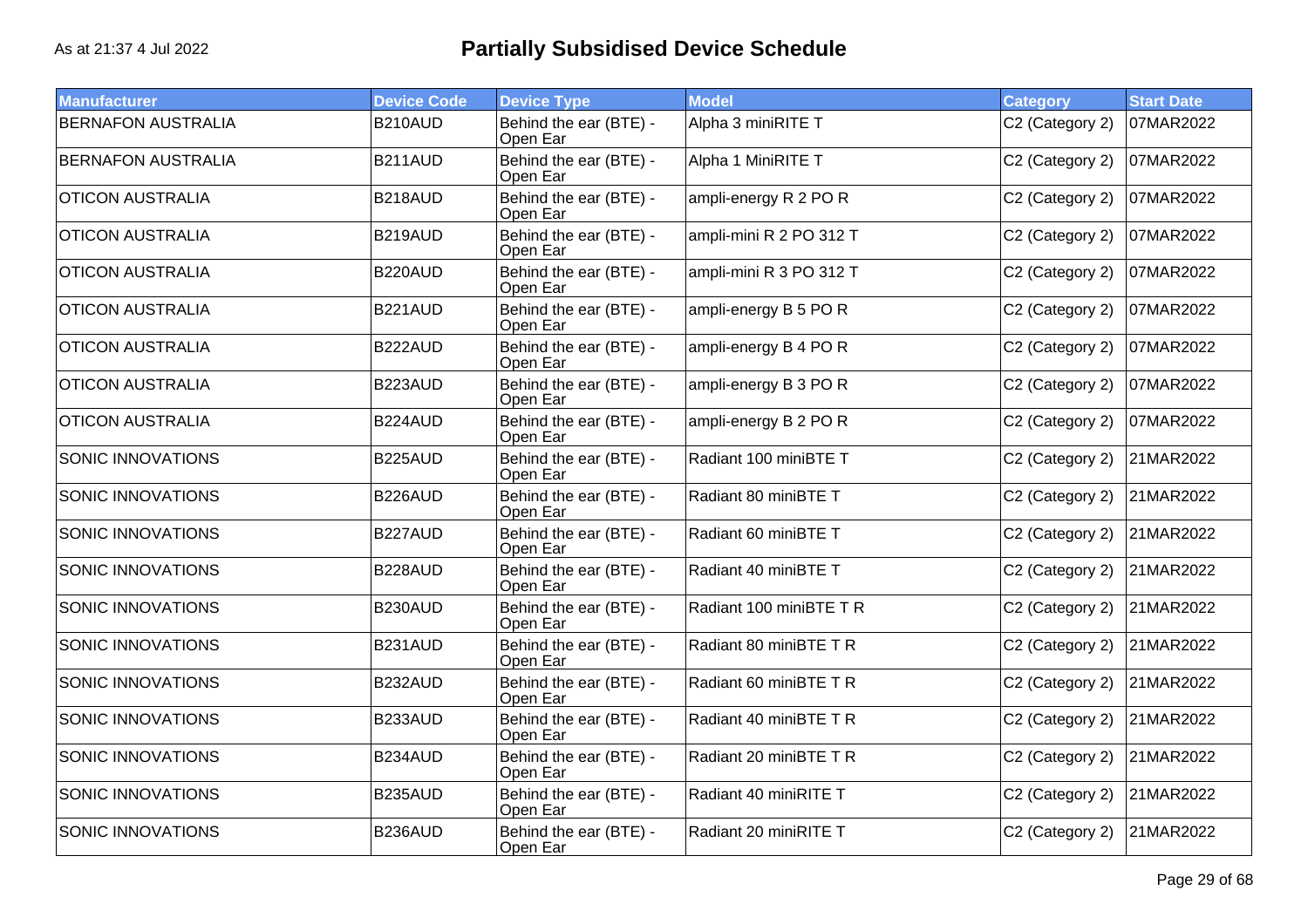As at 21:37 4 Jul 2022

# Partially Subsidised Device Schedule

| Manufacturer | Device Code | Device Type | Model | Category | Start Date |
| --- | --- | --- | --- | --- | --- |
| BERNAFON AUSTRALIA | B210AUD | Behind the ear (BTE) - Open Ear | Alpha 3 miniRITE T | C2 (Category 2) | 07MAR2022 |
| BERNAFON AUSTRALIA | B211AUD | Behind the ear (BTE) - Open Ear | Alpha 1 MiniRITE T | C2 (Category 2) | 07MAR2022 |
| OTICON AUSTRALIA | B218AUD | Behind the ear (BTE) - Open Ear | ampli-energy R 2 PO R | C2 (Category 2) | 07MAR2022 |
| OTICON AUSTRALIA | B219AUD | Behind the ear (BTE) - Open Ear | ampli-mini R 2 PO 312 T | C2 (Category 2) | 07MAR2022 |
| OTICON AUSTRALIA | B220AUD | Behind the ear (BTE) - Open Ear | ampli-mini R 3 PO 312 T | C2 (Category 2) | 07MAR2022 |
| OTICON AUSTRALIA | B221AUD | Behind the ear (BTE) - Open Ear | ampli-energy B 5 PO R | C2 (Category 2) | 07MAR2022 |
| OTICON AUSTRALIA | B222AUD | Behind the ear (BTE) - Open Ear | ampli-energy B 4 PO R | C2 (Category 2) | 07MAR2022 |
| OTICON AUSTRALIA | B223AUD | Behind the ear (BTE) - Open Ear | ampli-energy B 3 PO R | C2 (Category 2) | 07MAR2022 |
| OTICON AUSTRALIA | B224AUD | Behind the ear (BTE) - Open Ear | ampli-energy B 2 PO R | C2 (Category 2) | 07MAR2022 |
| SONIC INNOVATIONS | B225AUD | Behind the ear (BTE) - Open Ear | Radiant 100 miniBTE T | C2 (Category 2) | 21MAR2022 |
| SONIC INNOVATIONS | B226AUD | Behind the ear (BTE) - Open Ear | Radiant 80 miniBTE T | C2 (Category 2) | 21MAR2022 |
| SONIC INNOVATIONS | B227AUD | Behind the ear (BTE) - Open Ear | Radiant 60 miniBTE T | C2 (Category 2) | 21MAR2022 |
| SONIC INNOVATIONS | B228AUD | Behind the ear (BTE) - Open Ear | Radiant 40 miniBTE T | C2 (Category 2) | 21MAR2022 |
| SONIC INNOVATIONS | B230AUD | Behind the ear (BTE) - Open Ear | Radiant 100 miniBTE T R | C2 (Category 2) | 21MAR2022 |
| SONIC INNOVATIONS | B231AUD | Behind the ear (BTE) - Open Ear | Radiant 80 miniBTE T R | C2 (Category 2) | 21MAR2022 |
| SONIC INNOVATIONS | B232AUD | Behind the ear (BTE) - Open Ear | Radiant 60 miniBTE T R | C2 (Category 2) | 21MAR2022 |
| SONIC INNOVATIONS | B233AUD | Behind the ear (BTE) - Open Ear | Radiant 40 miniBTE T R | C2 (Category 2) | 21MAR2022 |
| SONIC INNOVATIONS | B234AUD | Behind the ear (BTE) - Open Ear | Radiant 20 miniBTE T R | C2 (Category 2) | 21MAR2022 |
| SONIC INNOVATIONS | B235AUD | Behind the ear (BTE) - Open Ear | Radiant 40 miniRITE T | C2 (Category 2) | 21MAR2022 |
| SONIC INNOVATIONS | B236AUD | Behind the ear (BTE) - Open Ear | Radiant 20 miniRITE T | C2 (Category 2) | 21MAR2022 |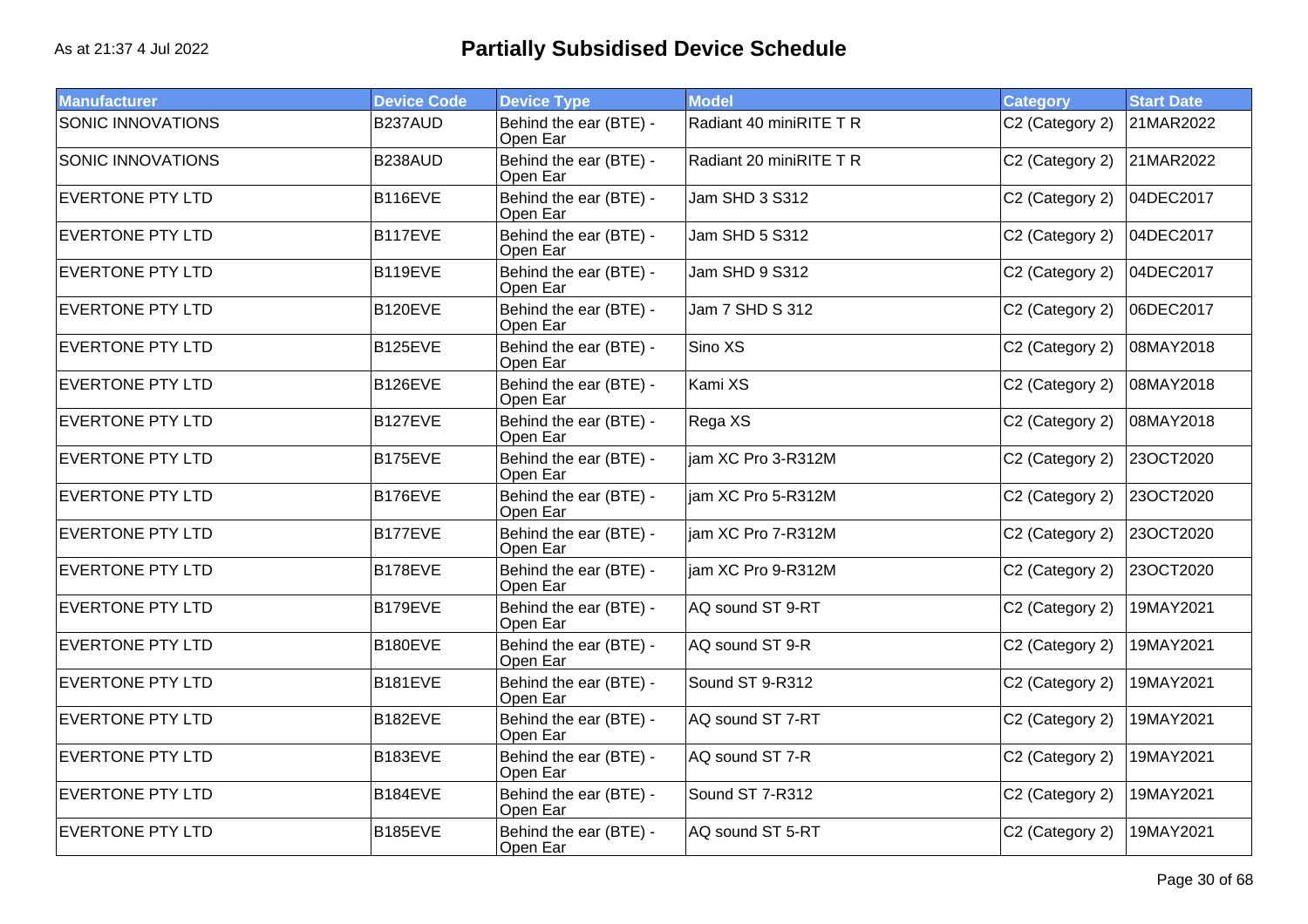As at 21:37 4 Jul 2022

# Partially Subsidised Device Schedule

| Manufacturer | Device Code | Device Type | Model | Category | Start Date |
|---|---|---|---|---|---|
| SONIC INNOVATIONS | B237AUD | Behind the ear (BTE) - Open Ear | Radiant 40 miniRITE T R | C2 (Category 2) | 21MAR2022 |
| SONIC INNOVATIONS | B238AUD | Behind the ear (BTE) - Open Ear | Radiant 20 miniRITE T R | C2 (Category 2) | 21MAR2022 |
| EVERTONE PTY LTD | B116EVE | Behind the ear (BTE) - Open Ear | Jam SHD 3 S312 | C2 (Category 2) | 04DEC2017 |
| EVERTONE PTY LTD | B117EVE | Behind the ear (BTE) - Open Ear | Jam SHD 5 S312 | C2 (Category 2) | 04DEC2017 |
| EVERTONE PTY LTD | B119EVE | Behind the ear (BTE) - Open Ear | Jam SHD 9 S312 | C2 (Category 2) | 04DEC2017 |
| EVERTONE PTY LTD | B120EVE | Behind the ear (BTE) - Open Ear | Jam 7 SHD S 312 | C2 (Category 2) | 06DEC2017 |
| EVERTONE PTY LTD | B125EVE | Behind the ear (BTE) - Open Ear | Sino XS | C2 (Category 2) | 08MAY2018 |
| EVERTONE PTY LTD | B126EVE | Behind the ear (BTE) - Open Ear | Kami XS | C2 (Category 2) | 08MAY2018 |
| EVERTONE PTY LTD | B127EVE | Behind the ear (BTE) - Open Ear | Rega XS | C2 (Category 2) | 08MAY2018 |
| EVERTONE PTY LTD | B175EVE | Behind the ear (BTE) - Open Ear | jam XC Pro 3-R312M | C2 (Category 2) | 23OCT2020 |
| EVERTONE PTY LTD | B176EVE | Behind the ear (BTE) - Open Ear | jam XC Pro 5-R312M | C2 (Category 2) | 23OCT2020 |
| EVERTONE PTY LTD | B177EVE | Behind the ear (BTE) - Open Ear | jam XC Pro 7-R312M | C2 (Category 2) | 23OCT2020 |
| EVERTONE PTY LTD | B178EVE | Behind the ear (BTE) - Open Ear | jam XC Pro 9-R312M | C2 (Category 2) | 23OCT2020 |
| EVERTONE PTY LTD | B179EVE | Behind the ear (BTE) - Open Ear | AQ sound ST 9-RT | C2 (Category 2) | 19MAY2021 |
| EVERTONE PTY LTD | B180EVE | Behind the ear (BTE) - Open Ear | AQ sound ST 9-R | C2 (Category 2) | 19MAY2021 |
| EVERTONE PTY LTD | B181EVE | Behind the ear (BTE) - Open Ear | Sound ST 9-R312 | C2 (Category 2) | 19MAY2021 |
| EVERTONE PTY LTD | B182EVE | Behind the ear (BTE) - Open Ear | AQ sound ST 7-RT | C2 (Category 2) | 19MAY2021 |
| EVERTONE PTY LTD | B183EVE | Behind the ear (BTE) - Open Ear | AQ sound ST 7-R | C2 (Category 2) | 19MAY2021 |
| EVERTONE PTY LTD | B184EVE | Behind the ear (BTE) - Open Ear | Sound ST 7-R312 | C2 (Category 2) | 19MAY2021 |
| EVERTONE PTY LTD | B185EVE | Behind the ear (BTE) - Open Ear | AQ sound ST 5-RT | C2 (Category 2) | 19MAY2021 |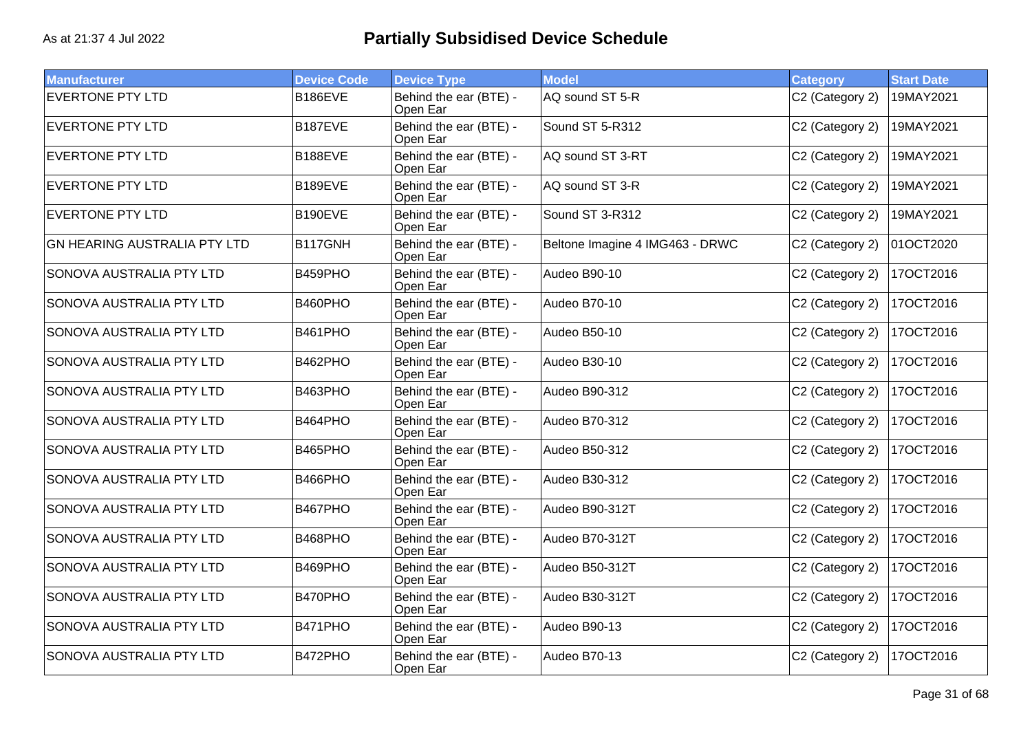# Partially Subsidised Device Schedule

As at 21:37 4 Jul 2022

| Manufacturer | Device Code | Device Type | Model | Category | Start Date |
|---|---|---|---|---|---|
| EVERTONE PTY LTD | B186EVE | Behind the ear (BTE) - Open Ear | AQ sound ST 5-R | C2 (Category 2) | 19MAY2021 |
| EVERTONE PTY LTD | B187EVE | Behind the ear (BTE) - Open Ear | Sound ST 5-R312 | C2 (Category 2) | 19MAY2021 |
| EVERTONE PTY LTD | B188EVE | Behind the ear (BTE) - Open Ear | AQ sound ST 3-RT | C2 (Category 2) | 19MAY2021 |
| EVERTONE PTY LTD | B189EVE | Behind the ear (BTE) - Open Ear | AQ sound ST 3-R | C2 (Category 2) | 19MAY2021 |
| EVERTONE PTY LTD | B190EVE | Behind the ear (BTE) - Open Ear | Sound ST 3-R312 | C2 (Category 2) | 19MAY2021 |
| GN HEARING AUSTRALIA PTY LTD | B117GNH | Behind the ear (BTE) - Open Ear | Beltone Imagine 4 IMG463 - DRWC | C2 (Category 2) | 01OCT2020 |
| SONOVA AUSTRALIA PTY LTD | B459PHO | Behind the ear (BTE) - Open Ear | Audeo B90-10 | C2 (Category 2) | 17OCT2016 |
| SONOVA AUSTRALIA PTY LTD | B460PHO | Behind the ear (BTE) - Open Ear | Audeo B70-10 | C2 (Category 2) | 17OCT2016 |
| SONOVA AUSTRALIA PTY LTD | B461PHO | Behind the ear (BTE) - Open Ear | Audeo B50-10 | C2 (Category 2) | 17OCT2016 |
| SONOVA AUSTRALIA PTY LTD | B462PHO | Behind the ear (BTE) - Open Ear | Audeo B30-10 | C2 (Category 2) | 17OCT2016 |
| SONOVA AUSTRALIA PTY LTD | B463PHO | Behind the ear (BTE) - Open Ear | Audeo B90-312 | C2 (Category 2) | 17OCT2016 |
| SONOVA AUSTRALIA PTY LTD | B464PHO | Behind the ear (BTE) - Open Ear | Audeo B70-312 | C2 (Category 2) | 17OCT2016 |
| SONOVA AUSTRALIA PTY LTD | B465PHO | Behind the ear (BTE) - Open Ear | Audeo B50-312 | C2 (Category 2) | 17OCT2016 |
| SONOVA AUSTRALIA PTY LTD | B466PHO | Behind the ear (BTE) - Open Ear | Audeo B30-312 | C2 (Category 2) | 17OCT2016 |
| SONOVA AUSTRALIA PTY LTD | B467PHO | Behind the ear (BTE) - Open Ear | Audeo B90-312T | C2 (Category 2) | 17OCT2016 |
| SONOVA AUSTRALIA PTY LTD | B468PHO | Behind the ear (BTE) - Open Ear | Audeo B70-312T | C2 (Category 2) | 17OCT2016 |
| SONOVA AUSTRALIA PTY LTD | B469PHO | Behind the ear (BTE) - Open Ear | Audeo B50-312T | C2 (Category 2) | 17OCT2016 |
| SONOVA AUSTRALIA PTY LTD | B470PHO | Behind the ear (BTE) - Open Ear | Audeo B30-312T | C2 (Category 2) | 17OCT2016 |
| SONOVA AUSTRALIA PTY LTD | B471PHO | Behind the ear (BTE) - Open Ear | Audeo B90-13 | C2 (Category 2) | 17OCT2016 |
| SONOVA AUSTRALIA PTY LTD | B472PHO | Behind the ear (BTE) - Open Ear | Audeo B70-13 | C2 (Category 2) | 17OCT2016 |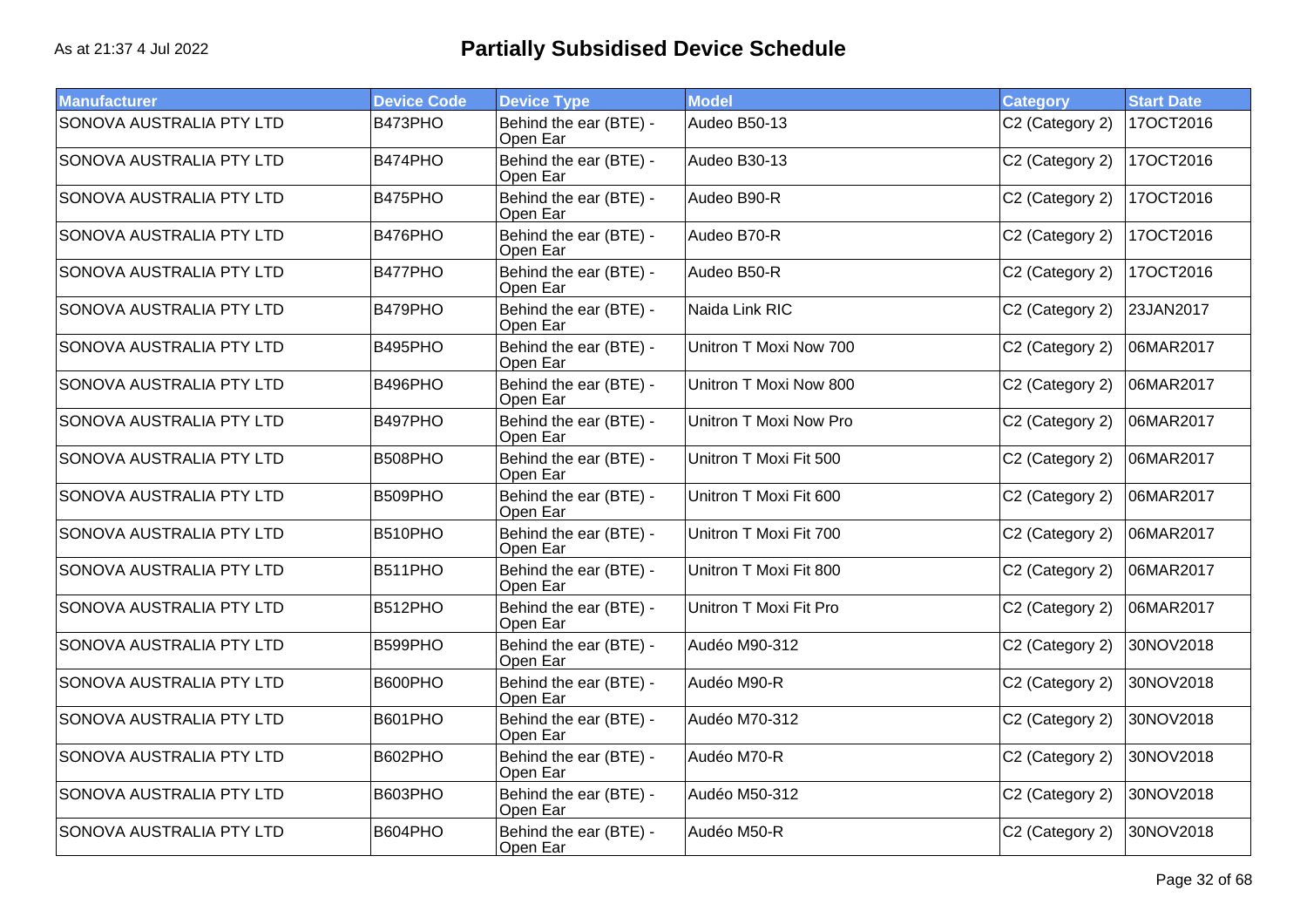# Partially Subsidised Device Schedule

As at 21:37 4 Jul 2022

| Manufacturer | Device Code | Device Type | Model | Category | Start Date |
|---|---|---|---|---|---|
| SONOVA AUSTRALIA PTY LTD | B473PHO | Behind the ear (BTE) - Open Ear | Audeo B50-13 | C2 (Category 2) | 17OCT2016 |
| SONOVA AUSTRALIA PTY LTD | B474PHO | Behind the ear (BTE) - Open Ear | Audeo B30-13 | C2 (Category 2) | 17OCT2016 |
| SONOVA AUSTRALIA PTY LTD | B475PHO | Behind the ear (BTE) - Open Ear | Audeo B90-R | C2 (Category 2) | 17OCT2016 |
| SONOVA AUSTRALIA PTY LTD | B476PHO | Behind the ear (BTE) - Open Ear | Audeo B70-R | C2 (Category 2) | 17OCT2016 |
| SONOVA AUSTRALIA PTY LTD | B477PHO | Behind the ear (BTE) - Open Ear | Audeo B50-R | C2 (Category 2) | 17OCT2016 |
| SONOVA AUSTRALIA PTY LTD | B479PHO | Behind the ear (BTE) - Open Ear | Naida Link RIC | C2 (Category 2) | 23JAN2017 |
| SONOVA AUSTRALIA PTY LTD | B495PHO | Behind the ear (BTE) - Open Ear | Unitron T Moxi Now 700 | C2 (Category 2) | 06MAR2017 |
| SONOVA AUSTRALIA PTY LTD | B496PHO | Behind the ear (BTE) - Open Ear | Unitron T Moxi Now 800 | C2 (Category 2) | 06MAR2017 |
| SONOVA AUSTRALIA PTY LTD | B497PHO | Behind the ear (BTE) - Open Ear | Unitron T Moxi Now Pro | C2 (Category 2) | 06MAR2017 |
| SONOVA AUSTRALIA PTY LTD | B508PHO | Behind the ear (BTE) - Open Ear | Unitron T Moxi Fit 500 | C2 (Category 2) | 06MAR2017 |
| SONOVA AUSTRALIA PTY LTD | B509PHO | Behind the ear (BTE) - Open Ear | Unitron T Moxi Fit 600 | C2 (Category 2) | 06MAR2017 |
| SONOVA AUSTRALIA PTY LTD | B510PHO | Behind the ear (BTE) - Open Ear | Unitron T Moxi Fit 700 | C2 (Category 2) | 06MAR2017 |
| SONOVA AUSTRALIA PTY LTD | B511PHO | Behind the ear (BTE) - Open Ear | Unitron T Moxi Fit 800 | C2 (Category 2) | 06MAR2017 |
| SONOVA AUSTRALIA PTY LTD | B512PHO | Behind the ear (BTE) - Open Ear | Unitron T Moxi Fit Pro | C2 (Category 2) | 06MAR2017 |
| SONOVA AUSTRALIA PTY LTD | B599PHO | Behind the ear (BTE) - Open Ear | Audéo M90-312 | C2 (Category 2) | 30NOV2018 |
| SONOVA AUSTRALIA PTY LTD | B600PHO | Behind the ear (BTE) - Open Ear | Audéo M90-R | C2 (Category 2) | 30NOV2018 |
| SONOVA AUSTRALIA PTY LTD | B601PHO | Behind the ear (BTE) - Open Ear | Audéo M70-312 | C2 (Category 2) | 30NOV2018 |
| SONOVA AUSTRALIA PTY LTD | B602PHO | Behind the ear (BTE) - Open Ear | Audéo M70-R | C2 (Category 2) | 30NOV2018 |
| SONOVA AUSTRALIA PTY LTD | B603PHO | Behind the ear (BTE) - Open Ear | Audéo M50-312 | C2 (Category 2) | 30NOV2018 |
| SONOVA AUSTRALIA PTY LTD | B604PHO | Behind the ear (BTE) - Open Ear | Audéo M50-R | C2 (Category 2) | 30NOV2018 |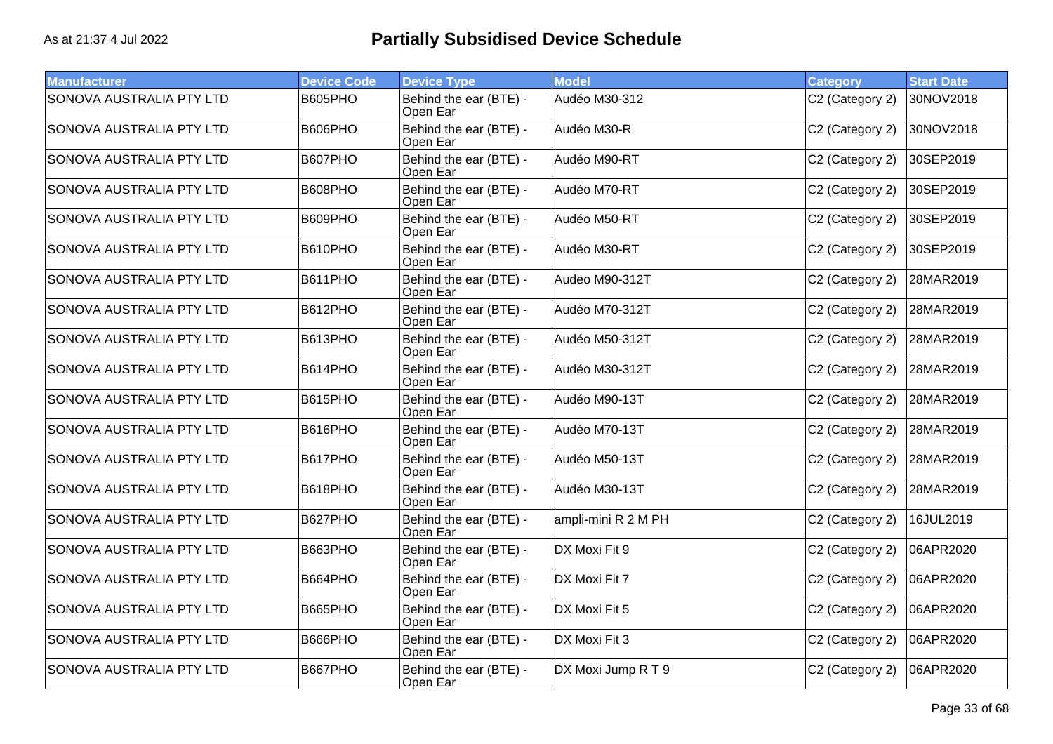As at 21:37 4 Jul 2022

# Partially Subsidised Device Schedule

| Manufacturer | Device Code | Device Type | Model | Category | Start Date |
|---|---|---|---|---|---|
| SONOVA AUSTRALIA PTY LTD | B605PHO | Behind the ear (BTE) - Open Ear | Audéo M30-312 | C2 (Category 2) | 30NOV2018 |
| SONOVA AUSTRALIA PTY LTD | B606PHO | Behind the ear (BTE) - Open Ear | Audéo M30-R | C2 (Category 2) | 30NOV2018 |
| SONOVA AUSTRALIA PTY LTD | B607PHO | Behind the ear (BTE) - Open Ear | Audéo M90-RT | C2 (Category 2) | 30SEP2019 |
| SONOVA AUSTRALIA PTY LTD | B608PHO | Behind the ear (BTE) - Open Ear | Audéo M70-RT | C2 (Category 2) | 30SEP2019 |
| SONOVA AUSTRALIA PTY LTD | B609PHO | Behind the ear (BTE) - Open Ear | Audéo M50-RT | C2 (Category 2) | 30SEP2019 |
| SONOVA AUSTRALIA PTY LTD | B610PHO | Behind the ear (BTE) - Open Ear | Audéo M30-RT | C2 (Category 2) | 30SEP2019 |
| SONOVA AUSTRALIA PTY LTD | B611PHO | Behind the ear (BTE) - Open Ear | Audeo M90-312T | C2 (Category 2) | 28MAR2019 |
| SONOVA AUSTRALIA PTY LTD | B612PHO | Behind the ear (BTE) - Open Ear | Audéo M70-312T | C2 (Category 2) | 28MAR2019 |
| SONOVA AUSTRALIA PTY LTD | B613PHO | Behind the ear (BTE) - Open Ear | Audéo M50-312T | C2 (Category 2) | 28MAR2019 |
| SONOVA AUSTRALIA PTY LTD | B614PHO | Behind the ear (BTE) - Open Ear | Audéo M30-312T | C2 (Category 2) | 28MAR2019 |
| SONOVA AUSTRALIA PTY LTD | B615PHO | Behind the ear (BTE) - Open Ear | Audéo M90-13T | C2 (Category 2) | 28MAR2019 |
| SONOVA AUSTRALIA PTY LTD | B616PHO | Behind the ear (BTE) - Open Ear | Audéo M70-13T | C2 (Category 2) | 28MAR2019 |
| SONOVA AUSTRALIA PTY LTD | B617PHO | Behind the ear (BTE) - Open Ear | Audéo M50-13T | C2 (Category 2) | 28MAR2019 |
| SONOVA AUSTRALIA PTY LTD | B618PHO | Behind the ear (BTE) - Open Ear | Audéo M30-13T | C2 (Category 2) | 28MAR2019 |
| SONOVA AUSTRALIA PTY LTD | B627PHO | Behind the ear (BTE) - Open Ear | ampli-mini R 2 M PH | C2 (Category 2) | 16JUL2019 |
| SONOVA AUSTRALIA PTY LTD | B663PHO | Behind the ear (BTE) - Open Ear | DX Moxi Fit 9 | C2 (Category 2) | 06APR2020 |
| SONOVA AUSTRALIA PTY LTD | B664PHO | Behind the ear (BTE) - Open Ear | DX Moxi Fit 7 | C2 (Category 2) | 06APR2020 |
| SONOVA AUSTRALIA PTY LTD | B665PHO | Behind the ear (BTE) - Open Ear | DX Moxi Fit 5 | C2 (Category 2) | 06APR2020 |
| SONOVA AUSTRALIA PTY LTD | B666PHO | Behind the ear (BTE) - Open Ear | DX Moxi Fit 3 | C2 (Category 2) | 06APR2020 |
| SONOVA AUSTRALIA PTY LTD | B667PHO | Behind the ear (BTE) - Open Ear | DX Moxi Jump R T 9 | C2 (Category 2) | 06APR2020 |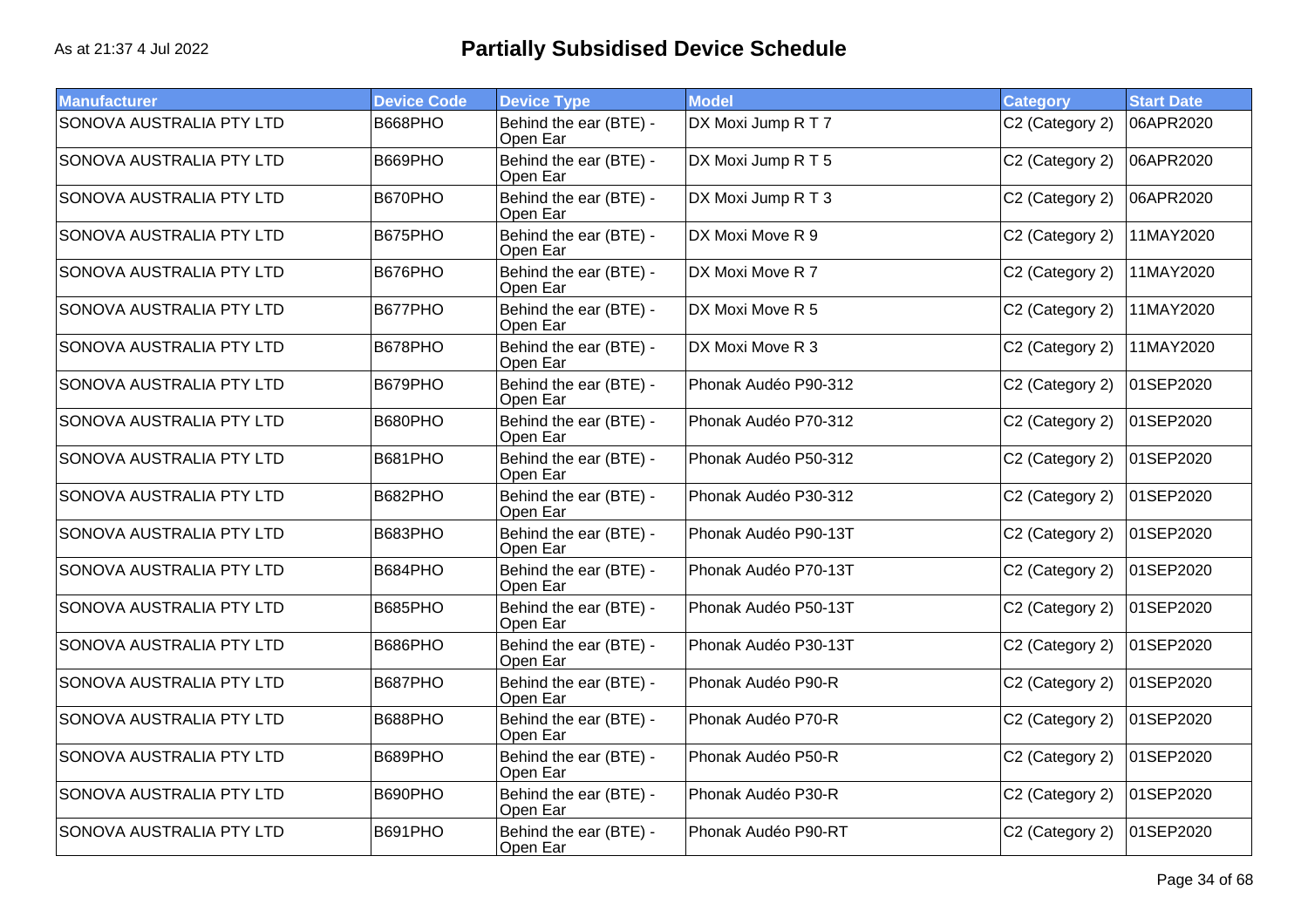As at 21:37 4 Jul 2022

# Partially Subsidised Device Schedule

| Manufacturer | Device Code | Device Type | Model | Category | Start Date |
| --- | --- | --- | --- | --- | --- |
| SONOVA AUSTRALIA PTY LTD | B668PHO | Behind the ear (BTE) - Open Ear | DX Moxi Jump R T 7 | C2 (Category 2) | 06APR2020 |
| SONOVA AUSTRALIA PTY LTD | B669PHO | Behind the ear (BTE) - Open Ear | DX Moxi Jump R T 5 | C2 (Category 2) | 06APR2020 |
| SONOVA AUSTRALIA PTY LTD | B670PHO | Behind the ear (BTE) - Open Ear | DX Moxi Jump R T 3 | C2 (Category 2) | 06APR2020 |
| SONOVA AUSTRALIA PTY LTD | B675PHO | Behind the ear (BTE) - Open Ear | DX Moxi Move R 9 | C2 (Category 2) | 11MAY2020 |
| SONOVA AUSTRALIA PTY LTD | B676PHO | Behind the ear (BTE) - Open Ear | DX Moxi Move R 7 | C2 (Category 2) | 11MAY2020 |
| SONOVA AUSTRALIA PTY LTD | B677PHO | Behind the ear (BTE) - Open Ear | DX Moxi Move R 5 | C2 (Category 2) | 11MAY2020 |
| SONOVA AUSTRALIA PTY LTD | B678PHO | Behind the ear (BTE) - Open Ear | DX Moxi Move R 3 | C2 (Category 2) | 11MAY2020 |
| SONOVA AUSTRALIA PTY LTD | B679PHO | Behind the ear (BTE) - Open Ear | Phonak Audéo P90-312 | C2 (Category 2) | 01SEP2020 |
| SONOVA AUSTRALIA PTY LTD | B680PHO | Behind the ear (BTE) - Open Ear | Phonak Audéo P70-312 | C2 (Category 2) | 01SEP2020 |
| SONOVA AUSTRALIA PTY LTD | B681PHO | Behind the ear (BTE) - Open Ear | Phonak Audéo P50-312 | C2 (Category 2) | 01SEP2020 |
| SONOVA AUSTRALIA PTY LTD | B682PHO | Behind the ear (BTE) - Open Ear | Phonak Audéo P30-312 | C2 (Category 2) | 01SEP2020 |
| SONOVA AUSTRALIA PTY LTD | B683PHO | Behind the ear (BTE) - Open Ear | Phonak Audéo P90-13T | C2 (Category 2) | 01SEP2020 |
| SONOVA AUSTRALIA PTY LTD | B684PHO | Behind the ear (BTE) - Open Ear | Phonak Audéo P70-13T | C2 (Category 2) | 01SEP2020 |
| SONOVA AUSTRALIA PTY LTD | B685PHO | Behind the ear (BTE) - Open Ear | Phonak Audéo P50-13T | C2 (Category 2) | 01SEP2020 |
| SONOVA AUSTRALIA PTY LTD | B686PHO | Behind the ear (BTE) - Open Ear | Phonak Audéo P30-13T | C2 (Category 2) | 01SEP2020 |
| SONOVA AUSTRALIA PTY LTD | B687PHO | Behind the ear (BTE) - Open Ear | Phonak Audéo P90-R | C2 (Category 2) | 01SEP2020 |
| SONOVA AUSTRALIA PTY LTD | B688PHO | Behind the ear (BTE) - Open Ear | Phonak Audéo P70-R | C2 (Category 2) | 01SEP2020 |
| SONOVA AUSTRALIA PTY LTD | B689PHO | Behind the ear (BTE) - Open Ear | Phonak Audéo P50-R | C2 (Category 2) | 01SEP2020 |
| SONOVA AUSTRALIA PTY LTD | B690PHO | Behind the ear (BTE) - Open Ear | Phonak Audéo P30-R | C2 (Category 2) | 01SEP2020 |
| SONOVA AUSTRALIA PTY LTD | B691PHO | Behind the ear (BTE) - Open Ear | Phonak Audéo P90-RT | C2 (Category 2) | 01SEP2020 |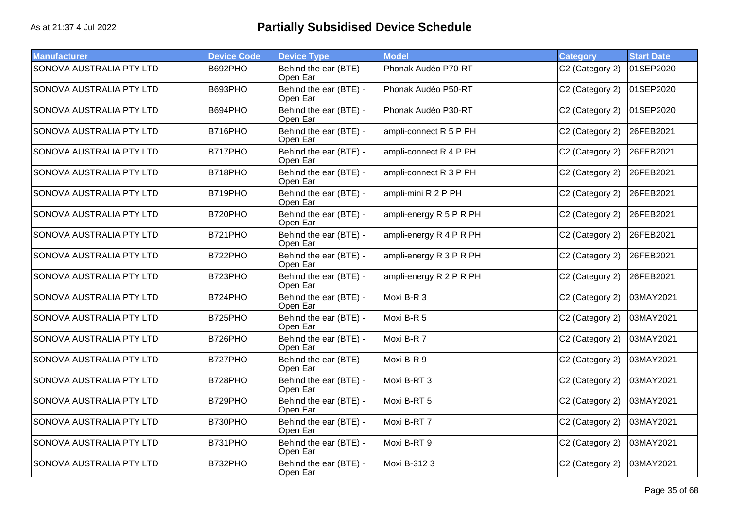# Partially Subsidised Device Schedule

As at 21:37 4 Jul 2022

| Manufacturer | Device Code | Device Type | Model | Category | Start Date |
|---|---|---|---|---|---|
| SONOVA AUSTRALIA PTY LTD | B692PHO | Behind the ear (BTE) - Open Ear | Phonak Audéo P70-RT | C2 (Category 2) | 01SEP2020 |
| SONOVA AUSTRALIA PTY LTD | B693PHO | Behind the ear (BTE) - Open Ear | Phonak Audéo P50-RT | C2 (Category 2) | 01SEP2020 |
| SONOVA AUSTRALIA PTY LTD | B694PHO | Behind the ear (BTE) - Open Ear | Phonak Audéo P30-RT | C2 (Category 2) | 01SEP2020 |
| SONOVA AUSTRALIA PTY LTD | B716PHO | Behind the ear (BTE) - Open Ear | ampli-connect R 5 P PH | C2 (Category 2) | 26FEB2021 |
| SONOVA AUSTRALIA PTY LTD | B717PHO | Behind the ear (BTE) - Open Ear | ampli-connect R 4 P PH | C2 (Category 2) | 26FEB2021 |
| SONOVA AUSTRALIA PTY LTD | B718PHO | Behind the ear (BTE) - Open Ear | ampli-connect R 3 P PH | C2 (Category 2) | 26FEB2021 |
| SONOVA AUSTRALIA PTY LTD | B719PHO | Behind the ear (BTE) - Open Ear | ampli-mini R 2 P PH | C2 (Category 2) | 26FEB2021 |
| SONOVA AUSTRALIA PTY LTD | B720PHO | Behind the ear (BTE) - Open Ear | ampli-energy R 5 P R PH | C2 (Category 2) | 26FEB2021 |
| SONOVA AUSTRALIA PTY LTD | B721PHO | Behind the ear (BTE) - Open Ear | ampli-energy R 4 P R PH | C2 (Category 2) | 26FEB2021 |
| SONOVA AUSTRALIA PTY LTD | B722PHO | Behind the ear (BTE) - Open Ear | ampli-energy R 3 P R PH | C2 (Category 2) | 26FEB2021 |
| SONOVA AUSTRALIA PTY LTD | B723PHO | Behind the ear (BTE) - Open Ear | ampli-energy R 2 P R PH | C2 (Category 2) | 26FEB2021 |
| SONOVA AUSTRALIA PTY LTD | B724PHO | Behind the ear (BTE) - Open Ear | Moxi B-R 3 | C2 (Category 2) | 03MAY2021 |
| SONOVA AUSTRALIA PTY LTD | B725PHO | Behind the ear (BTE) - Open Ear | Moxi B-R 5 | C2 (Category 2) | 03MAY2021 |
| SONOVA AUSTRALIA PTY LTD | B726PHO | Behind the ear (BTE) - Open Ear | Moxi B-R 7 | C2 (Category 2) | 03MAY2021 |
| SONOVA AUSTRALIA PTY LTD | B727PHO | Behind the ear (BTE) - Open Ear | Moxi B-R 9 | C2 (Category 2) | 03MAY2021 |
| SONOVA AUSTRALIA PTY LTD | B728PHO | Behind the ear (BTE) - Open Ear | Moxi B-RT 3 | C2 (Category 2) | 03MAY2021 |
| SONOVA AUSTRALIA PTY LTD | B729PHO | Behind the ear (BTE) - Open Ear | Moxi B-RT 5 | C2 (Category 2) | 03MAY2021 |
| SONOVA AUSTRALIA PTY LTD | B730PHO | Behind the ear (BTE) - Open Ear | Moxi B-RT 7 | C2 (Category 2) | 03MAY2021 |
| SONOVA AUSTRALIA PTY LTD | B731PHO | Behind the ear (BTE) - Open Ear | Moxi B-RT 9 | C2 (Category 2) | 03MAY2021 |
| SONOVA AUSTRALIA PTY LTD | B732PHO | Behind the ear (BTE) - Open Ear | Moxi B-312 3 | C2 (Category 2) | 03MAY2021 |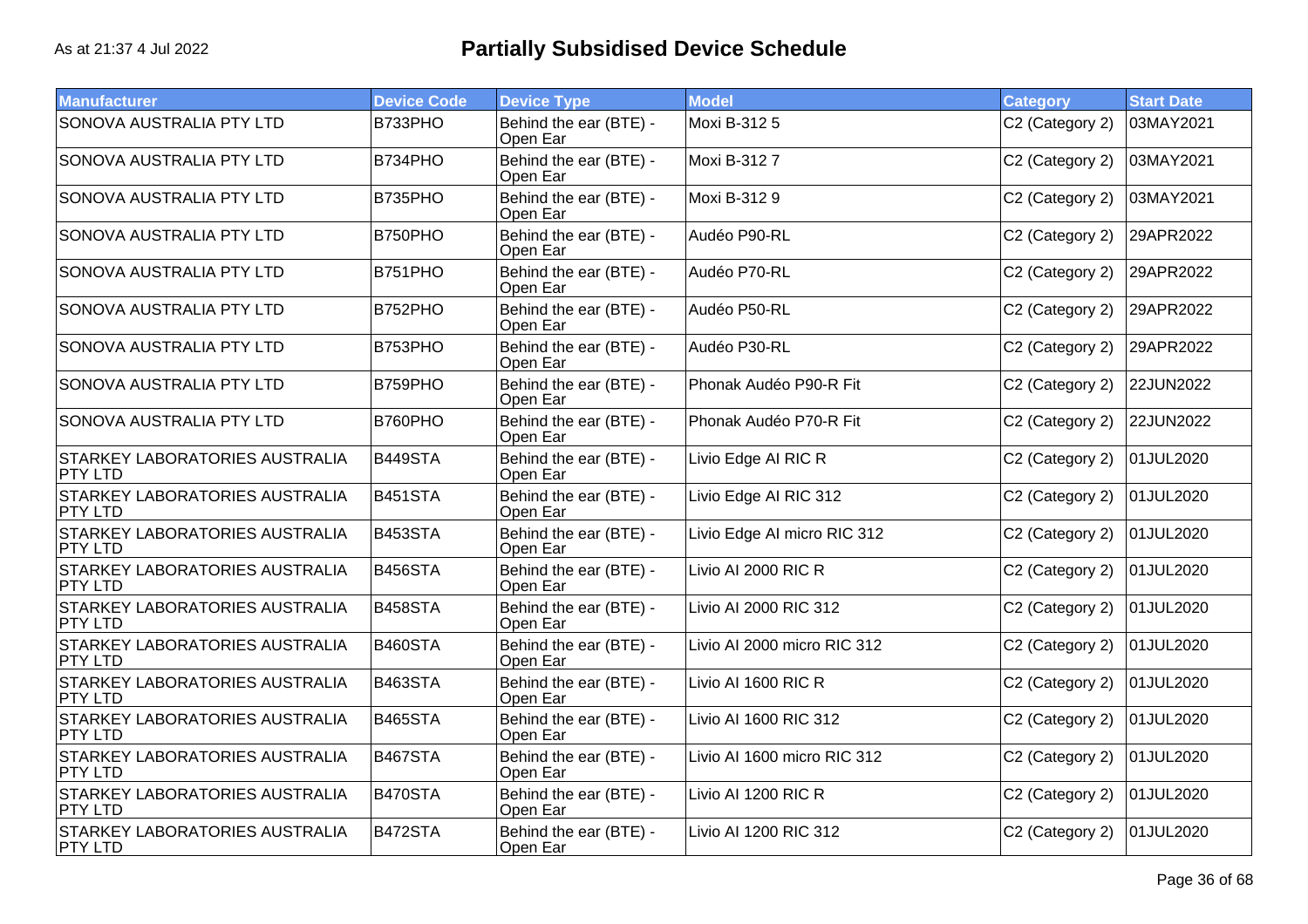# Partially Subsidised Device Schedule

As at 21:37 4 Jul 2022

| Manufacturer | Device Code | Device Type | Model | Category | Start Date |
|---|---|---|---|---|---|
| SONOVA AUSTRALIA PTY LTD | B733PHO | Behind the ear (BTE) - Open Ear | Moxi B-312 5 | C2 (Category 2) | 03MAY2021 |
| SONOVA AUSTRALIA PTY LTD | B734PHO | Behind the ear (BTE) - Open Ear | Moxi B-312 7 | C2 (Category 2) | 03MAY2021 |
| SONOVA AUSTRALIA PTY LTD | B735PHO | Behind the ear (BTE) - Open Ear | Moxi B-312 9 | C2 (Category 2) | 03MAY2021 |
| SONOVA AUSTRALIA PTY LTD | B750PHO | Behind the ear (BTE) - Open Ear | Audéo P90-RL | C2 (Category 2) | 29APR2022 |
| SONOVA AUSTRALIA PTY LTD | B751PHO | Behind the ear (BTE) - Open Ear | Audéo P70-RL | C2 (Category 2) | 29APR2022 |
| SONOVA AUSTRALIA PTY LTD | B752PHO | Behind the ear (BTE) - Open Ear | Audéo P50-RL | C2 (Category 2) | 29APR2022 |
| SONOVA AUSTRALIA PTY LTD | B753PHO | Behind the ear (BTE) - Open Ear | Audéo P30-RL | C2 (Category 2) | 29APR2022 |
| SONOVA AUSTRALIA PTY LTD | B759PHO | Behind the ear (BTE) - Open Ear | Phonak Audéo P90-R Fit | C2 (Category 2) | 22JUN2022 |
| SONOVA AUSTRALIA PTY LTD | B760PHO | Behind the ear (BTE) - Open Ear | Phonak Audéo P70-R Fit | C2 (Category 2) | 22JUN2022 |
| STARKEY LABORATORIES AUSTRALIA PTY LTD | B449STA | Behind the ear (BTE) - Open Ear | Livio Edge AI RIC R | C2 (Category 2) | 01JUL2020 |
| STARKEY LABORATORIES AUSTRALIA PTY LTD | B451STA | Behind the ear (BTE) - Open Ear | Livio Edge AI RIC 312 | C2 (Category 2) | 01JUL2020 |
| STARKEY LABORATORIES AUSTRALIA PTY LTD | B453STA | Behind the ear (BTE) - Open Ear | Livio Edge AI micro RIC 312 | C2 (Category 2) | 01JUL2020 |
| STARKEY LABORATORIES AUSTRALIA PTY LTD | B456STA | Behind the ear (BTE) - Open Ear | Livio AI 2000 RIC R | C2 (Category 2) | 01JUL2020 |
| STARKEY LABORATORIES AUSTRALIA PTY LTD | B458STA | Behind the ear (BTE) - Open Ear | Livio AI 2000 RIC 312 | C2 (Category 2) | 01JUL2020 |
| STARKEY LABORATORIES AUSTRALIA PTY LTD | B460STA | Behind the ear (BTE) - Open Ear | Livio AI 2000 micro RIC 312 | C2 (Category 2) | 01JUL2020 |
| STARKEY LABORATORIES AUSTRALIA PTY LTD | B463STA | Behind the ear (BTE) - Open Ear | Livio AI 1600 RIC R | C2 (Category 2) | 01JUL2020 |
| STARKEY LABORATORIES AUSTRALIA PTY LTD | B465STA | Behind the ear (BTE) - Open Ear | Livio AI 1600 RIC 312 | C2 (Category 2) | 01JUL2020 |
| STARKEY LABORATORIES AUSTRALIA PTY LTD | B467STA | Behind the ear (BTE) - Open Ear | Livio AI 1600 micro RIC 312 | C2 (Category 2) | 01JUL2020 |
| STARKEY LABORATORIES AUSTRALIA PTY LTD | B470STA | Behind the ear (BTE) - Open Ear | Livio AI 1200 RIC R | C2 (Category 2) | 01JUL2020 |
| STARKEY LABORATORIES AUSTRALIA PTY LTD | B472STA | Behind the ear (BTE) - Open Ear | Livio AI 1200 RIC 312 | C2 (Category 2) | 01JUL2020 |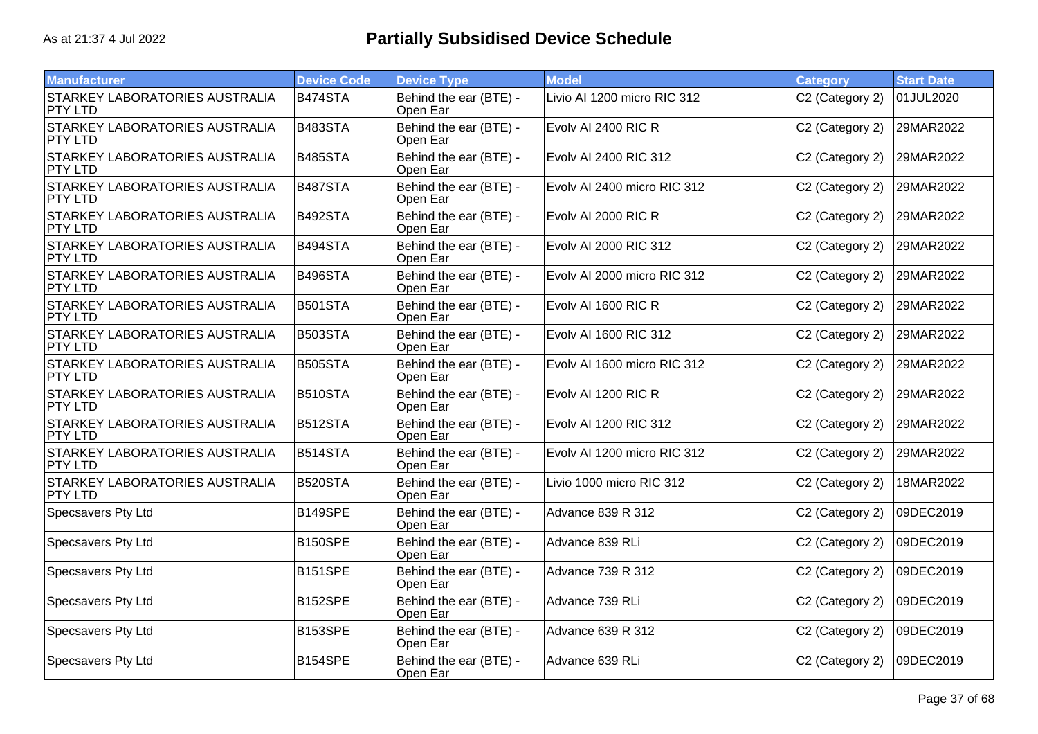# Partially Subsidised Device Schedule

As at 21:37 4 Jul 2022

| Manufacturer | Device Code | Device Type | Model | Category | Start Date |
|---|---|---|---|---|---|
| STARKEY LABORATORIES AUSTRALIA PTY LTD | B474STA | Behind the ear (BTE) - Open Ear | Livio AI 1200 micro RIC 312 | C2 (Category 2) | 01JUL2020 |
| STARKEY LABORATORIES AUSTRALIA PTY LTD | B483STA | Behind the ear (BTE) - Open Ear | Evolv AI 2400 RIC R | C2 (Category 2) | 29MAR2022 |
| STARKEY LABORATORIES AUSTRALIA PTY LTD | B485STA | Behind the ear (BTE) - Open Ear | Evolv AI 2400 RIC 312 | C2 (Category 2) | 29MAR2022 |
| STARKEY LABORATORIES AUSTRALIA PTY LTD | B487STA | Behind the ear (BTE) - Open Ear | Evolv AI 2400 micro RIC 312 | C2 (Category 2) | 29MAR2022 |
| STARKEY LABORATORIES AUSTRALIA PTY LTD | B492STA | Behind the ear (BTE) - Open Ear | Evolv AI 2000 RIC R | C2 (Category 2) | 29MAR2022 |
| STARKEY LABORATORIES AUSTRALIA PTY LTD | B494STA | Behind the ear (BTE) - Open Ear | Evolv AI 2000 RIC 312 | C2 (Category 2) | 29MAR2022 |
| STARKEY LABORATORIES AUSTRALIA PTY LTD | B496STA | Behind the ear (BTE) - Open Ear | Evolv AI 2000 micro RIC 312 | C2 (Category 2) | 29MAR2022 |
| STARKEY LABORATORIES AUSTRALIA PTY LTD | B501STA | Behind the ear (BTE) - Open Ear | Evolv AI 1600 RIC R | C2 (Category 2) | 29MAR2022 |
| STARKEY LABORATORIES AUSTRALIA PTY LTD | B503STA | Behind the ear (BTE) - Open Ear | Evolv AI 1600 RIC 312 | C2 (Category 2) | 29MAR2022 |
| STARKEY LABORATORIES AUSTRALIA PTY LTD | B505STA | Behind the ear (BTE) - Open Ear | Evolv AI 1600 micro RIC 312 | C2 (Category 2) | 29MAR2022 |
| STARKEY LABORATORIES AUSTRALIA PTY LTD | B510STA | Behind the ear (BTE) - Open Ear | Evolv AI 1200 RIC R | C2 (Category 2) | 29MAR2022 |
| STARKEY LABORATORIES AUSTRALIA PTY LTD | B512STA | Behind the ear (BTE) - Open Ear | Evolv AI 1200 RIC 312 | C2 (Category 2) | 29MAR2022 |
| STARKEY LABORATORIES AUSTRALIA PTY LTD | B514STA | Behind the ear (BTE) - Open Ear | Evolv AI 1200 micro RIC 312 | C2 (Category 2) | 29MAR2022 |
| STARKEY LABORATORIES AUSTRALIA PTY LTD | B520STA | Behind the ear (BTE) - Open Ear | Livio 1000 micro RIC 312 | C2 (Category 2) | 18MAR2022 |
| Specsavers Pty Ltd | B149SPE | Behind the ear (BTE) - Open Ear | Advance 839 R 312 | C2 (Category 2) | 09DEC2019 |
| Specsavers Pty Ltd | B150SPE | Behind the ear (BTE) - Open Ear | Advance 839 RLi | C2 (Category 2) | 09DEC2019 |
| Specsavers Pty Ltd | B151SPE | Behind the ear (BTE) - Open Ear | Advance 739 R 312 | C2 (Category 2) | 09DEC2019 |
| Specsavers Pty Ltd | B152SPE | Behind the ear (BTE) - Open Ear | Advance 739 RLi | C2 (Category 2) | 09DEC2019 |
| Specsavers Pty Ltd | B153SPE | Behind the ear (BTE) - Open Ear | Advance 639 R 312 | C2 (Category 2) | 09DEC2019 |
| Specsavers Pty Ltd | B154SPE | Behind the ear (BTE) - Open Ear | Advance 639 RLi | C2 (Category 2) | 09DEC2019 |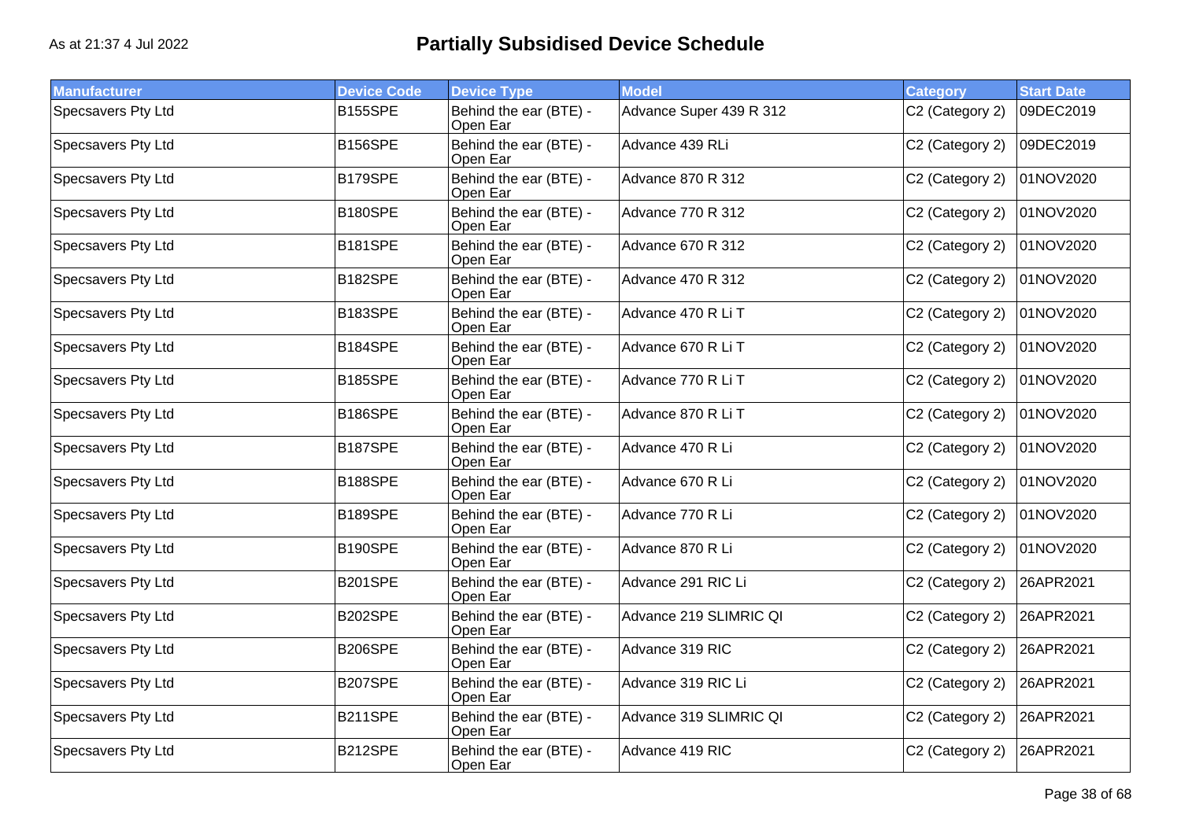# Partially Subsidised Device Schedule

As at 21:37 4 Jul 2022

| Manufacturer | Device Code | Device Type | Model | Category | Start Date |
|---|---|---|---|---|---|
| Specsavers Pty Ltd | B155SPE | Behind the ear (BTE) - Open Ear | Advance Super 439 R 312 | C2 (Category 2) | 09DEC2019 |
| Specsavers Pty Ltd | B156SPE | Behind the ear (BTE) - Open Ear | Advance 439 RLi | C2 (Category 2) | 09DEC2019 |
| Specsavers Pty Ltd | B179SPE | Behind the ear (BTE) - Open Ear | Advance 870 R 312 | C2 (Category 2) | 01NOV2020 |
| Specsavers Pty Ltd | B180SPE | Behind the ear (BTE) - Open Ear | Advance 770 R 312 | C2 (Category 2) | 01NOV2020 |
| Specsavers Pty Ltd | B181SPE | Behind the ear (BTE) - Open Ear | Advance 670 R 312 | C2 (Category 2) | 01NOV2020 |
| Specsavers Pty Ltd | B182SPE | Behind the ear (BTE) - Open Ear | Advance 470 R 312 | C2 (Category 2) | 01NOV2020 |
| Specsavers Pty Ltd | B183SPE | Behind the ear (BTE) - Open Ear | Advance 470 R Li T | C2 (Category 2) | 01NOV2020 |
| Specsavers Pty Ltd | B184SPE | Behind the ear (BTE) - Open Ear | Advance 670 R Li T | C2 (Category 2) | 01NOV2020 |
| Specsavers Pty Ltd | B185SPE | Behind the ear (BTE) - Open Ear | Advance 770 R Li T | C2 (Category 2) | 01NOV2020 |
| Specsavers Pty Ltd | B186SPE | Behind the ear (BTE) - Open Ear | Advance 870 R Li T | C2 (Category 2) | 01NOV2020 |
| Specsavers Pty Ltd | B187SPE | Behind the ear (BTE) - Open Ear | Advance 470 R Li | C2 (Category 2) | 01NOV2020 |
| Specsavers Pty Ltd | B188SPE | Behind the ear (BTE) - Open Ear | Advance 670 R Li | C2 (Category 2) | 01NOV2020 |
| Specsavers Pty Ltd | B189SPE | Behind the ear (BTE) - Open Ear | Advance 770 R Li | C2 (Category 2) | 01NOV2020 |
| Specsavers Pty Ltd | B190SPE | Behind the ear (BTE) - Open Ear | Advance 870 R Li | C2 (Category 2) | 01NOV2020 |
| Specsavers Pty Ltd | B201SPE | Behind the ear (BTE) - Open Ear | Advance 291 RIC Li | C2 (Category 2) | 26APR2021 |
| Specsavers Pty Ltd | B202SPE | Behind the ear (BTE) - Open Ear | Advance 219 SLIMRIC QI | C2 (Category 2) | 26APR2021 |
| Specsavers Pty Ltd | B206SPE | Behind the ear (BTE) - Open Ear | Advance 319 RIC | C2 (Category 2) | 26APR2021 |
| Specsavers Pty Ltd | B207SPE | Behind the ear (BTE) - Open Ear | Advance 319 RIC Li | C2 (Category 2) | 26APR2021 |
| Specsavers Pty Ltd | B211SPE | Behind the ear (BTE) - Open Ear | Advance 319 SLIMRIC QI | C2 (Category 2) | 26APR2021 |
| Specsavers Pty Ltd | B212SPE | Behind the ear (BTE) - Open Ear | Advance 419 RIC | C2 (Category 2) | 26APR2021 |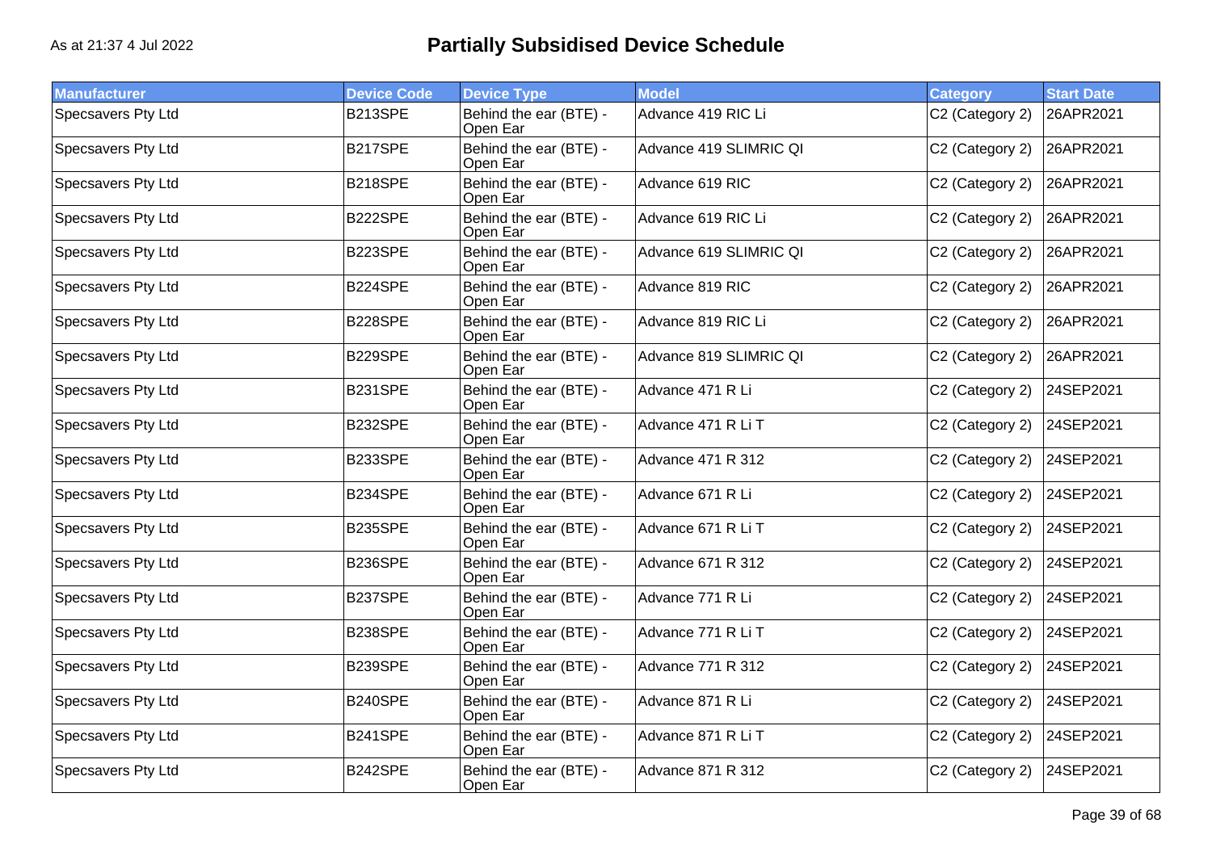As at 21:37 4 Jul 2022

# Partially Subsidised Device Schedule

| Manufacturer | Device Code | Device Type | Model | Category | Start Date |
|---|---|---|---|---|---|
| Specsavers Pty Ltd | B213SPE | Behind the ear (BTE) - Open Ear | Advance 419 RIC Li | C2 (Category 2) | 26APR2021 |
| Specsavers Pty Ltd | B217SPE | Behind the ear (BTE) - Open Ear | Advance 419 SLIMRIC QI | C2 (Category 2) | 26APR2021 |
| Specsavers Pty Ltd | B218SPE | Behind the ear (BTE) - Open Ear | Advance 619 RIC | C2 (Category 2) | 26APR2021 |
| Specsavers Pty Ltd | B222SPE | Behind the ear (BTE) - Open Ear | Advance 619 RIC Li | C2 (Category 2) | 26APR2021 |
| Specsavers Pty Ltd | B223SPE | Behind the ear (BTE) - Open Ear | Advance 619 SLIMRIC QI | C2 (Category 2) | 26APR2021 |
| Specsavers Pty Ltd | B224SPE | Behind the ear (BTE) - Open Ear | Advance 819 RIC | C2 (Category 2) | 26APR2021 |
| Specsavers Pty Ltd | B228SPE | Behind the ear (BTE) - Open Ear | Advance 819 RIC Li | C2 (Category 2) | 26APR2021 |
| Specsavers Pty Ltd | B229SPE | Behind the ear (BTE) - Open Ear | Advance 819 SLIMRIC QI | C2 (Category 2) | 26APR2021 |
| Specsavers Pty Ltd | B231SPE | Behind the ear (BTE) - Open Ear | Advance 471 R Li | C2 (Category 2) | 24SEP2021 |
| Specsavers Pty Ltd | B232SPE | Behind the ear (BTE) - Open Ear | Advance 471 R Li T | C2 (Category 2) | 24SEP2021 |
| Specsavers Pty Ltd | B233SPE | Behind the ear (BTE) - Open Ear | Advance 471 R 312 | C2 (Category 2) | 24SEP2021 |
| Specsavers Pty Ltd | B234SPE | Behind the ear (BTE) - Open Ear | Advance 671 R Li | C2 (Category 2) | 24SEP2021 |
| Specsavers Pty Ltd | B235SPE | Behind the ear (BTE) - Open Ear | Advance 671 R Li T | C2 (Category 2) | 24SEP2021 |
| Specsavers Pty Ltd | B236SPE | Behind the ear (BTE) - Open Ear | Advance 671 R 312 | C2 (Category 2) | 24SEP2021 |
| Specsavers Pty Ltd | B237SPE | Behind the ear (BTE) - Open Ear | Advance 771 R Li | C2 (Category 2) | 24SEP2021 |
| Specsavers Pty Ltd | B238SPE | Behind the ear (BTE) - Open Ear | Advance 771 R Li T | C2 (Category 2) | 24SEP2021 |
| Specsavers Pty Ltd | B239SPE | Behind the ear (BTE) - Open Ear | Advance 771 R 312 | C2 (Category 2) | 24SEP2021 |
| Specsavers Pty Ltd | B240SPE | Behind the ear (BTE) - Open Ear | Advance 871 R Li | C2 (Category 2) | 24SEP2021 |
| Specsavers Pty Ltd | B241SPE | Behind the ear (BTE) - Open Ear | Advance 871 R Li T | C2 (Category 2) | 24SEP2021 |
| Specsavers Pty Ltd | B242SPE | Behind the ear (BTE) - Open Ear | Advance 871 R 312 | C2 (Category 2) | 24SEP2021 |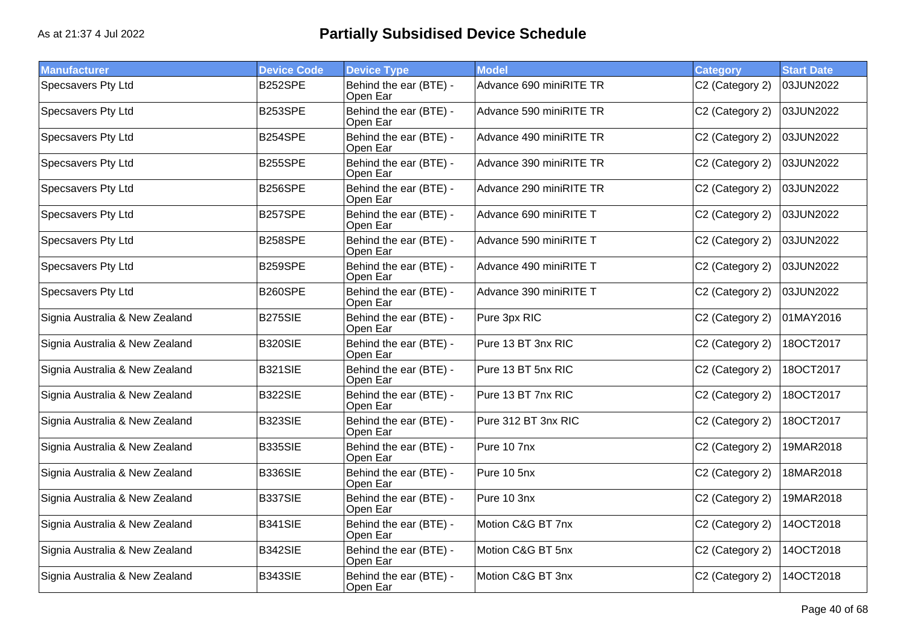# Partially Subsidised Device Schedule

As at 21:37 4 Jul 2022

| Manufacturer | Device Code | Device Type | Model | Category | Start Date |
|---|---|---|---|---|---|
| Specsavers Pty Ltd | B252SPE | Behind the ear (BTE) - Open Ear | Advance 690 miniRITE TR | C2 (Category 2) | 03JUN2022 |
| Specsavers Pty Ltd | B253SPE | Behind the ear (BTE) - Open Ear | Advance 590 miniRITE TR | C2 (Category 2) | 03JUN2022 |
| Specsavers Pty Ltd | B254SPE | Behind the ear (BTE) - Open Ear | Advance 490 miniRITE TR | C2 (Category 2) | 03JUN2022 |
| Specsavers Pty Ltd | B255SPE | Behind the ear (BTE) - Open Ear | Advance 390 miniRITE TR | C2 (Category 2) | 03JUN2022 |
| Specsavers Pty Ltd | B256SPE | Behind the ear (BTE) - Open Ear | Advance 290 miniRITE TR | C2 (Category 2) | 03JUN2022 |
| Specsavers Pty Ltd | B257SPE | Behind the ear (BTE) - Open Ear | Advance 690 miniRITE T | C2 (Category 2) | 03JUN2022 |
| Specsavers Pty Ltd | B258SPE | Behind the ear (BTE) - Open Ear | Advance 590 miniRITE T | C2 (Category 2) | 03JUN2022 |
| Specsavers Pty Ltd | B259SPE | Behind the ear (BTE) - Open Ear | Advance 490 miniRITE T | C2 (Category 2) | 03JUN2022 |
| Specsavers Pty Ltd | B260SPE | Behind the ear (BTE) - Open Ear | Advance 390 miniRITE T | C2 (Category 2) | 03JUN2022 |
| Signia Australia & New Zealand | B275SIE | Behind the ear (BTE) - Open Ear | Pure 3px RIC | C2 (Category 2) | 01MAY2016 |
| Signia Australia & New Zealand | B320SIE | Behind the ear (BTE) - Open Ear | Pure 13 BT 3nx RIC | C2 (Category 2) | 18OCT2017 |
| Signia Australia & New Zealand | B321SIE | Behind the ear (BTE) - Open Ear | Pure 13 BT 5nx RIC | C2 (Category 2) | 18OCT2017 |
| Signia Australia & New Zealand | B322SIE | Behind the ear (BTE) - Open Ear | Pure 13 BT 7nx RIC | C2 (Category 2) | 18OCT2017 |
| Signia Australia & New Zealand | B323SIE | Behind the ear (BTE) - Open Ear | Pure 312 BT 3nx RIC | C2 (Category 2) | 18OCT2017 |
| Signia Australia & New Zealand | B335SIE | Behind the ear (BTE) - Open Ear | Pure 10 7nx | C2 (Category 2) | 19MAR2018 |
| Signia Australia & New Zealand | B336SIE | Behind the ear (BTE) - Open Ear | Pure 10 5nx | C2 (Category 2) | 18MAR2018 |
| Signia Australia & New Zealand | B337SIE | Behind the ear (BTE) - Open Ear | Pure 10 3nx | C2 (Category 2) | 19MAR2018 |
| Signia Australia & New Zealand | B341SIE | Behind the ear (BTE) - Open Ear | Motion C&G BT 7nx | C2 (Category 2) | 14OCT2018 |
| Signia Australia & New Zealand | B342SIE | Behind the ear (BTE) - Open Ear | Motion C&G BT 5nx | C2 (Category 2) | 14OCT2018 |
| Signia Australia & New Zealand | B343SIE | Behind the ear (BTE) - Open Ear | Motion C&G BT 3nx | C2 (Category 2) | 14OCT2018 |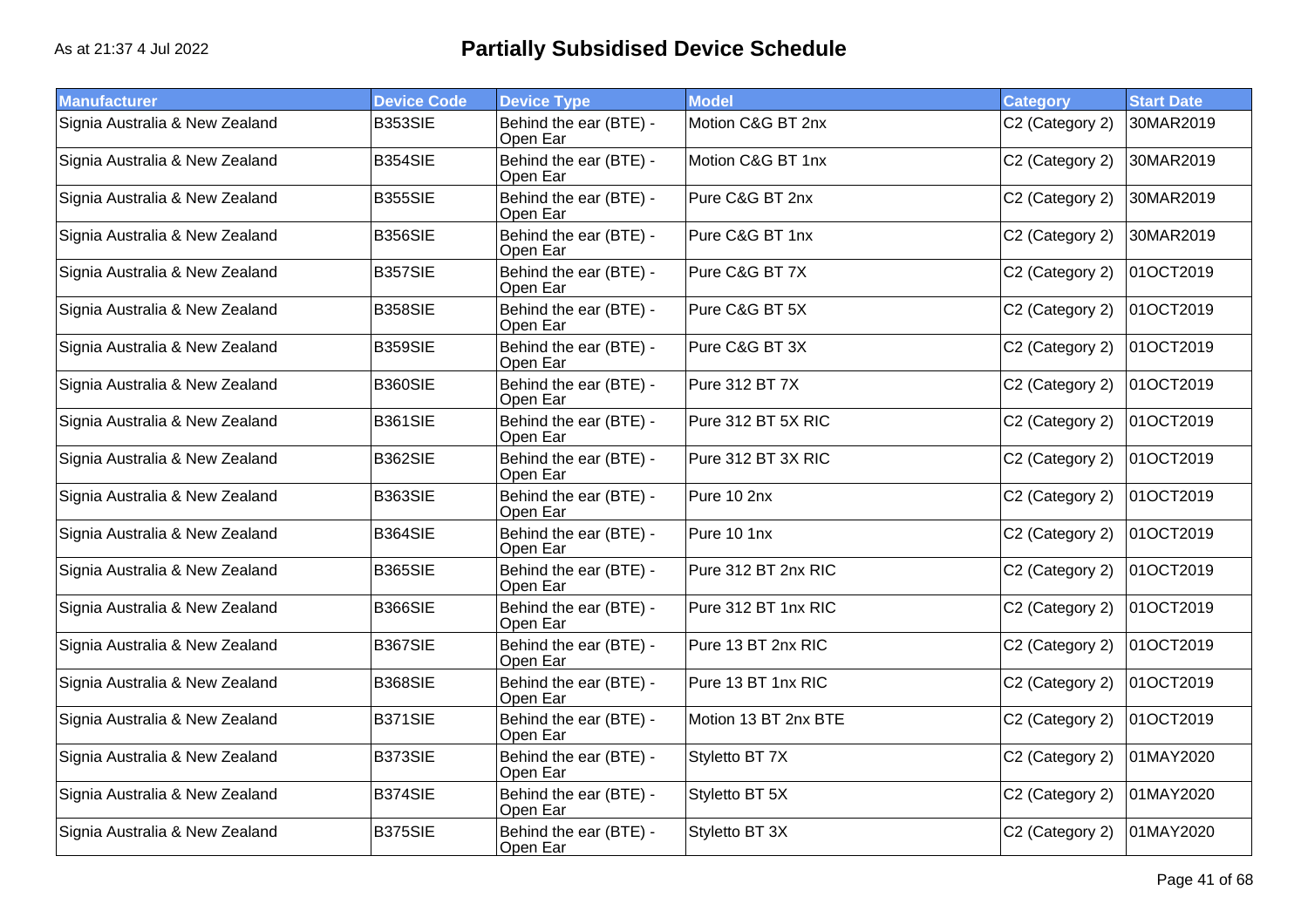# Partially Subsidised Device Schedule

As at 21:37 4 Jul 2022

| Manufacturer | Device Code | Device Type | Model | Category | Start Date |
|---|---|---|---|---|---|
| Signia Australia & New Zealand | B353SIE | Behind the ear (BTE) - Open Ear | Motion C&G BT 2nx | C2 (Category 2) | 30MAR2019 |
| Signia Australia & New Zealand | B354SIE | Behind the ear (BTE) - Open Ear | Motion C&G BT 1nx | C2 (Category 2) | 30MAR2019 |
| Signia Australia & New Zealand | B355SIE | Behind the ear (BTE) - Open Ear | Pure C&G BT 2nx | C2 (Category 2) | 30MAR2019 |
| Signia Australia & New Zealand | B356SIE | Behind the ear (BTE) - Open Ear | Pure C&G BT 1nx | C2 (Category 2) | 30MAR2019 |
| Signia Australia & New Zealand | B357SIE | Behind the ear (BTE) - Open Ear | Pure C&G BT 7X | C2 (Category 2) | 01OCT2019 |
| Signia Australia & New Zealand | B358SIE | Behind the ear (BTE) - Open Ear | Pure C&G BT 5X | C2 (Category 2) | 01OCT2019 |
| Signia Australia & New Zealand | B359SIE | Behind the ear (BTE) - Open Ear | Pure C&G BT 3X | C2 (Category 2) | 01OCT2019 |
| Signia Australia & New Zealand | B360SIE | Behind the ear (BTE) - Open Ear | Pure 312 BT 7X | C2 (Category 2) | 01OCT2019 |
| Signia Australia & New Zealand | B361SIE | Behind the ear (BTE) - Open Ear | Pure 312 BT 5X RIC | C2 (Category 2) | 01OCT2019 |
| Signia Australia & New Zealand | B362SIE | Behind the ear (BTE) - Open Ear | Pure 312 BT 3X RIC | C2 (Category 2) | 01OCT2019 |
| Signia Australia & New Zealand | B363SIE | Behind the ear (BTE) - Open Ear | Pure 10 2nx | C2 (Category 2) | 01OCT2019 |
| Signia Australia & New Zealand | B364SIE | Behind the ear (BTE) - Open Ear | Pure 10 1nx | C2 (Category 2) | 01OCT2019 |
| Signia Australia & New Zealand | B365SIE | Behind the ear (BTE) - Open Ear | Pure 312 BT 2nx RIC | C2 (Category 2) | 01OCT2019 |
| Signia Australia & New Zealand | B366SIE | Behind the ear (BTE) - Open Ear | Pure 312 BT 1nx RIC | C2 (Category 2) | 01OCT2019 |
| Signia Australia & New Zealand | B367SIE | Behind the ear (BTE) - Open Ear | Pure 13 BT 2nx RIC | C2 (Category 2) | 01OCT2019 |
| Signia Australia & New Zealand | B368SIE | Behind the ear (BTE) - Open Ear | Pure 13 BT 1nx RIC | C2 (Category 2) | 01OCT2019 |
| Signia Australia & New Zealand | B371SIE | Behind the ear (BTE) - Open Ear | Motion 13 BT 2nx BTE | C2 (Category 2) | 01OCT2019 |
| Signia Australia & New Zealand | B373SIE | Behind the ear (BTE) - Open Ear | Styletto BT 7X | C2 (Category 2) | 01MAY2020 |
| Signia Australia & New Zealand | B374SIE | Behind the ear (BTE) - Open Ear | Styletto BT 5X | C2 (Category 2) | 01MAY2020 |
| Signia Australia & New Zealand | B375SIE | Behind the ear (BTE) - Open Ear | Styletto BT 3X | C2 (Category 2) | 01MAY2020 |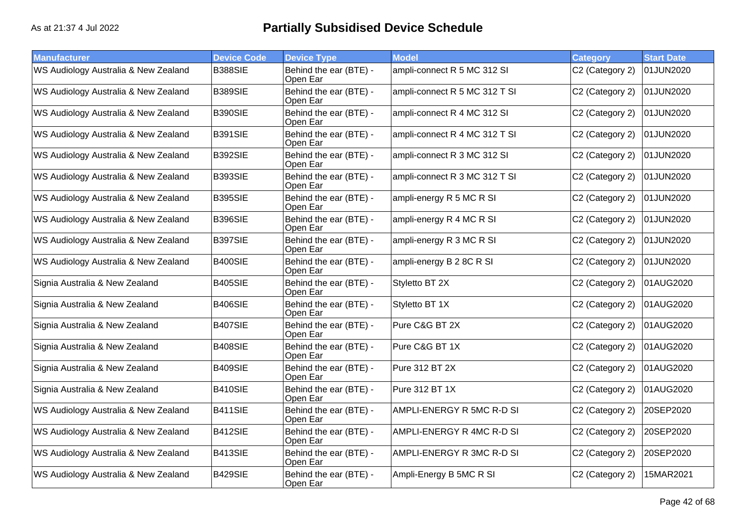# Partially Subsidised Device Schedule

As at 21:37 4 Jul 2022

| Manufacturer | Device Code | Device Type | Model | Category | Start Date |
|---|---|---|---|---|---|
| WS Audiology Australia & New Zealand | B388SIE | Behind the ear (BTE) - Open Ear | ampli-connect R 5 MC 312 SI | C2 (Category 2) | 01JUN2020 |
| WS Audiology Australia & New Zealand | B389SIE | Behind the ear (BTE) - Open Ear | ampli-connect R 5 MC 312 T SI | C2 (Category 2) | 01JUN2020 |
| WS Audiology Australia & New Zealand | B390SIE | Behind the ear (BTE) - Open Ear | ampli-connect R 4 MC 312 SI | C2 (Category 2) | 01JUN2020 |
| WS Audiology Australia & New Zealand | B391SIE | Behind the ear (BTE) - Open Ear | ampli-connect R 4 MC 312 T SI | C2 (Category 2) | 01JUN2020 |
| WS Audiology Australia & New Zealand | B392SIE | Behind the ear (BTE) - Open Ear | ampli-connect R 3 MC 312 SI | C2 (Category 2) | 01JUN2020 |
| WS Audiology Australia & New Zealand | B393SIE | Behind the ear (BTE) - Open Ear | ampli-connect R 3 MC 312 T SI | C2 (Category 2) | 01JUN2020 |
| WS Audiology Australia & New Zealand | B395SIE | Behind the ear (BTE) - Open Ear | ampli-energy R 5 MC R SI | C2 (Category 2) | 01JUN2020 |
| WS Audiology Australia & New Zealand | B396SIE | Behind the ear (BTE) - Open Ear | ampli-energy R 4 MC R SI | C2 (Category 2) | 01JUN2020 |
| WS Audiology Australia & New Zealand | B397SIE | Behind the ear (BTE) - Open Ear | ampli-energy R 3 MC R SI | C2 (Category 2) | 01JUN2020 |
| WS Audiology Australia & New Zealand | B400SIE | Behind the ear (BTE) - Open Ear | ampli-energy B 2 8C R SI | C2 (Category 2) | 01JUN2020 |
| Signia Australia & New Zealand | B405SIE | Behind the ear (BTE) - Open Ear | Styletto BT 2X | C2 (Category 2) | 01AUG2020 |
| Signia Australia & New Zealand | B406SIE | Behind the ear (BTE) - Open Ear | Styletto BT 1X | C2 (Category 2) | 01AUG2020 |
| Signia Australia & New Zealand | B407SIE | Behind the ear (BTE) - Open Ear | Pure C&G BT 2X | C2 (Category 2) | 01AUG2020 |
| Signia Australia & New Zealand | B408SIE | Behind the ear (BTE) - Open Ear | Pure C&G BT 1X | C2 (Category 2) | 01AUG2020 |
| Signia Australia & New Zealand | B409SIE | Behind the ear (BTE) - Open Ear | Pure 312 BT 2X | C2 (Category 2) | 01AUG2020 |
| Signia Australia & New Zealand | B410SIE | Behind the ear (BTE) - Open Ear | Pure 312 BT 1X | C2 (Category 2) | 01AUG2020 |
| WS Audiology Australia & New Zealand | B411SIE | Behind the ear (BTE) - Open Ear | AMPLI-ENERGY R 5MC R-D SI | C2 (Category 2) | 20SEP2020 |
| WS Audiology Australia & New Zealand | B412SIE | Behind the ear (BTE) - Open Ear | AMPLI-ENERGY R 4MC R-D SI | C2 (Category 2) | 20SEP2020 |
| WS Audiology Australia & New Zealand | B413SIE | Behind the ear (BTE) - Open Ear | AMPLI-ENERGY R 3MC R-D SI | C2 (Category 2) | 20SEP2020 |
| WS Audiology Australia & New Zealand | B429SIE | Behind the ear (BTE) - Open Ear | Ampli-Energy B 5MC R SI | C2 (Category 2) | 15MAR2021 |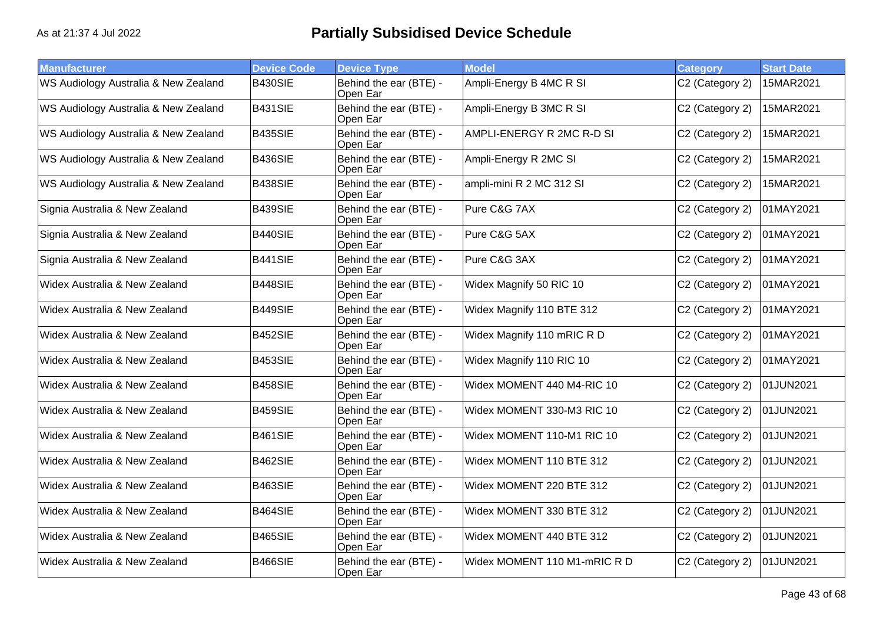# Partially Subsidised Device Schedule

As at 21:37 4 Jul 2022

| Manufacturer | Device Code | Device Type | Model | Category | Start Date |
|---|---|---|---|---|---|
| WS Audiology Australia & New Zealand | B430SIE | Behind the ear (BTE) - Open Ear | Ampli-Energy B 4MC R SI | C2 (Category 2) | 15MAR2021 |
| WS Audiology Australia & New Zealand | B431SIE | Behind the ear (BTE) - Open Ear | Ampli-Energy B 3MC R SI | C2 (Category 2) | 15MAR2021 |
| WS Audiology Australia & New Zealand | B435SIE | Behind the ear (BTE) - Open Ear | AMPLI-ENERGY R 2MC R-D SI | C2 (Category 2) | 15MAR2021 |
| WS Audiology Australia & New Zealand | B436SIE | Behind the ear (BTE) - Open Ear | Ampli-Energy R 2MC SI | C2 (Category 2) | 15MAR2021 |
| WS Audiology Australia & New Zealand | B438SIE | Behind the ear (BTE) - Open Ear | ampli-mini R 2 MC 312 SI | C2 (Category 2) | 15MAR2021 |
| Signia Australia & New Zealand | B439SIE | Behind the ear (BTE) - Open Ear | Pure C&G 7AX | C2 (Category 2) | 01MAY2021 |
| Signia Australia & New Zealand | B440SIE | Behind the ear (BTE) - Open Ear | Pure C&G 5AX | C2 (Category 2) | 01MAY2021 |
| Signia Australia & New Zealand | B441SIE | Behind the ear (BTE) - Open Ear | Pure C&G 3AX | C2 (Category 2) | 01MAY2021 |
| Widex Australia & New Zealand | B448SIE | Behind the ear (BTE) - Open Ear | Widex Magnify 50 RIC 10 | C2 (Category 2) | 01MAY2021 |
| Widex Australia & New Zealand | B449SIE | Behind the ear (BTE) - Open Ear | Widex Magnify 110 BTE 312 | C2 (Category 2) | 01MAY2021 |
| Widex Australia & New Zealand | B452SIE | Behind the ear (BTE) - Open Ear | Widex Magnify 110 mRIC R D | C2 (Category 2) | 01MAY2021 |
| Widex Australia & New Zealand | B453SIE | Behind the ear (BTE) - Open Ear | Widex Magnify 110 RIC 10 | C2 (Category 2) | 01MAY2021 |
| Widex Australia & New Zealand | B458SIE | Behind the ear (BTE) - Open Ear | Widex MOMENT 440 M4-RIC 10 | C2 (Category 2) | 01JUN2021 |
| Widex Australia & New Zealand | B459SIE | Behind the ear (BTE) - Open Ear | Widex MOMENT 330-M3 RIC 10 | C2 (Category 2) | 01JUN2021 |
| Widex Australia & New Zealand | B461SIE | Behind the ear (BTE) - Open Ear | Widex MOMENT 110-M1 RIC 10 | C2 (Category 2) | 01JUN2021 |
| Widex Australia & New Zealand | B462SIE | Behind the ear (BTE) - Open Ear | Widex MOMENT 110 BTE 312 | C2 (Category 2) | 01JUN2021 |
| Widex Australia & New Zealand | B463SIE | Behind the ear (BTE) - Open Ear | Widex MOMENT 220 BTE 312 | C2 (Category 2) | 01JUN2021 |
| Widex Australia & New Zealand | B464SIE | Behind the ear (BTE) - Open Ear | Widex MOMENT 330 BTE 312 | C2 (Category 2) | 01JUN2021 |
| Widex Australia & New Zealand | B465SIE | Behind the ear (BTE) - Open Ear | Widex MOMENT 440 BTE 312 | C2 (Category 2) | 01JUN2021 |
| Widex Australia & New Zealand | B466SIE | Behind the ear (BTE) - Open Ear | Widex MOMENT 110 M1-mRIC R D | C2 (Category 2) | 01JUN2021 |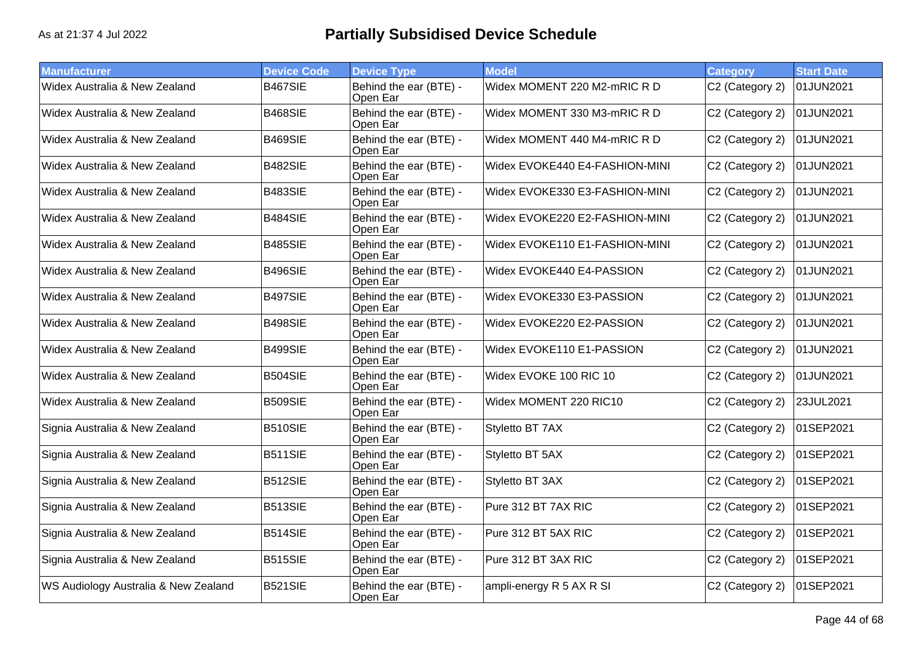# Partially Subsidised Device Schedule

As at 21:37 4 Jul 2022

| Manufacturer | Device Code | Device Type | Model | Category | Start Date |
| --- | --- | --- | --- | --- | --- |
| Widex Australia & New Zealand | B467SIE | Behind the ear (BTE) - Open Ear | Widex MOMENT 220 M2-mRIC R D | C2 (Category 2) | 01JUN2021 |
| Widex Australia & New Zealand | B468SIE | Behind the ear (BTE) - Open Ear | Widex MOMENT 330 M3-mRIC R D | C2 (Category 2) | 01JUN2021 |
| Widex Australia & New Zealand | B469SIE | Behind the ear (BTE) - Open Ear | Widex MOMENT 440 M4-mRIC R D | C2 (Category 2) | 01JUN2021 |
| Widex Australia & New Zealand | B482SIE | Behind the ear (BTE) - Open Ear | Widex EVOKE440 E4-FASHION-MINI | C2 (Category 2) | 01JUN2021 |
| Widex Australia & New Zealand | B483SIE | Behind the ear (BTE) - Open Ear | Widex EVOKE330 E3-FASHION-MINI | C2 (Category 2) | 01JUN2021 |
| Widex Australia & New Zealand | B484SIE | Behind the ear (BTE) - Open Ear | Widex EVOKE220 E2-FASHION-MINI | C2 (Category 2) | 01JUN2021 |
| Widex Australia & New Zealand | B485SIE | Behind the ear (BTE) - Open Ear | Widex EVOKE110 E1-FASHION-MINI | C2 (Category 2) | 01JUN2021 |
| Widex Australia & New Zealand | B496SIE | Behind the ear (BTE) - Open Ear | Widex EVOKE440 E4-PASSION | C2 (Category 2) | 01JUN2021 |
| Widex Australia & New Zealand | B497SIE | Behind the ear (BTE) - Open Ear | Widex EVOKE330 E3-PASSION | C2 (Category 2) | 01JUN2021 |
| Widex Australia & New Zealand | B498SIE | Behind the ear (BTE) - Open Ear | Widex EVOKE220 E2-PASSION | C2 (Category 2) | 01JUN2021 |
| Widex Australia & New Zealand | B499SIE | Behind the ear (BTE) - Open Ear | Widex EVOKE110 E1-PASSION | C2 (Category 2) | 01JUN2021 |
| Widex Australia & New Zealand | B504SIE | Behind the ear (BTE) - Open Ear | Widex EVOKE 100 RIC 10 | C2 (Category 2) | 01JUN2021 |
| Widex Australia & New Zealand | B509SIE | Behind the ear (BTE) - Open Ear | Widex MOMENT 220 RIC10 | C2 (Category 2) | 23JUL2021 |
| Signia Australia & New Zealand | B510SIE | Behind the ear (BTE) - Open Ear | Styletto BT 7AX | C2 (Category 2) | 01SEP2021 |
| Signia Australia & New Zealand | B511SIE | Behind the ear (BTE) - Open Ear | Styletto BT 5AX | C2 (Category 2) | 01SEP2021 |
| Signia Australia & New Zealand | B512SIE | Behind the ear (BTE) - Open Ear | Styletto BT 3AX | C2 (Category 2) | 01SEP2021 |
| Signia Australia & New Zealand | B513SIE | Behind the ear (BTE) - Open Ear | Pure 312 BT 7AX RIC | C2 (Category 2) | 01SEP2021 |
| Signia Australia & New Zealand | B514SIE | Behind the ear (BTE) - Open Ear | Pure 312 BT 5AX RIC | C2 (Category 2) | 01SEP2021 |
| Signia Australia & New Zealand | B515SIE | Behind the ear (BTE) - Open Ear | Pure 312 BT 3AX RIC | C2 (Category 2) | 01SEP2021 |
| WS Audiology Australia & New Zealand | B521SIE | Behind the ear (BTE) - Open Ear | ampli-energy R 5 AX R SI | C2 (Category 2) | 01SEP2021 |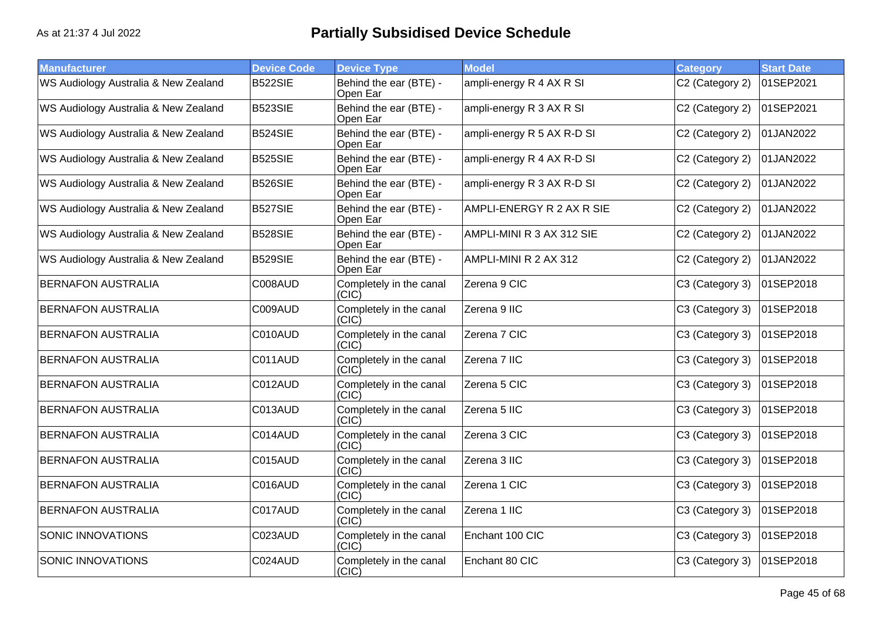# Partially Subsidised Device Schedule

As at 21:37 4 Jul 2022

| Manufacturer | Device Code | Device Type | Model | Category | Start Date |
|---|---|---|---|---|---|
| WS Audiology Australia & New Zealand | B522SIE | Behind the ear (BTE) - Open Ear | ampli-energy R 4 AX R SI | C2 (Category 2) | 01SEP2021 |
| WS Audiology Australia & New Zealand | B523SIE | Behind the ear (BTE) - Open Ear | ampli-energy R 3 AX R SI | C2 (Category 2) | 01SEP2021 |
| WS Audiology Australia & New Zealand | B524SIE | Behind the ear (BTE) - Open Ear | ampli-energy R 5 AX R-D SI | C2 (Category 2) | 01JAN2022 |
| WS Audiology Australia & New Zealand | B525SIE | Behind the ear (BTE) - Open Ear | ampli-energy R 4 AX R-D SI | C2 (Category 2) | 01JAN2022 |
| WS Audiology Australia & New Zealand | B526SIE | Behind the ear (BTE) - Open Ear | ampli-energy R 3 AX R-D SI | C2 (Category 2) | 01JAN2022 |
| WS Audiology Australia & New Zealand | B527SIE | Behind the ear (BTE) - Open Ear | AMPLI-ENERGY R 2 AX R SIE | C2 (Category 2) | 01JAN2022 |
| WS Audiology Australia & New Zealand | B528SIE | Behind the ear (BTE) - Open Ear | AMPLI-MINI R 3 AX 312 SIE | C2 (Category 2) | 01JAN2022 |
| WS Audiology Australia & New Zealand | B529SIE | Behind the ear (BTE) - Open Ear | AMPLI-MINI R 2 AX 312 | C2 (Category 2) | 01JAN2022 |
| BERNAFON AUSTRALIA | C008AUD | Completely in the canal (CIC) | Zerena 9 CIC | C3 (Category 3) | 01SEP2018 |
| BERNAFON AUSTRALIA | C009AUD | Completely in the canal (CIC) | Zerena 9 IIC | C3 (Category 3) | 01SEP2018 |
| BERNAFON AUSTRALIA | C010AUD | Completely in the canal (CIC) | Zerena 7 CIC | C3 (Category 3) | 01SEP2018 |
| BERNAFON AUSTRALIA | C011AUD | Completely in the canal (CIC) | Zerena 7 IIC | C3 (Category 3) | 01SEP2018 |
| BERNAFON AUSTRALIA | C012AUD | Completely in the canal (CIC) | Zerena 5 CIC | C3 (Category 3) | 01SEP2018 |
| BERNAFON AUSTRALIA | C013AUD | Completely in the canal (CIC) | Zerena 5 IIC | C3 (Category 3) | 01SEP2018 |
| BERNAFON AUSTRALIA | C014AUD | Completely in the canal (CIC) | Zerena 3 CIC | C3 (Category 3) | 01SEP2018 |
| BERNAFON AUSTRALIA | C015AUD | Completely in the canal (CIC) | Zerena 3 IIC | C3 (Category 3) | 01SEP2018 |
| BERNAFON AUSTRALIA | C016AUD | Completely in the canal (CIC) | Zerena 1 CIC | C3 (Category 3) | 01SEP2018 |
| BERNAFON AUSTRALIA | C017AUD | Completely in the canal (CIC) | Zerena 1 IIC | C3 (Category 3) | 01SEP2018 |
| SONIC INNOVATIONS | C023AUD | Completely in the canal (CIC) | Enchant 100 CIC | C3 (Category 3) | 01SEP2018 |
| SONIC INNOVATIONS | C024AUD | Completely in the canal (CIC) | Enchant 80 CIC | C3 (Category 3) | 01SEP2018 |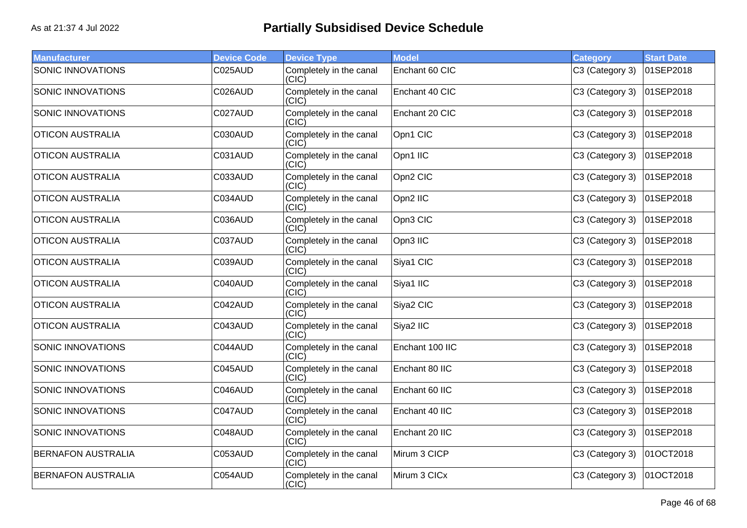As at 21:37 4 Jul 2022

# Partially Subsidised Device Schedule

| Manufacturer | Device Code | Device Type | Model | Category | Start Date |
|---|---|---|---|---|---|
| SONIC INNOVATIONS | C025AUD | Completely in the canal (CIC) | Enchant 60 CIC | C3 (Category 3) | 01SEP2018 |
| SONIC INNOVATIONS | C026AUD | Completely in the canal (CIC) | Enchant 40 CIC | C3 (Category 3) | 01SEP2018 |
| SONIC INNOVATIONS | C027AUD | Completely in the canal (CIC) | Enchant 20 CIC | C3 (Category 3) | 01SEP2018 |
| OTICON AUSTRALIA | C030AUD | Completely in the canal (CIC) | Opn1 CIC | C3 (Category 3) | 01SEP2018 |
| OTICON AUSTRALIA | C031AUD | Completely in the canal (CIC) | Opn1 IIC | C3 (Category 3) | 01SEP2018 |
| OTICON AUSTRALIA | C033AUD | Completely in the canal (CIC) | Opn2 CIC | C3 (Category 3) | 01SEP2018 |
| OTICON AUSTRALIA | C034AUD | Completely in the canal (CIC) | Opn2 IIC | C3 (Category 3) | 01SEP2018 |
| OTICON AUSTRALIA | C036AUD | Completely in the canal (CIC) | Opn3 CIC | C3 (Category 3) | 01SEP2018 |
| OTICON AUSTRALIA | C037AUD | Completely in the canal (CIC) | Opn3 IIC | C3 (Category 3) | 01SEP2018 |
| OTICON AUSTRALIA | C039AUD | Completely in the canal (CIC) | Siya1 CIC | C3 (Category 3) | 01SEP2018 |
| OTICON AUSTRALIA | C040AUD | Completely in the canal (CIC) | Siya1 IIC | C3 (Category 3) | 01SEP2018 |
| OTICON AUSTRALIA | C042AUD | Completely in the canal (CIC) | Siya2 CIC | C3 (Category 3) | 01SEP2018 |
| OTICON AUSTRALIA | C043AUD | Completely in the canal (CIC) | Siya2 IIC | C3 (Category 3) | 01SEP2018 |
| SONIC INNOVATIONS | C044AUD | Completely in the canal (CIC) | Enchant 100 IIC | C3 (Category 3) | 01SEP2018 |
| SONIC INNOVATIONS | C045AUD | Completely in the canal (CIC) | Enchant 80 IIC | C3 (Category 3) | 01SEP2018 |
| SONIC INNOVATIONS | C046AUD | Completely in the canal (CIC) | Enchant 60 IIC | C3 (Category 3) | 01SEP2018 |
| SONIC INNOVATIONS | C047AUD | Completely in the canal (CIC) | Enchant 40 IIC | C3 (Category 3) | 01SEP2018 |
| SONIC INNOVATIONS | C048AUD | Completely in the canal (CIC) | Enchant 20 IIC | C3 (Category 3) | 01SEP2018 |
| BERNAFON AUSTRALIA | C053AUD | Completely in the canal (CIC) | Mirum 3 CICP | C3 (Category 3) | 01OCT2018 |
| BERNAFON AUSTRALIA | C054AUD | Completely in the canal (CIC) | Mirum 3 CICx | C3 (Category 3) | 01OCT2018 |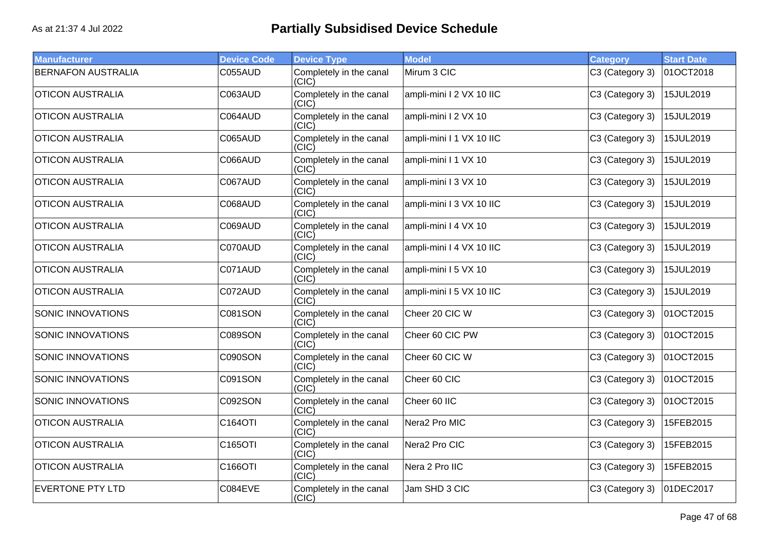# Partially Subsidised Device Schedule

As at 21:37 4 Jul 2022

| Manufacturer | Device Code | Device Type | Model | Category | Start Date |
|---|---|---|---|---|---|
| BERNAFON AUSTRALIA | C055AUD | Completely in the canal (CIC) | Mirum 3 CIC | C3 (Category 3) | 01OCT2018 |
| OTICON AUSTRALIA | C063AUD | Completely in the canal (CIC) | ampli-mini I 2 VX 10 IIC | C3 (Category 3) | 15JUL2019 |
| OTICON AUSTRALIA | C064AUD | Completely in the canal (CIC) | ampli-mini I 2 VX 10 | C3 (Category 3) | 15JUL2019 |
| OTICON AUSTRALIA | C065AUD | Completely in the canal (CIC) | ampli-mini I 1 VX 10 IIC | C3 (Category 3) | 15JUL2019 |
| OTICON AUSTRALIA | C066AUD | Completely in the canal (CIC) | ampli-mini I 1 VX 10 | C3 (Category 3) | 15JUL2019 |
| OTICON AUSTRALIA | C067AUD | Completely in the canal (CIC) | ampli-mini I 3 VX 10 | C3 (Category 3) | 15JUL2019 |
| OTICON AUSTRALIA | C068AUD | Completely in the canal (CIC) | ampli-mini I 3 VX 10 IIC | C3 (Category 3) | 15JUL2019 |
| OTICON AUSTRALIA | C069AUD | Completely in the canal (CIC) | ampli-mini I 4 VX 10 | C3 (Category 3) | 15JUL2019 |
| OTICON AUSTRALIA | C070AUD | Completely in the canal (CIC) | ampli-mini I 4 VX 10 IIC | C3 (Category 3) | 15JUL2019 |
| OTICON AUSTRALIA | C071AUD | Completely in the canal (CIC) | ampli-mini I 5 VX 10 | C3 (Category 3) | 15JUL2019 |
| OTICON AUSTRALIA | C072AUD | Completely in the canal (CIC) | ampli-mini I 5 VX 10 IIC | C3 (Category 3) | 15JUL2019 |
| SONIC INNOVATIONS | C081SON | Completely in the canal (CIC) | Cheer 20 CIC W | C3 (Category 3) | 01OCT2015 |
| SONIC INNOVATIONS | C089SON | Completely in the canal (CIC) | Cheer 60 CIC PW | C3 (Category 3) | 01OCT2015 |
| SONIC INNOVATIONS | C090SON | Completely in the canal (CIC) | Cheer 60 CIC W | C3 (Category 3) | 01OCT2015 |
| SONIC INNOVATIONS | C091SON | Completely in the canal (CIC) | Cheer 60 CIC | C3 (Category 3) | 01OCT2015 |
| SONIC INNOVATIONS | C092SON | Completely in the canal (CIC) | Cheer 60 IIC | C3 (Category 3) | 01OCT2015 |
| OTICON AUSTRALIA | C164OTI | Completely in the canal (CIC) | Nera2 Pro MIC | C3 (Category 3) | 15FEB2015 |
| OTICON AUSTRALIA | C165OTI | Completely in the canal (CIC) | Nera2 Pro CIC | C3 (Category 3) | 15FEB2015 |
| OTICON AUSTRALIA | C166OTI | Completely in the canal (CIC) | Nera 2 Pro IIC | C3 (Category 3) | 15FEB2015 |
| EVERTONE PTY LTD | C084EVE | Completely in the canal (CIC) | Jam SHD 3 CIC | C3 (Category 3) | 01DEC2017 |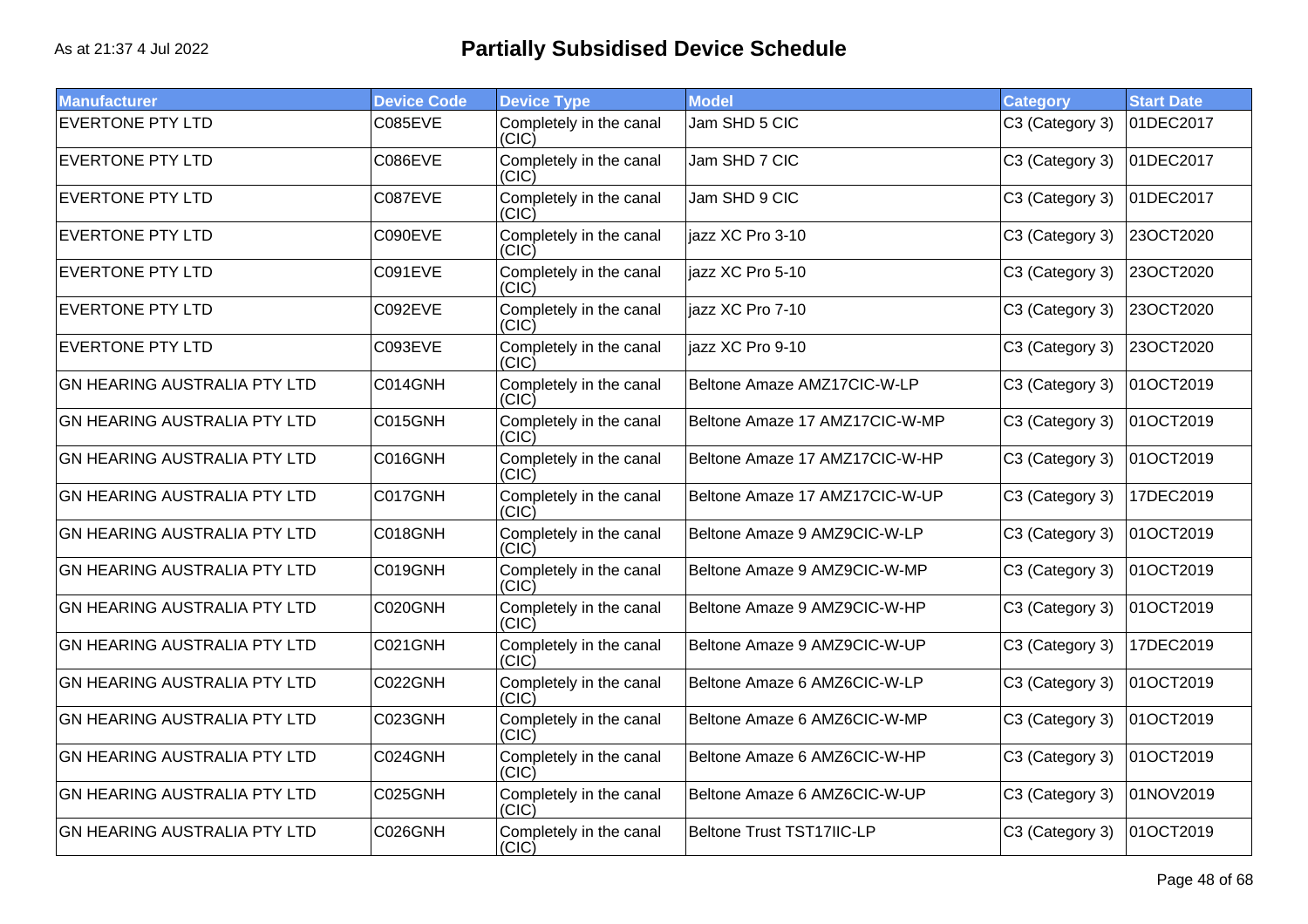As at 21:37 4 Jul 2022

# Partially Subsidised Device Schedule

| Manufacturer | Device Code | Device Type | Model | Category | Start Date |
|---|---|---|---|---|---|
| EVERTONE PTY LTD | C085EVE | Completely in the canal (CIC) | Jam SHD 5 CIC | C3 (Category 3) | 01DEC2017 |
| EVERTONE PTY LTD | C086EVE | Completely in the canal (CIC) | Jam SHD 7 CIC | C3 (Category 3) | 01DEC2017 |
| EVERTONE PTY LTD | C087EVE | Completely in the canal (CIC) | Jam SHD 9 CIC | C3 (Category 3) | 01DEC2017 |
| EVERTONE PTY LTD | C090EVE | Completely in the canal (CIC) | jazz XC Pro 3-10 | C3 (Category 3) | 23OCT2020 |
| EVERTONE PTY LTD | C091EVE | Completely in the canal (CIC) | jazz XC Pro 5-10 | C3 (Category 3) | 23OCT2020 |
| EVERTONE PTY LTD | C092EVE | Completely in the canal (CIC) | jazz XC Pro 7-10 | C3 (Category 3) | 23OCT2020 |
| EVERTONE PTY LTD | C093EVE | Completely in the canal (CIC) | jazz XC Pro 9-10 | C3 (Category 3) | 23OCT2020 |
| GN HEARING AUSTRALIA PTY LTD | C014GNH | Completely in the canal (CIC) | Beltone Amaze AMZ17CIC-W-LP | C3 (Category 3) | 01OCT2019 |
| GN HEARING AUSTRALIA PTY LTD | C015GNH | Completely in the canal (CIC) | Beltone Amaze 17 AMZ17CIC-W-MP | C3 (Category 3) | 01OCT2019 |
| GN HEARING AUSTRALIA PTY LTD | C016GNH | Completely in the canal (CIC) | Beltone Amaze 17 AMZ17CIC-W-HP | C3 (Category 3) | 01OCT2019 |
| GN HEARING AUSTRALIA PTY LTD | C017GNH | Completely in the canal (CIC) | Beltone Amaze 17 AMZ17CIC-W-UP | C3 (Category 3) | 17DEC2019 |
| GN HEARING AUSTRALIA PTY LTD | C018GNH | Completely in the canal (CIC) | Beltone Amaze 9 AMZ9CIC-W-LP | C3 (Category 3) | 01OCT2019 |
| GN HEARING AUSTRALIA PTY LTD | C019GNH | Completely in the canal (CIC) | Beltone Amaze 9 AMZ9CIC-W-MP | C3 (Category 3) | 01OCT2019 |
| GN HEARING AUSTRALIA PTY LTD | C020GNH | Completely in the canal (CIC) | Beltone Amaze 9 AMZ9CIC-W-HP | C3 (Category 3) | 01OCT2019 |
| GN HEARING AUSTRALIA PTY LTD | C021GNH | Completely in the canal (CIC) | Beltone Amaze 9 AMZ9CIC-W-UP | C3 (Category 3) | 17DEC2019 |
| GN HEARING AUSTRALIA PTY LTD | C022GNH | Completely in the canal (CIC) | Beltone Amaze 6 AMZ6CIC-W-LP | C3 (Category 3) | 01OCT2019 |
| GN HEARING AUSTRALIA PTY LTD | C023GNH | Completely in the canal (CIC) | Beltone Amaze 6 AMZ6CIC-W-MP | C3 (Category 3) | 01OCT2019 |
| GN HEARING AUSTRALIA PTY LTD | C024GNH | Completely in the canal (CIC) | Beltone Amaze 6 AMZ6CIC-W-HP | C3 (Category 3) | 01OCT2019 |
| GN HEARING AUSTRALIA PTY LTD | C025GNH | Completely in the canal (CIC) | Beltone Amaze 6 AMZ6CIC-W-UP | C3 (Category 3) | 01NOV2019 |
| GN HEARING AUSTRALIA PTY LTD | C026GNH | Completely in the canal (CIC) | Beltone Trust TST17IIC-LP | C3 (Category 3) | 01OCT2019 |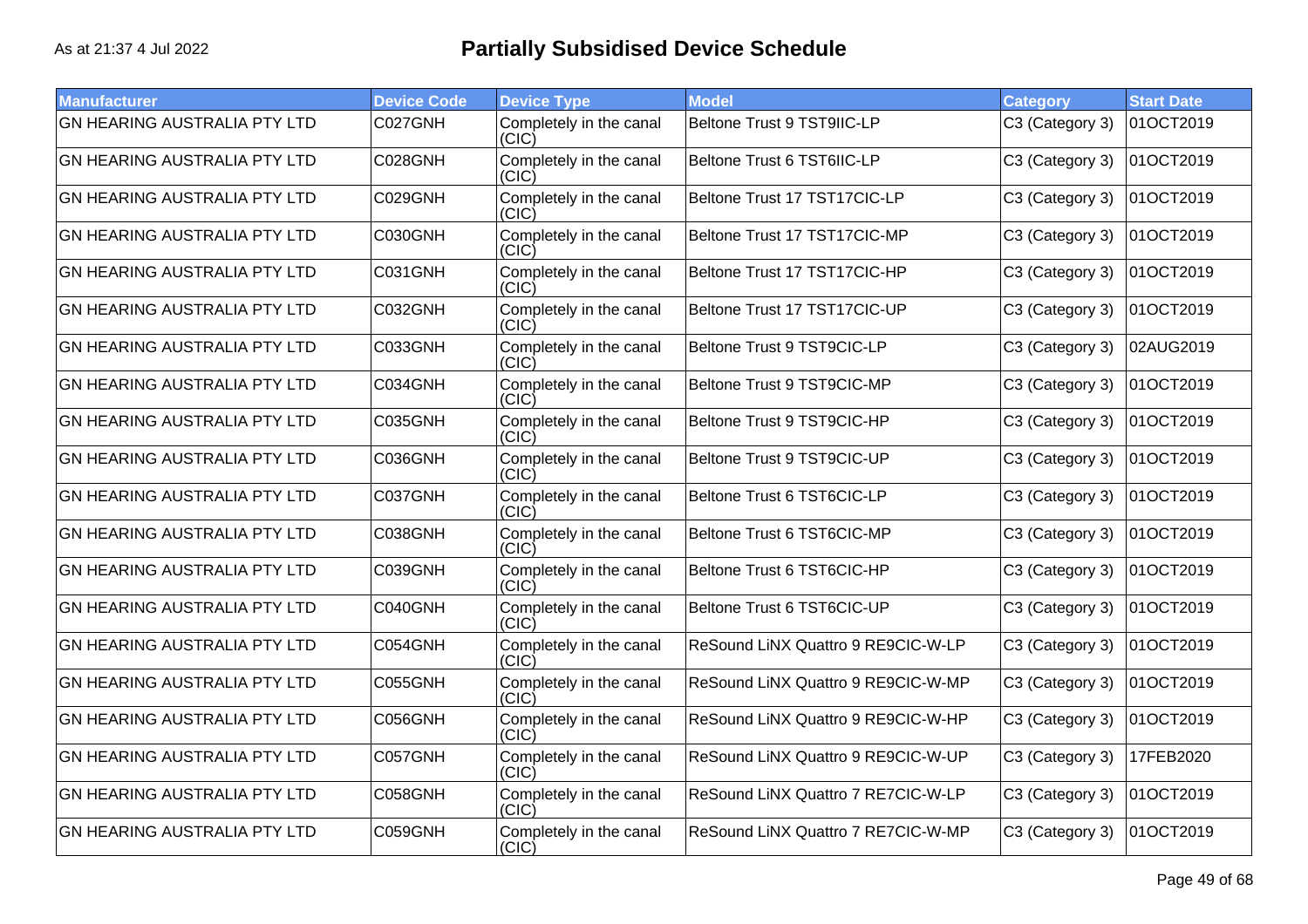As at 21:37 4 Jul 2022

# Partially Subsidised Device Schedule

| Manufacturer | Device Code | Device Type | Model | Category | Start Date |
|---|---|---|---|---|---|
| GN HEARING AUSTRALIA PTY LTD | C027GNH | Completely in the canal (CIC) | Beltone Trust 9 TST9IIC-LP | C3 (Category 3) | 01OCT2019 |
| GN HEARING AUSTRALIA PTY LTD | C028GNH | Completely in the canal (CIC) | Beltone Trust 6 TST6IIC-LP | C3 (Category 3) | 01OCT2019 |
| GN HEARING AUSTRALIA PTY LTD | C029GNH | Completely in the canal (CIC) | Beltone Trust 17 TST17CIC-LP | C3 (Category 3) | 01OCT2019 |
| GN HEARING AUSTRALIA PTY LTD | C030GNH | Completely in the canal (CIC) | Beltone Trust 17 TST17CIC-MP | C3 (Category 3) | 01OCT2019 |
| GN HEARING AUSTRALIA PTY LTD | C031GNH | Completely in the canal (CIC) | Beltone Trust 17 TST17CIC-HP | C3 (Category 3) | 01OCT2019 |
| GN HEARING AUSTRALIA PTY LTD | C032GNH | Completely in the canal (CIC) | Beltone Trust 17 TST17CIC-UP | C3 (Category 3) | 01OCT2019 |
| GN HEARING AUSTRALIA PTY LTD | C033GNH | Completely in the canal (CIC) | Beltone Trust 9 TST9CIC-LP | C3 (Category 3) | 02AUG2019 |
| GN HEARING AUSTRALIA PTY LTD | C034GNH | Completely in the canal (CIC) | Beltone Trust 9 TST9CIC-MP | C3 (Category 3) | 01OCT2019 |
| GN HEARING AUSTRALIA PTY LTD | C035GNH | Completely in the canal (CIC) | Beltone Trust 9 TST9CIC-HP | C3 (Category 3) | 01OCT2019 |
| GN HEARING AUSTRALIA PTY LTD | C036GNH | Completely in the canal (CIC) | Beltone Trust 9 TST9CIC-UP | C3 (Category 3) | 01OCT2019 |
| GN HEARING AUSTRALIA PTY LTD | C037GNH | Completely in the canal (CIC) | Beltone Trust 6 TST6CIC-LP | C3 (Category 3) | 01OCT2019 |
| GN HEARING AUSTRALIA PTY LTD | C038GNH | Completely in the canal (CIC) | Beltone Trust 6 TST6CIC-MP | C3 (Category 3) | 01OCT2019 |
| GN HEARING AUSTRALIA PTY LTD | C039GNH | Completely in the canal (CIC) | Beltone Trust 6 TST6CIC-HP | C3 (Category 3) | 01OCT2019 |
| GN HEARING AUSTRALIA PTY LTD | C040GNH | Completely in the canal (CIC) | Beltone Trust 6 TST6CIC-UP | C3 (Category 3) | 01OCT2019 |
| GN HEARING AUSTRALIA PTY LTD | C054GNH | Completely in the canal (CIC) | ReSound LiNX Quattro 9 RE9CIC-W-LP | C3 (Category 3) | 01OCT2019 |
| GN HEARING AUSTRALIA PTY LTD | C055GNH | Completely in the canal (CIC) | ReSound LiNX Quattro 9 RE9CIC-W-MP | C3 (Category 3) | 01OCT2019 |
| GN HEARING AUSTRALIA PTY LTD | C056GNH | Completely in the canal (CIC) | ReSound LiNX Quattro 9 RE9CIC-W-HP | C3 (Category 3) | 01OCT2019 |
| GN HEARING AUSTRALIA PTY LTD | C057GNH | Completely in the canal (CIC) | ReSound LiNX Quattro 9 RE9CIC-W-UP | C3 (Category 3) | 17FEB2020 |
| GN HEARING AUSTRALIA PTY LTD | C058GNH | Completely in the canal (CIC) | ReSound LiNX Quattro 7 RE7CIC-W-LP | C3 (Category 3) | 01OCT2019 |
| GN HEARING AUSTRALIA PTY LTD | C059GNH | Completely in the canal (CIC) | ReSound LiNX Quattro 7 RE7CIC-W-MP | C3 (Category 3) | 01OCT2019 |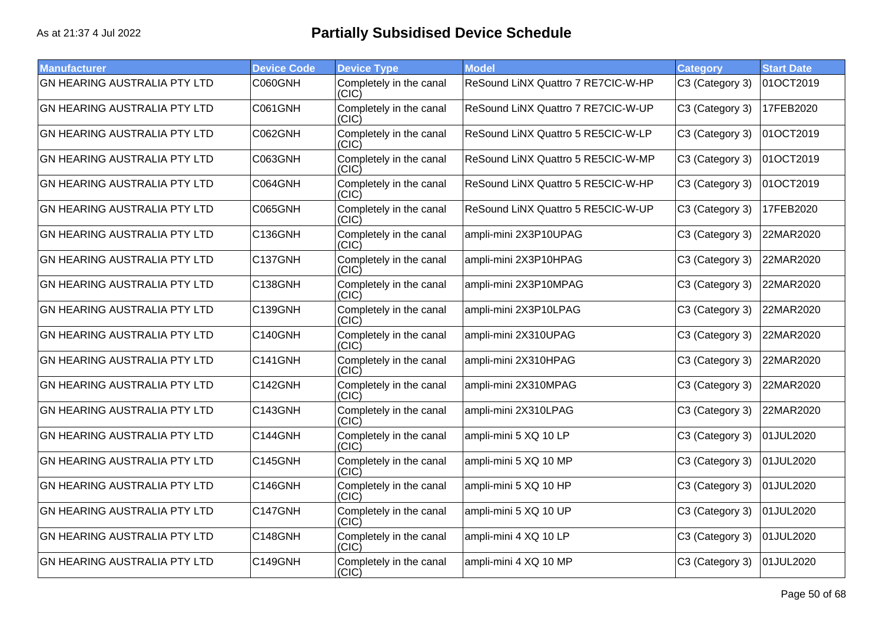As at 21:37 4 Jul 2022

# Partially Subsidised Device Schedule

| Manufacturer | Device Code | Device Type | Model | Category | Start Date |
|---|---|---|---|---|---|
| GN HEARING AUSTRALIA PTY LTD | C060GNH | Completely in the canal (CIC) | ReSound LiNX Quattro 7 RE7CIC-W-HP | C3 (Category 3) | 01OCT2019 |
| GN HEARING AUSTRALIA PTY LTD | C061GNH | Completely in the canal (CIC) | ReSound LiNX Quattro 7 RE7CIC-W-UP | C3 (Category 3) | 17FEB2020 |
| GN HEARING AUSTRALIA PTY LTD | C062GNH | Completely in the canal (CIC) | ReSound LiNX Quattro 5 RE5CIC-W-LP | C3 (Category 3) | 01OCT2019 |
| GN HEARING AUSTRALIA PTY LTD | C063GNH | Completely in the canal (CIC) | ReSound LiNX Quattro 5 RE5CIC-W-MP | C3 (Category 3) | 01OCT2019 |
| GN HEARING AUSTRALIA PTY LTD | C064GNH | Completely in the canal (CIC) | ReSound LiNX Quattro 5 RE5CIC-W-HP | C3 (Category 3) | 01OCT2019 |
| GN HEARING AUSTRALIA PTY LTD | C065GNH | Completely in the canal (CIC) | ReSound LiNX Quattro 5 RE5CIC-W-UP | C3 (Category 3) | 17FEB2020 |
| GN HEARING AUSTRALIA PTY LTD | C136GNH | Completely in the canal (CIC) | ampli-mini 2X3P10UPAG | C3 (Category 3) | 22MAR2020 |
| GN HEARING AUSTRALIA PTY LTD | C137GNH | Completely in the canal (CIC) | ampli-mini 2X3P10HPAG | C3 (Category 3) | 22MAR2020 |
| GN HEARING AUSTRALIA PTY LTD | C138GNH | Completely in the canal (CIC) | ampli-mini 2X3P10MPAG | C3 (Category 3) | 22MAR2020 |
| GN HEARING AUSTRALIA PTY LTD | C139GNH | Completely in the canal (CIC) | ampli-mini 2X3P10LPAG | C3 (Category 3) | 22MAR2020 |
| GN HEARING AUSTRALIA PTY LTD | C140GNH | Completely in the canal (CIC) | ampli-mini 2X310UPAG | C3 (Category 3) | 22MAR2020 |
| GN HEARING AUSTRALIA PTY LTD | C141GNH | Completely in the canal (CIC) | ampli-mini 2X310HPAG | C3 (Category 3) | 22MAR2020 |
| GN HEARING AUSTRALIA PTY LTD | C142GNH | Completely in the canal (CIC) | ampli-mini 2X310MPAG | C3 (Category 3) | 22MAR2020 |
| GN HEARING AUSTRALIA PTY LTD | C143GNH | Completely in the canal (CIC) | ampli-mini 2X310LPAG | C3 (Category 3) | 22MAR2020 |
| GN HEARING AUSTRALIA PTY LTD | C144GNH | Completely in the canal (CIC) | ampli-mini 5 XQ 10 LP | C3 (Category 3) | 01JUL2020 |
| GN HEARING AUSTRALIA PTY LTD | C145GNH | Completely in the canal (CIC) | ampli-mini 5 XQ 10 MP | C3 (Category 3) | 01JUL2020 |
| GN HEARING AUSTRALIA PTY LTD | C146GNH | Completely in the canal (CIC) | ampli-mini 5 XQ 10 HP | C3 (Category 3) | 01JUL2020 |
| GN HEARING AUSTRALIA PTY LTD | C147GNH | Completely in the canal (CIC) | ampli-mini 5 XQ 10 UP | C3 (Category 3) | 01JUL2020 |
| GN HEARING AUSTRALIA PTY LTD | C148GNH | Completely in the canal (CIC) | ampli-mini 4 XQ 10 LP | C3 (Category 3) | 01JUL2020 |
| GN HEARING AUSTRALIA PTY LTD | C149GNH | Completely in the canal (CIC) | ampli-mini 4 XQ 10 MP | C3 (Category 3) | 01JUL2020 |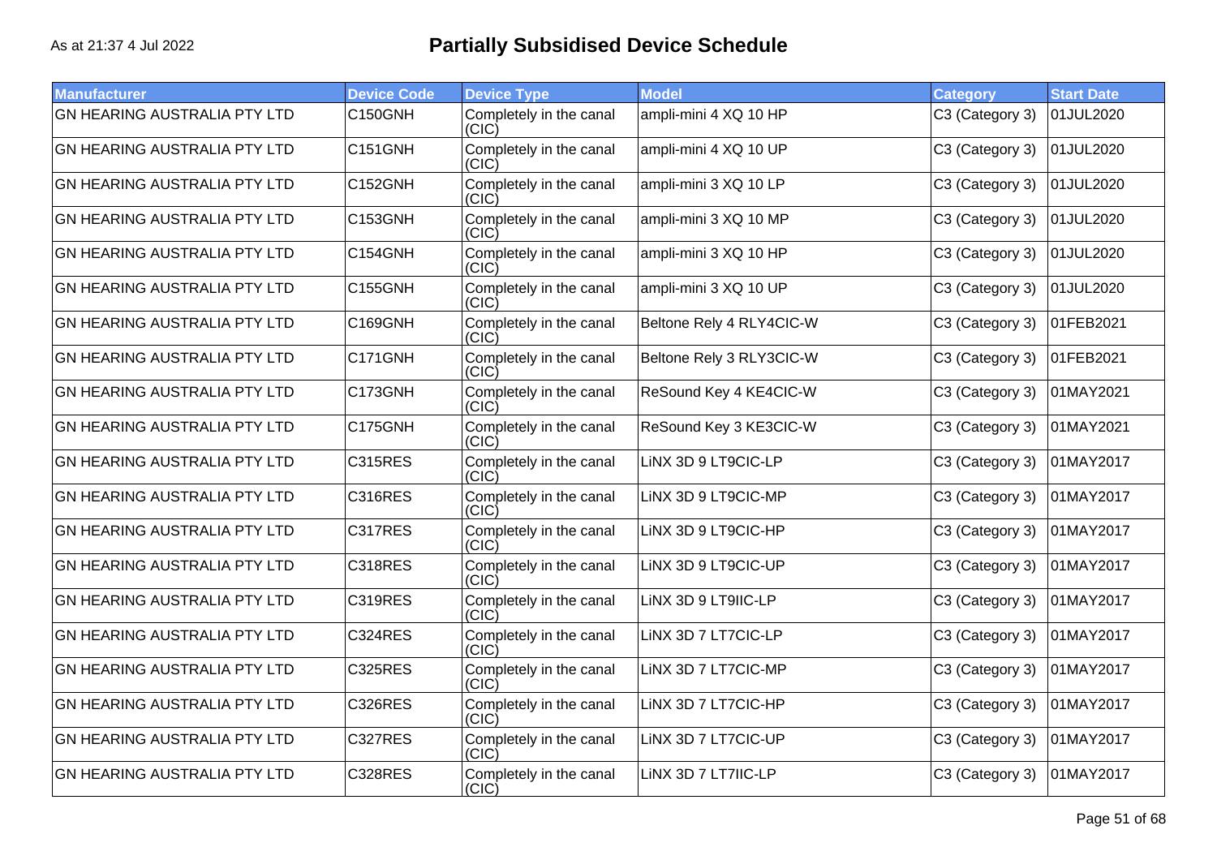As at 21:37 4 Jul 2022

# Partially Subsidised Device Schedule

| Manufacturer | Device Code | Device Type | Model | Category | Start Date |
|---|---|---|---|---|---|
| GN HEARING AUSTRALIA PTY LTD | C150GNH | Completely in the canal (CIC) | ampli-mini 4 XQ 10 HP | C3 (Category 3) | 01JUL2020 |
| GN HEARING AUSTRALIA PTY LTD | C151GNH | Completely in the canal (CIC) | ampli-mini 4 XQ 10 UP | C3 (Category 3) | 01JUL2020 |
| GN HEARING AUSTRALIA PTY LTD | C152GNH | Completely in the canal (CIC) | ampli-mini 3 XQ 10 LP | C3 (Category 3) | 01JUL2020 |
| GN HEARING AUSTRALIA PTY LTD | C153GNH | Completely in the canal (CIC) | ampli-mini 3 XQ 10 MP | C3 (Category 3) | 01JUL2020 |
| GN HEARING AUSTRALIA PTY LTD | C154GNH | Completely in the canal (CIC) | ampli-mini 3 XQ 10 HP | C3 (Category 3) | 01JUL2020 |
| GN HEARING AUSTRALIA PTY LTD | C155GNH | Completely in the canal (CIC) | ampli-mini 3 XQ 10 UP | C3 (Category 3) | 01JUL2020 |
| GN HEARING AUSTRALIA PTY LTD | C169GNH | Completely in the canal (CIC) | Beltone Rely 4 RLY4CIC-W | C3 (Category 3) | 01FEB2021 |
| GN HEARING AUSTRALIA PTY LTD | C171GNH | Completely in the canal (CIC) | Beltone Rely 3 RLY3CIC-W | C3 (Category 3) | 01FEB2021 |
| GN HEARING AUSTRALIA PTY LTD | C173GNH | Completely in the canal (CIC) | ReSound Key 4 KE4CIC-W | C3 (Category 3) | 01MAY2021 |
| GN HEARING AUSTRALIA PTY LTD | C175GNH | Completely in the canal (CIC) | ReSound Key 3 KE3CIC-W | C3 (Category 3) | 01MAY2021 |
| GN HEARING AUSTRALIA PTY LTD | C315RES | Completely in the canal (CIC) | LiNX 3D 9 LT9CIC-LP | C3 (Category 3) | 01MAY2017 |
| GN HEARING AUSTRALIA PTY LTD | C316RES | Completely in the canal (CIC) | LiNX 3D 9 LT9CIC-MP | C3 (Category 3) | 01MAY2017 |
| GN HEARING AUSTRALIA PTY LTD | C317RES | Completely in the canal (CIC) | LiNX 3D 9 LT9CIC-HP | C3 (Category 3) | 01MAY2017 |
| GN HEARING AUSTRALIA PTY LTD | C318RES | Completely in the canal (CIC) | LiNX 3D 9 LT9CIC-UP | C3 (Category 3) | 01MAY2017 |
| GN HEARING AUSTRALIA PTY LTD | C319RES | Completely in the canal (CIC) | LiNX 3D 9 LT9IIC-LP | C3 (Category 3) | 01MAY2017 |
| GN HEARING AUSTRALIA PTY LTD | C324RES | Completely in the canal (CIC) | LiNX 3D 7 LT7CIC-LP | C3 (Category 3) | 01MAY2017 |
| GN HEARING AUSTRALIA PTY LTD | C325RES | Completely in the canal (CIC) | LiNX 3D 7 LT7CIC-MP | C3 (Category 3) | 01MAY2017 |
| GN HEARING AUSTRALIA PTY LTD | C326RES | Completely in the canal (CIC) | LiNX 3D 7 LT7CIC-HP | C3 (Category 3) | 01MAY2017 |
| GN HEARING AUSTRALIA PTY LTD | C327RES | Completely in the canal (CIC) | LiNX 3D 7 LT7CIC-UP | C3 (Category 3) | 01MAY2017 |
| GN HEARING AUSTRALIA PTY LTD | C328RES | Completely in the canal (CIC) | LiNX 3D 7 LT7IIC-LP | C3 (Category 3) | 01MAY2017 |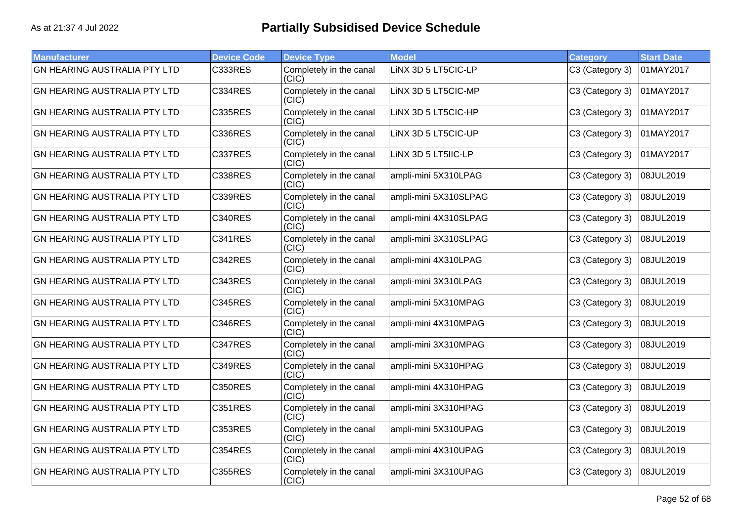As at 21:37 4 Jul 2022

# Partially Subsidised Device Schedule

| Manufacturer | Device Code | Device Type | Model | Category | Start Date |
|---|---|---|---|---|---|
| GN HEARING AUSTRALIA PTY LTD | C333RES | Completely in the canal (CIC) | LiNX 3D 5 LT5CIC-LP | C3 (Category 3) | 01MAY2017 |
| GN HEARING AUSTRALIA PTY LTD | C334RES | Completely in the canal (CIC) | LiNX 3D 5 LT5CIC-MP | C3 (Category 3) | 01MAY2017 |
| GN HEARING AUSTRALIA PTY LTD | C335RES | Completely in the canal (CIC) | LiNX 3D 5 LT5CIC-HP | C3 (Category 3) | 01MAY2017 |
| GN HEARING AUSTRALIA PTY LTD | C336RES | Completely in the canal (CIC) | LiNX 3D 5 LT5CIC-UP | C3 (Category 3) | 01MAY2017 |
| GN HEARING AUSTRALIA PTY LTD | C337RES | Completely in the canal (CIC) | LiNX 3D 5 LT5IIC-LP | C3 (Category 3) | 01MAY2017 |
| GN HEARING AUSTRALIA PTY LTD | C338RES | Completely in the canal (CIC) | ampli-mini 5X310LPAG | C3 (Category 3) | 08JUL2019 |
| GN HEARING AUSTRALIA PTY LTD | C339RES | Completely in the canal (CIC) | ampli-mini 5X310SLPAG | C3 (Category 3) | 08JUL2019 |
| GN HEARING AUSTRALIA PTY LTD | C340RES | Completely in the canal (CIC) | ampli-mini 4X310SLPAG | C3 (Category 3) | 08JUL2019 |
| GN HEARING AUSTRALIA PTY LTD | C341RES | Completely in the canal (CIC) | ampli-mini 3X310SLPAG | C3 (Category 3) | 08JUL2019 |
| GN HEARING AUSTRALIA PTY LTD | C342RES | Completely in the canal (CIC) | ampli-mini 4X310LPAG | C3 (Category 3) | 08JUL2019 |
| GN HEARING AUSTRALIA PTY LTD | C343RES | Completely in the canal (CIC) | ampli-mini 3X310LPAG | C3 (Category 3) | 08JUL2019 |
| GN HEARING AUSTRALIA PTY LTD | C345RES | Completely in the canal (CIC) | ampli-mini 5X310MPAG | C3 (Category 3) | 08JUL2019 |
| GN HEARING AUSTRALIA PTY LTD | C346RES | Completely in the canal (CIC) | ampli-mini 4X310MPAG | C3 (Category 3) | 08JUL2019 |
| GN HEARING AUSTRALIA PTY LTD | C347RES | Completely in the canal (CIC) | ampli-mini 3X310MPAG | C3 (Category 3) | 08JUL2019 |
| GN HEARING AUSTRALIA PTY LTD | C349RES | Completely in the canal (CIC) | ampli-mini 5X310HPAG | C3 (Category 3) | 08JUL2019 |
| GN HEARING AUSTRALIA PTY LTD | C350RES | Completely in the canal (CIC) | ampli-mini 4X310HPAG | C3 (Category 3) | 08JUL2019 |
| GN HEARING AUSTRALIA PTY LTD | C351RES | Completely in the canal (CIC) | ampli-mini 3X310HPAG | C3 (Category 3) | 08JUL2019 |
| GN HEARING AUSTRALIA PTY LTD | C353RES | Completely in the canal (CIC) | ampli-mini 5X310UPAG | C3 (Category 3) | 08JUL2019 |
| GN HEARING AUSTRALIA PTY LTD | C354RES | Completely in the canal (CIC) | ampli-mini 4X310UPAG | C3 (Category 3) | 08JUL2019 |
| GN HEARING AUSTRALIA PTY LTD | C355RES | Completely in the canal (CIC) | ampli-mini 3X310UPAG | C3 (Category 3) | 08JUL2019 |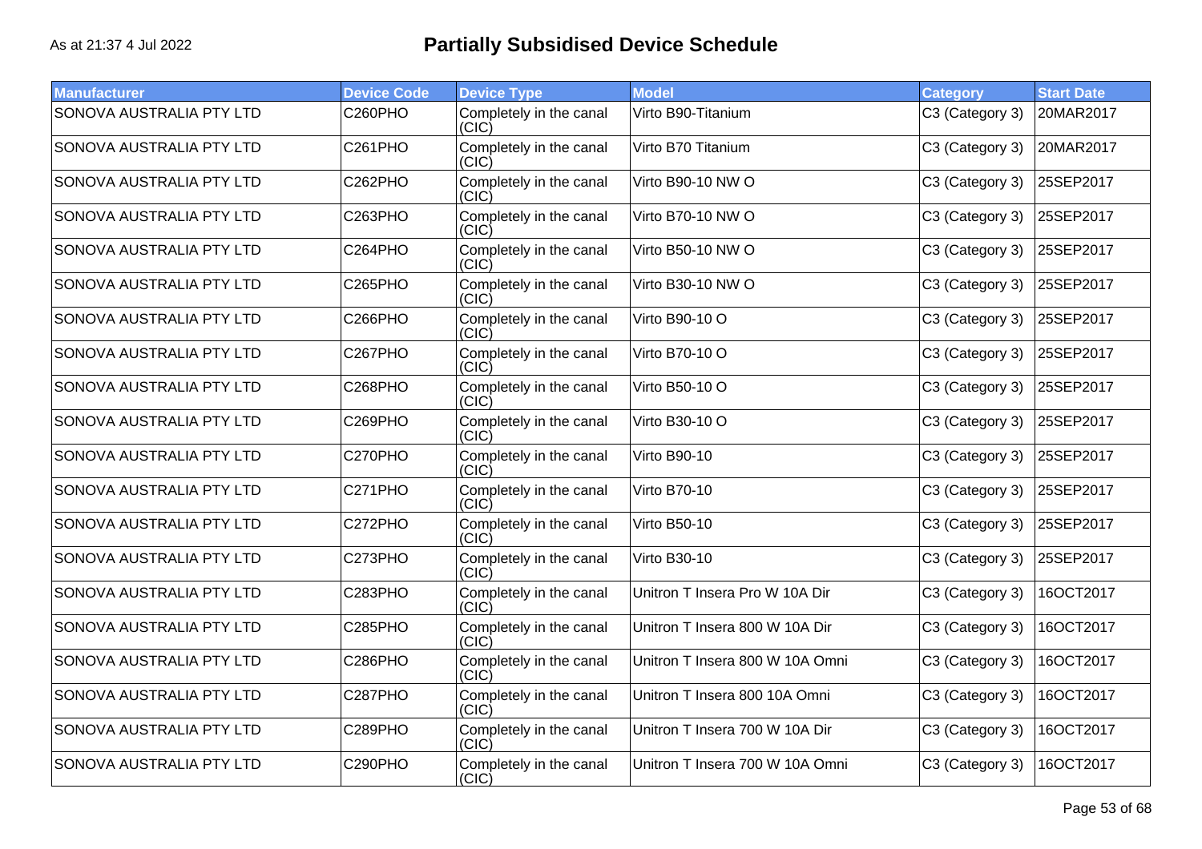# Partially Subsidised Device Schedule

As at 21:37 4 Jul 2022

| Manufacturer | Device Code | Device Type | Model | Category | Start Date |
|---|---|---|---|---|---|
| SONOVA AUSTRALIA PTY LTD | C260PHO | Completely in the canal (CIC) | Virto B90-Titanium | C3 (Category 3) | 20MAR2017 |
| SONOVA AUSTRALIA PTY LTD | C261PHO | Completely in the canal (CIC) | Virto B70 Titanium | C3 (Category 3) | 20MAR2017 |
| SONOVA AUSTRALIA PTY LTD | C262PHO | Completely in the canal (CIC) | Virto B90-10 NW O | C3 (Category 3) | 25SEP2017 |
| SONOVA AUSTRALIA PTY LTD | C263PHO | Completely in the canal (CIC) | Virto B70-10 NW O | C3 (Category 3) | 25SEP2017 |
| SONOVA AUSTRALIA PTY LTD | C264PHO | Completely in the canal (CIC) | Virto B50-10 NW O | C3 (Category 3) | 25SEP2017 |
| SONOVA AUSTRALIA PTY LTD | C265PHO | Completely in the canal (CIC) | Virto B30-10 NW O | C3 (Category 3) | 25SEP2017 |
| SONOVA AUSTRALIA PTY LTD | C266PHO | Completely in the canal (CIC) | Virto B90-10 O | C3 (Category 3) | 25SEP2017 |
| SONOVA AUSTRALIA PTY LTD | C267PHO | Completely in the canal (CIC) | Virto B70-10 O | C3 (Category 3) | 25SEP2017 |
| SONOVA AUSTRALIA PTY LTD | C268PHO | Completely in the canal (CIC) | Virto B50-10 O | C3 (Category 3) | 25SEP2017 |
| SONOVA AUSTRALIA PTY LTD | C269PHO | Completely in the canal (CIC) | Virto B30-10 O | C3 (Category 3) | 25SEP2017 |
| SONOVA AUSTRALIA PTY LTD | C270PHO | Completely in the canal (CIC) | Virto B90-10 | C3 (Category 3) | 25SEP2017 |
| SONOVA AUSTRALIA PTY LTD | C271PHO | Completely in the canal (CIC) | Virto B70-10 | C3 (Category 3) | 25SEP2017 |
| SONOVA AUSTRALIA PTY LTD | C272PHO | Completely in the canal (CIC) | Virto B50-10 | C3 (Category 3) | 25SEP2017 |
| SONOVA AUSTRALIA PTY LTD | C273PHO | Completely in the canal (CIC) | Virto B30-10 | C3 (Category 3) | 25SEP2017 |
| SONOVA AUSTRALIA PTY LTD | C283PHO | Completely in the canal (CIC) | Unitron T Insera Pro W 10A Dir | C3 (Category 3) | 16OCT2017 |
| SONOVA AUSTRALIA PTY LTD | C285PHO | Completely in the canal (CIC) | Unitron T Insera 800 W 10A Dir | C3 (Category 3) | 16OCT2017 |
| SONOVA AUSTRALIA PTY LTD | C286PHO | Completely in the canal (CIC) | Unitron T Insera 800 W 10A Omni | C3 (Category 3) | 16OCT2017 |
| SONOVA AUSTRALIA PTY LTD | C287PHO | Completely in the canal (CIC) | Unitron T Insera 800 10A Omni | C3 (Category 3) | 16OCT2017 |
| SONOVA AUSTRALIA PTY LTD | C289PHO | Completely in the canal (CIC) | Unitron T Insera 700 W 10A Dir | C3 (Category 3) | 16OCT2017 |
| SONOVA AUSTRALIA PTY LTD | C290PHO | Completely in the canal (CIC) | Unitron T Insera 700 W 10A Omni | C3 (Category 3) | 16OCT2017 |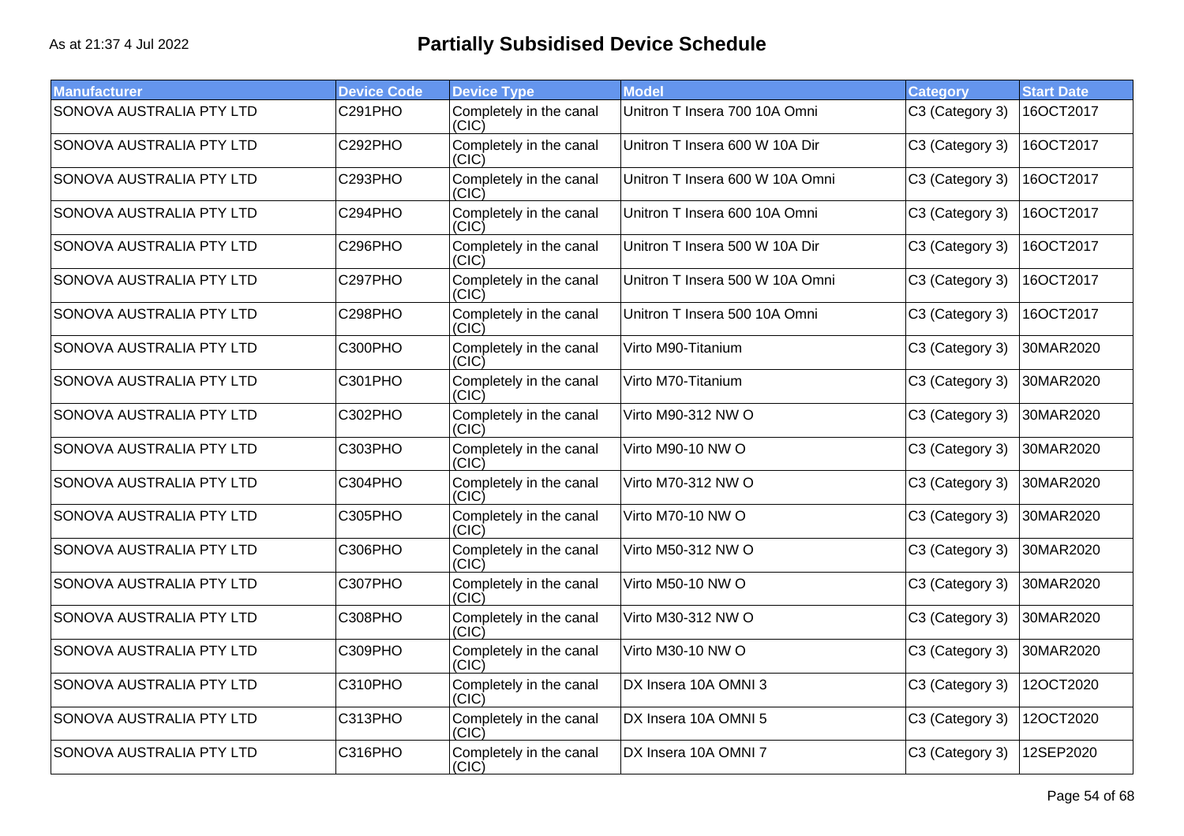As at 21:37 4 Jul 2022

# Partially Subsidised Device Schedule

| Manufacturer | Device Code | Device Type | Model | Category | Start Date |
| --- | --- | --- | --- | --- | --- |
| SONOVA AUSTRALIA PTY LTD | C291PHO | Completely in the canal (CIC) | Unitron T Insera 700 10A Omni | C3 (Category 3) | 16OCT2017 |
| SONOVA AUSTRALIA PTY LTD | C292PHO | Completely in the canal (CIC) | Unitron T Insera 600 W 10A Dir | C3 (Category 3) | 16OCT2017 |
| SONOVA AUSTRALIA PTY LTD | C293PHO | Completely in the canal (CIC) | Unitron T Insera 600 W 10A Omni | C3 (Category 3) | 16OCT2017 |
| SONOVA AUSTRALIA PTY LTD | C294PHO | Completely in the canal (CIC) | Unitron T Insera 600 10A Omni | C3 (Category 3) | 16OCT2017 |
| SONOVA AUSTRALIA PTY LTD | C296PHO | Completely in the canal (CIC) | Unitron T Insera 500 W 10A Dir | C3 (Category 3) | 16OCT2017 |
| SONOVA AUSTRALIA PTY LTD | C297PHO | Completely in the canal (CIC) | Unitron T Insera 500 W 10A Omni | C3 (Category 3) | 16OCT2017 |
| SONOVA AUSTRALIA PTY LTD | C298PHO | Completely in the canal (CIC) | Unitron T Insera 500 10A Omni | C3 (Category 3) | 16OCT2017 |
| SONOVA AUSTRALIA PTY LTD | C300PHO | Completely in the canal (CIC) | Virto M90-Titanium | C3 (Category 3) | 30MAR2020 |
| SONOVA AUSTRALIA PTY LTD | C301PHO | Completely in the canal (CIC) | Virto M70-Titanium | C3 (Category 3) | 30MAR2020 |
| SONOVA AUSTRALIA PTY LTD | C302PHO | Completely in the canal (CIC) | Virto M90-312 NW O | C3 (Category 3) | 30MAR2020 |
| SONOVA AUSTRALIA PTY LTD | C303PHO | Completely in the canal (CIC) | Virto M90-10 NW O | C3 (Category 3) | 30MAR2020 |
| SONOVA AUSTRALIA PTY LTD | C304PHO | Completely in the canal (CIC) | Virto M70-312 NW O | C3 (Category 3) | 30MAR2020 |
| SONOVA AUSTRALIA PTY LTD | C305PHO | Completely in the canal (CIC) | Virto M70-10 NW O | C3 (Category 3) | 30MAR2020 |
| SONOVA AUSTRALIA PTY LTD | C306PHO | Completely in the canal (CIC) | Virto M50-312 NW O | C3 (Category 3) | 30MAR2020 |
| SONOVA AUSTRALIA PTY LTD | C307PHO | Completely in the canal (CIC) | Virto M50-10 NW O | C3 (Category 3) | 30MAR2020 |
| SONOVA AUSTRALIA PTY LTD | C308PHO | Completely in the canal (CIC) | Virto M30-312 NW O | C3 (Category 3) | 30MAR2020 |
| SONOVA AUSTRALIA PTY LTD | C309PHO | Completely in the canal (CIC) | Virto M30-10 NW O | C3 (Category 3) | 30MAR2020 |
| SONOVA AUSTRALIA PTY LTD | C310PHO | Completely in the canal (CIC) | DX Insera 10A OMNI 3 | C3 (Category 3) | 12OCT2020 |
| SONOVA AUSTRALIA PTY LTD | C313PHO | Completely in the canal (CIC) | DX Insera 10A OMNI 5 | C3 (Category 3) | 12OCT2020 |
| SONOVA AUSTRALIA PTY LTD | C316PHO | Completely in the canal (CIC) | DX Insera 10A OMNI 7 | C3 (Category 3) | 12SEP2020 |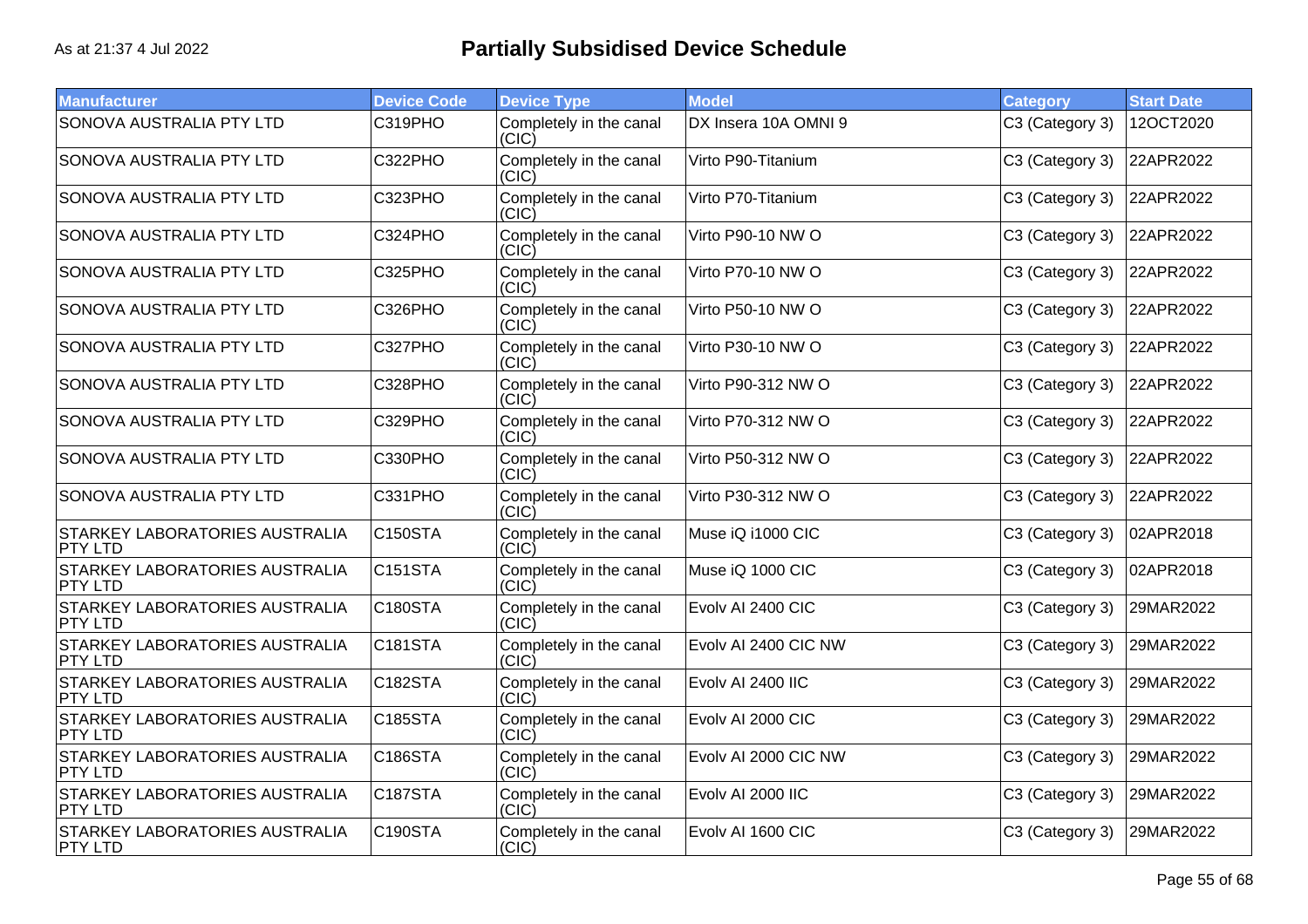As at 21:37 4 Jul 2022

# Partially Subsidised Device Schedule

| Manufacturer | Device Code | Device Type | Model | Category | Start Date |
|---|---|---|---|---|---|
| SONOVA AUSTRALIA PTY LTD | C319PHO | Completely in the canal (CIC) | DX Insera 10A OMNI 9 | C3 (Category 3) | 12OCT2020 |
| SONOVA AUSTRALIA PTY LTD | C322PHO | Completely in the canal (CIC) | Virto P90-Titanium | C3 (Category 3) | 22APR2022 |
| SONOVA AUSTRALIA PTY LTD | C323PHO | Completely in the canal (CIC) | Virto P70-Titanium | C3 (Category 3) | 22APR2022 |
| SONOVA AUSTRALIA PTY LTD | C324PHO | Completely in the canal (CIC) | Virto P90-10 NW O | C3 (Category 3) | 22APR2022 |
| SONOVA AUSTRALIA PTY LTD | C325PHO | Completely in the canal (CIC) | Virto P70-10 NW O | C3 (Category 3) | 22APR2022 |
| SONOVA AUSTRALIA PTY LTD | C326PHO | Completely in the canal (CIC) | Virto P50-10 NW O | C3 (Category 3) | 22APR2022 |
| SONOVA AUSTRALIA PTY LTD | C327PHO | Completely in the canal (CIC) | Virto P30-10 NW O | C3 (Category 3) | 22APR2022 |
| SONOVA AUSTRALIA PTY LTD | C328PHO | Completely in the canal (CIC) | Virto P90-312 NW O | C3 (Category 3) | 22APR2022 |
| SONOVA AUSTRALIA PTY LTD | C329PHO | Completely in the canal (CIC) | Virto P70-312 NW O | C3 (Category 3) | 22APR2022 |
| SONOVA AUSTRALIA PTY LTD | C330PHO | Completely in the canal (CIC) | Virto P50-312 NW O | C3 (Category 3) | 22APR2022 |
| SONOVA AUSTRALIA PTY LTD | C331PHO | Completely in the canal (CIC) | Virto P30-312 NW O | C3 (Category 3) | 22APR2022 |
| STARKEY LABORATORIES AUSTRALIA PTY LTD | C150STA | Completely in the canal (CIC) | Muse iQ i1000 CIC | C3 (Category 3) | 02APR2018 |
| STARKEY LABORATORIES AUSTRALIA PTY LTD | C151STA | Completely in the canal (CIC) | Muse iQ 1000 CIC | C3 (Category 3) | 02APR2018 |
| STARKEY LABORATORIES AUSTRALIA PTY LTD | C180STA | Completely in the canal (CIC) | Evolv AI 2400 CIC | C3 (Category 3) | 29MAR2022 |
| STARKEY LABORATORIES AUSTRALIA PTY LTD | C181STA | Completely in the canal (CIC) | Evolv AI 2400 CIC NW | C3 (Category 3) | 29MAR2022 |
| STARKEY LABORATORIES AUSTRALIA PTY LTD | C182STA | Completely in the canal (CIC) | Evolv AI 2400 IIC | C3 (Category 3) | 29MAR2022 |
| STARKEY LABORATORIES AUSTRALIA PTY LTD | C185STA | Completely in the canal (CIC) | Evolv AI 2000 CIC | C3 (Category 3) | 29MAR2022 |
| STARKEY LABORATORIES AUSTRALIA PTY LTD | C186STA | Completely in the canal (CIC) | Evolv AI 2000 CIC NW | C3 (Category 3) | 29MAR2022 |
| STARKEY LABORATORIES AUSTRALIA PTY LTD | C187STA | Completely in the canal (CIC) | Evolv AI 2000 IIC | C3 (Category 3) | 29MAR2022 |
| STARKEY LABORATORIES AUSTRALIA PTY LTD | C190STA | Completely in the canal (CIC) | Evolv AI 1600 CIC | C3 (Category 3) | 29MAR2022 |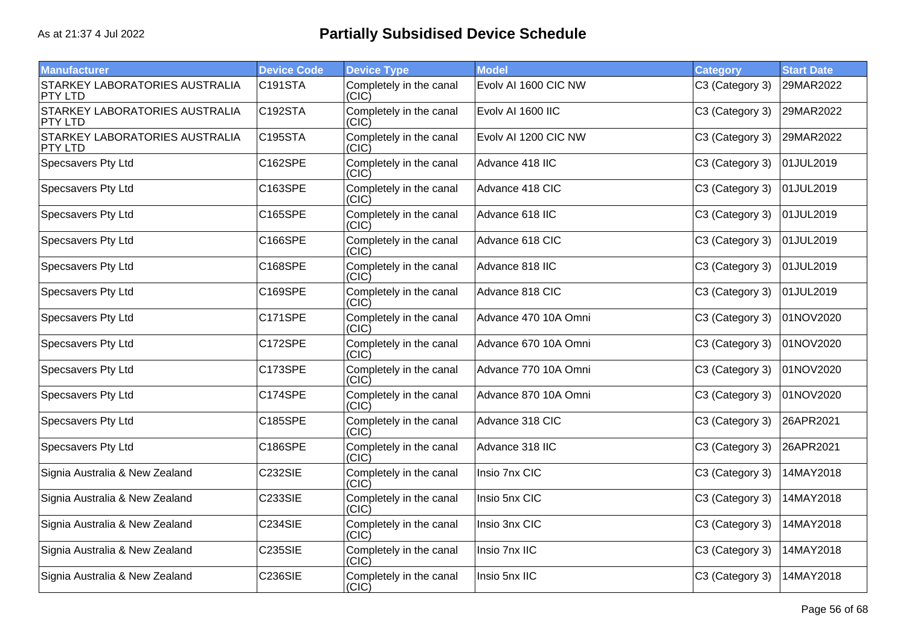# Partially Subsidised Device Schedule

As at 21:37 4 Jul 2022

| Manufacturer | Device Code | Device Type | Model | Category | Start Date |
|---|---|---|---|---|---|
| STARKEY LABORATORIES AUSTRALIA PTY LTD | C191STA | Completely in the canal (CIC) | Evolv AI 1600 CIC NW | C3 (Category 3) | 29MAR2022 |
| STARKEY LABORATORIES AUSTRALIA PTY LTD | C192STA | Completely in the canal (CIC) | Evolv AI 1600 IIC | C3 (Category 3) | 29MAR2022 |
| STARKEY LABORATORIES AUSTRALIA PTY LTD | C195STA | Completely in the canal (CIC) | Evolv AI 1200 CIC NW | C3 (Category 3) | 29MAR2022 |
| Specsavers Pty Ltd | C162SPE | Completely in the canal (CIC) | Advance 418 IIC | C3 (Category 3) | 01JUL2019 |
| Specsavers Pty Ltd | C163SPE | Completely in the canal (CIC) | Advance 418 CIC | C3 (Category 3) | 01JUL2019 |
| Specsavers Pty Ltd | C165SPE | Completely in the canal (CIC) | Advance 618 IIC | C3 (Category 3) | 01JUL2019 |
| Specsavers Pty Ltd | C166SPE | Completely in the canal (CIC) | Advance 618 CIC | C3 (Category 3) | 01JUL2019 |
| Specsavers Pty Ltd | C168SPE | Completely in the canal (CIC) | Advance 818 IIC | C3 (Category 3) | 01JUL2019 |
| Specsavers Pty Ltd | C169SPE | Completely in the canal (CIC) | Advance 818 CIC | C3 (Category 3) | 01JUL2019 |
| Specsavers Pty Ltd | C171SPE | Completely in the canal (CIC) | Advance 470 10A Omni | C3 (Category 3) | 01NOV2020 |
| Specsavers Pty Ltd | C172SPE | Completely in the canal (CIC) | Advance 670 10A Omni | C3 (Category 3) | 01NOV2020 |
| Specsavers Pty Ltd | C173SPE | Completely in the canal (CIC) | Advance 770 10A Omni | C3 (Category 3) | 01NOV2020 |
| Specsavers Pty Ltd | C174SPE | Completely in the canal (CIC) | Advance 870 10A Omni | C3 (Category 3) | 01NOV2020 |
| Specsavers Pty Ltd | C185SPE | Completely in the canal (CIC) | Advance 318 CIC | C3 (Category 3) | 26APR2021 |
| Specsavers Pty Ltd | C186SPE | Completely in the canal (CIC) | Advance 318 IIC | C3 (Category 3) | 26APR2021 |
| Signia Australia & New Zealand | C232SIE | Completely in the canal (CIC) | Insio 7nx CIC | C3 (Category 3) | 14MAY2018 |
| Signia Australia & New Zealand | C233SIE | Completely in the canal (CIC) | Insio 5nx CIC | C3 (Category 3) | 14MAY2018 |
| Signia Australia & New Zealand | C234SIE | Completely in the canal (CIC) | Insio 3nx CIC | C3 (Category 3) | 14MAY2018 |
| Signia Australia & New Zealand | C235SIE | Completely in the canal (CIC) | Insio 7nx IIC | C3 (Category 3) | 14MAY2018 |
| Signia Australia & New Zealand | C236SIE | Completely in the canal (CIC) | Insio 5nx IIC | C3 (Category 3) | 14MAY2018 |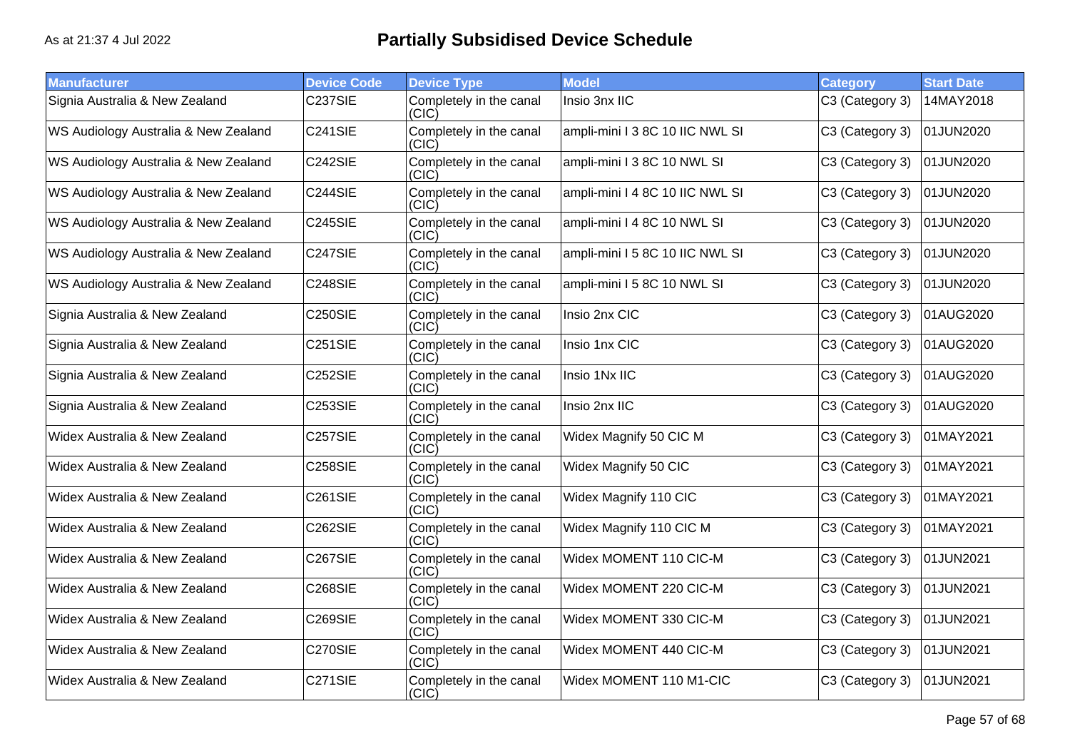# Partially Subsidised Device Schedule

As at 21:37 4 Jul 2022

| Manufacturer | Device Code | Device Type | Model | Category | Start Date |
|---|---|---|---|---|---|
| Signia Australia & New Zealand | C237SIE | Completely in the canal (CIC) | Insio 3nx IIC | C3 (Category 3) | 14MAY2018 |
| WS Audiology Australia & New Zealand | C241SIE | Completely in the canal (CIC) | ampli-mini I 3 8C 10 IIC NWL SI | C3 (Category 3) | 01JUN2020 |
| WS Audiology Australia & New Zealand | C242SIE | Completely in the canal (CIC) | ampli-mini I 3 8C 10 NWL SI | C3 (Category 3) | 01JUN2020 |
| WS Audiology Australia & New Zealand | C244SIE | Completely in the canal (CIC) | ampli-mini I 4 8C 10 IIC NWL SI | C3 (Category 3) | 01JUN2020 |
| WS Audiology Australia & New Zealand | C245SIE | Completely in the canal (CIC) | ampli-mini I 4 8C 10 NWL SI | C3 (Category 3) | 01JUN2020 |
| WS Audiology Australia & New Zealand | C247SIE | Completely in the canal (CIC) | ampli-mini I 5 8C 10 IIC NWL SI | C3 (Category 3) | 01JUN2020 |
| WS Audiology Australia & New Zealand | C248SIE | Completely in the canal (CIC) | ampli-mini I 5 8C 10 NWL SI | C3 (Category 3) | 01JUN2020 |
| Signia Australia & New Zealand | C250SIE | Completely in the canal (CIC) | Insio 2nx CIC | C3 (Category 3) | 01AUG2020 |
| Signia Australia & New Zealand | C251SIE | Completely in the canal (CIC) | Insio 1nx CIC | C3 (Category 3) | 01AUG2020 |
| Signia Australia & New Zealand | C252SIE | Completely in the canal (CIC) | Insio 1Nx IIC | C3 (Category 3) | 01AUG2020 |
| Signia Australia & New Zealand | C253SIE | Completely in the canal (CIC) | Insio 2nx IIC | C3 (Category 3) | 01AUG2020 |
| Widex Australia & New Zealand | C257SIE | Completely in the canal (CIC) | Widex Magnify 50 CIC M | C3 (Category 3) | 01MAY2021 |
| Widex Australia & New Zealand | C258SIE | Completely in the canal (CIC) | Widex Magnify 50 CIC | C3 (Category 3) | 01MAY2021 |
| Widex Australia & New Zealand | C261SIE | Completely in the canal (CIC) | Widex Magnify 110 CIC | C3 (Category 3) | 01MAY2021 |
| Widex Australia & New Zealand | C262SIE | Completely in the canal (CIC) | Widex Magnify 110 CIC M | C3 (Category 3) | 01MAY2021 |
| Widex Australia & New Zealand | C267SIE | Completely in the canal (CIC) | Widex MOMENT 110 CIC-M | C3 (Category 3) | 01JUN2021 |
| Widex Australia & New Zealand | C268SIE | Completely in the canal (CIC) | Widex MOMENT 220 CIC-M | C3 (Category 3) | 01JUN2021 |
| Widex Australia & New Zealand | C269SIE | Completely in the canal (CIC) | Widex MOMENT 330 CIC-M | C3 (Category 3) | 01JUN2021 |
| Widex Australia & New Zealand | C270SIE | Completely in the canal (CIC) | Widex MOMENT 440 CIC-M | C3 (Category 3) | 01JUN2021 |
| Widex Australia & New Zealand | C271SIE | Completely in the canal (CIC) | Widex MOMENT 110 M1-CIC | C3 (Category 3) | 01JUN2021 |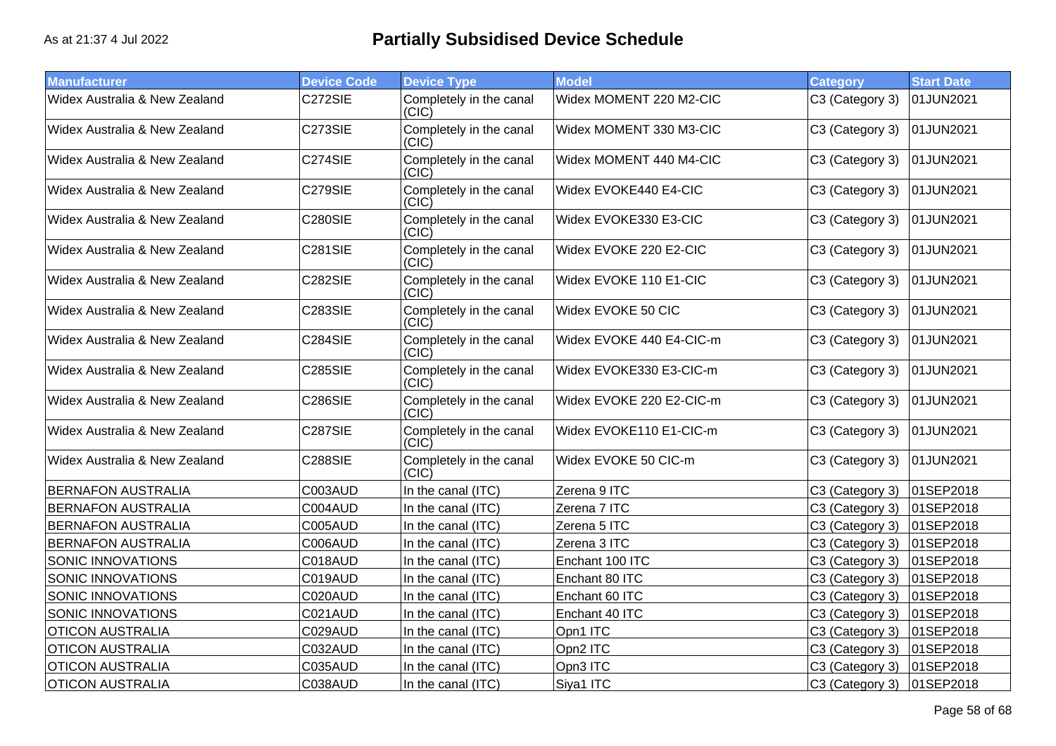As at 21:37 4 Jul 2022

# Partially Subsidised Device Schedule

| Manufacturer | Device Code | Device Type | Model | Category | Start Date |
|---|---|---|---|---|---|
| Widex Australia & New Zealand | C272SIE | Completely in the canal (CIC) | Widex MOMENT 220 M2-CIC | C3 (Category 3) | 01JUN2021 |
| Widex Australia & New Zealand | C273SIE | Completely in the canal (CIC) | Widex MOMENT 330 M3-CIC | C3 (Category 3) | 01JUN2021 |
| Widex Australia & New Zealand | C274SIE | Completely in the canal (CIC) | Widex MOMENT 440 M4-CIC | C3 (Category 3) | 01JUN2021 |
| Widex Australia & New Zealand | C279SIE | Completely in the canal (CIC) | Widex EVOKE440 E4-CIC | C3 (Category 3) | 01JUN2021 |
| Widex Australia & New Zealand | C280SIE | Completely in the canal (CIC) | Widex EVOKE330 E3-CIC | C3 (Category 3) | 01JUN2021 |
| Widex Australia & New Zealand | C281SIE | Completely in the canal (CIC) | Widex EVOKE 220 E2-CIC | C3 (Category 3) | 01JUN2021 |
| Widex Australia & New Zealand | C282SIE | Completely in the canal (CIC) | Widex EVOKE 110 E1-CIC | C3 (Category 3) | 01JUN2021 |
| Widex Australia & New Zealand | C283SIE | Completely in the canal (CIC) | Widex EVOKE 50 CIC | C3 (Category 3) | 01JUN2021 |
| Widex Australia & New Zealand | C284SIE | Completely in the canal (CIC) | Widex EVOKE 440 E4-CIC-m | C3 (Category 3) | 01JUN2021 |
| Widex Australia & New Zealand | C285SIE | Completely in the canal (CIC) | Widex EVOKE330 E3-CIC-m | C3 (Category 3) | 01JUN2021 |
| Widex Australia & New Zealand | C286SIE | Completely in the canal (CIC) | Widex EVOKE 220 E2-CIC-m | C3 (Category 3) | 01JUN2021 |
| Widex Australia & New Zealand | C287SIE | Completely in the canal (CIC) | Widex EVOKE110 E1-CIC-m | C3 (Category 3) | 01JUN2021 |
| Widex Australia & New Zealand | C288SIE | Completely in the canal (CIC) | Widex EVOKE 50 CIC-m | C3 (Category 3) | 01JUN2021 |
| BERNAFON AUSTRALIA | C003AUD | In the canal (ITC) | Zerena 9 ITC | C3 (Category 3) | 01SEP2018 |
| BERNAFON AUSTRALIA | C004AUD | In the canal (ITC) | Zerena 7 ITC | C3 (Category 3) | 01SEP2018 |
| BERNAFON AUSTRALIA | C005AUD | In the canal (ITC) | Zerena 5 ITC | C3 (Category 3) | 01SEP2018 |
| BERNAFON AUSTRALIA | C006AUD | In the canal (ITC) | Zerena 3 ITC | C3 (Category 3) | 01SEP2018 |
| SONIC INNOVATIONS | C018AUD | In the canal (ITC) | Enchant 100 ITC | C3 (Category 3) | 01SEP2018 |
| SONIC INNOVATIONS | C019AUD | In the canal (ITC) | Enchant 80 ITC | C3 (Category 3) | 01SEP2018 |
| SONIC INNOVATIONS | C020AUD | In the canal (ITC) | Enchant 60 ITC | C3 (Category 3) | 01SEP2018 |
| SONIC INNOVATIONS | C021AUD | In the canal (ITC) | Enchant 40 ITC | C3 (Category 3) | 01SEP2018 |
| OTICON AUSTRALIA | C029AUD | In the canal (ITC) | Opn1 ITC | C3 (Category 3) | 01SEP2018 |
| OTICON AUSTRALIA | C032AUD | In the canal (ITC) | Opn2 ITC | C3 (Category 3) | 01SEP2018 |
| OTICON AUSTRALIA | C035AUD | In the canal (ITC) | Opn3 ITC | C3 (Category 3) | 01SEP2018 |
| OTICON AUSTRALIA | C038AUD | In the canal (ITC) | Siya1 ITC | C3 (Category 3) | 01SEP2018 |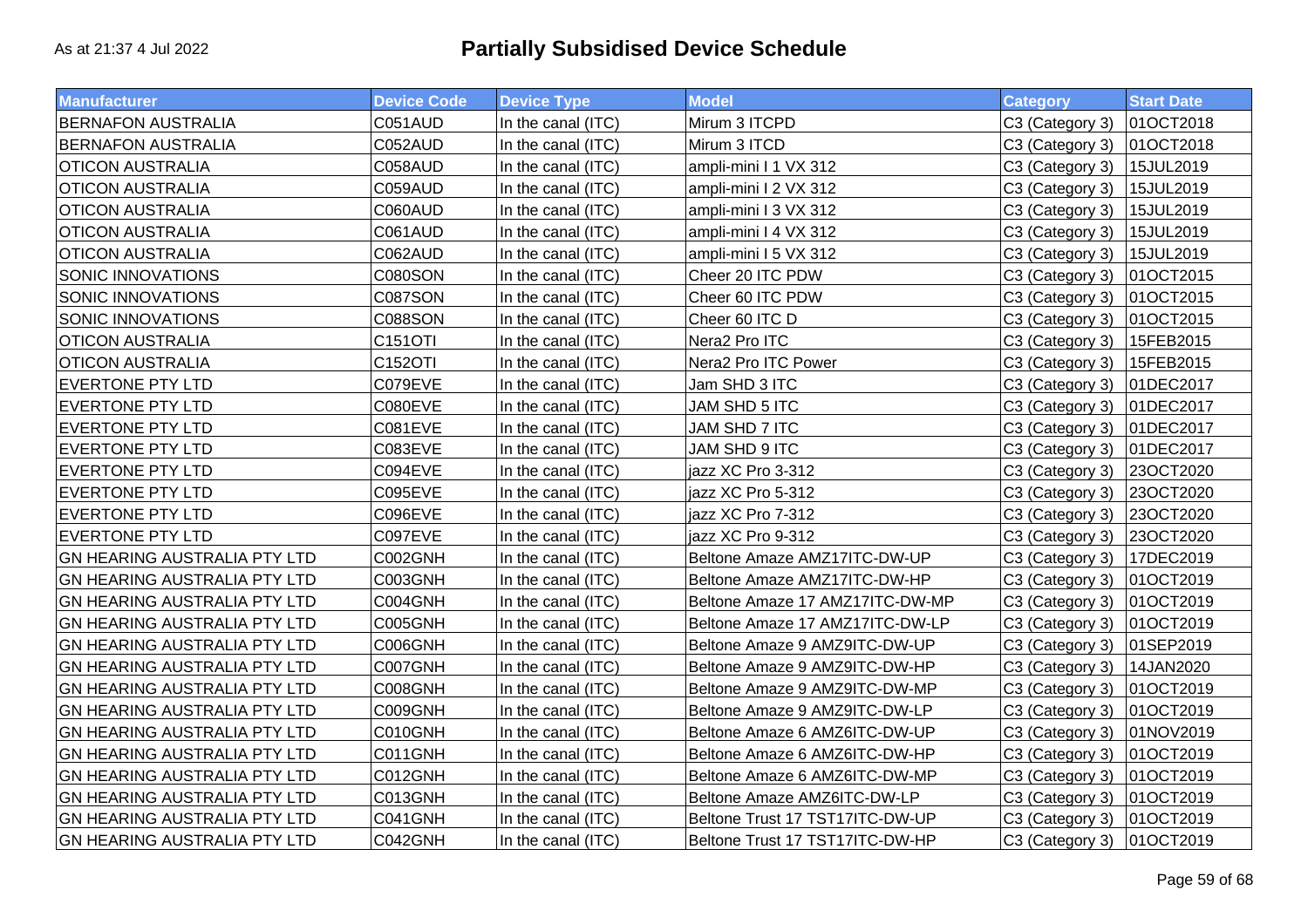As at 21:37 4 Jul 2022

# Partially Subsidised Device Schedule

| Manufacturer | Device Code | Device Type | Model | Category | Start Date |
|---|---|---|---|---|---|
| BERNAFON AUSTRALIA | C051AUD | In the canal (ITC) | Mirum 3 ITCPD | C3 (Category 3) | 01OCT2018 |
| BERNAFON AUSTRALIA | C052AUD | In the canal (ITC) | Mirum 3 ITCD | C3 (Category 3) | 01OCT2018 |
| OTICON AUSTRALIA | C058AUD | In the canal (ITC) | ampli-mini I 1 VX 312 | C3 (Category 3) | 15JUL2019 |
| OTICON AUSTRALIA | C059AUD | In the canal (ITC) | ampli-mini I 2 VX 312 | C3 (Category 3) | 15JUL2019 |
| OTICON AUSTRALIA | C060AUD | In the canal (ITC) | ampli-mini I 3 VX 312 | C3 (Category 3) | 15JUL2019 |
| OTICON AUSTRALIA | C061AUD | In the canal (ITC) | ampli-mini I 4 VX 312 | C3 (Category 3) | 15JUL2019 |
| OTICON AUSTRALIA | C062AUD | In the canal (ITC) | ampli-mini I 5 VX 312 | C3 (Category 3) | 15JUL2019 |
| SONIC INNOVATIONS | C080SON | In the canal (ITC) | Cheer 20 ITC PDW | C3 (Category 3) | 01OCT2015 |
| SONIC INNOVATIONS | C087SON | In the canal (ITC) | Cheer 60 ITC PDW | C3 (Category 3) | 01OCT2015 |
| SONIC INNOVATIONS | C088SON | In the canal (ITC) | Cheer 60 ITC D | C3 (Category 3) | 01OCT2015 |
| OTICON AUSTRALIA | C151OTI | In the canal (ITC) | Nera2 Pro ITC | C3 (Category 3) | 15FEB2015 |
| OTICON AUSTRALIA | C152OTI | In the canal (ITC) | Nera2 Pro ITC Power | C3 (Category 3) | 15FEB2015 |
| EVERTONE PTY LTD | C079EVE | In the canal (ITC) | Jam SHD 3 ITC | C3 (Category 3) | 01DEC2017 |
| EVERTONE PTY LTD | C080EVE | In the canal (ITC) | JAM SHD 5 ITC | C3 (Category 3) | 01DEC2017 |
| EVERTONE PTY LTD | C081EVE | In the canal (ITC) | JAM SHD 7 ITC | C3 (Category 3) | 01DEC2017 |
| EVERTONE PTY LTD | C083EVE | In the canal (ITC) | JAM SHD 9 ITC | C3 (Category 3) | 01DEC2017 |
| EVERTONE PTY LTD | C094EVE | In the canal (ITC) | jazz XC Pro 3-312 | C3 (Category 3) | 23OCT2020 |
| EVERTONE PTY LTD | C095EVE | In the canal (ITC) | jazz XC Pro 5-312 | C3 (Category 3) | 23OCT2020 |
| EVERTONE PTY LTD | C096EVE | In the canal (ITC) | jazz XC Pro 7-312 | C3 (Category 3) | 23OCT2020 |
| EVERTONE PTY LTD | C097EVE | In the canal (ITC) | jazz XC Pro 9-312 | C3 (Category 3) | 23OCT2020 |
| GN HEARING AUSTRALIA PTY LTD | C002GNH | In the canal (ITC) | Beltone Amaze AMZ17ITC-DW-UP | C3 (Category 3) | 17DEC2019 |
| GN HEARING AUSTRALIA PTY LTD | C003GNH | In the canal (ITC) | Beltone Amaze AMZ17ITC-DW-HP | C3 (Category 3) | 01OCT2019 |
| GN HEARING AUSTRALIA PTY LTD | C004GNH | In the canal (ITC) | Beltone Amaze 17 AMZ17ITC-DW-MP | C3 (Category 3) | 01OCT2019 |
| GN HEARING AUSTRALIA PTY LTD | C005GNH | In the canal (ITC) | Beltone Amaze 17 AMZ17ITC-DW-LP | C3 (Category 3) | 01OCT2019 |
| GN HEARING AUSTRALIA PTY LTD | C006GNH | In the canal (ITC) | Beltone Amaze 9 AMZ9ITC-DW-UP | C3 (Category 3) | 01SEP2019 |
| GN HEARING AUSTRALIA PTY LTD | C007GNH | In the canal (ITC) | Beltone Amaze 9 AMZ9ITC-DW-HP | C3 (Category 3) | 14JAN2020 |
| GN HEARING AUSTRALIA PTY LTD | C008GNH | In the canal (ITC) | Beltone Amaze 9 AMZ9ITC-DW-MP | C3 (Category 3) | 01OCT2019 |
| GN HEARING AUSTRALIA PTY LTD | C009GNH | In the canal (ITC) | Beltone Amaze 9 AMZ9ITC-DW-LP | C3 (Category 3) | 01OCT2019 |
| GN HEARING AUSTRALIA PTY LTD | C010GNH | In the canal (ITC) | Beltone Amaze 6 AMZ6ITC-DW-UP | C3 (Category 3) | 01NOV2019 |
| GN HEARING AUSTRALIA PTY LTD | C011GNH | In the canal (ITC) | Beltone Amaze 6 AMZ6ITC-DW-HP | C3 (Category 3) | 01OCT2019 |
| GN HEARING AUSTRALIA PTY LTD | C012GNH | In the canal (ITC) | Beltone Amaze 6 AMZ6ITC-DW-MP | C3 (Category 3) | 01OCT2019 |
| GN HEARING AUSTRALIA PTY LTD | C013GNH | In the canal (ITC) | Beltone Amaze AMZ6ITC-DW-LP | C3 (Category 3) | 01OCT2019 |
| GN HEARING AUSTRALIA PTY LTD | C041GNH | In the canal (ITC) | Beltone Trust 17 TST17ITC-DW-UP | C3 (Category 3) | 01OCT2019 |
| GN HEARING AUSTRALIA PTY LTD | C042GNH | In the canal (ITC) | Beltone Trust 17 TST17ITC-DW-HP | C3 (Category 3) | 01OCT2019 |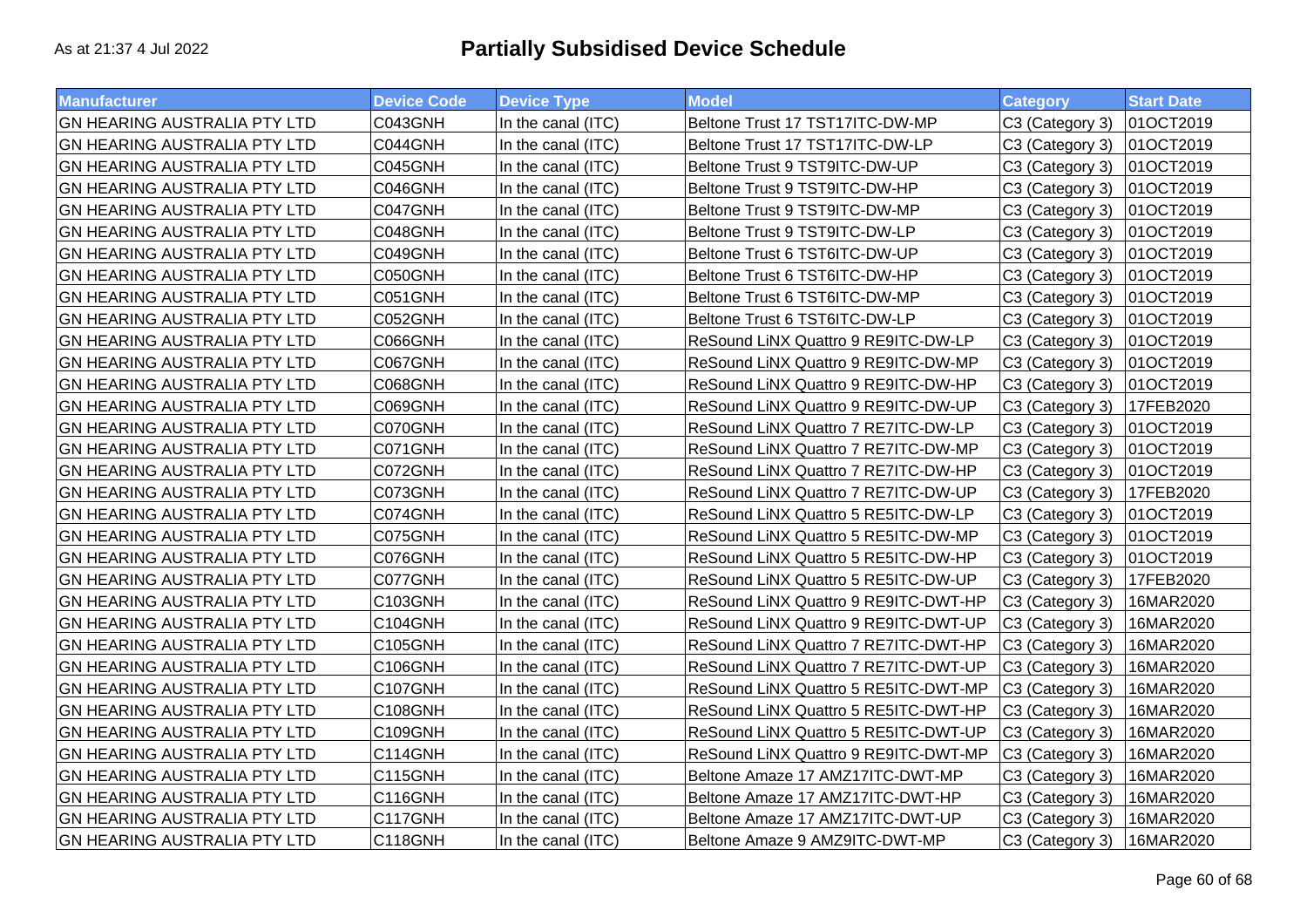As at 21:37 4 Jul 2022

# Partially Subsidised Device Schedule

| Manufacturer | Device Code | Device Type | Model | Category | Start Date |
|---|---|---|---|---|---|
| GN HEARING AUSTRALIA PTY LTD | C043GNH | In the canal (ITC) | Beltone Trust 17 TST17ITC-DW-MP | C3 (Category 3) | 01OCT2019 |
| GN HEARING AUSTRALIA PTY LTD | C044GNH | In the canal (ITC) | Beltone Trust 17 TST17ITC-DW-LP | C3 (Category 3) | 01OCT2019 |
| GN HEARING AUSTRALIA PTY LTD | C045GNH | In the canal (ITC) | Beltone Trust 9 TST9ITC-DW-UP | C3 (Category 3) | 01OCT2019 |
| GN HEARING AUSTRALIA PTY LTD | C046GNH | In the canal (ITC) | Beltone Trust 9 TST9ITC-DW-HP | C3 (Category 3) | 01OCT2019 |
| GN HEARING AUSTRALIA PTY LTD | C047GNH | In the canal (ITC) | Beltone Trust 9 TST9ITC-DW-MP | C3 (Category 3) | 01OCT2019 |
| GN HEARING AUSTRALIA PTY LTD | C048GNH | In the canal (ITC) | Beltone Trust 9 TST9ITC-DW-LP | C3 (Category 3) | 01OCT2019 |
| GN HEARING AUSTRALIA PTY LTD | C049GNH | In the canal (ITC) | Beltone Trust 6 TST6ITC-DW-UP | C3 (Category 3) | 01OCT2019 |
| GN HEARING AUSTRALIA PTY LTD | C050GNH | In the canal (ITC) | Beltone Trust 6 TST6ITC-DW-HP | C3 (Category 3) | 01OCT2019 |
| GN HEARING AUSTRALIA PTY LTD | C051GNH | In the canal (ITC) | Beltone Trust 6 TST6ITC-DW-MP | C3 (Category 3) | 01OCT2019 |
| GN HEARING AUSTRALIA PTY LTD | C052GNH | In the canal (ITC) | Beltone Trust 6 TST6ITC-DW-LP | C3 (Category 3) | 01OCT2019 |
| GN HEARING AUSTRALIA PTY LTD | C066GNH | In the canal (ITC) | ReSound LiNX Quattro 9 RE9ITC-DW-LP | C3 (Category 3) | 01OCT2019 |
| GN HEARING AUSTRALIA PTY LTD | C067GNH | In the canal (ITC) | ReSound LiNX Quattro 9 RE9ITC-DW-MP | C3 (Category 3) | 01OCT2019 |
| GN HEARING AUSTRALIA PTY LTD | C068GNH | In the canal (ITC) | ReSound LiNX Quattro 9 RE9ITC-DW-HP | C3 (Category 3) | 01OCT2019 |
| GN HEARING AUSTRALIA PTY LTD | C069GNH | In the canal (ITC) | ReSound LiNX Quattro 9 RE9ITC-DW-UP | C3 (Category 3) | 17FEB2020 |
| GN HEARING AUSTRALIA PTY LTD | C070GNH | In the canal (ITC) | ReSound LiNX Quattro 7 RE7ITC-DW-LP | C3 (Category 3) | 01OCT2019 |
| GN HEARING AUSTRALIA PTY LTD | C071GNH | In the canal (ITC) | ReSound LiNX Quattro 7 RE7ITC-DW-MP | C3 (Category 3) | 01OCT2019 |
| GN HEARING AUSTRALIA PTY LTD | C072GNH | In the canal (ITC) | ReSound LiNX Quattro 7 RE7ITC-DW-HP | C3 (Category 3) | 01OCT2019 |
| GN HEARING AUSTRALIA PTY LTD | C073GNH | In the canal (ITC) | ReSound LiNX Quattro 7 RE7ITC-DW-UP | C3 (Category 3) | 17FEB2020 |
| GN HEARING AUSTRALIA PTY LTD | C074GNH | In the canal (ITC) | ReSound LiNX Quattro 5 RE5ITC-DW-LP | C3 (Category 3) | 01OCT2019 |
| GN HEARING AUSTRALIA PTY LTD | C075GNH | In the canal (ITC) | ReSound LiNX Quattro 5 RE5ITC-DW-MP | C3 (Category 3) | 01OCT2019 |
| GN HEARING AUSTRALIA PTY LTD | C076GNH | In the canal (ITC) | ReSound LiNX Quattro 5 RE5ITC-DW-HP | C3 (Category 3) | 01OCT2019 |
| GN HEARING AUSTRALIA PTY LTD | C077GNH | In the canal (ITC) | ReSound LiNX Quattro 5 RE5ITC-DW-UP | C3 (Category 3) | 17FEB2020 |
| GN HEARING AUSTRALIA PTY LTD | C103GNH | In the canal (ITC) | ReSound LiNX Quattro 9 RE9ITC-DWT-HP | C3 (Category 3) | 16MAR2020 |
| GN HEARING AUSTRALIA PTY LTD | C104GNH | In the canal (ITC) | ReSound LiNX Quattro 9 RE9ITC-DWT-UP | C3 (Category 3) | 16MAR2020 |
| GN HEARING AUSTRALIA PTY LTD | C105GNH | In the canal (ITC) | ReSound LiNX Quattro 7 RE7ITC-DWT-HP | C3 (Category 3) | 16MAR2020 |
| GN HEARING AUSTRALIA PTY LTD | C106GNH | In the canal (ITC) | ReSound LiNX Quattro 7 RE7ITC-DWT-UP | C3 (Category 3) | 16MAR2020 |
| GN HEARING AUSTRALIA PTY LTD | C107GNH | In the canal (ITC) | ReSound LiNX Quattro 5 RE5ITC-DWT-MP | C3 (Category 3) | 16MAR2020 |
| GN HEARING AUSTRALIA PTY LTD | C108GNH | In the canal (ITC) | ReSound LiNX Quattro 5 RE5ITC-DWT-HP | C3 (Category 3) | 16MAR2020 |
| GN HEARING AUSTRALIA PTY LTD | C109GNH | In the canal (ITC) | ReSound LiNX Quattro 5 RE5ITC-DWT-UP | C3 (Category 3) | 16MAR2020 |
| GN HEARING AUSTRALIA PTY LTD | C114GNH | In the canal (ITC) | ReSound LiNX Quattro 9 RE9ITC-DWT-MP | C3 (Category 3) | 16MAR2020 |
| GN HEARING AUSTRALIA PTY LTD | C115GNH | In the canal (ITC) | Beltone Amaze 17 AMZ17ITC-DWT-MP | C3 (Category 3) | 16MAR2020 |
| GN HEARING AUSTRALIA PTY LTD | C116GNH | In the canal (ITC) | Beltone Amaze 17 AMZ17ITC-DWT-HP | C3 (Category 3) | 16MAR2020 |
| GN HEARING AUSTRALIA PTY LTD | C117GNH | In the canal (ITC) | Beltone Amaze 17 AMZ17ITC-DWT-UP | C3 (Category 3) | 16MAR2020 |
| GN HEARING AUSTRALIA PTY LTD | C118GNH | In the canal (ITC) | Beltone Amaze 9 AMZ9ITC-DWT-MP | C3 (Category 3) | 16MAR2020 |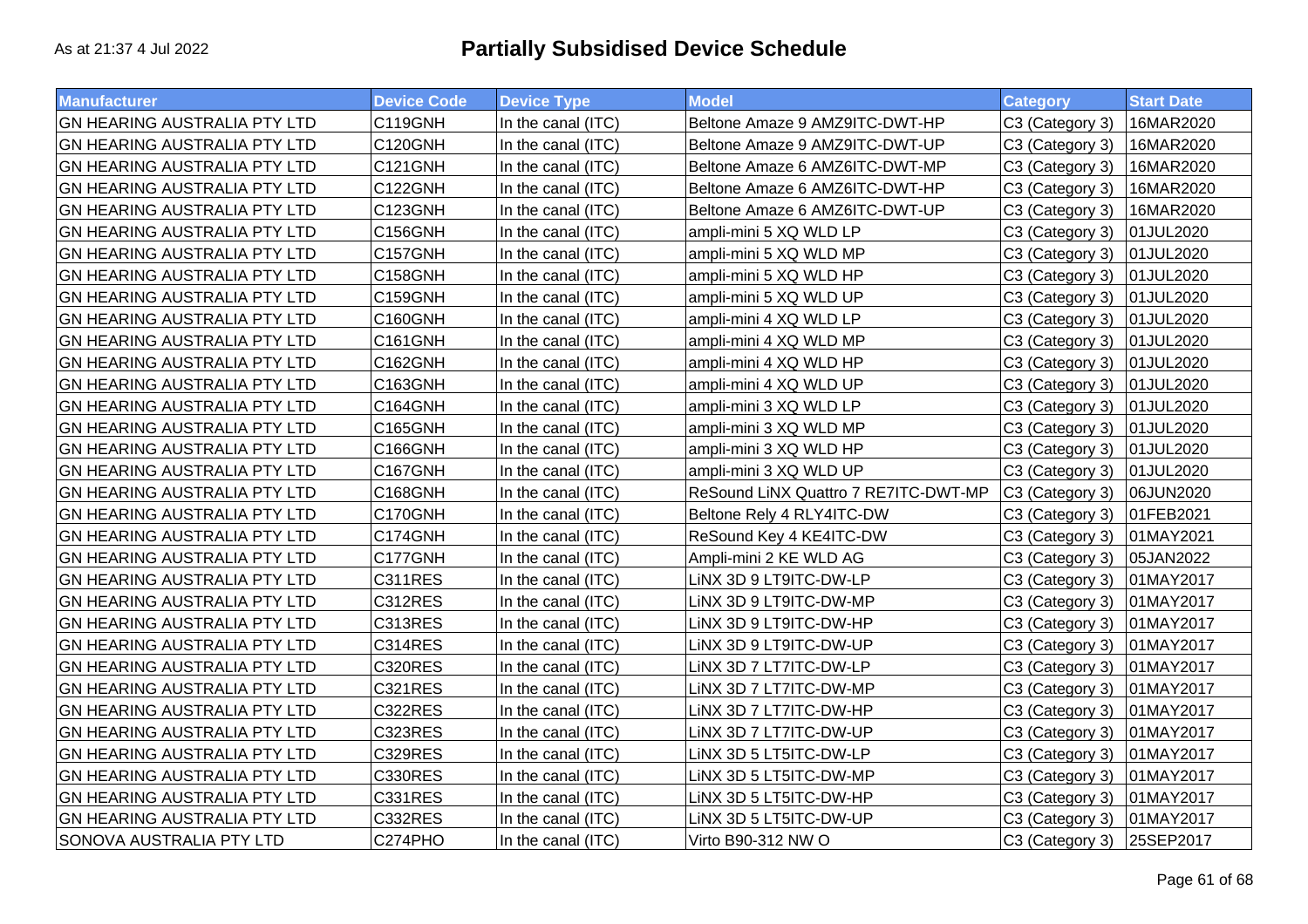As at 21:37 4 Jul 2022

# Partially Subsidised Device Schedule

| Manufacturer | Device Code | Device Type | Model | Category | Start Date |
|---|---|---|---|---|---|
| GN HEARING AUSTRALIA PTY LTD | C119GNH | In the canal (ITC) | Beltone Amaze 9 AMZ9ITC-DWT-HP | C3 (Category 3) | 16MAR2020 |
| GN HEARING AUSTRALIA PTY LTD | C120GNH | In the canal (ITC) | Beltone Amaze 9 AMZ9ITC-DWT-UP | C3 (Category 3) | 16MAR2020 |
| GN HEARING AUSTRALIA PTY LTD | C121GNH | In the canal (ITC) | Beltone Amaze 6 AMZ6ITC-DWT-MP | C3 (Category 3) | 16MAR2020 |
| GN HEARING AUSTRALIA PTY LTD | C122GNH | In the canal (ITC) | Beltone Amaze 6 AMZ6ITC-DWT-HP | C3 (Category 3) | 16MAR2020 |
| GN HEARING AUSTRALIA PTY LTD | C123GNH | In the canal (ITC) | Beltone Amaze 6 AMZ6ITC-DWT-UP | C3 (Category 3) | 16MAR2020 |
| GN HEARING AUSTRALIA PTY LTD | C156GNH | In the canal (ITC) | ampli-mini 5 XQ WLD LP | C3 (Category 3) | 01JUL2020 |
| GN HEARING AUSTRALIA PTY LTD | C157GNH | In the canal (ITC) | ampli-mini 5 XQ WLD MP | C3 (Category 3) | 01JUL2020 |
| GN HEARING AUSTRALIA PTY LTD | C158GNH | In the canal (ITC) | ampli-mini 5 XQ WLD HP | C3 (Category 3) | 01JUL2020 |
| GN HEARING AUSTRALIA PTY LTD | C159GNH | In the canal (ITC) | ampli-mini 5 XQ WLD UP | C3 (Category 3) | 01JUL2020 |
| GN HEARING AUSTRALIA PTY LTD | C160GNH | In the canal (ITC) | ampli-mini 4 XQ WLD LP | C3 (Category 3) | 01JUL2020 |
| GN HEARING AUSTRALIA PTY LTD | C161GNH | In the canal (ITC) | ampli-mini 4 XQ WLD MP | C3 (Category 3) | 01JUL2020 |
| GN HEARING AUSTRALIA PTY LTD | C162GNH | In the canal (ITC) | ampli-mini 4 XQ WLD HP | C3 (Category 3) | 01JUL2020 |
| GN HEARING AUSTRALIA PTY LTD | C163GNH | In the canal (ITC) | ampli-mini 4 XQ WLD UP | C3 (Category 3) | 01JUL2020 |
| GN HEARING AUSTRALIA PTY LTD | C164GNH | In the canal (ITC) | ampli-mini 3 XQ WLD LP | C3 (Category 3) | 01JUL2020 |
| GN HEARING AUSTRALIA PTY LTD | C165GNH | In the canal (ITC) | ampli-mini 3 XQ WLD MP | C3 (Category 3) | 01JUL2020 |
| GN HEARING AUSTRALIA PTY LTD | C166GNH | In the canal (ITC) | ampli-mini 3 XQ WLD HP | C3 (Category 3) | 01JUL2020 |
| GN HEARING AUSTRALIA PTY LTD | C167GNH | In the canal (ITC) | ampli-mini 3 XQ WLD UP | C3 (Category 3) | 01JUL2020 |
| GN HEARING AUSTRALIA PTY LTD | C168GNH | In the canal (ITC) | ReSound LiNX Quattro 7 RE7ITC-DWT-MP | C3 (Category 3) | 06JUN2020 |
| GN HEARING AUSTRALIA PTY LTD | C170GNH | In the canal (ITC) | Beltone Rely 4 RLY4ITC-DW | C3 (Category 3) | 01FEB2021 |
| GN HEARING AUSTRALIA PTY LTD | C174GNH | In the canal (ITC) | ReSound Key 4 KE4ITC-DW | C3 (Category 3) | 01MAY2021 |
| GN HEARING AUSTRALIA PTY LTD | C177GNH | In the canal (ITC) | Ampli-mini 2 KE WLD AG | C3 (Category 3) | 05JAN2022 |
| GN HEARING AUSTRALIA PTY LTD | C311RES | In the canal (ITC) | LiNX 3D 9 LT9ITC-DW-LP | C3 (Category 3) | 01MAY2017 |
| GN HEARING AUSTRALIA PTY LTD | C312RES | In the canal (ITC) | LiNX 3D 9 LT9ITC-DW-MP | C3 (Category 3) | 01MAY2017 |
| GN HEARING AUSTRALIA PTY LTD | C313RES | In the canal (ITC) | LiNX 3D 9 LT9ITC-DW-HP | C3 (Category 3) | 01MAY2017 |
| GN HEARING AUSTRALIA PTY LTD | C314RES | In the canal (ITC) | LiNX 3D 9 LT9ITC-DW-UP | C3 (Category 3) | 01MAY2017 |
| GN HEARING AUSTRALIA PTY LTD | C320RES | In the canal (ITC) | LiNX 3D 7 LT7ITC-DW-LP | C3 (Category 3) | 01MAY2017 |
| GN HEARING AUSTRALIA PTY LTD | C321RES | In the canal (ITC) | LiNX 3D 7 LT7ITC-DW-MP | C3 (Category 3) | 01MAY2017 |
| GN HEARING AUSTRALIA PTY LTD | C322RES | In the canal (ITC) | LiNX 3D 7 LT7ITC-DW-HP | C3 (Category 3) | 01MAY2017 |
| GN HEARING AUSTRALIA PTY LTD | C323RES | In the canal (ITC) | LiNX 3D 7 LT7ITC-DW-UP | C3 (Category 3) | 01MAY2017 |
| GN HEARING AUSTRALIA PTY LTD | C329RES | In the canal (ITC) | LiNX 3D 5 LT5ITC-DW-LP | C3 (Category 3) | 01MAY2017 |
| GN HEARING AUSTRALIA PTY LTD | C330RES | In the canal (ITC) | LiNX 3D 5 LT5ITC-DW-MP | C3 (Category 3) | 01MAY2017 |
| GN HEARING AUSTRALIA PTY LTD | C331RES | In the canal (ITC) | LiNX 3D 5 LT5ITC-DW-HP | C3 (Category 3) | 01MAY2017 |
| GN HEARING AUSTRALIA PTY LTD | C332RES | In the canal (ITC) | LiNX 3D 5 LT5ITC-DW-UP | C3 (Category 3) | 01MAY2017 |
| SONOVA AUSTRALIA PTY LTD | C274PHO | In the canal (ITC) | Virto B90-312 NW O | C3 (Category 3) | 25SEP2017 |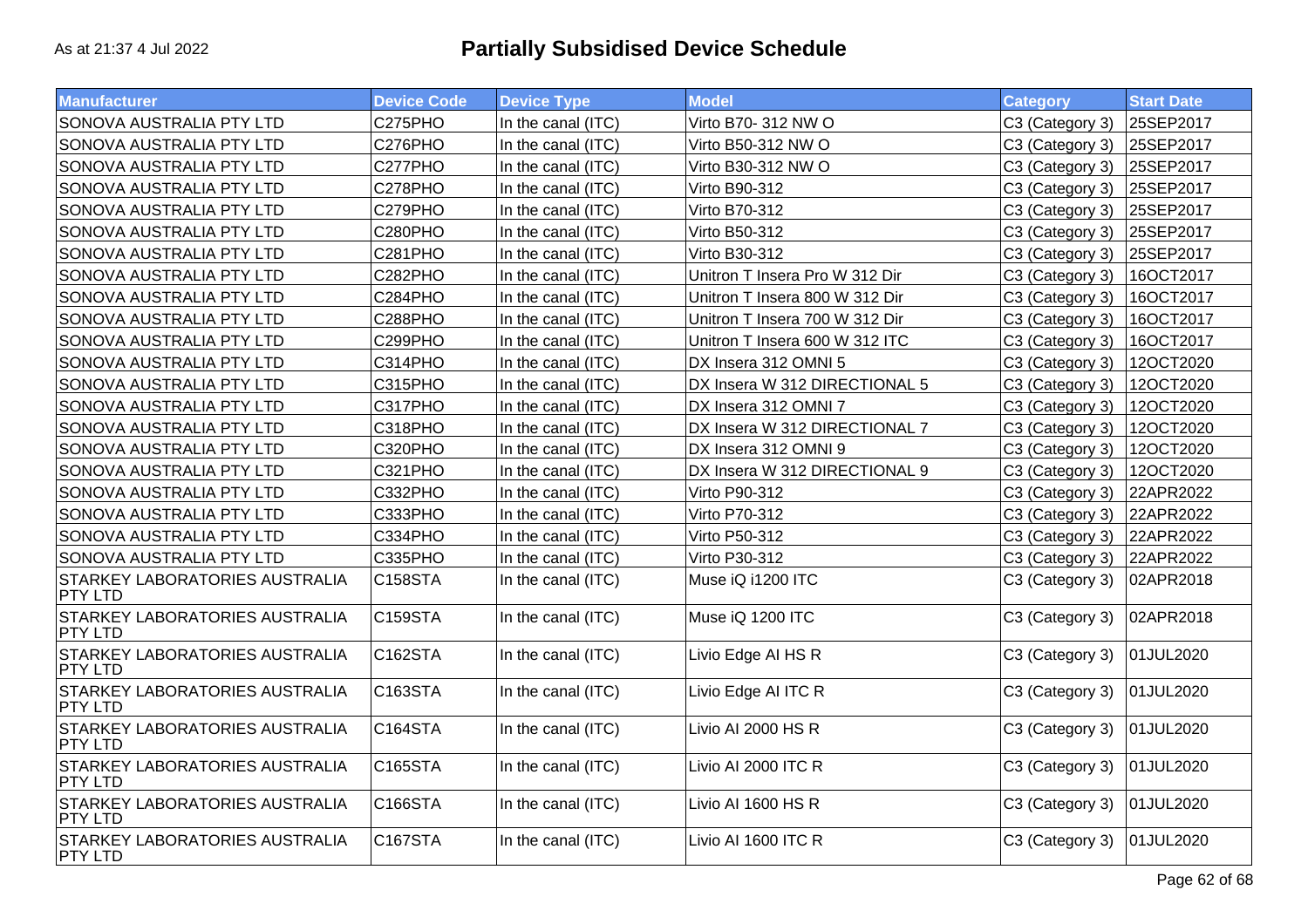# Partially Subsidised Device Schedule

As at 21:37 4 Jul 2022

| Manufacturer | Device Code | Device Type | Model | Category | Start Date |
|---|---|---|---|---|---|
| SONOVA AUSTRALIA PTY LTD | C275PHO | In the canal (ITC) | Virto B70- 312 NW O | C3 (Category 3) | 25SEP2017 |
| SONOVA AUSTRALIA PTY LTD | C276PHO | In the canal (ITC) | Virto B50-312 NW O | C3 (Category 3) | 25SEP2017 |
| SONOVA AUSTRALIA PTY LTD | C277PHO | In the canal (ITC) | Virto B30-312 NW O | C3 (Category 3) | 25SEP2017 |
| SONOVA AUSTRALIA PTY LTD | C278PHO | In the canal (ITC) | Virto B90-312 | C3 (Category 3) | 25SEP2017 |
| SONOVA AUSTRALIA PTY LTD | C279PHO | In the canal (ITC) | Virto B70-312 | C3 (Category 3) | 25SEP2017 |
| SONOVA AUSTRALIA PTY LTD | C280PHO | In the canal (ITC) | Virto B50-312 | C3 (Category 3) | 25SEP2017 |
| SONOVA AUSTRALIA PTY LTD | C281PHO | In the canal (ITC) | Virto B30-312 | C3 (Category 3) | 25SEP2017 |
| SONOVA AUSTRALIA PTY LTD | C282PHO | In the canal (ITC) | Unitron T Insera Pro W 312 Dir | C3 (Category 3) | 16OCT2017 |
| SONOVA AUSTRALIA PTY LTD | C284PHO | In the canal (ITC) | Unitron T Insera 800 W 312 Dir | C3 (Category 3) | 16OCT2017 |
| SONOVA AUSTRALIA PTY LTD | C288PHO | In the canal (ITC) | Unitron T Insera 700 W 312 Dir | C3 (Category 3) | 16OCT2017 |
| SONOVA AUSTRALIA PTY LTD | C299PHO | In the canal (ITC) | Unitron T Insera 600 W 312 ITC | C3 (Category 3) | 16OCT2017 |
| SONOVA AUSTRALIA PTY LTD | C314PHO | In the canal (ITC) | DX Insera 312 OMNI 5 | C3 (Category 3) | 12OCT2020 |
| SONOVA AUSTRALIA PTY LTD | C315PHO | In the canal (ITC) | DX Insera W 312 DIRECTIONAL 5 | C3 (Category 3) | 12OCT2020 |
| SONOVA AUSTRALIA PTY LTD | C317PHO | In the canal (ITC) | DX Insera 312 OMNI 7 | C3 (Category 3) | 12OCT2020 |
| SONOVA AUSTRALIA PTY LTD | C318PHO | In the canal (ITC) | DX Insera W 312 DIRECTIONAL 7 | C3 (Category 3) | 12OCT2020 |
| SONOVA AUSTRALIA PTY LTD | C320PHO | In the canal (ITC) | DX Insera 312 OMNI 9 | C3 (Category 3) | 12OCT2020 |
| SONOVA AUSTRALIA PTY LTD | C321PHO | In the canal (ITC) | DX Insera W 312 DIRECTIONAL 9 | C3 (Category 3) | 12OCT2020 |
| SONOVA AUSTRALIA PTY LTD | C332PHO | In the canal (ITC) | Virto P90-312 | C3 (Category 3) | 22APR2022 |
| SONOVA AUSTRALIA PTY LTD | C333PHO | In the canal (ITC) | Virto P70-312 | C3 (Category 3) | 22APR2022 |
| SONOVA AUSTRALIA PTY LTD | C334PHO | In the canal (ITC) | Virto P50-312 | C3 (Category 3) | 22APR2022 |
| SONOVA AUSTRALIA PTY LTD | C335PHO | In the canal (ITC) | Virto P30-312 | C3 (Category 3) | 22APR2022 |
| STARKEY LABORATORIES AUSTRALIA PTY LTD | C158STA | In the canal (ITC) | Muse iQ i1200 ITC | C3 (Category 3) | 02APR2018 |
| STARKEY LABORATORIES AUSTRALIA PTY LTD | C159STA | In the canal (ITC) | Muse iQ 1200 ITC | C3 (Category 3) | 02APR2018 |
| STARKEY LABORATORIES AUSTRALIA PTY LTD | C162STA | In the canal (ITC) | Livio Edge AI HS R | C3 (Category 3) | 01JUL2020 |
| STARKEY LABORATORIES AUSTRALIA PTY LTD | C163STA | In the canal (ITC) | Livio Edge AI ITC R | C3 (Category 3) | 01JUL2020 |
| STARKEY LABORATORIES AUSTRALIA PTY LTD | C164STA | In the canal (ITC) | Livio AI 2000 HS R | C3 (Category 3) | 01JUL2020 |
| STARKEY LABORATORIES AUSTRALIA PTY LTD | C165STA | In the canal (ITC) | Livio AI 2000 ITC R | C3 (Category 3) | 01JUL2020 |
| STARKEY LABORATORIES AUSTRALIA PTY LTD | C166STA | In the canal (ITC) | Livio AI 1600 HS R | C3 (Category 3) | 01JUL2020 |
| STARKEY LABORATORIES AUSTRALIA PTY LTD | C167STA | In the canal (ITC) | Livio AI 1600 ITC R | C3 (Category 3) | 01JUL2020 |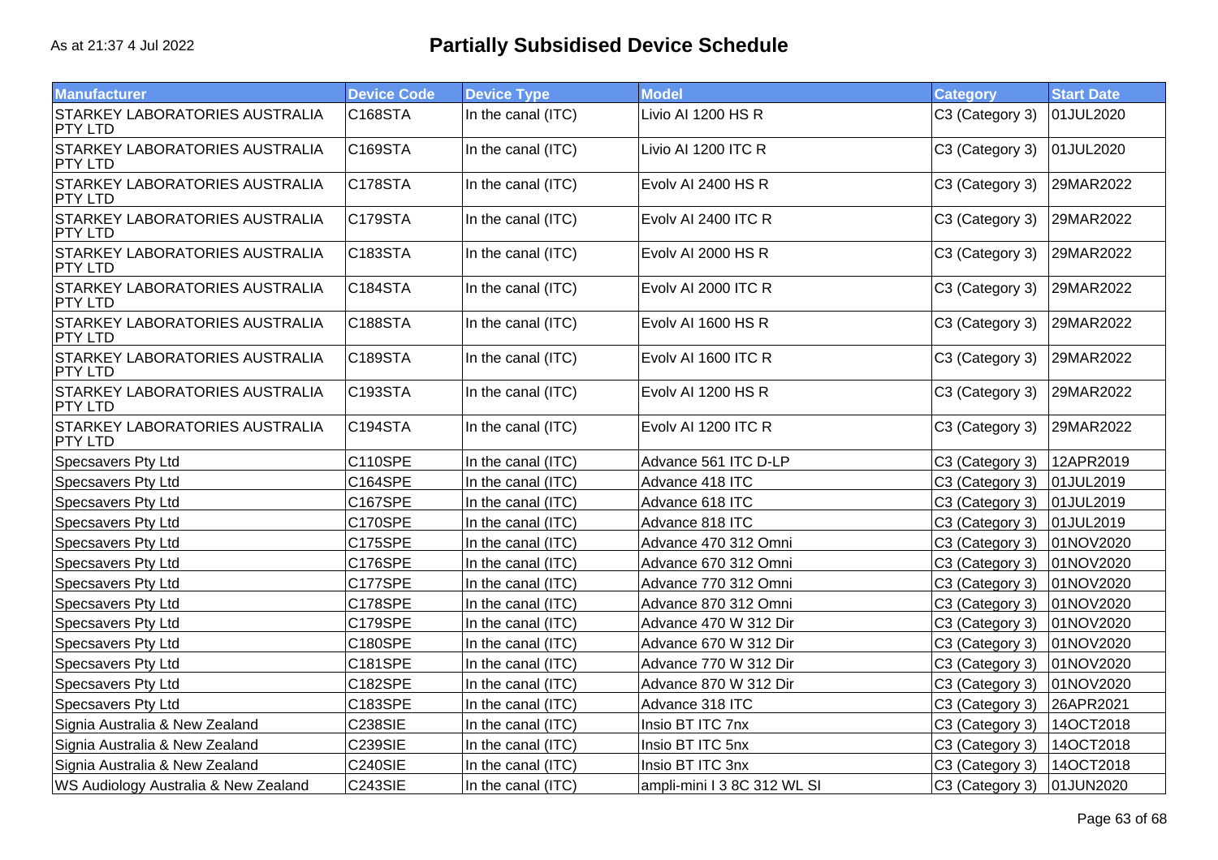# Partially Subsidised Device Schedule

As at 21:37 4 Jul 2022

| Manufacturer | Device Code | Device Type | Model | Category | Start Date |
| --- | --- | --- | --- | --- | --- |
| STARKEY LABORATORIES AUSTRALIA PTY LTD | C168STA | In the canal (ITC) | Livio AI 1200 HS R | C3 (Category 3) | 01JUL2020 |
| STARKEY LABORATORIES AUSTRALIA PTY LTD | C169STA | In the canal (ITC) | Livio AI 1200 ITC R | C3 (Category 3) | 01JUL2020 |
| STARKEY LABORATORIES AUSTRALIA PTY LTD | C178STA | In the canal (ITC) | Evolv AI 2400 HS R | C3 (Category 3) | 29MAR2022 |
| STARKEY LABORATORIES AUSTRALIA PTY LTD | C179STA | In the canal (ITC) | Evolv AI 2400 ITC R | C3 (Category 3) | 29MAR2022 |
| STARKEY LABORATORIES AUSTRALIA PTY LTD | C183STA | In the canal (ITC) | Evolv AI 2000 HS R | C3 (Category 3) | 29MAR2022 |
| STARKEY LABORATORIES AUSTRALIA PTY LTD | C184STA | In the canal (ITC) | Evolv AI 2000 ITC R | C3 (Category 3) | 29MAR2022 |
| STARKEY LABORATORIES AUSTRALIA PTY LTD | C188STA | In the canal (ITC) | Evolv AI 1600 HS R | C3 (Category 3) | 29MAR2022 |
| STARKEY LABORATORIES AUSTRALIA PTY LTD | C189STA | In the canal (ITC) | Evolv AI 1600 ITC R | C3 (Category 3) | 29MAR2022 |
| STARKEY LABORATORIES AUSTRALIA PTY LTD | C193STA | In the canal (ITC) | Evolv AI 1200 HS R | C3 (Category 3) | 29MAR2022 |
| STARKEY LABORATORIES AUSTRALIA PTY LTD | C194STA | In the canal (ITC) | Evolv AI 1200 ITC R | C3 (Category 3) | 29MAR2022 |
| Specsavers Pty Ltd | C110SPE | In the canal (ITC) | Advance 561 ITC D-LP | C3 (Category 3) | 12APR2019 |
| Specsavers Pty Ltd | C164SPE | In the canal (ITC) | Advance 418 ITC | C3 (Category 3) | 01JUL2019 |
| Specsavers Pty Ltd | C167SPE | In the canal (ITC) | Advance 618 ITC | C3 (Category 3) | 01JUL2019 |
| Specsavers Pty Ltd | C170SPE | In the canal (ITC) | Advance 818 ITC | C3 (Category 3) | 01JUL2019 |
| Specsavers Pty Ltd | C175SPE | In the canal (ITC) | Advance 470 312 Omni | C3 (Category 3) | 01NOV2020 |
| Specsavers Pty Ltd | C176SPE | In the canal (ITC) | Advance 670 312 Omni | C3 (Category 3) | 01NOV2020 |
| Specsavers Pty Ltd | C177SPE | In the canal (ITC) | Advance 770 312 Omni | C3 (Category 3) | 01NOV2020 |
| Specsavers Pty Ltd | C178SPE | In the canal (ITC) | Advance 870 312 Omni | C3 (Category 3) | 01NOV2020 |
| Specsavers Pty Ltd | C179SPE | In the canal (ITC) | Advance 470 W 312 Dir | C3 (Category 3) | 01NOV2020 |
| Specsavers Pty Ltd | C180SPE | In the canal (ITC) | Advance 670 W 312 Dir | C3 (Category 3) | 01NOV2020 |
| Specsavers Pty Ltd | C181SPE | In the canal (ITC) | Advance 770 W 312 Dir | C3 (Category 3) | 01NOV2020 |
| Specsavers Pty Ltd | C182SPE | In the canal (ITC) | Advance 870 W 312 Dir | C3 (Category 3) | 01NOV2020 |
| Specsavers Pty Ltd | C183SPE | In the canal (ITC) | Advance 318 ITC | C3 (Category 3) | 26APR2021 |
| Signia Australia & New Zealand | C238SIE | In the canal (ITC) | Insio BT ITC 7nx | C3 (Category 3) | 14OCT2018 |
| Signia Australia & New Zealand | C239SIE | In the canal (ITC) | Insio BT ITC 5nx | C3 (Category 3) | 14OCT2018 |
| Signia Australia & New Zealand | C240SIE | In the canal (ITC) | Insio BT ITC 3nx | C3 (Category 3) | 14OCT2018 |
| WS Audiology Australia & New Zealand | C243SIE | In the canal (ITC) | ampli-mini I 3 8C 312 WL SI | C3 (Category 3) | 01JUN2020 |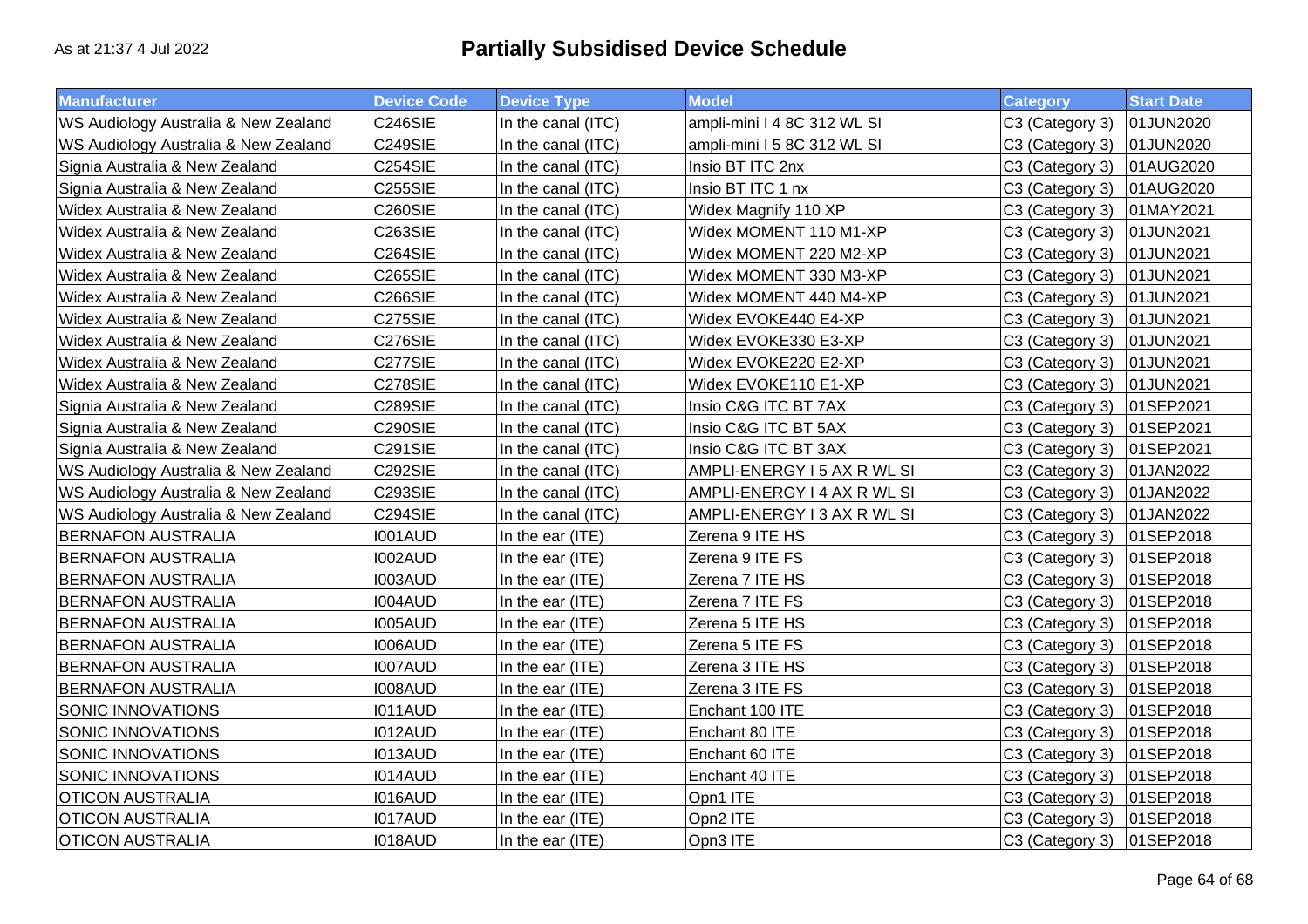As at 21:37 4 Jul 2022

# Partially Subsidised Device Schedule

| Manufacturer | Device Code | Device Type | Model | Category | Start Date |
|---|---|---|---|---|---|
| WS Audiology Australia & New Zealand | C246SIE | In the canal (ITC) | ampli-mini I 4 8C 312 WL SI | C3 (Category 3) | 01JUN2020 |
| WS Audiology Australia & New Zealand | C249SIE | In the canal (ITC) | ampli-mini I 5 8C 312 WL SI | C3 (Category 3) | 01JUN2020 |
| Signia Australia & New Zealand | C254SIE | In the canal (ITC) | Insio BT ITC 2nx | C3 (Category 3) | 01AUG2020 |
| Signia Australia & New Zealand | C255SIE | In the canal (ITC) | Insio BT ITC 1 nx | C3 (Category 3) | 01AUG2020 |
| Widex Australia & New Zealand | C260SIE | In the canal (ITC) | Widex Magnify 110 XP | C3 (Category 3) | 01MAY2021 |
| Widex Australia & New Zealand | C263SIE | In the canal (ITC) | Widex MOMENT 110 M1-XP | C3 (Category 3) | 01JUN2021 |
| Widex Australia & New Zealand | C264SIE | In the canal (ITC) | Widex MOMENT 220 M2-XP | C3 (Category 3) | 01JUN2021 |
| Widex Australia & New Zealand | C265SIE | In the canal (ITC) | Widex MOMENT 330 M3-XP | C3 (Category 3) | 01JUN2021 |
| Widex Australia & New Zealand | C266SIE | In the canal (ITC) | Widex MOMENT 440 M4-XP | C3 (Category 3) | 01JUN2021 |
| Widex Australia & New Zealand | C275SIE | In the canal (ITC) | Widex EVOKE440 E4-XP | C3 (Category 3) | 01JUN2021 |
| Widex Australia & New Zealand | C276SIE | In the canal (ITC) | Widex EVOKE330 E3-XP | C3 (Category 3) | 01JUN2021 |
| Widex Australia & New Zealand | C277SIE | In the canal (ITC) | Widex EVOKE220 E2-XP | C3 (Category 3) | 01JUN2021 |
| Widex Australia & New Zealand | C278SIE | In the canal (ITC) | Widex EVOKE110 E1-XP | C3 (Category 3) | 01JUN2021 |
| Signia Australia & New Zealand | C289SIE | In the canal (ITC) | Insio C&G ITC BT 7AX | C3 (Category 3) | 01SEP2021 |
| Signia Australia & New Zealand | C290SIE | In the canal (ITC) | Insio C&G ITC BT 5AX | C3 (Category 3) | 01SEP2021 |
| Signia Australia & New Zealand | C291SIE | In the canal (ITC) | Insio C&G ITC BT 3AX | C3 (Category 3) | 01SEP2021 |
| WS Audiology Australia & New Zealand | C292SIE | In the canal (ITC) | AMPLI-ENERGY I 5 AX R WL SI | C3 (Category 3) | 01JAN2022 |
| WS Audiology Australia & New Zealand | C293SIE | In the canal (ITC) | AMPLI-ENERGY I 4 AX R WL SI | C3 (Category 3) | 01JAN2022 |
| WS Audiology Australia & New Zealand | C294SIE | In the canal (ITC) | AMPLI-ENERGY I 3 AX R WL SI | C3 (Category 3) | 01JAN2022 |
| BERNAFON AUSTRALIA | I001AUD | In the ear (ITE) | Zerena 9 ITE HS | C3 (Category 3) | 01SEP2018 |
| BERNAFON AUSTRALIA | I002AUD | In the ear (ITE) | Zerena 9 ITE FS | C3 (Category 3) | 01SEP2018 |
| BERNAFON AUSTRALIA | I003AUD | In the ear (ITE) | Zerena 7 ITE HS | C3 (Category 3) | 01SEP2018 |
| BERNAFON AUSTRALIA | I004AUD | In the ear (ITE) | Zerena 7 ITE FS | C3 (Category 3) | 01SEP2018 |
| BERNAFON AUSTRALIA | I005AUD | In the ear (ITE) | Zerena 5 ITE HS | C3 (Category 3) | 01SEP2018 |
| BERNAFON AUSTRALIA | I006AUD | In the ear (ITE) | Zerena 5 ITE FS | C3 (Category 3) | 01SEP2018 |
| BERNAFON AUSTRALIA | I007AUD | In the ear (ITE) | Zerena 3 ITE HS | C3 (Category 3) | 01SEP2018 |
| BERNAFON AUSTRALIA | I008AUD | In the ear (ITE) | Zerena 3 ITE FS | C3 (Category 3) | 01SEP2018 |
| SONIC INNOVATIONS | I011AUD | In the ear (ITE) | Enchant 100 ITE | C3 (Category 3) | 01SEP2018 |
| SONIC INNOVATIONS | I012AUD | In the ear (ITE) | Enchant 80 ITE | C3 (Category 3) | 01SEP2018 |
| SONIC INNOVATIONS | I013AUD | In the ear (ITE) | Enchant 60 ITE | C3 (Category 3) | 01SEP2018 |
| SONIC INNOVATIONS | I014AUD | In the ear (ITE) | Enchant 40 ITE | C3 (Category 3) | 01SEP2018 |
| OTICON AUSTRALIA | I016AUD | In the ear (ITE) | Opn1 ITE | C3 (Category 3) | 01SEP2018 |
| OTICON AUSTRALIA | I017AUD | In the ear (ITE) | Opn2 ITE | C3 (Category 3) | 01SEP2018 |
| OTICON AUSTRALIA | I018AUD | In the ear (ITE) | Opn3 ITE | C3 (Category 3) | 01SEP2018 |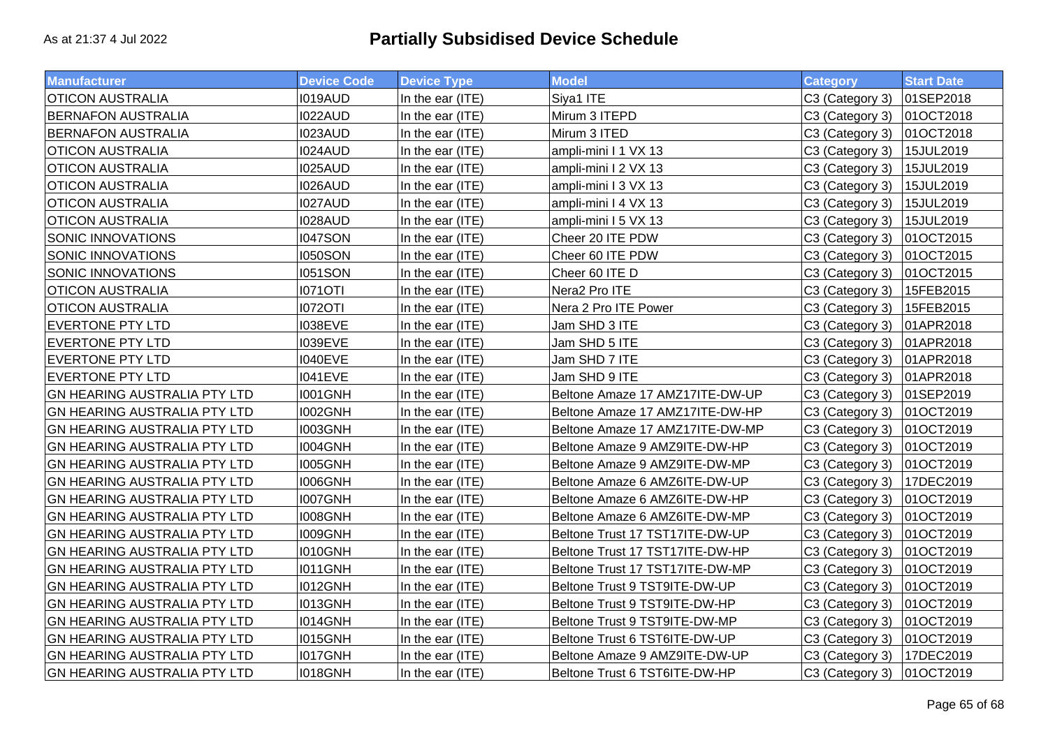As at 21:37 4 Jul 2022

# Partially Subsidised Device Schedule

| Manufacturer | Device Code | Device Type | Model | Category | Start Date |
|---|---|---|---|---|---|
| OTICON AUSTRALIA | I019AUD | In the ear (ITE) | Siya1 ITE | C3 (Category 3) | 01SEP2018 |
| BERNAFON AUSTRALIA | I022AUD | In the ear (ITE) | Mirum 3 ITEPD | C3 (Category 3) | 01OCT2018 |
| BERNAFON AUSTRALIA | I023AUD | In the ear (ITE) | Mirum 3 ITED | C3 (Category 3) | 01OCT2018 |
| OTICON AUSTRALIA | I024AUD | In the ear (ITE) | ampli-mini I 1 VX 13 | C3 (Category 3) | 15JUL2019 |
| OTICON AUSTRALIA | I025AUD | In the ear (ITE) | ampli-mini I 2 VX 13 | C3 (Category 3) | 15JUL2019 |
| OTICON AUSTRALIA | I026AUD | In the ear (ITE) | ampli-mini I 3 VX 13 | C3 (Category 3) | 15JUL2019 |
| OTICON AUSTRALIA | I027AUD | In the ear (ITE) | ampli-mini I 4 VX 13 | C3 (Category 3) | 15JUL2019 |
| OTICON AUSTRALIA | I028AUD | In the ear (ITE) | ampli-mini I 5 VX 13 | C3 (Category 3) | 15JUL2019 |
| SONIC INNOVATIONS | I047SON | In the ear (ITE) | Cheer 20 ITE PDW | C3 (Category 3) | 01OCT2015 |
| SONIC INNOVATIONS | I050SON | In the ear (ITE) | Cheer 60 ITE PDW | C3 (Category 3) | 01OCT2015 |
| SONIC INNOVATIONS | I051SON | In the ear (ITE) | Cheer 60 ITE D | C3 (Category 3) | 01OCT2015 |
| OTICON AUSTRALIA | I071OTI | In the ear (ITE) | Nera2 Pro ITE | C3 (Category 3) | 15FEB2015 |
| OTICON AUSTRALIA | I072OTI | In the ear (ITE) | Nera 2 Pro ITE Power | C3 (Category 3) | 15FEB2015 |
| EVERTONE PTY LTD | I038EVE | In the ear (ITE) | Jam SHD 3 ITE | C3 (Category 3) | 01APR2018 |
| EVERTONE PTY LTD | I039EVE | In the ear (ITE) | Jam SHD 5 ITE | C3 (Category 3) | 01APR2018 |
| EVERTONE PTY LTD | I040EVE | In the ear (ITE) | Jam SHD 7 ITE | C3 (Category 3) | 01APR2018 |
| EVERTONE PTY LTD | I041EVE | In the ear (ITE) | Jam SHD 9 ITE | C3 (Category 3) | 01APR2018 |
| GN HEARING AUSTRALIA PTY LTD | I001GNH | In the ear (ITE) | Beltone Amaze 17 AMZ17ITE-DW-UP | C3 (Category 3) | 01SEP2019 |
| GN HEARING AUSTRALIA PTY LTD | I002GNH | In the ear (ITE) | Beltone Amaze 17 AMZ17ITE-DW-HP | C3 (Category 3) | 01OCT2019 |
| GN HEARING AUSTRALIA PTY LTD | I003GNH | In the ear (ITE) | Beltone Amaze 17 AMZ17ITE-DW-MP | C3 (Category 3) | 01OCT2019 |
| GN HEARING AUSTRALIA PTY LTD | I004GNH | In the ear (ITE) | Beltone Amaze 9 AMZ9ITE-DW-HP | C3 (Category 3) | 01OCT2019 |
| GN HEARING AUSTRALIA PTY LTD | I005GNH | In the ear (ITE) | Beltone Amaze 9 AMZ9ITE-DW-MP | C3 (Category 3) | 01OCT2019 |
| GN HEARING AUSTRALIA PTY LTD | I006GNH | In the ear (ITE) | Beltone Amaze 6 AMZ6ITE-DW-UP | C3 (Category 3) | 17DEC2019 |
| GN HEARING AUSTRALIA PTY LTD | I007GNH | In the ear (ITE) | Beltone Amaze 6 AMZ6ITE-DW-HP | C3 (Category 3) | 01OCT2019 |
| GN HEARING AUSTRALIA PTY LTD | I008GNH | In the ear (ITE) | Beltone Amaze 6 AMZ6ITE-DW-MP | C3 (Category 3) | 01OCT2019 |
| GN HEARING AUSTRALIA PTY LTD | I009GNH | In the ear (ITE) | Beltone Trust 17 TST17ITE-DW-UP | C3 (Category 3) | 01OCT2019 |
| GN HEARING AUSTRALIA PTY LTD | I010GNH | In the ear (ITE) | Beltone Trust 17 TST17ITE-DW-HP | C3 (Category 3) | 01OCT2019 |
| GN HEARING AUSTRALIA PTY LTD | I011GNH | In the ear (ITE) | Beltone Trust 17 TST17ITE-DW-MP | C3 (Category 3) | 01OCT2019 |
| GN HEARING AUSTRALIA PTY LTD | I012GNH | In the ear (ITE) | Beltone Trust 9 TST9ITE-DW-UP | C3 (Category 3) | 01OCT2019 |
| GN HEARING AUSTRALIA PTY LTD | I013GNH | In the ear (ITE) | Beltone Trust 9 TST9ITE-DW-HP | C3 (Category 3) | 01OCT2019 |
| GN HEARING AUSTRALIA PTY LTD | I014GNH | In the ear (ITE) | Beltone Trust 9 TST9ITE-DW-MP | C3 (Category 3) | 01OCT2019 |
| GN HEARING AUSTRALIA PTY LTD | I015GNH | In the ear (ITE) | Beltone Trust 6 TST6ITE-DW-UP | C3 (Category 3) | 01OCT2019 |
| GN HEARING AUSTRALIA PTY LTD | I017GNH | In the ear (ITE) | Beltone Amaze 9 AMZ9ITE-DW-UP | C3 (Category 3) | 17DEC2019 |
| GN HEARING AUSTRALIA PTY LTD | I018GNH | In the ear (ITE) | Beltone Trust 6 TST6ITE-DW-HP | C3 (Category 3) | 01OCT2019 |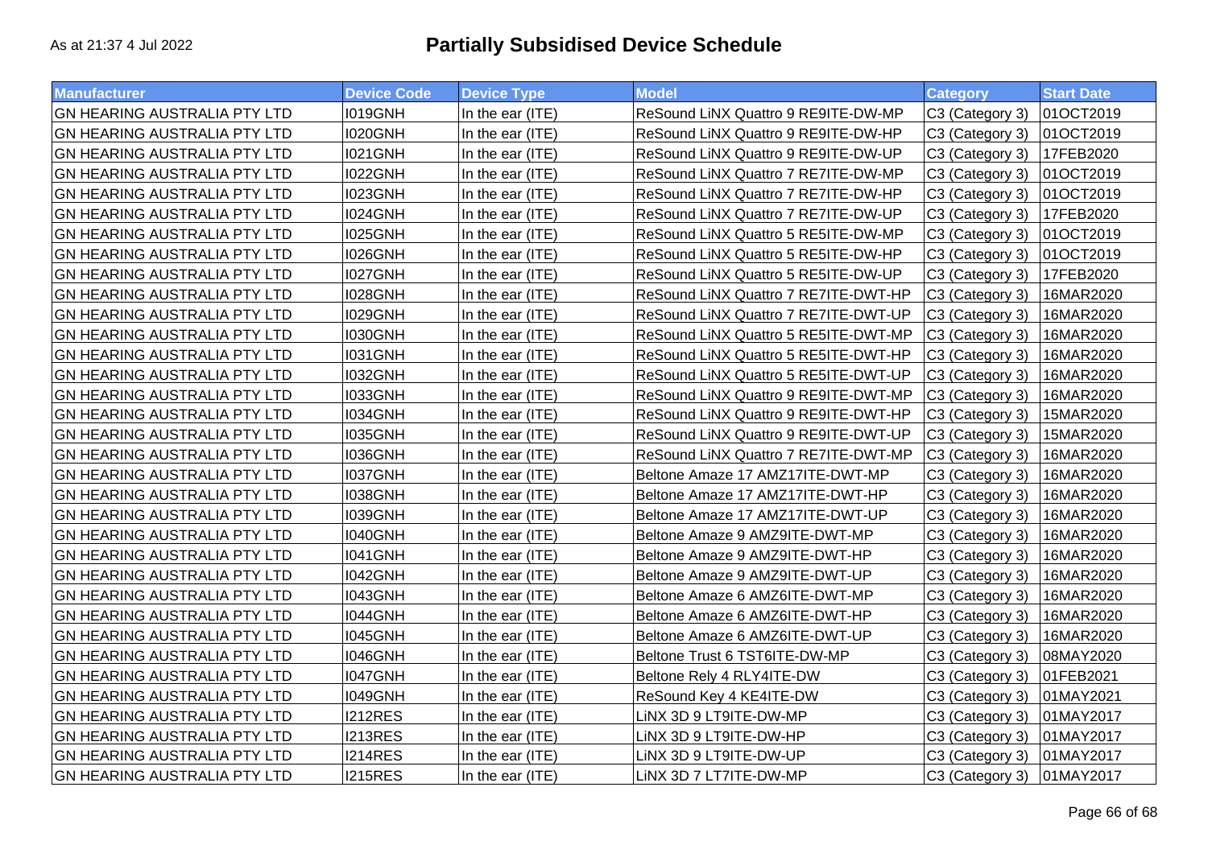# Partially Subsidised Device Schedule

As at 21:37 4 Jul 2022

| Manufacturer | Device Code | Device Type | Model | Category | Start Date |
|---|---|---|---|---|---|
| GN HEARING AUSTRALIA PTY LTD | I019GNH | In the ear (ITE) | ReSound LiNX Quattro 9 RE9ITE-DW-MP | C3 (Category 3) | 01OCT2019 |
| GN HEARING AUSTRALIA PTY LTD | I020GNH | In the ear (ITE) | ReSound LiNX Quattro 9 RE9ITE-DW-HP | C3 (Category 3) | 01OCT2019 |
| GN HEARING AUSTRALIA PTY LTD | I021GNH | In the ear (ITE) | ReSound LiNX Quattro 9 RE9ITE-DW-UP | C3 (Category 3) | 17FEB2020 |
| GN HEARING AUSTRALIA PTY LTD | I022GNH | In the ear (ITE) | ReSound LiNX Quattro 7 RE7ITE-DW-MP | C3 (Category 3) | 01OCT2019 |
| GN HEARING AUSTRALIA PTY LTD | I023GNH | In the ear (ITE) | ReSound LiNX Quattro 7 RE7ITE-DW-HP | C3 (Category 3) | 01OCT2019 |
| GN HEARING AUSTRALIA PTY LTD | I024GNH | In the ear (ITE) | ReSound LiNX Quattro 7 RE7ITE-DW-UP | C3 (Category 3) | 17FEB2020 |
| GN HEARING AUSTRALIA PTY LTD | I025GNH | In the ear (ITE) | ReSound LiNX Quattro 5 RE5ITE-DW-MP | C3 (Category 3) | 01OCT2019 |
| GN HEARING AUSTRALIA PTY LTD | I026GNH | In the ear (ITE) | ReSound LiNX Quattro 5 RE5ITE-DW-HP | C3 (Category 3) | 01OCT2019 |
| GN HEARING AUSTRALIA PTY LTD | I027GNH | In the ear (ITE) | ReSound LiNX Quattro 5 RE5ITE-DW-UP | C3 (Category 3) | 17FEB2020 |
| GN HEARING AUSTRALIA PTY LTD | I028GNH | In the ear (ITE) | ReSound LiNX Quattro 7 RE7ITE-DWT-HP | C3 (Category 3) | 16MAR2020 |
| GN HEARING AUSTRALIA PTY LTD | I029GNH | In the ear (ITE) | ReSound LiNX Quattro 7 RE7ITE-DWT-UP | C3 (Category 3) | 16MAR2020 |
| GN HEARING AUSTRALIA PTY LTD | I030GNH | In the ear (ITE) | ReSound LiNX Quattro 5 RE5ITE-DWT-MP | C3 (Category 3) | 16MAR2020 |
| GN HEARING AUSTRALIA PTY LTD | I031GNH | In the ear (ITE) | ReSound LiNX Quattro 5 RE5ITE-DWT-HP | C3 (Category 3) | 16MAR2020 |
| GN HEARING AUSTRALIA PTY LTD | I032GNH | In the ear (ITE) | ReSound LiNX Quattro 5 RE5ITE-DWT-UP | C3 (Category 3) | 16MAR2020 |
| GN HEARING AUSTRALIA PTY LTD | I033GNH | In the ear (ITE) | ReSound LiNX Quattro 9 RE9ITE-DWT-MP | C3 (Category 3) | 16MAR2020 |
| GN HEARING AUSTRALIA PTY LTD | I034GNH | In the ear (ITE) | ReSound LiNX Quattro 9 RE9ITE-DWT-HP | C3 (Category 3) | 15MAR2020 |
| GN HEARING AUSTRALIA PTY LTD | I035GNH | In the ear (ITE) | ReSound LiNX Quattro 9 RE9ITE-DWT-UP | C3 (Category 3) | 15MAR2020 |
| GN HEARING AUSTRALIA PTY LTD | I036GNH | In the ear (ITE) | ReSound LiNX Quattro 7 RE7ITE-DWT-MP | C3 (Category 3) | 16MAR2020 |
| GN HEARING AUSTRALIA PTY LTD | I037GNH | In the ear (ITE) | Beltone Amaze 17 AMZ17ITE-DWT-MP | C3 (Category 3) | 16MAR2020 |
| GN HEARING AUSTRALIA PTY LTD | I038GNH | In the ear (ITE) | Beltone Amaze 17 AMZ17ITE-DWT-HP | C3 (Category 3) | 16MAR2020 |
| GN HEARING AUSTRALIA PTY LTD | I039GNH | In the ear (ITE) | Beltone Amaze 17 AMZ17ITE-DWT-UP | C3 (Category 3) | 16MAR2020 |
| GN HEARING AUSTRALIA PTY LTD | I040GNH | In the ear (ITE) | Beltone Amaze 9 AMZ9ITE-DWT-MP | C3 (Category 3) | 16MAR2020 |
| GN HEARING AUSTRALIA PTY LTD | I041GNH | In the ear (ITE) | Beltone Amaze 9 AMZ9ITE-DWT-HP | C3 (Category 3) | 16MAR2020 |
| GN HEARING AUSTRALIA PTY LTD | I042GNH | In the ear (ITE) | Beltone Amaze 9 AMZ9ITE-DWT-UP | C3 (Category 3) | 16MAR2020 |
| GN HEARING AUSTRALIA PTY LTD | I043GNH | In the ear (ITE) | Beltone Amaze 6 AMZ6ITE-DWT-MP | C3 (Category 3) | 16MAR2020 |
| GN HEARING AUSTRALIA PTY LTD | I044GNH | In the ear (ITE) | Beltone Amaze 6 AMZ6ITE-DWT-HP | C3 (Category 3) | 16MAR2020 |
| GN HEARING AUSTRALIA PTY LTD | I045GNH | In the ear (ITE) | Beltone Amaze 6 AMZ6ITE-DWT-UP | C3 (Category 3) | 16MAR2020 |
| GN HEARING AUSTRALIA PTY LTD | I046GNH | In the ear (ITE) | Beltone Trust 6 TST6ITE-DW-MP | C3 (Category 3) | 08MAY2020 |
| GN HEARING AUSTRALIA PTY LTD | I047GNH | In the ear (ITE) | Beltone Rely 4 RLY4ITE-DW | C3 (Category 3) | 01FEB2021 |
| GN HEARING AUSTRALIA PTY LTD | I049GNH | In the ear (ITE) | ReSound Key 4 KE4ITE-DW | C3 (Category 3) | 01MAY2021 |
| GN HEARING AUSTRALIA PTY LTD | I212RES | In the ear (ITE) | LiNX 3D 9 LT9ITE-DW-MP | C3 (Category 3) | 01MAY2017 |
| GN HEARING AUSTRALIA PTY LTD | I213RES | In the ear (ITE) | LiNX 3D 9 LT9ITE-DW-HP | C3 (Category 3) | 01MAY2017 |
| GN HEARING AUSTRALIA PTY LTD | I214RES | In the ear (ITE) | LiNX 3D 9 LT9ITE-DW-UP | C3 (Category 3) | 01MAY2017 |
| GN HEARING AUSTRALIA PTY LTD | I215RES | In the ear (ITE) | LiNX 3D 7 LT7ITE-DW-MP | C3 (Category 3) | 01MAY2017 |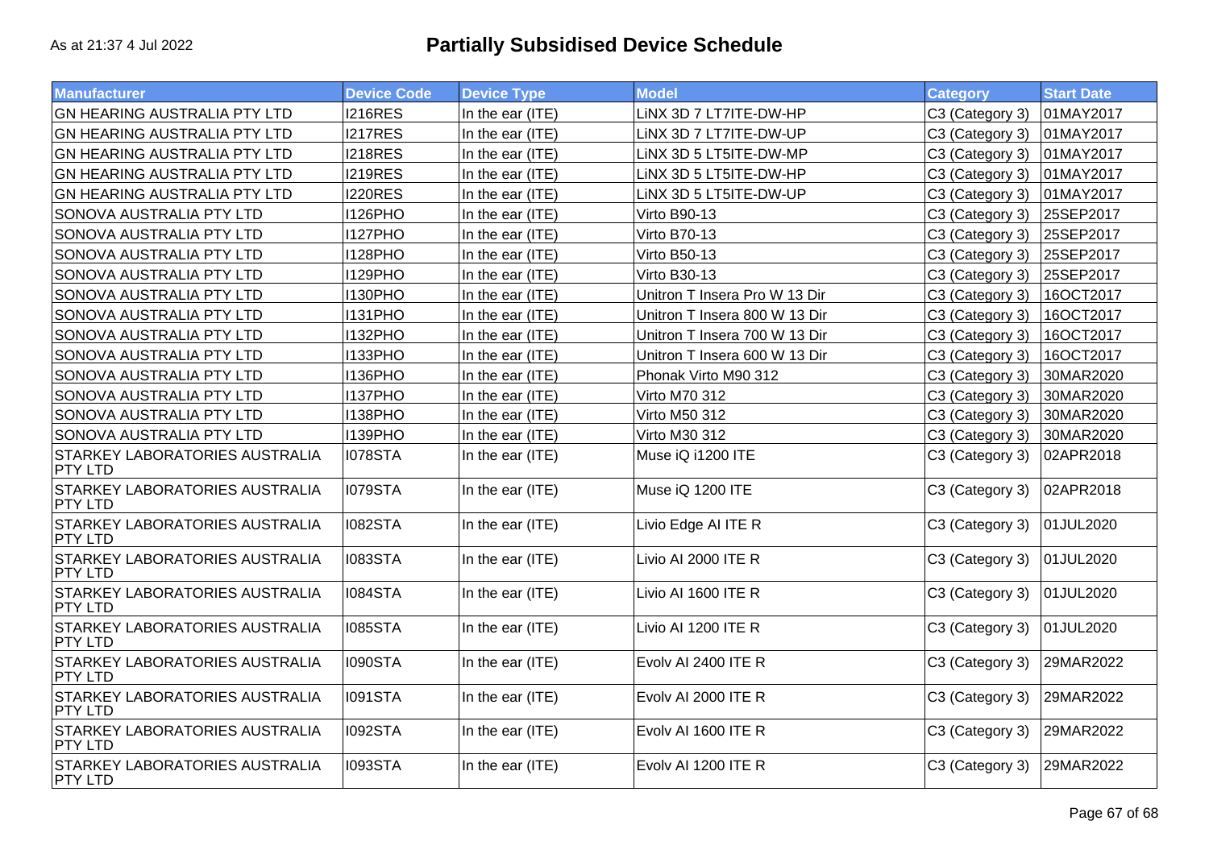# Partially Subsidised Device Schedule

As at 21:37 4 Jul 2022

| Manufacturer | Device Code | Device Type | Model | Category | Start Date |
|---|---|---|---|---|---|
| GN HEARING AUSTRALIA PTY LTD | I216RES | In the ear (ITE) | LiNX 3D 7 LT7ITE-DW-HP | C3 (Category 3) | 01MAY2017 |
| GN HEARING AUSTRALIA PTY LTD | I217RES | In the ear (ITE) | LiNX 3D 7 LT7ITE-DW-UP | C3 (Category 3) | 01MAY2017 |
| GN HEARING AUSTRALIA PTY LTD | I218RES | In the ear (ITE) | LiNX 3D 5 LT5ITE-DW-MP | C3 (Category 3) | 01MAY2017 |
| GN HEARING AUSTRALIA PTY LTD | I219RES | In the ear (ITE) | LiNX 3D 5 LT5ITE-DW-HP | C3 (Category 3) | 01MAY2017 |
| GN HEARING AUSTRALIA PTY LTD | I220RES | In the ear (ITE) | LiNX 3D 5 LT5ITE-DW-UP | C3 (Category 3) | 01MAY2017 |
| SONOVA AUSTRALIA PTY LTD | I126PHO | In the ear (ITE) | Virto B90-13 | C3 (Category 3) | 25SEP2017 |
| SONOVA AUSTRALIA PTY LTD | I127PHO | In the ear (ITE) | Virto B70-13 | C3 (Category 3) | 25SEP2017 |
| SONOVA AUSTRALIA PTY LTD | I128PHO | In the ear (ITE) | Virto B50-13 | C3 (Category 3) | 25SEP2017 |
| SONOVA AUSTRALIA PTY LTD | I129PHO | In the ear (ITE) | Virto B30-13 | C3 (Category 3) | 25SEP2017 |
| SONOVA AUSTRALIA PTY LTD | I130PHO | In the ear (ITE) | Unitron T Insera Pro W 13 Dir | C3 (Category 3) | 16OCT2017 |
| SONOVA AUSTRALIA PTY LTD | I131PHO | In the ear (ITE) | Unitron T Insera 800 W 13 Dir | C3 (Category 3) | 16OCT2017 |
| SONOVA AUSTRALIA PTY LTD | I132PHO | In the ear (ITE) | Unitron T Insera 700 W 13 Dir | C3 (Category 3) | 16OCT2017 |
| SONOVA AUSTRALIA PTY LTD | I133PHO | In the ear (ITE) | Unitron T Insera 600 W 13 Dir | C3 (Category 3) | 16OCT2017 |
| SONOVA AUSTRALIA PTY LTD | I136PHO | In the ear (ITE) | Phonak Virto M90 312 | C3 (Category 3) | 30MAR2020 |
| SONOVA AUSTRALIA PTY LTD | I137PHO | In the ear (ITE) | Virto M70 312 | C3 (Category 3) | 30MAR2020 |
| SONOVA AUSTRALIA PTY LTD | I138PHO | In the ear (ITE) | Virto M50 312 | C3 (Category 3) | 30MAR2020 |
| SONOVA AUSTRALIA PTY LTD | I139PHO | In the ear (ITE) | Virto M30 312 | C3 (Category 3) | 30MAR2020 |
| STARKEY LABORATORIES AUSTRALIA PTY LTD | I078STA | In the ear (ITE) | Muse iQ i1200 ITE | C3 (Category 3) | 02APR2018 |
| STARKEY LABORATORIES AUSTRALIA PTY LTD | I079STA | In the ear (ITE) | Muse iQ 1200 ITE | C3 (Category 3) | 02APR2018 |
| STARKEY LABORATORIES AUSTRALIA PTY LTD | I082STA | In the ear (ITE) | Livio Edge AI ITE R | C3 (Category 3) | 01JUL2020 |
| STARKEY LABORATORIES AUSTRALIA PTY LTD | I083STA | In the ear (ITE) | Livio AI 2000 ITE R | C3 (Category 3) | 01JUL2020 |
| STARKEY LABORATORIES AUSTRALIA PTY LTD | I084STA | In the ear (ITE) | Livio AI 1600 ITE R | C3 (Category 3) | 01JUL2020 |
| STARKEY LABORATORIES AUSTRALIA PTY LTD | I085STA | In the ear (ITE) | Livio AI 1200 ITE R | C3 (Category 3) | 01JUL2020 |
| STARKEY LABORATORIES AUSTRALIA PTY LTD | I090STA | In the ear (ITE) | Evolv AI 2400 ITE R | C3 (Category 3) | 29MAR2022 |
| STARKEY LABORATORIES AUSTRALIA PTY LTD | I091STA | In the ear (ITE) | Evolv AI 2000 ITE R | C3 (Category 3) | 29MAR2022 |
| STARKEY LABORATORIES AUSTRALIA PTY LTD | I092STA | In the ear (ITE) | Evolv AI 1600 ITE R | C3 (Category 3) | 29MAR2022 |
| STARKEY LABORATORIES AUSTRALIA PTY LTD | I093STA | In the ear (ITE) | Evolv AI 1200 ITE R | C3 (Category 3) | 29MAR2022 |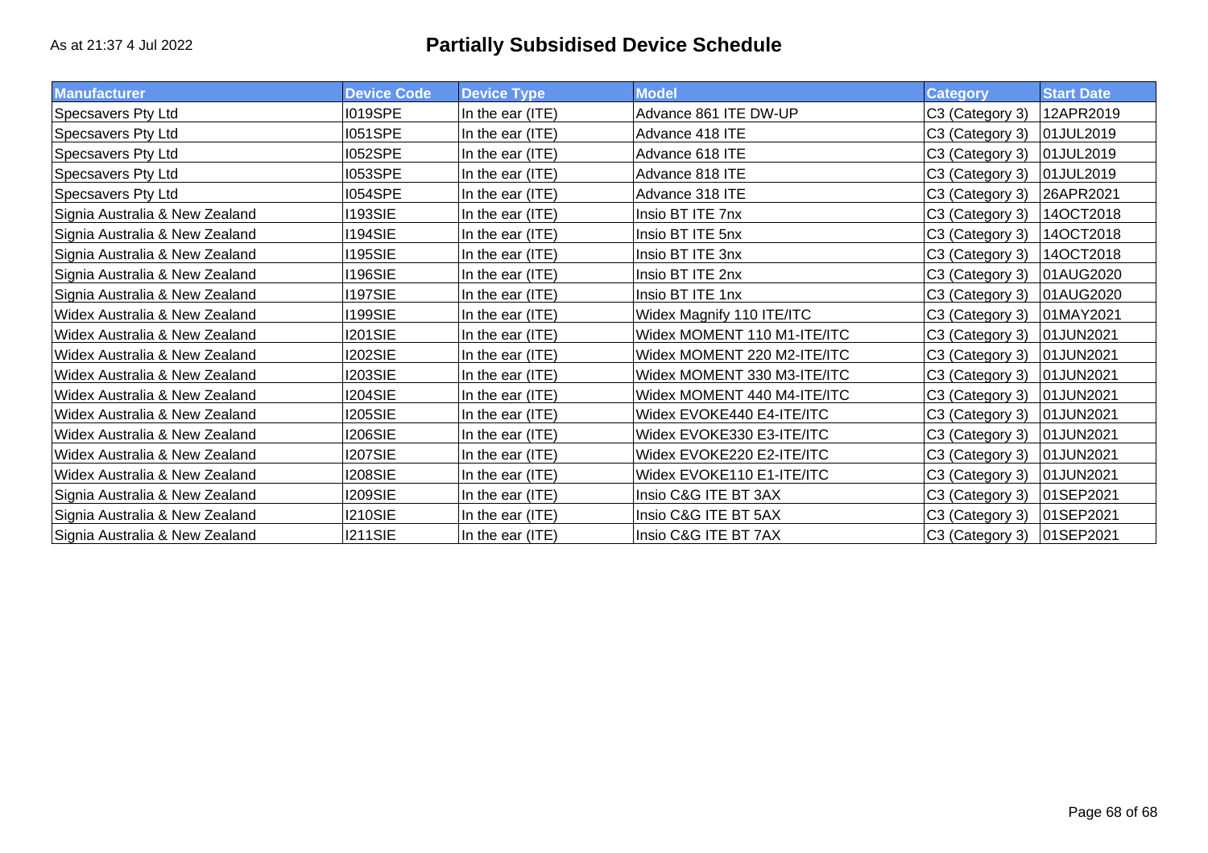As at 21:37 4 Jul 2022

# Partially Subsidised Device Schedule

| Manufacturer | Device Code | Device Type | Model | Category | Start Date |
|---|---|---|---|---|---|
| Specsavers Pty Ltd | I019SPE | In the ear (ITE) | Advance 861 ITE DW-UP | C3 (Category 3) | 12APR2019 |
| Specsavers Pty Ltd | I051SPE | In the ear (ITE) | Advance 418 ITE | C3 (Category 3) | 01JUL2019 |
| Specsavers Pty Ltd | I052SPE | In the ear (ITE) | Advance 618 ITE | C3 (Category 3) | 01JUL2019 |
| Specsavers Pty Ltd | I053SPE | In the ear (ITE) | Advance 818 ITE | C3 (Category 3) | 01JUL2019 |
| Specsavers Pty Ltd | I054SPE | In the ear (ITE) | Advance 318 ITE | C3 (Category 3) | 26APR2021 |
| Signia Australia & New Zealand | I193SIE | In the ear (ITE) | Insio BT ITE 7nx | C3 (Category 3) | 14OCT2018 |
| Signia Australia & New Zealand | I194SIE | In the ear (ITE) | Insio BT ITE 5nx | C3 (Category 3) | 14OCT2018 |
| Signia Australia & New Zealand | I195SIE | In the ear (ITE) | Insio BT ITE 3nx | C3 (Category 3) | 14OCT2018 |
| Signia Australia & New Zealand | I196SIE | In the ear (ITE) | Insio BT ITE 2nx | C3 (Category 3) | 01AUG2020 |
| Signia Australia & New Zealand | I197SIE | In the ear (ITE) | Insio BT ITE 1nx | C3 (Category 3) | 01AUG2020 |
| Widex Australia & New Zealand | I199SIE | In the ear (ITE) | Widex Magnify 110 ITE/ITC | C3 (Category 3) | 01MAY2021 |
| Widex Australia & New Zealand | I201SIE | In the ear (ITE) | Widex MOMENT 110 M1-ITE/ITC | C3 (Category 3) | 01JUN2021 |
| Widex Australia & New Zealand | I202SIE | In the ear (ITE) | Widex MOMENT 220 M2-ITE/ITC | C3 (Category 3) | 01JUN2021 |
| Widex Australia & New Zealand | I203SIE | In the ear (ITE) | Widex MOMENT 330 M3-ITE/ITC | C3 (Category 3) | 01JUN2021 |
| Widex Australia & New Zealand | I204SIE | In the ear (ITE) | Widex MOMENT 440 M4-ITE/ITC | C3 (Category 3) | 01JUN2021 |
| Widex Australia & New Zealand | I205SIE | In the ear (ITE) | Widex EVOKE440 E4-ITE/ITC | C3 (Category 3) | 01JUN2021 |
| Widex Australia & New Zealand | I206SIE | In the ear (ITE) | Widex EVOKE330 E3-ITE/ITC | C3 (Category 3) | 01JUN2021 |
| Widex Australia & New Zealand | I207SIE | In the ear (ITE) | Widex EVOKE220 E2-ITE/ITC | C3 (Category 3) | 01JUN2021 |
| Widex Australia & New Zealand | I208SIE | In the ear (ITE) | Widex EVOKE110 E1-ITE/ITC | C3 (Category 3) | 01JUN2021 |
| Signia Australia & New Zealand | I209SIE | In the ear (ITE) | Insio C&G ITE BT 3AX | C3 (Category 3) | 01SEP2021 |
| Signia Australia & New Zealand | I210SIE | In the ear (ITE) | Insio C&G ITE BT 5AX | C3 (Category 3) | 01SEP2021 |
| Signia Australia & New Zealand | I211SIE | In the ear (ITE) | Insio C&G ITE BT 7AX | C3 (Category 3) | 01SEP2021 |